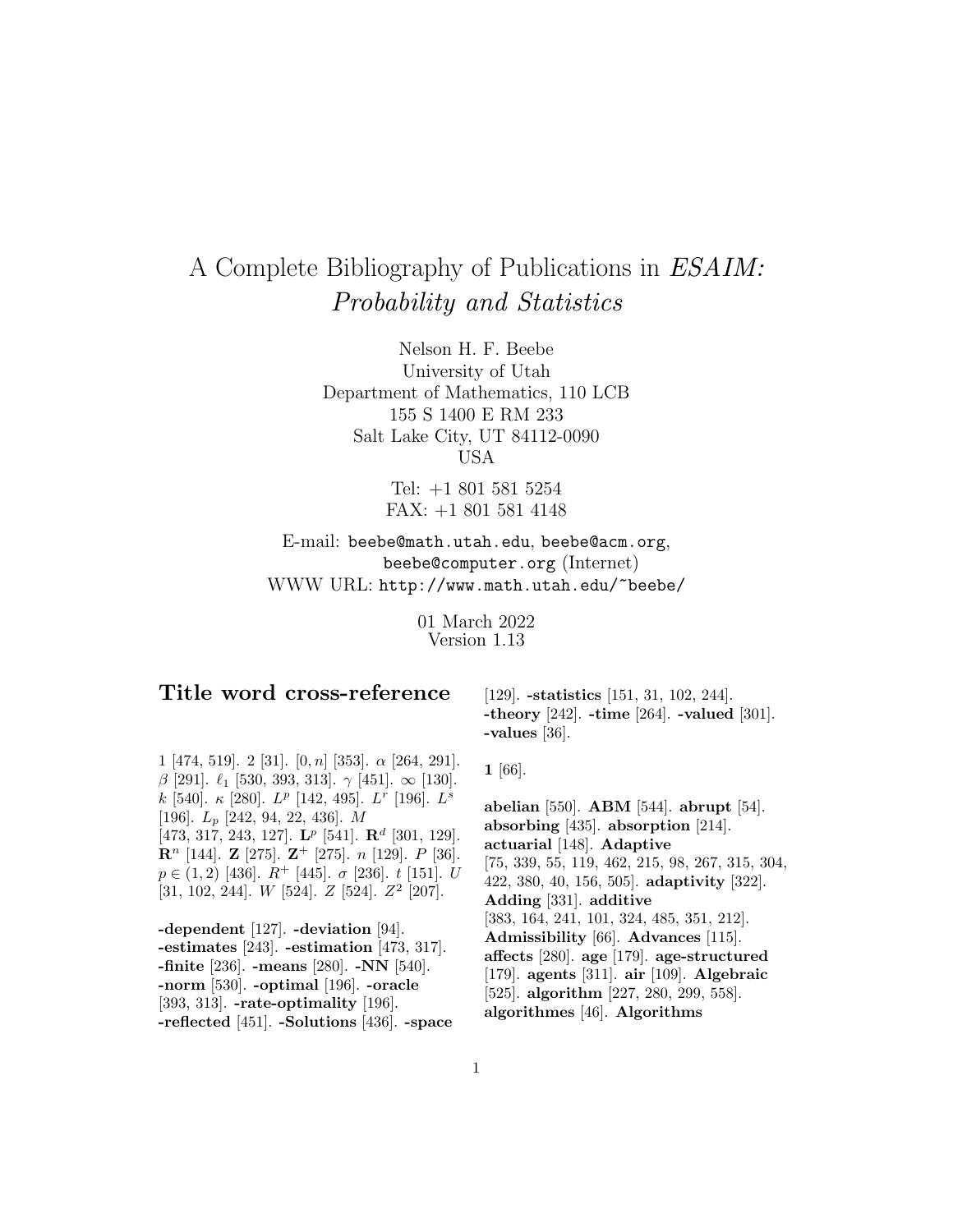# A Complete Bibliography of Publications in *ESAIM: Probability and Statistics*

Nelson H. F. Beebe
University of Utah
Department of Mathematics, 110 LCB
155 S 1400 E RM 233
Salt Lake City, UT 84112-0090
USA

Tel: +1 801 581 5254
FAX: +1 801 581 4148

E-mail: `beebe@math.utah.edu`, `beebe@acm.org`, `beebe@computer.org` (Internet)
WWW URL: `http://www.math.utah.edu/~beebe/`

01 March 2022
Version 1.13

## Title word cross-reference

1 [474, 519]. 2 [31]. $[0,n]$ [353]. $\alpha$ [264, 291]. $\beta$ [291]. $\ell_1$ [530, 393, 313]. $\gamma$ [451]. $\infty$ [130]. $k$ [540]. $\kappa$ [280]. $L^p$ [142, 495]. $L^r$ [196]. $L^s$ [196]. $L_p$ [242, 94, 22, 436]. $M$ [473, 317, 243, 127]. $\mathbf{L}^p$ [541]. $\mathbf{R}^d$ [301, 129]. $\mathbf{R}^n$ [144]. $\mathbf{Z}$ [275]. $\mathbf{Z}^+$ [275]. $n$ [129]. $P$ [36]. $p \in (1,2)$ [436]. $R^+$ [445]. $\sigma$ [236]. $t$ [151]. $U$ [31, 102, 244]. $W$ [524]. $Z$ [524]. $Z^2$ [207].

**-dependent** [127]. **-deviation** [94]. **-estimates** [243]. **-estimation** [473, 317]. **-finite** [236]. **-means** [280]. **-NN** [540]. **-norm** [530]. **-optimal** [196]. **-oracle** [393, 313]. **-rate-optimality** [196]. **-reflected** [451]. **-Solutions** [436]. **-space** [129]. **-statistics** [151, 31, 102, 244]. **-theory** [242]. **-time** [264]. **-valued** [301]. **-values** [36].

**1** [66].

**abelian** [550]. **ABM** [544]. **abrupt** [54]. **absorbing** [435]. **absorption** [214]. **actuarial** [148]. **Adaptive** [75, 339, 55, 119, 462, 215, 98, 267, 315, 304, 422, 380, 40, 156, 505]. **adaptivity** [322]. **Adding** [331]. **additive** [383, 164, 241, 101, 324, 485, 351, 212]. **Admissibility** [66]. **Advances** [115]. **affects** [280]. **age** [179]. **age-structured** [179]. **agents** [311]. **air** [109]. **Algebraic** [525]. **algorithm** [227, 280, 299, 558]. **algorithmes** [46]. **Algorithms**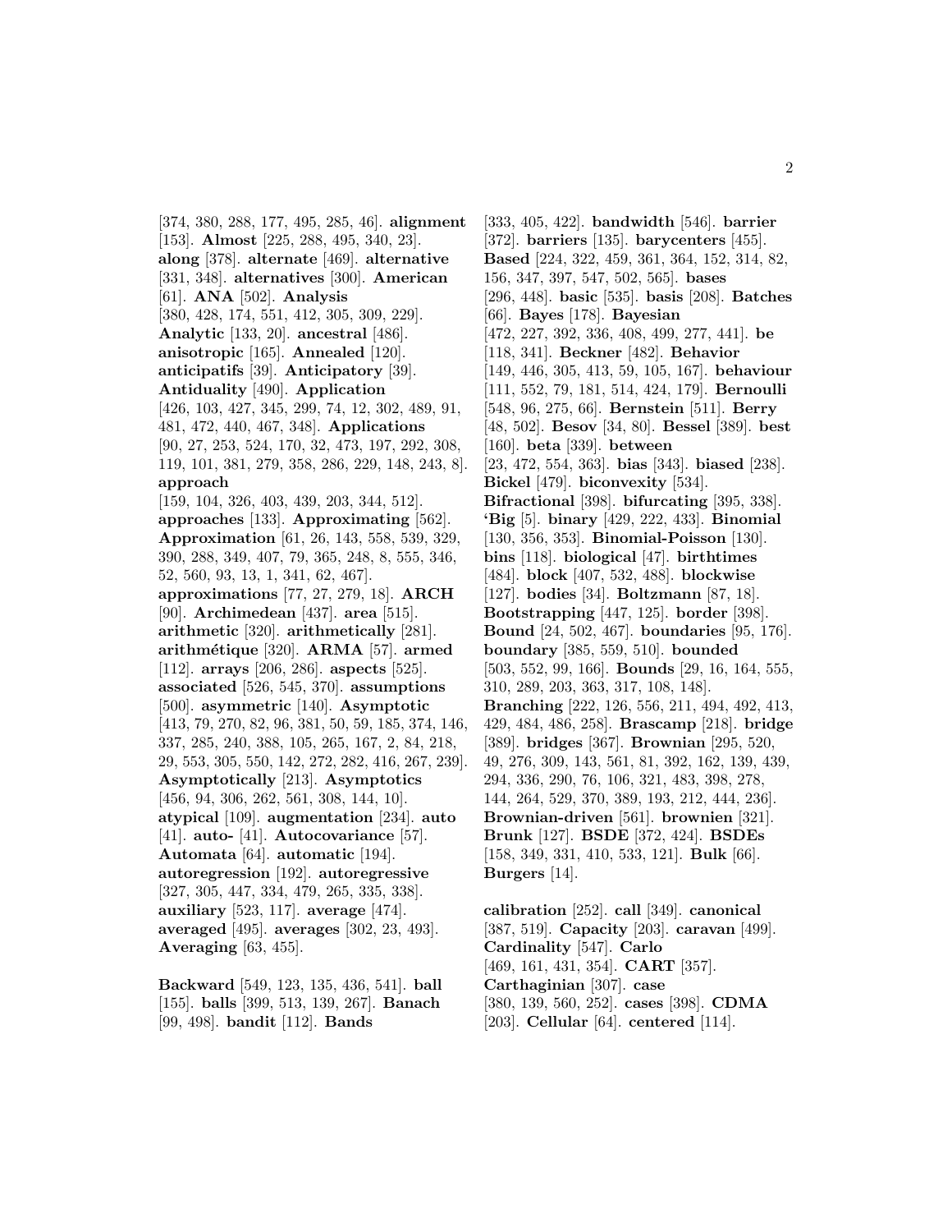[374, 380, 288, 177, 495, 285, 46]. **alignment** [153]. **Almost** [225, 288, 495, 340, 23]. **along** [378]. **alternate** [469]. **alternative** [331, 348]. **alternatives** [300]. **American** [61]. **ANA** [502]. **Analysis** [380, 428, 174, 551, 412, 305, 309, 229]. **Analytic** [133, 20]. **ancestral** [486]. **anisotropic** [165]. **Annealed** [120]. **anticipatifs** [39]. **Anticipatory** [39]. **Antiduality** [490]. **Application** [426, 103, 427, 345, 299, 74, 12, 302, 489, 91, 481, 472, 440, 467, 348]. **Applications** [90, 27, 253, 524, 170, 32, 473, 197, 292, 308, 119, 101, 381, 279, 358, 286, 229, 148, 243, 8]. **approach** [159, 104, 326, 403, 439, 203, 344, 512]. **approaches** [133]. **Approximating** [562]. **Approximation** [61, 26, 143, 558, 539, 329, 390, 288, 349, 407, 79, 365, 248, 8, 555, 346, 52, 560, 93, 13, 1, 341, 62, 467]. **approximations** [77, 27, 279, 18]. **ARCH** [90]. **Archimedean** [437]. **area** [515]. **arithmetic** [320]. **arithmetically** [281]. **arithmétique** [320]. **ARMA** [57]. **armed** [112]. **arrays** [206, 286]. **aspects** [525]. **associated** [526, 545, 370]. **assumptions** [500]. **asymmetric** [140]. **Asymptotic** [413, 79, 270, 82, 96, 381, 50, 59, 185, 374, 146, 337, 285, 240, 388, 105, 265, 167, 2, 84, 218, 29, 553, 305, 550, 142, 272, 282, 416, 267, 239]. **Asymptotically** [213]. **Asymptotics** [456, 94, 306, 262, 561, 308, 144, 10]. **atypical** [109]. **augmentation** [234]. **auto** [41]. **auto-** [41]. **Autocovariance** [57]. **Automata** [64]. **automatic** [194]. **autoregression** [192]. **autoregressive** [327, 305, 447, 334, 479, 265, 335, 338]. **auxiliary** [523, 117]. **average** [474]. **averaged** [495]. **averages** [302, 23, 493]. **Averaging** [63, 455].

**Backward** [549, 123, 135, 436, 541]. **ball** [155]. **balls** [399, 513, 139, 267]. **Banach** [99, 498]. **bandit** [112]. **Bands** [333, 405, 422]. **bandwidth** [546]. **barrier** [372]. **barriers** [135]. **barycenters** [455]. **Based** [224, 322, 459, 361, 364, 152, 314, 82, 156, 347, 397, 547, 502, 565]. **bases** [296, 448]. **basic** [535]. **basis** [208]. **Batches** [66]. **Bayes** [178]. **Bayesian** [472, 227, 392, 336, 408, 499, 277, 441]. **be** [118, 341]. **Beckner** [482]. **Behavior** [149, 446, 305, 413, 59, 105, 167]. **behaviour** [111, 552, 79, 181, 514, 424, 179]. **Bernoulli** [548, 96, 275, 66]. **Bernstein** [511]. **Berry** [48, 502]. **Besov** [34, 80]. **Bessel** [389]. **best** [160]. **beta** [339]. **between** [23, 472, 554, 363]. **bias** [343]. **biased** [238]. **Bickel** [479]. **biconvexity** [534]. **Bifractional** [398]. **bifurcating** [395, 338]. **'Big** [5]. **binary** [429, 222, 433]. **Binomial** [130, 356, 353]. **Binomial-Poisson** [130]. **bins** [118]. **biological** [47]. **birthtimes** [484]. **block** [407, 532, 488]. **blockwise** [127]. **bodies** [34]. **Boltzmann** [87, 18]. **Bootstrapping** [447, 125]. **border** [398]. **Bound** [24, 502, 467]. **boundaries** [95, 176]. **boundary** [385, 559, 510]. **bounded** [503, 552, 99, 166]. **Bounds** [29, 16, 164, 555, 310, 289, 203, 363, 317, 108, 148]. **Branching** [222, 126, 556, 211, 494, 492, 413, 429, 484, 486, 258]. **Brascamp** [218]. **bridge** [389]. **bridges** [367]. **Brownian** [295, 520, 49, 276, 309, 143, 561, 81, 392, 162, 139, 439, 294, 336, 290, 76, 106, 321, 483, 398, 278, 144, 264, 529, 370, 389, 193, 212, 444, 236]. **Brownian-driven** [561]. **brownien** [321]. **Brunk** [127]. **BSDE** [372, 424]. **BSDEs** [158, 349, 331, 410, 533, 121]. **Bulk** [66]. **Burgers** [14].

**calibration** [252]. **call** [349]. **canonical** [387, 519]. **Capacity** [203]. **caravan** [499]. **Cardinality** [547]. **Carlo** [469, 161, 431, 354]. **CART** [357]. **Carthaginian** [307]. **case** [380, 139, 560, 252]. **cases** [398]. **CDMA** [203]. **Cellular** [64]. **centered** [114].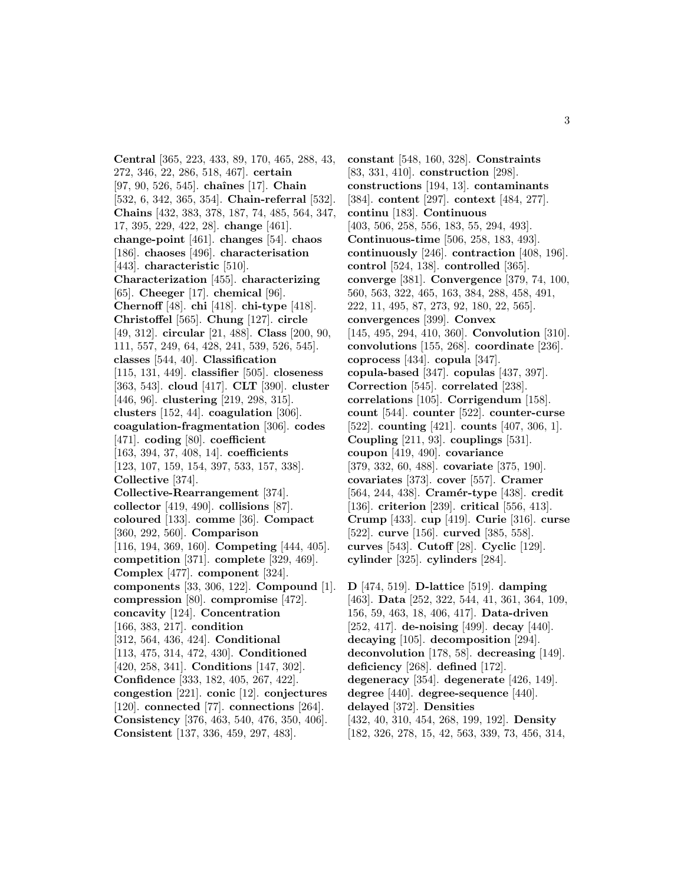**Central** [365, 223, 433, 89, 170, 465, 288, 43, 272, 346, 22, 286, 518, 467]. **certain** [97, 90, 526, 545]. **chaînes** [17]. **Chain** [532, 6, 342, 365, 354]. **Chain-referral** [532]. **Chains** [432, 383, 378, 187, 74, 485, 564, 347, 17, 395, 229, 422, 28]. **change** [461]. **change-point** [461]. **changes** [54]. **chaos** [186]. **chaoses** [496]. **characterisation** [443]. **characteristic** [510]. **Characterization** [455]. **characterizing** [65]. **Cheeger** [17]. **chemical** [96]. **Chernoff** [48]. **chi** [418]. **chi-type** [418]. **Christoffel** [565]. **Chung** [127]. **circle** [49, 312]. **circular** [21, 488]. **Class** [200, 90, 111, 557, 249, 64, 428, 241, 539, 526, 545]. **classes** [544, 40]. **Classification** [115, 131, 449]. **classifier** [505]. **closeness** [363, 543]. **cloud** [417]. **CLT** [390]. **cluster** [446, 96]. **clustering** [219, 298, 315]. **clusters** [152, 44]. **coagulation** [306]. **coagulation-fragmentation** [306]. **codes** [471]. **coding** [80]. **coefficient** [163, 394, 37, 408, 14]. **coefficients** [123, 107, 159, 154, 397, 533, 157, 338]. **Collective** [374]. **Collective-Rearrangement** [374]. **collector** [419, 490]. **collisions** [87]. **coloured** [133]. **comme** [36]. **Compact** [360, 292, 560]. **Comparison** [116, 194, 369, 160]. **Competing** [444, 405]. **competition** [371]. **complete** [329, 469]. **Complex** [477]. **component** [324]. **components** [33, 306, 122]. **Compound** [1]. **compression** [80]. **compromise** [472]. **concavity** [124]. **Concentration** [166, 383, 217]. **condition** [312, 564, 436, 424]. **Conditional** [113, 475, 314, 472, 430]. **Conditioned** [420, 258, 341]. **Conditions** [147, 302]. **Confidence** [333, 182, 405, 267, 422]. **congestion** [221]. **conic** [12]. **conjectures** [120]. **connected** [77]. **connections** [264]. **Consistency** [376, 463, 540, 476, 350, 406]. **Consistent** [137, 336, 459, 297, 483].

**constant** [548, 160, 328]. **Constraints** [83, 331, 410]. **construction** [298]. **constructions** [194, 13]. **contaminants** [384]. **content** [297]. **context** [484, 277]. **continu** [183]. **Continuous** [403, 506, 258, 556, 183, 55, 294, 493]. **Continuous-time** [506, 258, 183, 493]. **continuously** [246]. **contraction** [408, 196]. **control** [524, 138]. **controlled** [365]. **converge** [381]. **Convergence** [379, 74, 100, 560, 563, 322, 465, 163, 384, 288, 458, 491, 222, 11, 495, 87, 273, 92, 180, 22, 565]. **convergences** [399]. **Convex** [145, 495, 294, 410, 360]. **Convolution** [310]. **convolutions** [155, 268]. **coordinate** [236]. **coprocess** [434]. **copula** [347]. **copula-based** [347]. **copulas** [437, 397]. **Correction** [545]. **correlated** [238]. **correlations** [105]. **Corrigendum** [158]. **count** [544]. **counter** [522]. **counter-curse** [522]. **counting** [421]. **counts** [407, 306, 1]. **Coupling** [211, 93]. **couplings** [531]. **coupon** [419, 490]. **covariance** [379, 332, 60, 488]. **covariate** [375, 190]. **covariates** [373]. **cover** [557]. **Cramer** [564, 244, 438]. **Cramér-type** [438]. **credit** [136]. **criterion** [239]. **critical** [556, 413]. **Crump** [433]. **cup** [419]. **Curie** [316]. **curse** [522]. **curve** [156]. **curved** [385, 558]. **curves** [543]. **Cutoff** [28]. **Cyclic** [129]. **cylinder** [325]. **cylinders** [284].

**D** [474, 519]. **D-lattice** [519]. **damping** [463]. **Data** [252, 322, 544, 41, 361, 364, 109, 156, 59, 463, 18, 406, 417]. **Data-driven** [252, 417]. **de-noising** [499]. **decay** [440]. **decaying** [105]. **decomposition** [294]. **deconvolution** [178, 58]. **decreasing** [149]. **deficiency** [268]. **defined** [172]. **degeneracy** [354]. **degenerate** [426, 149]. **degree** [440]. **degree-sequence** [440]. **delayed** [372]. **Densities** [432, 40, 310, 454, 268, 199, 192]. **Density** [182, 326, 278, 15, 42, 563, 339, 73, 456, 314,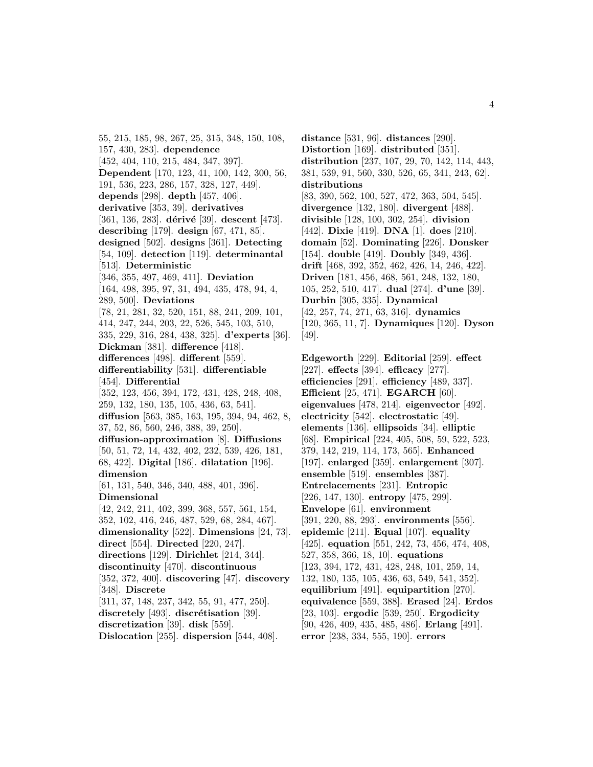55, 215, 185, 98, 267, 25, 315, 348, 150, 108, 157, 430, 283]. **dependence** [452, 404, 110, 215, 484, 347, 397]. **Dependent** [170, 123, 41, 100, 142, 300, 56, 191, 536, 223, 286, 157, 328, 127, 449]. **depends** [298]. **depth** [457, 406]. **derivative** [353, 39]. **derivatives** [361, 136, 283]. **dérivé** [39]. **descent** [473]. **describing** [179]. **design** [67, 471, 85]. **designed** [502]. **designs** [361]. **Detecting** [54, 109]. **detection** [119]. **determinantal** [513]. **Deterministic** [346, 355, 497, 469, 411]. **Deviation** [164, 498, 395, 97, 31, 494, 435, 478, 94, 4, 289, 500]. **Deviations** [78, 21, 281, 32, 520, 151, 88, 241, 209, 101, 414, 247, 244, 203, 22, 526, 545, 103, 510, 335, 229, 316, 284, 438, 325]. **d'experts** [36]. **Dickman** [381]. **difference** [418]. **differences** [498]. **different** [559]. **differentiability** [531]. **differentiable** [454]. **Differential** [352, 123, 456, 394, 172, 431, 428, 248, 408, 259, 132, 180, 135, 105, 436, 63, 541]. **diffusion** [563, 385, 163, 195, 394, 94, 462, 8, 37, 52, 86, 560, 246, 388, 39, 250]. **diffusion-approximation** [8]. **Diffusions** [50, 51, 72, 14, 432, 402, 232, 539, 426, 181, 68, 422]. **Digital** [186]. **dilatation** [196]. **dimension** [61, 131, 540, 346, 340, 488, 401, 396]. **Dimensional** [42, 242, 211, 402, 399, 368, 557, 561, 154, 352, 102, 416, 246, 487, 529, 68, 284, 467]. **dimensionality** [522]. **Dimensions** [24, 73]. **direct** [554]. **Directed** [220, 247]. **directions** [129]. **Dirichlet** [214, 344]. **discontinuity** [470]. **discontinuous** [352, 372, 400]. **discovering** [47]. **discovery** [348]. **Discrete** [311, 37, 148, 237, 342, 55, 91, 477, 250]. **discretely** [493]. **discrétisation** [39]. **discretization** [39]. **disk** [559]. **Dislocation** [255]. **dispersion** [544, 408].

**distance** [531, 96]. **distances** [290]. **Distortion** [169]. **distributed** [351]. **distribution** [237, 107, 29, 70, 142, 114, 443, 381, 539, 91, 560, 330, 526, 65, 341, 243, 62]. **distributions** [83, 390, 562, 100, 527, 472, 363, 504, 545]. **divergence** [132, 180]. **divergent** [488]. **divisible** [128, 100, 302, 254]. **division** [442]. **Dixie** [419]. **DNA** [1]. **does** [210]. **domain** [52]. **Dominating** [226]. **Donsker** [154]. **double** [419]. **Doubly** [349, 436]. **drift** [468, 392, 352, 462, 426, 14, 246, 422]. **Driven** [181, 456, 468, 561, 248, 132, 180, 105, 252, 510, 417]. **dual** [274]. **d'une** [39]. **Durbin** [305, 335]. **Dynamical** [42, 257, 74, 271, 63, 316]. **dynamics** [120, 365, 11, 7]. **Dynamiques** [120]. **Dyson** [49].

**Edgeworth** [229]. **Editorial** [259]. **effect** [227]. **effects** [394]. **efficacy** [277]. **efficiencies** [291]. **efficiency** [489, 337]. **Efficient** [25, 471]. **EGARCH** [60]. **eigenvalues** [478, 214]. **eigenvector** [492]. **electricity** [542]. **electrostatic** [49]. **elements** [136]. **ellipsoids** [34]. **elliptic** [68]. **Empirical** [224, 405, 508, 59, 522, 523, 379, 142, 219, 114, 173, 565]. **Enhanced** [197]. **enlarged** [359]. **enlargement** [307]. **ensemble** [519]. **ensembles** [387]. **Entrelacements** [231]. **Entropic** [226, 147, 130]. **entropy** [475, 299]. **Envelope** [61]. **environment** [391, 220, 88, 293]. **environments** [556]. **epidemic** [211]. **Equal** [107]. **equality** [425]. **equation** [551, 242, 73, 456, 474, 408, 527, 358, 366, 18, 10]. **equations** [123, 394, 172, 431, 428, 248, 101, 259, 14, 132, 180, 135, 105, 436, 63, 549, 541, 352]. **equilibrium** [491]. **equipartition** [270]. **equivalence** [559, 388]. **Erased** [24]. **Erdos** [23, 103]. **ergodic** [539, 250]. **Ergodicity** [90, 426, 409, 435, 485, 486]. **Erlang** [491]. **error** [238, 334, 555, 190]. **errors**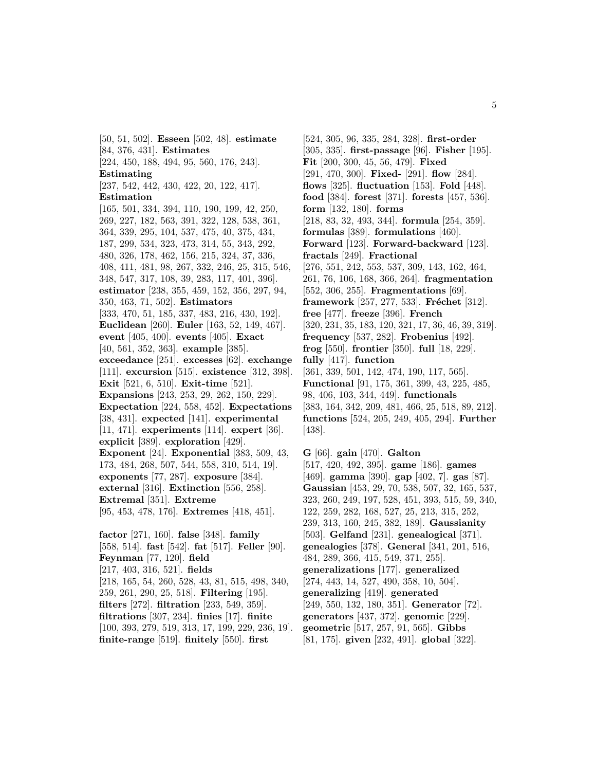[50, 51, 502]. **Esseen** [502, 48]. **estimate** [84, 376, 431]. **Estimates** [224, 450, 188, 494, 95, 560, 176, 243]. **Estimating** [237, 542, 442, 430, 422, 20, 122, 417]. **Estimation** [165, 501, 334, 394, 110, 190, 199, 42, 250, 269, 227, 182, 563, 391, 322, 128, 538, 361, 364, 339, 295, 104, 537, 475, 40, 375, 434, 187, 299, 534, 323, 473, 314, 55, 343, 292, 480, 326, 178, 462, 156, 215, 324, 37, 336, 408, 411, 481, 98, 267, 332, 246, 25, 315, 546, 348, 547, 317, 108, 39, 283, 117, 401, 396]. **estimator** [238, 355, 459, 152, 356, 297, 94, 350, 463, 71, 502]. **Estimators** [333, 470, 51, 185, 337, 483, 216, 430, 192]. **Euclidean** [260]. **Euler** [163, 52, 149, 467]. **event** [405, 400]. **events** [405]. **Exact** [40, 561, 352, 363]. **example** [385]. **exceedance** [251]. **excesses** [62]. **exchange** [111]. **excursion** [515]. **existence** [312, 398]. **Exit** [521, 6, 510]. **Exit-time** [521]. **Expansions** [243, 253, 29, 262, 150, 229]. **Expectation** [224, 558, 452]. **Expectations** [38, 431]. **expected** [141]. **experimental** [11, 471]. **experiments** [114]. **expert** [36]. **explicit** [389]. **exploration** [429]. **Exponent** [24]. **Exponential** [383, 509, 43, 173, 484, 268, 507, 544, 558, 310, 514, 19]. **exponents** [77, 287]. **exposure** [384]. **external** [316]. **Extinction** [556, 258]. **Extremal** [351]. **Extreme** [95, 453, 478, 176]. **Extremes** [418, 451].

**factor** [271, 160]. **false** [348]. **family** [558, 514]. **fast** [542]. **fat** [517]. **Feller** [90]. **Feynman** [77, 120]. **field** [217, 403, 316, 521]. **fields** [218, 165, 54, 260, 528, 43, 81, 515, 498, 340, 259, 261, 290, 25, 518]. **Filtering** [195]. **filters** [272]. **filtration** [233, 549, 359]. **filtrations** [307, 234]. **finies** [17]. **finite** [100, 393, 279, 519, 313, 17, 199, 229, 236, 19]. **finite-range** [519]. **finitely** [550]. **first** [524, 305, 96, 335, 284, 328]. **first-order** [305, 335]. **first-passage** [96]. **Fisher** [195]. **Fit** [200, 300, 45, 56, 479]. **Fixed** [291, 470, 300]. **Fixed-** [291]. **flow** [284]. **flows** [325]. **fluctuation** [153]. **Fold** [448]. **food** [384]. **forest** [371]. **forests** [457, 536]. **form** [132, 180]. **forms** [218, 83, 32, 493, 344]. **formula** [254, 359]. **formulas** [389]. **formulations** [460]. **Forward** [123]. **Forward-backward** [123]. **fractals** [249]. **Fractional** [276, 551, 242, 553, 537, 309, 143, 162, 464, 261, 76, 106, 168, 366, 264]. **fragmentation** [552, 306, 255]. **Fragmentations** [69]. **framework** [257, 277, 533]. **Fréchet** [312]. **free** [477]. **freeze** [396]. **French** [320, 231, 35, 183, 120, 321, 17, 36, 46, 39, 319]. **frequency** [537, 282]. **Frobenius** [492]. **frog** [550]. **frontier** [350]. **full** [18, 229]. **fully** [417]. **function** [361, 339, 501, 142, 474, 190, 117, 565]. **Functional** [91, 175, 361, 399, 43, 225, 485, 98, 406, 103, 344, 449]. **functionals** [383, 164, 342, 209, 481, 466, 25, 518, 89, 212]. **functions** [524, 205, 249, 405, 294]. **Further** [438].

**G** [66]. **gain** [470]. **Galton** [517, 420, 492, 395]. **game** [186]. **games** [469]. **gamma** [390]. **gap** [402, 7]. **gas** [87]. **Gaussian** [453, 29, 70, 538, 507, 32, 165, 537, 323, 260, 249, 197, 528, 451, 393, 515, 59, 340, 122, 259, 282, 168, 527, 25, 213, 315, 252, 239, 313, 160, 245, 382, 189]. **Gaussianity** [503]. **Gelfand** [231]. **genealogical** [371]. **genealogies** [378]. **General** [341, 201, 516, 484, 289, 366, 415, 549, 371, 255]. **generalizations** [177]. **generalized** [274, 443, 14, 527, 490, 358, 10, 504]. **generalizing** [419]. **generated** [249, 550, 132, 180, 351]. **Generator** [72]. **generators** [437, 372]. **genomic** [229]. **geometric** [517, 257, 91, 565]. **Gibbs** [81, 175]. **given** [232, 491]. **global** [322].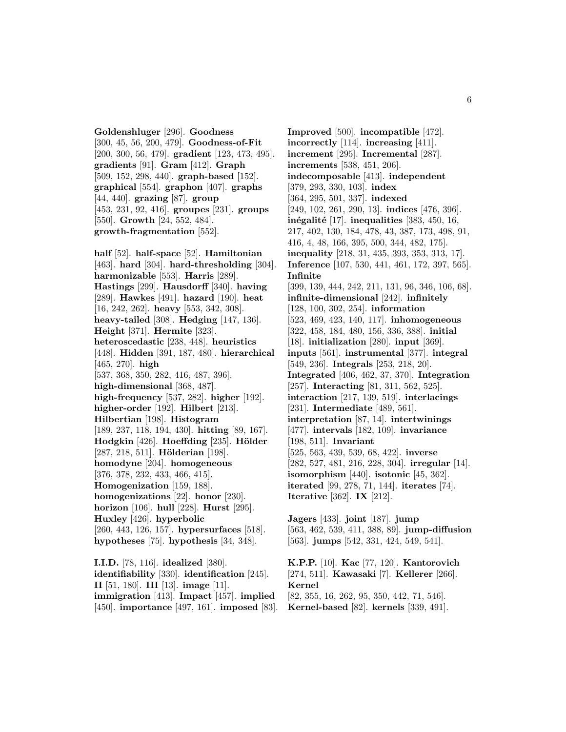**Goldenshluger** [296]. **Goodness** [300, 45, 56, 200, 479]. **Goodness-of-Fit** [200, 300, 56, 479]. **gradient** [123, 473, 495]. **gradients** [91]. **Gram** [412]. **Graph** [509, 152, 298, 440]. **graph-based** [152]. **graphical** [554]. **graphon** [407]. **graphs** [44, 440]. **grazing** [87]. **group** [453, 231, 92, 416]. **groupes** [231]. **groups** [550]. **Growth** [24, 552, 484]. **growth-fragmentation** [552].

**half** [52]. **half-space** [52]. **Hamiltonian** [463]. **hard** [304]. **hard-thresholding** [304]. **harmonizable** [553]. **Harris** [289]. **Hastings** [299]. **Hausdorff** [340]. **having** [289]. **Hawkes** [491]. **hazard** [190]. **heat** [16, 242, 262]. **heavy** [553, 342, 308]. **heavy-tailed** [308]. **Hedging** [147, 136]. **Height** [371]. **Hermite** [323]. **heteroscedastic** [238, 448]. **heuristics** [448]. **Hidden** [391, 187, 480]. **hierarchical** [465, 270]. **high** [537, 368, 350, 282, 416, 487, 396]. **high-dimensional** [368, 487]. **high-frequency** [537, 282]. **higher** [192]. **higher-order** [192]. **Hilbert** [213]. **Hilbertian** [198]. **Histogram** [189, 237, 118, 194, 430]. **hitting** [89, 167]. **Hodgkin** [426]. **Hoeffding** [235]. **Hölder** [287, 218, 511]. **Hölderian** [198]. **homodyne** [204]. **homogeneous** [376, 378, 232, 433, 466, 415]. **Homogenization** [159, 188]. **homogenizations** [22]. **honor** [230]. **horizon** [106]. **hull** [228]. **Hurst** [295]. **Huxley** [426]. **hyperbolic** [260, 443, 126, 157]. **hypersurfaces** [518]. **hypotheses** [75]. **hypothesis** [34, 348].

**I.I.D.** [78, 116]. **idealized** [380]. **identifiability** [330]. **identification** [245]. **II** [51, 180]. **III** [13]. **image** [11]. **immigration** [413]. **Impact** [457]. **implied** [450]. **importance** [497, 161]. **imposed** [83]. **Improved** [500]. **incompatible** [472]. **incorrectly** [114]. **increasing** [411]. **increment** [295]. **Incremental** [287]. **increments** [538, 451, 206]. **indecomposable** [413]. **independent** [379, 293, 330, 103]. **index** [364, 295, 501, 337]. **indexed** [249, 102, 261, 290, 13]. **indices** [476, 396]. **inégalité** [17]. **inequalities** [383, 450, 16, 217, 402, 130, 184, 478, 43, 387, 173, 498, 91, 416, 4, 48, 166, 395, 500, 344, 482, 175]. **inequality** [218, 31, 435, 393, 353, 313, 17]. **Inference** [107, 530, 441, 461, 172, 397, 565]. **Infinite** [399, 139, 444, 242, 211, 131, 96, 346, 106, 68]. **infinite-dimensional** [242]. **infinitely** [128, 100, 302, 254]. **information** [523, 469, 423, 140, 117]. **inhomogeneous** [322, 458, 184, 480, 156, 336, 388]. **initial** [18]. **initialization** [280]. **input** [369]. **inputs** [561]. **instrumental** [377]. **integral** [549, 236]. **Integrals** [253, 218, 20]. **Integrated** [406, 462, 37, 370]. **Integration** [257]. **Interacting** [81, 311, 562, 525]. **interaction** [217, 139, 519]. **interlacings** [231]. **Intermediate** [489, 561]. **interpretation** [87, 14]. **intertwinings** [477]. **intervals** [182, 109]. **invariance** [198, 511]. **Invariant** [525, 563, 439, 539, 68, 422]. **inverse** [282, 527, 481, 216, 228, 304]. **irregular** [14]. **isomorphism** [440]. **isotonic** [45, 362]. **iterated** [99, 278, 71, 144]. **iterates** [74]. **Iterative** [362]. **IX** [212].

**Jagers** [433]. **joint** [187]. **jump** [563, 462, 539, 411, 388, 89]. **jump-diffusion** [563]. **jumps** [542, 331, 424, 549, 541].

**K.P.P.** [10]. **Kac** [77, 120]. **Kantorovich** [274, 511]. **Kawasaki** [7]. **Kellerer** [266]. **Kernel** [82, 355, 16, 262, 95, 350, 442, 71, 546]. **Kernel-based** [82]. **kernels** [339, 491].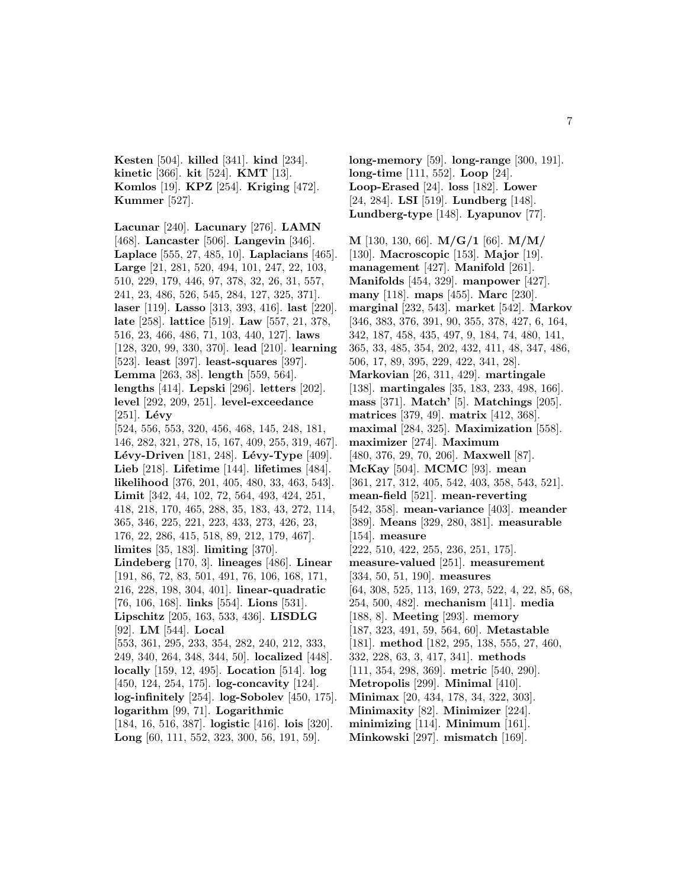**Kesten** [504]. **killed** [341]. **kind** [234]. **kinetic** [366]. **kit** [524]. **KMT** [13]. **Komlos** [19]. **KPZ** [254]. **Kriging** [472]. **Kummer** [527].

**Lacunar** [240]. **Lacunary** [276]. **LAMN** [468]. **Lancaster** [506]. **Langevin** [346]. **Laplace** [555, 27, 485, 10]. **Laplacians** [465]. **Large** [21, 281, 520, 494, 101, 247, 22, 103, 510, 229, 179, 446, 97, 378, 32, 26, 31, 557, 241, 23, 486, 526, 545, 284, 127, 325, 371]. **laser** [119]. **Lasso** [313, 393, 416]. **last** [220]. **late** [258]. **lattice** [519]. **Law** [557, 21, 378, 516, 23, 466, 486, 71, 103, 440, 127]. **laws** [128, 320, 99, 330, 370]. **lead** [210]. **learning** [523]. **least** [397]. **least-squares** [397]. **Lemma** [263, 38]. **length** [559, 564]. **lengths** [414]. **Lepski** [296]. **letters** [202]. **level** [292, 209, 251]. **level-exceedance** [251]. **Lévy** [524, 556, 553, 320, 456, 468, 145, 248, 181, 146, 282, 321, 278, 15, 167, 409, 255, 319, 467]. **Lévy-Driven** [181, 248]. **Lévy-Type** [409]. **Lieb** [218]. **Lifetime** [144]. **lifetimes** [484]. **likelihood** [376, 201, 405, 480, 33, 463, 543]. **Limit** [342, 44, 102, 72, 564, 493, 424, 251, 418, 218, 170, 465, 288, 35, 183, 43, 272, 114, 365, 346, 225, 221, 223, 433, 273, 426, 23, 176, 22, 286, 415, 518, 89, 212, 179, 467]. **limites** [35, 183]. **limiting** [370]. **Lindeberg** [170, 3]. **lineages** [486]. **Linear** [191, 86, 72, 83, 501, 491, 76, 106, 168, 171, 216, 228, 198, 304, 401]. **linear-quadratic** [76, 106, 168]. **links** [554]. **Lions** [531]. **Lipschitz** [205, 163, 533, 436]. **LISDLG** [92]. **LM** [544]. **Local** [553, 361, 295, 233, 354, 282, 240, 212, 333, 249, 340, 264, 348, 344, 50]. **localized** [448]. **locally** [159, 12, 495]. **Location** [514]. **log** [450, 124, 254, 175]. **log-concavity** [124]. **log-infinitely** [254]. **log-Sobolev** [450, 175]. **logarithm** [99, 71]. **Logarithmic** [184, 16, 516, 387]. **logistic** [416]. **lois** [320]. **Long** [60, 111, 552, 323, 300, 56, 191, 59]. **long-memory** [59]. **long-range** [300, 191]. **long-time** [111, 552]. **Loop** [24]. **Loop-Erased** [24]. **loss** [182]. **Lower** [24, 284]. **LSI** [519]. **Lundberg** [148]. **Lundberg-type** [148]. **Lyapunov** [77].

**M** [130, 130, 66]. **M/G/1** [66]. **M/M/** [130]. **Macroscopic** [153]. **Major** [19]. **management** [427]. **Manifold** [261]. **Manifolds** [454, 329]. **manpower** [427]. **many** [118]. **maps** [455]. **Marc** [230]. **marginal** [232, 543]. **market** [542]. **Markov** [346, 383, 376, 391, 90, 355, 378, 427, 6, 164, 342, 187, 458, 435, 497, 9, 184, 74, 480, 141, 365, 33, 485, 354, 202, 432, 411, 48, 347, 486, 506, 17, 89, 395, 229, 422, 341, 28]. **Markovian** [26, 311, 429]. **martingale** [138]. **martingales** [35, 183, 233, 498, 166]. **mass** [371]. **Match'** [5]. **Matchings** [205]. **matrices** [379, 49]. **matrix** [412, 368]. **maximal** [284, 325]. **Maximization** [558]. **maximizer** [274]. **Maximum** [480, 376, 29, 70, 206]. **Maxwell** [87]. **McKay** [504]. **MCMC** [93]. **mean** [361, 217, 312, 405, 542, 403, 358, 543, 521]. **mean-field** [521]. **mean-reverting** [542, 358]. **mean-variance** [403]. **meander** [389]. **Means** [329, 280, 381]. **measurable** [154]. **measure** [222, 510, 422, 255, 236, 251, 175]. **measure-valued** [251]. **measurement** [334, 50, 51, 190]. **measures** [64, 308, 525, 113, 169, 273, 522, 4, 22, 85, 68, 254, 500, 482]. **mechanism** [411]. **media** [188, 8]. **Meeting** [293]. **memory** [187, 323, 491, 59, 564, 60]. **Metastable** [181]. **method** [182, 295, 138, 555, 27, 460, 332, 228, 63, 3, 417, 341]. **methods** [111, 354, 298, 369]. **metric** [540, 290]. **Metropolis** [299]. **Minimal** [410]. **Minimax** [20, 434, 178, 34, 322, 303]. **Minimaxity** [82]. **Minimizer** [224]. **minimizing** [114]. **Minimum** [161]. **Minkowski** [297]. **mismatch** [169].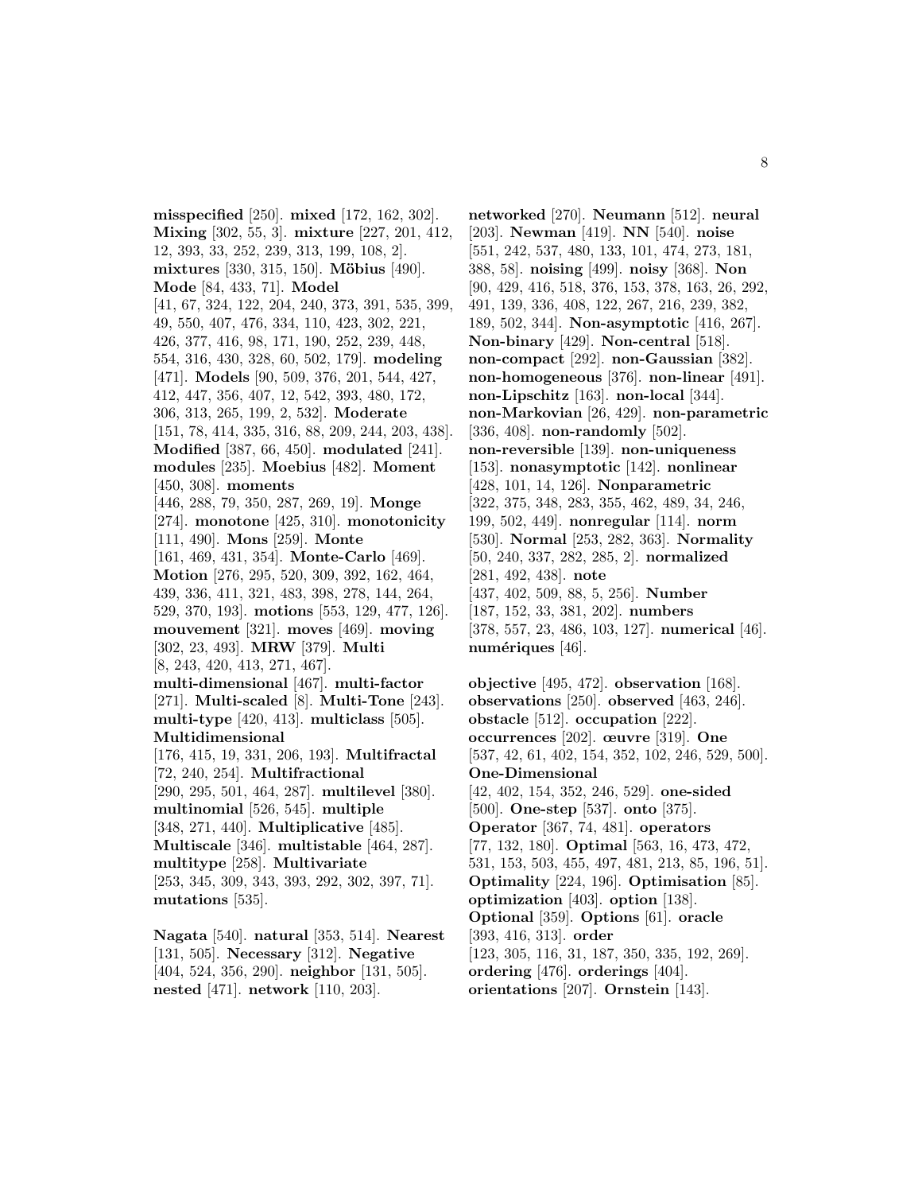**misspecified** [250]. **mixed** [172, 162, 302]. **Mixing** [302, 55, 3]. **mixture** [227, 201, 412, 12, 393, 33, 252, 239, 313, 199, 108, 2]. **mixtures** [330, 315, 150]. **Möbius** [490]. **Mode** [84, 433, 71]. **Model** [41, 67, 324, 122, 204, 240, 373, 391, 535, 399, 49, 550, 407, 476, 334, 110, 423, 302, 221, 426, 377, 416, 98, 171, 190, 252, 239, 448, 554, 316, 430, 328, 60, 502, 179]. **modeling** [471]. **Models** [90, 509, 376, 201, 544, 427, 412, 447, 356, 407, 12, 542, 393, 480, 172, 306, 313, 265, 199, 2, 532]. **Moderate** [151, 78, 414, 335, 316, 88, 209, 244, 203, 438]. **Modified** [387, 66, 450]. **modulated** [241]. **modules** [235]. **Moebius** [482]. **Moment** [450, 308]. **moments** [446, 288, 79, 350, 287, 269, 19]. **Monge** [274]. **monotone** [425, 310]. **monotonicity** [111, 490]. **Mons** [259]. **Monte** [161, 469, 431, 354]. **Monte-Carlo** [469]. **Motion** [276, 295, 520, 309, 392, 162, 464, 439, 336, 411, 321, 483, 398, 278, 144, 264, 529, 370, 193]. **motions** [553, 129, 477, 126]. **mouvement** [321]. **moves** [469]. **moving** [302, 23, 493]. **MRW** [379]. **Multi** [8, 243, 420, 413, 271, 467]. **multi-dimensional** [467]. **multi-factor** [271]. **Multi-scaled** [8]. **Multi-Tone** [243]. **multi-type** [420, 413]. **multiclass** [505]. **Multidimensional** [176, 415, 19, 331, 206, 193]. **Multifractal** [72, 240, 254]. **Multifractional** [290, 295, 501, 464, 287]. **multilevel** [380]. **multinomial** [526, 545]. **multiple** [348, 271, 440]. **Multiplicative** [485]. **Multiscale** [346]. **multistable** [464, 287]. **multitype** [258]. **Multivariate** [253, 345, 309, 343, 393, 292, 302, 397, 71]. **mutations** [535].

**Nagata** [540]. **natural** [353, 514]. **Nearest** [131, 505]. **Necessary** [312]. **Negative** [404, 524, 356, 290]. **neighbor** [131, 505]. **nested** [471]. **network** [110, 203]. **networked** [270]. **Neumann** [512]. **neural** [203]. **Newman** [419]. **NN** [540]. **noise** [551, 242, 537, 480, 133, 101, 474, 273, 181, 388, 58]. **noising** [499]. **noisy** [368]. **Non** [90, 429, 416, 518, 376, 153, 378, 163, 26, 292, 491, 139, 336, 408, 122, 267, 216, 239, 382, 189, 502, 344]. **Non-asymptotic** [416, 267]. **Non-binary** [429]. **Non-central** [518]. **non-compact** [292]. **non-Gaussian** [382]. **non-homogeneous** [376]. **non-linear** [491]. **non-Lipschitz** [163]. **non-local** [344]. **non-Markovian** [26, 429]. **non-parametric** [336, 408]. **non-randomly** [502]. **non-reversible** [139]. **non-uniqueness** [153]. **nonasymptotic** [142]. **nonlinear** [428, 101, 14, 126]. **Nonparametric** [322, 375, 348, 283, 355, 462, 489, 34, 246, 199, 502, 449]. **nonregular** [114]. **norm** [530]. **Normal** [253, 282, 363]. **Normality** [50, 240, 337, 282, 285, 2]. **normalized** [281, 492, 438]. **note** [437, 402, 509, 88, 5, 256]. **Number** [187, 152, 33, 381, 202]. **numbers** [378, 557, 23, 486, 103, 127]. **numerical** [46]. **numériques** [46].

**objective** [495, 472]. **observation** [168]. **observations** [250]. **observed** [463, 246]. **obstacle** [512]. **occupation** [222]. **occurrences** [202]. **œuvre** [319]. **One** [537, 42, 61, 402, 154, 352, 102, 246, 529, 500]. **One-Dimensional** [42, 402, 154, 352, 246, 529]. **one-sided** [500]. **One-step** [537]. **onto** [375]. **Operator** [367, 74, 481]. **operators** [77, 132, 180]. **Optimal** [563, 16, 473, 472, 531, 153, 503, 455, 497, 481, 213, 85, 196, 51]. **Optimality** [224, 196]. **Optimisation** [85]. **optimization** [403]. **option** [138]. **Optional** [359]. **Options** [61]. **oracle** [393, 416, 313]. **order** [123, 305, 116, 31, 187, 350, 335, 192, 269]. **ordering** [476]. **orderings** [404]. **orientations** [207]. **Ornstein** [143].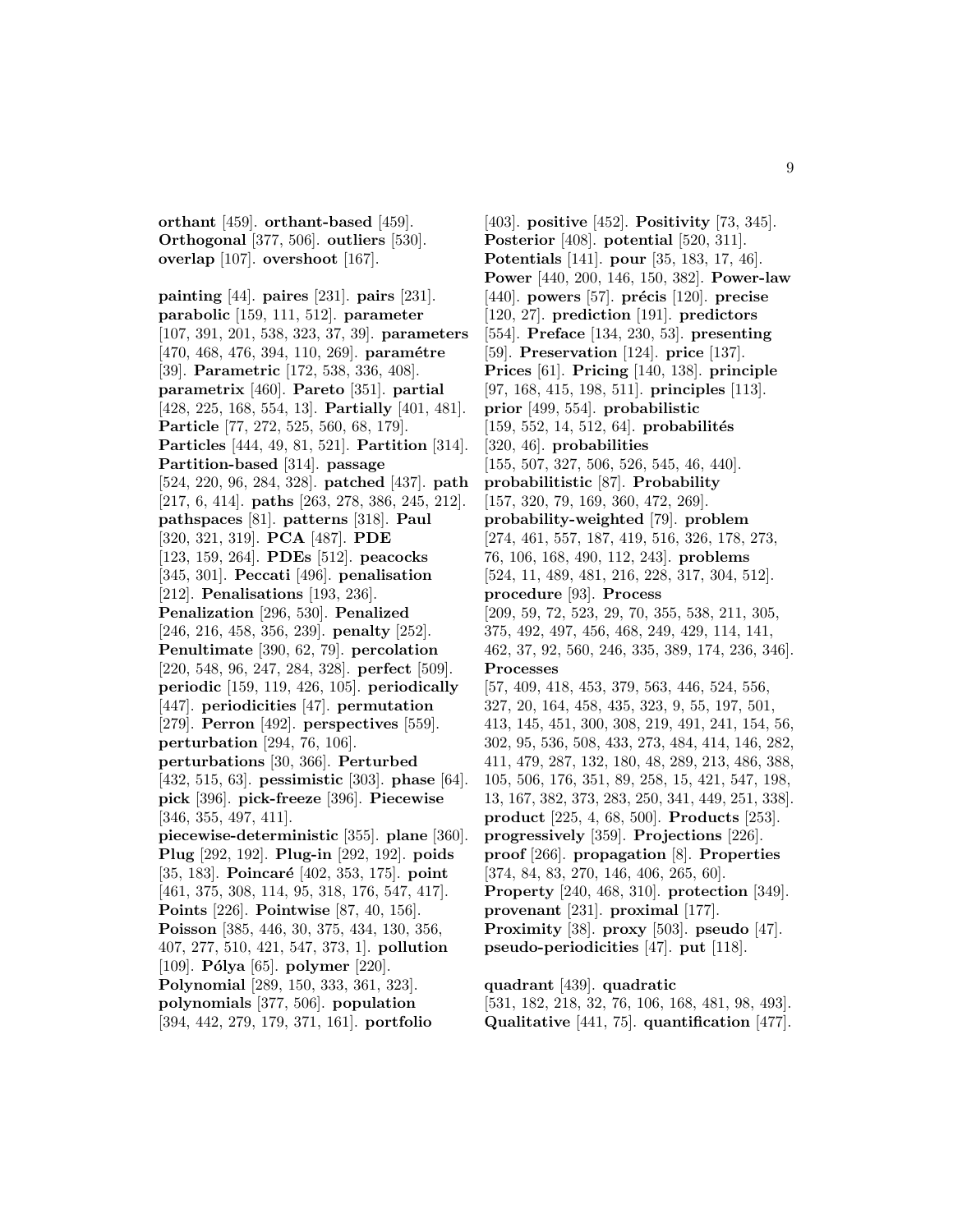**orthant** [459]. **orthant-based** [459]. **Orthogonal** [377, 506]. **outliers** [530]. **overlap** [107]. **overshoot** [167].

**painting** [44]. **paires** [231]. **pairs** [231]. **parabolic** [159, 111, 512]. **parameter** [107, 391, 201, 538, 323, 37, 39]. **parameters** [470, 468, 476, 394, 110, 269]. **paramétre** [39]. **Parametric** [172, 538, 336, 408]. **parametrix** [460]. **Pareto** [351]. **partial** [428, 225, 168, 554, 13]. **Partially** [401, 481]. **Particle** [77, 272, 525, 560, 68, 179]. **Particles** [444, 49, 81, 521]. **Partition** [314]. **Partition-based** [314]. **passage** [524, 220, 96, 284, 328]. **patched** [437]. **path** [217, 6, 414]. **paths** [263, 278, 386, 245, 212]. **pathspaces** [81]. **patterns** [318]. **Paul** [320, 321, 319]. **PCA** [487]. **PDE** [123, 159, 264]. **PDEs** [512]. **peacocks** [345, 301]. **Peccati** [496]. **penalisation** [212]. **Penalisations** [193, 236]. **Penalization** [296, 530]. **Penalized** [246, 216, 458, 356, 239]. **penalty** [252]. **Penultimate** [390, 62, 79]. **percolation** [220, 548, 96, 247, 284, 328]. **perfect** [509]. **periodic** [159, 119, 426, 105]. **periodically** [447]. **periodicities** [47]. **permutation** [279]. **Perron** [492]. **perspectives** [559]. **perturbation** [294, 76, 106]. **perturbations** [30, 366]. **Perturbed** [432, 515, 63]. **pessimistic** [303]. **phase** [64]. **pick** [396]. **pick-freeze** [396]. **Piecewise** [346, 355, 497, 411]. **piecewise-deterministic** [355]. **plane** [360]. **Plug** [292, 192]. **Plug-in** [292, 192]. **poids** [35, 183]. **Poincaré** [402, 353, 175]. **point** [461, 375, 308, 114, 95, 318, 176, 547, 417]. **Points** [226]. **Pointwise** [87, 40, 156]. **Poisson** [385, 446, 30, 375, 434, 130, 356, 407, 277, 510, 421, 547, 373, 1]. **pollution** [109]. **Pólya** [65]. **polymer** [220]. **Polynomial** [289, 150, 333, 361, 323]. **polynomials** [377, 506]. **population** [394, 442, 279, 179, 371, 161]. **portfolio** [403]. **positive** [452]. **Positivity** [73, 345]. **Posterior** [408]. **potential** [520, 311]. **Potentials** [141]. **pour** [35, 183, 17, 46]. **Power** [440, 200, 146, 150, 382]. **Power-law** [440]. **powers** [57]. **précis** [120]. **precise** [120, 27]. **prediction** [191]. **predictors** [554]. **Preface** [134, 230, 53]. **presenting** [59]. **Preservation** [124]. **price** [137]. **Prices** [61]. **Pricing** [140, 138]. **principle** [97, 168, 415, 198, 511]. **principles** [113]. **prior** [499, 554]. **probabilistic** [159, 552, 14, 512, 64]. **probabilités** [320, 46]. **probabilities** [155, 507, 327, 506, 526, 545, 46, 440]. **probabilitistic** [87]. **Probability** [157, 320, 79, 169, 360, 472, 269]. **probability-weighted** [79]. **problem** [274, 461, 557, 187, 419, 516, 326, 178, 273, 76, 106, 168, 490, 112, 243]. **problems** [524, 11, 489, 481, 216, 228, 317, 304, 512]. **procedure** [93]. **Process** [209, 59, 72, 523, 29, 70, 355, 538, 211, 305, 375, 492, 497, 456, 468, 249, 429, 114, 141, 462, 37, 92, 560, 246, 335, 389, 174, 236, 346]. **Processes** [57, 409, 418, 453, 379, 563, 446, 524, 556, 327, 20, 164, 458, 435, 323, 9, 55, 197, 501, 413, 145, 451, 300, 308, 219, 491, 241, 154, 56, 302, 95, 536, 508, 433, 273, 484, 414, 146, 282, 411, 479, 287, 132, 180, 48, 289, 213, 486, 388, 105, 506, 176, 351, 89, 258, 15, 421, 547, 198, 13, 167, 382, 373, 283, 250, 341, 449, 251, 338]. **product** [225, 4, 68, 500]. **Products** [253]. **progressively** [359]. **Projections** [226]. **proof** [266]. **propagation** [8]. **Properties** [374, 84, 83, 270, 146, 406, 265, 60]. **Property** [240, 468, 310]. **protection** [349]. **provenant** [231]. **proximal** [177]. **Proximity** [38]. **proxy** [503]. **pseudo** [47]. **pseudo-periodicities** [47]. **put** [118].

**quadrant** [439]. **quadratic** [531, 182, 218, 32, 76, 106, 168, 481, 98, 493]. **Qualitative** [441, 75]. **quantification** [477].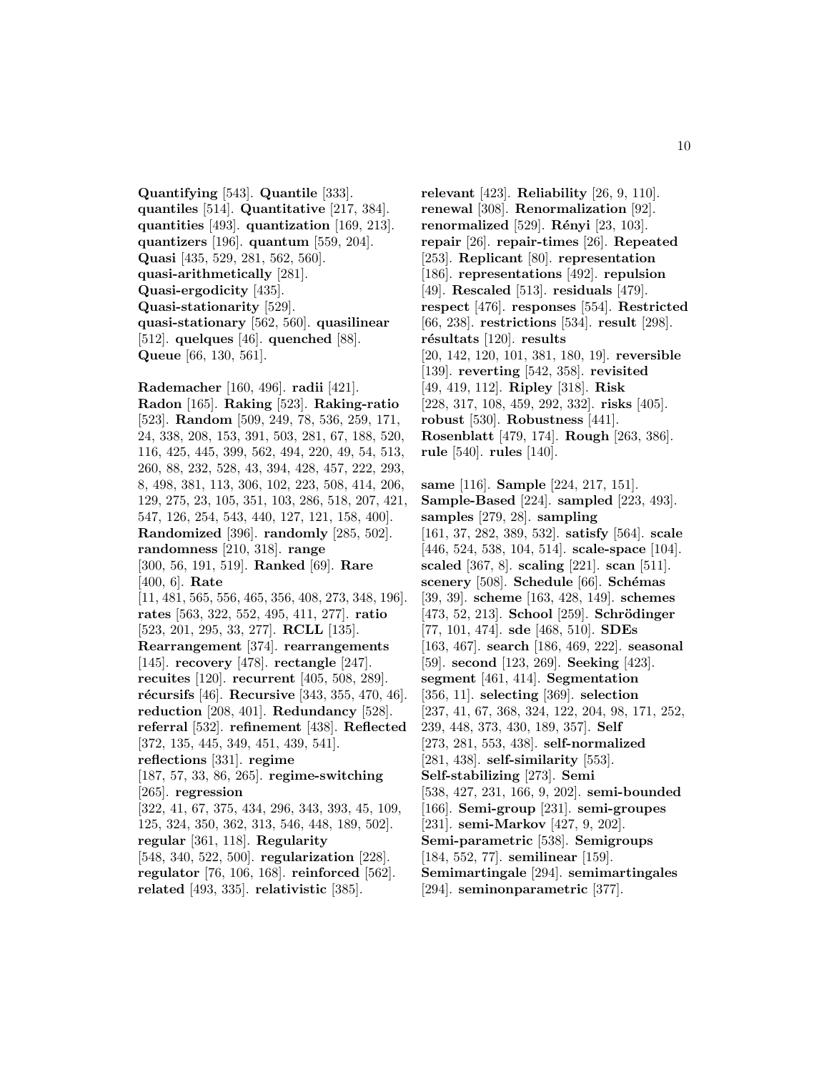**Quantifying** [543]. **Quantile** [333]. **quantiles** [514]. **Quantitative** [217, 384]. **quantities** [493]. **quantization** [169, 213]. **quantizers** [196]. **quantum** [559, 204]. **Quasi** [435, 529, 281, 562, 560]. **quasi-arithmetically** [281]. **Quasi-ergodicity** [435]. **Quasi-stationarity** [529]. **quasi-stationary** [562, 560]. **quasilinear** [512]. **quelques** [46]. **quenched** [88]. **Queue** [66, 130, 561].

**Rademacher** [160, 496]. **radii** [421]. **Radon** [165]. **Raking** [523]. **Raking-ratio** [523]. **Random** [509, 249, 78, 536, 259, 171, 24, 338, 208, 153, 391, 503, 281, 67, 188, 520, 116, 425, 445, 399, 562, 494, 220, 49, 54, 513, 260, 88, 232, 528, 43, 394, 428, 457, 222, 293, 8, 498, 381, 113, 306, 102, 223, 508, 414, 206, 129, 275, 23, 105, 351, 103, 286, 518, 207, 421, 547, 126, 254, 543, 440, 127, 121, 158, 400]. **Randomized** [396]. **randomly** [285, 502]. **randomness** [210, 318]. **range** [300, 56, 191, 519]. **Ranked** [69]. **Rare** [400, 6]. **Rate** [11, 481, 565, 556, 465, 356, 408, 273, 348, 196]. **rates** [563, 322, 552, 495, 411, 277]. **ratio** [523, 201, 295, 33, 277]. **RCLL** [135]. **Rearrangement** [374]. **rearrangements** [145]. **recovery** [478]. **rectangle** [247]. **recuites** [120]. **recurrent** [405, 508, 289]. **récursifs** [46]. **Recursive** [343, 355, 470, 46]. **reduction** [208, 401]. **Redundancy** [528]. **referral** [532]. **refinement** [438]. **Reflected** [372, 135, 445, 349, 451, 439, 541]. **reflections** [331]. **regime** [187, 57, 33, 86, 265]. **regime-switching** [265]. **regression** [322, 41, 67, 375, 434, 296, 343, 393, 45, 109, 125, 324, 350, 362, 313, 546, 448, 189, 502]. **regular** [361, 118]. **Regularity** [548, 340, 522, 500]. **regularization** [228]. **regulator** [76, 106, 168]. **reinforced** [562]. **related** [493, 335]. **relativistic** [385].

**relevant** [423]. **Reliability** [26, 9, 110]. **renewal** [308]. **Renormalization** [92]. **renormalized** [529]. **Rényi** [23, 103]. **repair** [26]. **repair-times** [26]. **Repeated** [253]. **Replicant** [80]. **representation** [186]. **representations** [492]. **repulsion** [49]. **Rescaled** [513]. **residuals** [479]. **respect** [476]. **responses** [554]. **Restricted** [66, 238]. **restrictions** [534]. **result** [298]. **résultats** [120]. **results** [20, 142, 120, 101, 381, 180, 19]. **reversible** [139]. **reverting** [542, 358]. **revisited** [49, 419, 112]. **Ripley** [318]. **Risk** [228, 317, 108, 459, 292, 332]. **risks** [405]. **robust** [530]. **Robustness** [441]. **Rosenblatt** [479, 174]. **Rough** [263, 386]. **rule** [540]. **rules** [140].

**same** [116]. **Sample** [224, 217, 151]. **Sample-Based** [224]. **sampled** [223, 493]. **samples** [279, 28]. **sampling** [161, 37, 282, 389, 532]. **satisfy** [564]. **scale** [446, 524, 538, 104, 514]. **scale-space** [104]. **scaled** [367, 8]. **scaling** [221]. **scan** [511]. **scenery** [508]. **Schedule** [66]. **Schémas** [39, 39]. **scheme** [163, 428, 149]. **schemes** [473, 52, 213]. **School** [259]. **Schrödinger** [77, 101, 474]. **sde** [468, 510]. **SDEs** [163, 467]. **search** [186, 469, 222]. **seasonal** [59]. **second** [123, 269]. **Seeking** [423]. **segment** [461, 414]. **Segmentation** [356, 11]. **selecting** [369]. **selection** [237, 41, 67, 368, 324, 122, 204, 98, 171, 252, 239, 448, 373, 430, 189, 357]. **Self** [273, 281, 553, 438]. **self-normalized** [281, 438]. **self-similarity** [553]. **Self-stabilizing** [273]. **Semi** [538, 427, 231, 166, 9, 202]. **semi-bounded** [166]. **Semi-group** [231]. **semi-groupes** [231]. **semi-Markov** [427, 9, 202]. **Semi-parametric** [538]. **Semigroups** [184, 552, 77]. **semilinear** [159]. **Semimartingale** [294]. **semimartingales** [294]. **seminonparametric** [377].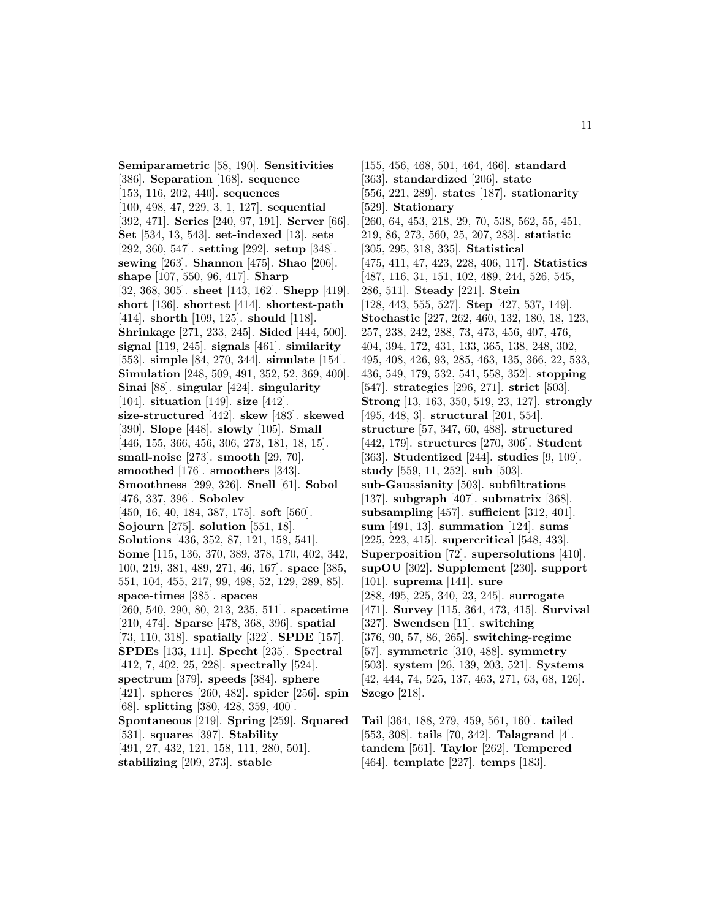**Semiparametric** [58, 190]. **Sensitivities** [386]. **Separation** [168]. **sequence** [153, 116, 202, 440]. **sequences** [100, 498, 47, 229, 3, 1, 127]. **sequential** [392, 471]. **Series** [240, 97, 191]. **Server** [66]. **Set** [534, 13, 543]. **set-indexed** [13]. **sets** [292, 360, 547]. **setting** [292]. **setup** [348]. **sewing** [263]. **Shannon** [475]. **Shao** [206]. **shape** [107, 550, 96, 417]. **Sharp** [32, 368, 305]. **sheet** [143, 162]. **Shepp** [419]. **short** [136]. **shortest** [414]. **shortest-path** [414]. **shorth** [109, 125]. **should** [118]. **Shrinkage** [271, 233, 245]. **Sided** [444, 500]. **signal** [119, 245]. **signals** [461]. **similarity** [553]. **simple** [84, 270, 344]. **simulate** [154]. **Simulation** [248, 509, 491, 352, 52, 369, 400]. **Sinai** [88]. **singular** [424]. **singularity** [104]. **situation** [149]. **size** [442]. **size-structured** [442]. **skew** [483]. **skewed** [390]. **Slope** [448]. **slowly** [105]. **Small** [446, 155, 366, 456, 306, 273, 181, 18, 15]. **small-noise** [273]. **smooth** [29, 70]. **smoothed** [176]. **smoothers** [343]. **Smoothness** [299, 326]. **Snell** [61]. **Sobol** [476, 337, 396]. **Sobolev** [450, 16, 40, 184, 387, 175]. **soft** [560]. **Sojourn** [275]. **solution** [551, 18]. **Solutions** [436, 352, 87, 121, 158, 541]. **Some** [115, 136, 370, 389, 378, 170, 402, 342, 100, 219, 381, 489, 271, 46, 167]. **space** [385, 551, 104, 455, 217, 99, 498, 52, 129, 289, 85]. **space-times** [385]. **spaces** [260, 540, 290, 80, 213, 235, 511]. **spacetime** [210, 474]. **Sparse** [478, 368, 396]. **spatial** [73, 110, 318]. **spatially** [322]. **SPDE** [157]. **SPDEs** [133, 111]. **Specht** [235]. **Spectral** [412, 7, 402, 25, 228]. **spectrally** [524]. **spectrum** [379]. **speeds** [384]. **sphere** [421]. **spheres** [260, 482]. **spider** [256]. **spin** [68]. **splitting** [380, 428, 359, 400]. **Spontaneous** [219]. **Spring** [259]. **Squared** [531]. **squares** [397]. **Stability** [491, 27, 432, 121, 158, 111, 280, 501]. **stabilizing** [209, 273]. **stable** [155, 456, 468, 501, 464, 466]. **standard** [363]. **standardized** [206]. **state** [556, 221, 289]. **states** [187]. **stationarity** [529]. **Stationary** [260, 64, 453, 218, 29, 70, 538, 562, 55, 451, 219, 86, 273, 560, 25, 207, 283]. **statistic** [305, 295, 318, 335]. **Statistical** [475, 411, 47, 423, 228, 406, 117]. **Statistics** [487, 116, 31, 151, 102, 489, 244, 526, 545, 286, 511]. **Steady** [221]. **Stein** [128, 443, 555, 527]. **Step** [427, 537, 149]. **Stochastic** [227, 262, 460, 132, 180, 18, 123, 257, 238, 242, 288, 73, 473, 456, 407, 476, 404, 394, 172, 431, 133, 365, 138, 248, 302, 495, 408, 426, 93, 285, 463, 135, 366, 22, 533, 436, 549, 179, 532, 541, 558, 352]. **stopping** [547]. **strategies** [296, 271]. **strict** [503]. **Strong** [13, 163, 350, 519, 23, 127]. **strongly** [495, 448, 3]. **structural** [201, 554]. **structure** [57, 347, 60, 488]. **structured** [442, 179]. **structures** [270, 306]. **Student** [363]. **Studentized** [244]. **studies** [9, 109]. **study** [559, 11, 252]. **sub** [503]. **sub-Gaussianity** [503]. **subfiltrations** [137]. **subgraph** [407]. **submatrix** [368]. **subsampling** [457]. **sufficient** [312, 401]. **sum** [491, 13]. **summation** [124]. **sums** [225, 223, 415]. **supercritical** [548, 433]. **Superposition** [72]. **supersolutions** [410]. **supOU** [302]. **Supplement** [230]. **support** [101]. **suprema** [141]. **sure** [288, 495, 225, 340, 23, 245]. **surrogate** [471]. **Survey** [115, 364, 473, 415]. **Survival** [327]. **Swendsen** [11]. **switching** [376, 90, 57, 86, 265]. **switching-regime** [57]. **symmetric** [310, 488]. **symmetry** [503]. **system** [26, 139, 203, 521]. **Systems** [42, 444, 74, 525, 137, 463, 271, 63, 68, 126]. **Szego** [218].

**Tail** [364, 188, 279, 459, 561, 160]. **tailed** [553, 308]. **tails** [70, 342]. **Talagrand** [4]. **tandem** [561]. **Taylor** [262]. **Tempered** [464]. **template** [227]. **temps** [183].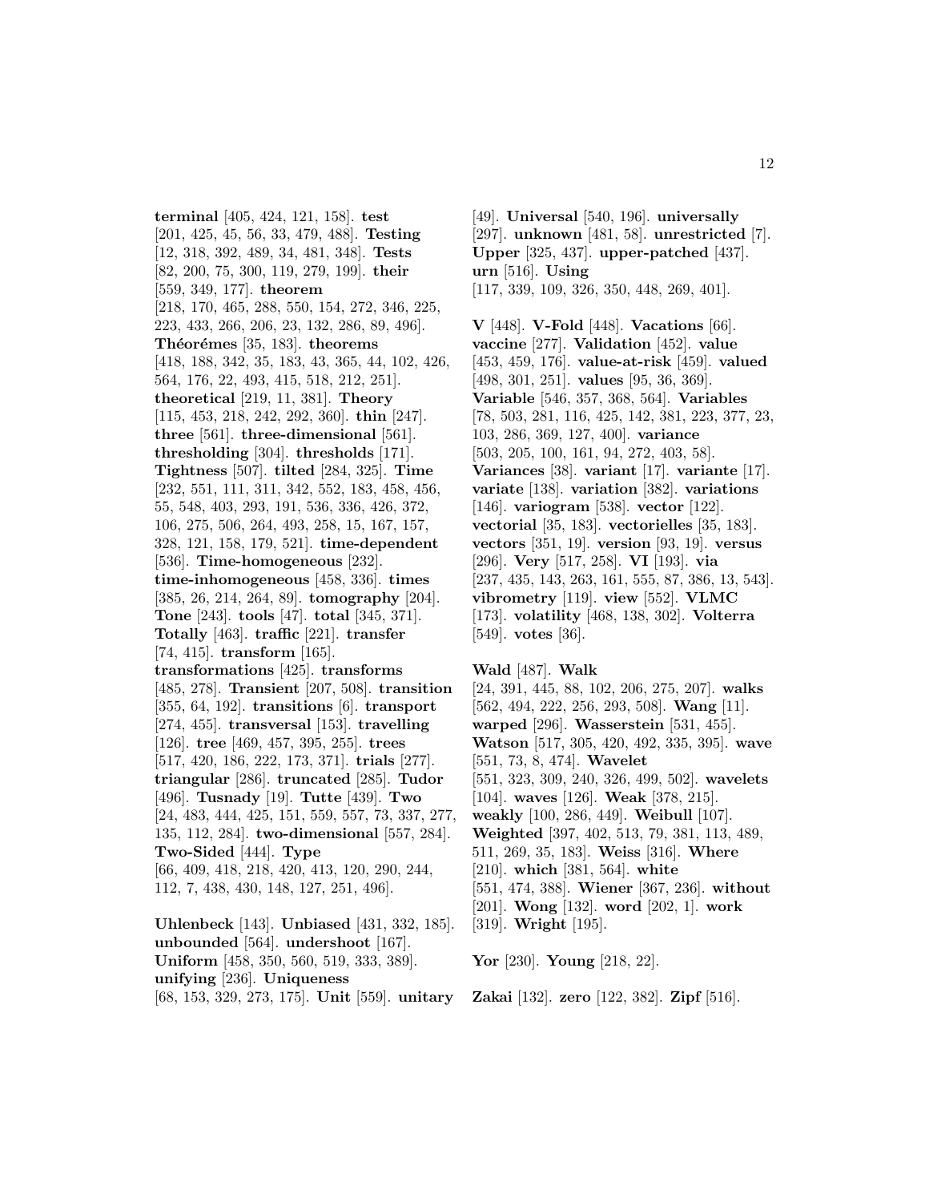**terminal** [405, 424, 121, 158]. **test** [201, 425, 45, 56, 33, 479, 488]. **Testing** [12, 318, 392, 489, 34, 481, 348]. **Tests** [82, 200, 75, 300, 119, 279, 199]. **their** [559, 349, 177]. **theorem** [218, 170, 465, 288, 550, 154, 272, 346, 225, 223, 433, 266, 206, 23, 132, 286, 89, 496]. **Théorémes** [35, 183]. **theorems** [418, 188, 342, 35, 183, 43, 365, 44, 102, 426, 564, 176, 22, 493, 415, 518, 212, 251]. **theoretical** [219, 11, 381]. **Theory** [115, 453, 218, 242, 292, 360]. **thin** [247]. **three** [561]. **three-dimensional** [561]. **thresholding** [304]. **thresholds** [171]. **Tightness** [507]. **tilted** [284, 325]. **Time** [232, 551, 111, 311, 342, 552, 183, 458, 456, 55, 548, 403, 293, 191, 536, 336, 426, 372, 106, 275, 506, 264, 493, 258, 15, 167, 157, 328, 121, 158, 179, 521]. **time-dependent** [536]. **Time-homogeneous** [232]. **time-inhomogeneous** [458, 336]. **times** [385, 26, 214, 264, 89]. **tomography** [204]. **Tone** [243]. **tools** [47]. **total** [345, 371]. **Totally** [463]. **traffic** [221]. **transfer** [74, 415]. **transform** [165]. **transformations** [425]. **transforms** [485, 278]. **Transient** [207, 508]. **transition** [355, 64, 192]. **transitions** [6]. **transport** [274, 455]. **transversal** [153]. **travelling** [126]. **tree** [469, 457, 395, 255]. **trees** [517, 420, 186, 222, 173, 371]. **trials** [277]. **triangular** [286]. **truncated** [285]. **Tudor** [496]. **Tusnady** [19]. **Tutte** [439]. **Two** [24, 483, 444, 425, 151, 559, 557, 73, 337, 277, 135, 112, 284]. **two-dimensional** [557, 284]. **Two-Sided** [444]. **Type** [66, 409, 418, 218, 420, 413, 120, 290, 244, 112, 7, 438, 430, 148, 127, 251, 496].

**Uhlenbeck** [143]. **Unbiased** [431, 332, 185]. **unbounded** [564]. **undershoot** [167]. **Uniform** [458, 350, 560, 519, 333, 389]. **unifying** [236]. **Uniqueness** [68, 153, 329, 273, 175]. **Unit** [559]. **unitary** [49]. **Universal** [540, 196]. **universally** [297]. **unknown** [481, 58]. **unrestricted** [7]. **Upper** [325, 437]. **upper-patched** [437]. **urn** [516]. **Using** [117, 339, 109, 326, 350, 448, 269, 401].

**V** [448]. **V-Fold** [448]. **Vacations** [66]. **vaccine** [277]. **Validation** [452]. **value** [453, 459, 176]. **value-at-risk** [459]. **valued** [498, 301, 251]. **values** [95, 36, 369]. **Variable** [546, 357, 368, 564]. **Variables** [78, 503, 281, 116, 425, 142, 381, 223, 377, 23, 103, 286, 369, 127, 400]. **variance** [503, 205, 100, 161, 94, 272, 403, 58]. **Variances** [38]. **variant** [17]. **variante** [17]. **variate** [138]. **variation** [382]. **variations** [146]. **variogram** [538]. **vector** [122]. **vectorial** [35, 183]. **vectorielles** [35, 183]. **vectors** [351, 19]. **version** [93, 19]. **versus** [296]. **Very** [517, 258]. **VI** [193]. **via** [237, 435, 143, 263, 161, 555, 87, 386, 13, 543]. **vibrometry** [119]. **view** [552]. **VLMC** [173]. **volatility** [468, 138, 302]. **Volterra** [549]. **votes** [36].

**Wald** [487]. **Walk** [24, 391, 445, 88, 102, 206, 275, 207]. **walks** [562, 494, 222, 256, 293, 508]. **Wang** [11]. **warped** [296]. **Wasserstein** [531, 455]. **Watson** [517, 305, 420, 492, 335, 395]. **wave** [551, 73, 8, 474]. **Wavelet** [551, 323, 309, 240, 326, 499, 502]. **wavelets** [104]. **waves** [126]. **Weak** [378, 215]. **weakly** [100, 286, 449]. **Weibull** [107]. **Weighted** [397, 402, 513, 79, 381, 113, 489, 511, 269, 35, 183]. **Weiss** [316]. **Where** [210]. **which** [381, 564]. **white** [551, 474, 388]. **Wiener** [367, 236]. **without** [201]. **Wong** [132]. **word** [202, 1]. **work** [319]. **Wright** [195].

**Yor** [230]. **Young** [218, 22].

**Zakai** [132]. **zero** [122, 382]. **Zipf** [516].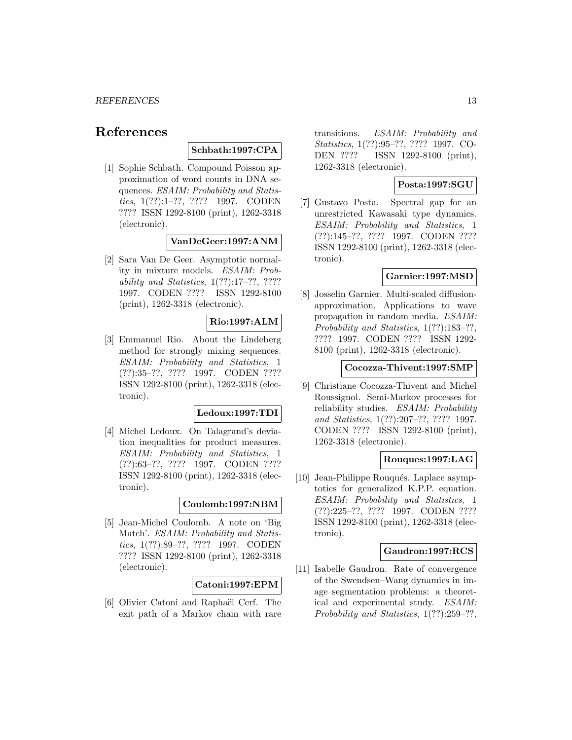# References

**Schbath:1997:CPA**

[1] Sophie Schbath. Compound Poisson approximation of word counts in DNA sequences. *ESAIM: Probability and Statistics*, 1(??):1–??, ???? 1997. CODEN ???? ISSN 1292-8100 (print), 1262-3318 (electronic).

**VanDeGeer:1997:ANM**

[2] Sara Van De Geer. Asymptotic normality in mixture models. *ESAIM: Probability and Statistics*, 1(??):17–??, ???? 1997. CODEN ???? ISSN 1292-8100 (print), 1262-3318 (electronic).

**Rio:1997:ALM**

[3] Emmanuel Rio. About the Lindeberg method for strongly mixing sequences. *ESAIM: Probability and Statistics*, 1 (??):35–??, ???? 1997. CODEN ???? ISSN 1292-8100 (print), 1262-3318 (electronic).

**Ledoux:1997:TDI**

[4] Michel Ledoux. On Talagrand's deviation inequalities for product measures. *ESAIM: Probability and Statistics*, 1 (??):63–??, ???? 1997. CODEN ???? ISSN 1292-8100 (print), 1262-3318 (electronic).

**Coulomb:1997:NBM**

[5] Jean-Michel Coulomb. A note on 'Big Match'. *ESAIM: Probability and Statistics*, 1(??):89–??, ???? 1997. CODEN ???? ISSN 1292-8100 (print), 1262-3318 (electronic).

**Catoni:1997:EPM**

[6] Olivier Catoni and Raphaël Cerf. The exit path of a Markov chain with rare transitions. *ESAIM: Probability and Statistics*, 1(??):95–??, ???? 1997. CODEN ???? ISSN 1292-8100 (print), 1262-3318 (electronic).

**Posta:1997:SGU**

[7] Gustavo Posta. Spectral gap for an unrestricted Kawasaki type dynamics. *ESAIM: Probability and Statistics*, 1 (??):145–??, ???? 1997. CODEN ???? ISSN 1292-8100 (print), 1262-3318 (electronic).

**Garnier:1997:MSD**

[8] Josselin Garnier. Multi-scaled diffusion-approximation. Applications to wave propagation in random media. *ESAIM: Probability and Statistics*, 1(??):183–??, ???? 1997. CODEN ???? ISSN 1292-8100 (print), 1262-3318 (electronic).

**Cocozza-Thivent:1997:SMP**

[9] Christiane Cocozza-Thivent and Michel Roussignol. Semi-Markov processes for reliability studies. *ESAIM: Probability and Statistics*, 1(??):207–??, ???? 1997. CODEN ???? ISSN 1292-8100 (print), 1262-3318 (electronic).

**Rouques:1997:LAG**

[10] Jean-Philippe Rouqués. Laplace asymptotics for generalized K.P.P. equation. *ESAIM: Probability and Statistics*, 1 (??):225–??, ???? 1997. CODEN ???? ISSN 1292-8100 (print), 1262-3318 (electronic).

**Gaudron:1997:RCS**

[11] Isabelle Gaudron. Rate of convergence of the Swendsen–Wang dynamics in image segmentation problems: a theoretical and experimental study. *ESAIM: Probability and Statistics*, 1(??):259–??,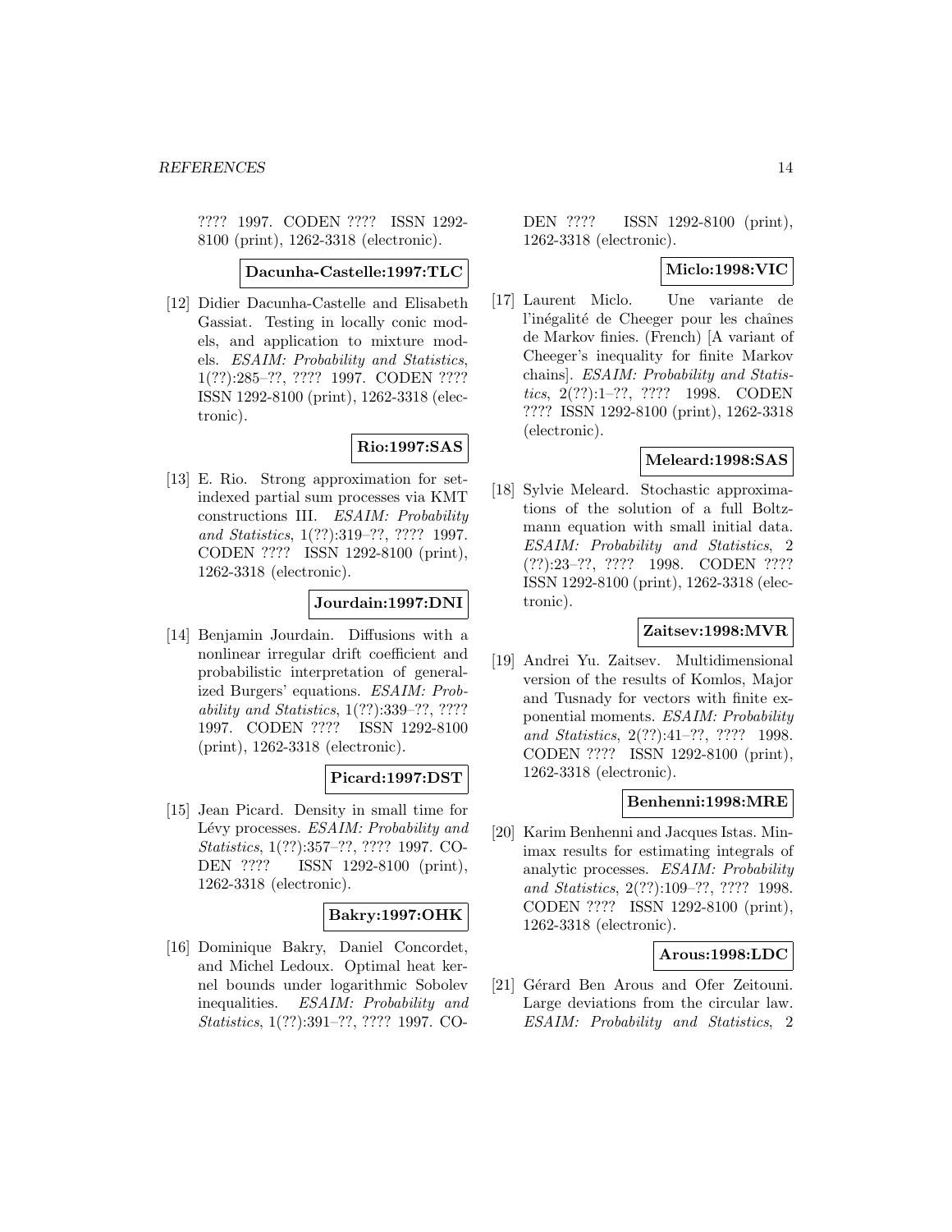???? 1997. CODEN ???? ISSN 1292-8100 (print), 1262-3318 (electronic).

**Dacunha-Castelle:1997:TLC**

[12] Didier Dacunha-Castelle and Elisabeth Gassiat. Testing in locally conic models, and application to mixture models. *ESAIM: Probability and Statistics*, 1(??):285–??, ???? 1997. CODEN ???? ISSN 1292-8100 (print), 1262-3318 (electronic).

**Rio:1997:SAS**

[13] E. Rio. Strong approximation for set-indexed partial sum processes via KMT constructions III. *ESAIM: Probability and Statistics*, 1(??):319–??, ???? 1997. CODEN ???? ISSN 1292-8100 (print), 1262-3318 (electronic).

**Jourdain:1997:DNI**

[14] Benjamin Jourdain. Diffusions with a nonlinear irregular drift coefficient and probabilistic interpretation of generalized Burgers' equations. *ESAIM: Probability and Statistics*, 1(??):339–??, ???? 1997. CODEN ???? ISSN 1292-8100 (print), 1262-3318 (electronic).

**Picard:1997:DST**

[15] Jean Picard. Density in small time for Lévy processes. *ESAIM: Probability and Statistics*, 1(??):357–??, ???? 1997. CODEN ???? ISSN 1292-8100 (print), 1262-3318 (electronic).

**Bakry:1997:OHK**

[16] Dominique Bakry, Daniel Concordet, and Michel Ledoux. Optimal heat kernel bounds under logarithmic Sobolev inequalities. *ESAIM: Probability and Statistics*, 1(??):391–??, ???? 1997. CODEN ???? ISSN 1292-8100 (print), 1262-3318 (electronic).

**Miclo:1998:VIC**

[17] Laurent Miclo. Une variante de l'inégalité de Cheeger pour les chaînes de Markov finies. (French) [A variant of Cheeger's inequality for finite Markov chains]. *ESAIM: Probability and Statistics*, 2(??):1–??, ???? 1998. CODEN ???? ISSN 1292-8100 (print), 1262-3318 (electronic).

**Meleard:1998:SAS**

[18] Sylvie Meleard. Stochastic approximations of the solution of a full Boltzmann equation with small initial data. *ESAIM: Probability and Statistics*, 2 (??):23–??, ???? 1998. CODEN ???? ISSN 1292-8100 (print), 1262-3318 (electronic).

**Zaitsev:1998:MVR**

[19] Andrei Yu. Zaitsev. Multidimensional version of the results of Komlos, Major and Tusnady for vectors with finite exponential moments. *ESAIM: Probability and Statistics*, 2(??):41–??, ???? 1998. CODEN ???? ISSN 1292-8100 (print), 1262-3318 (electronic).

**Benhenni:1998:MRE**

[20] Karim Benhenni and Jacques Istas. Minimax results for estimating integrals of analytic processes. *ESAIM: Probability and Statistics*, 2(??):109–??, ???? 1998. CODEN ???? ISSN 1292-8100 (print), 1262-3318 (electronic).

**Arous:1998:LDC**

[21] Gérard Ben Arous and Ofer Zeitouni. Large deviations from the circular law. *ESAIM: Probability and Statistics*, 2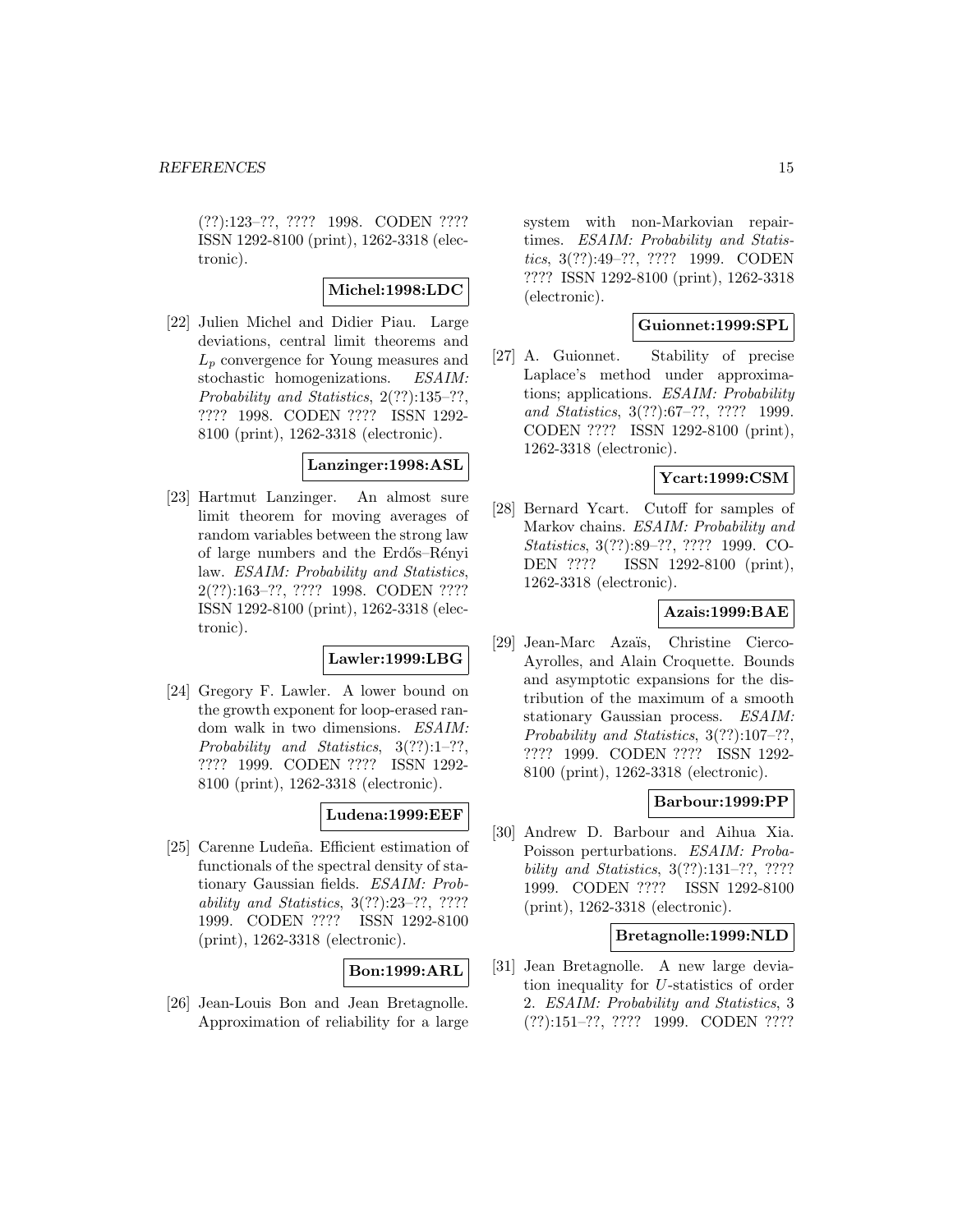(??):123–??, ???? 1998. CODEN ???? ISSN 1292-8100 (print), 1262-3318 (electronic).

**Michel:1998:LDC**

[22] Julien Michel and Didier Piau. Large deviations, central limit theorems and $L_p$ convergence for Young measures and stochastic homogenizations. *ESAIM: Probability and Statistics*, 2(??):135–??, ???? 1998. CODEN ???? ISSN 1292-8100 (print), 1262-3318 (electronic).

**Lanzinger:1998:ASL**

[23] Hartmut Lanzinger. An almost sure limit theorem for moving averages of random variables between the strong law of large numbers and the Erdős–Rényi law. *ESAIM: Probability and Statistics*, 2(??):163–??, ???? 1998. CODEN ???? ISSN 1292-8100 (print), 1262-3318 (electronic).

**Lawler:1999:LBG**

[24] Gregory F. Lawler. A lower bound on the growth exponent for loop-erased random walk in two dimensions. *ESAIM: Probability and Statistics*, 3(??):1–??, ???? 1999. CODEN ???? ISSN 1292-8100 (print), 1262-3318 (electronic).

**Ludena:1999:EEF**

[25] Carenne Ludeña. Efficient estimation of functionals of the spectral density of stationary Gaussian fields. *ESAIM: Probability and Statistics*, 3(??):23–??, ???? 1999. CODEN ???? ISSN 1292-8100 (print), 1262-3318 (electronic).

**Bon:1999:ARL**

[26] Jean-Louis Bon and Jean Bretagnolle. Approximation of reliability for a large system with non-Markovian repair-times. *ESAIM: Probability and Statistics*, 3(??):49–??, ???? 1999. CODEN ???? ISSN 1292-8100 (print), 1262-3318 (electronic).

**Guionnet:1999:SPL**

[27] A. Guionnet. Stability of precise Laplace's method under approximations; applications. *ESAIM: Probability and Statistics*, 3(??):67–??, ???? 1999. CODEN ???? ISSN 1292-8100 (print), 1262-3318 (electronic).

**Ycart:1999:CSM**

[28] Bernard Ycart. Cutoff for samples of Markov chains. *ESAIM: Probability and Statistics*, 3(??):89–??, ???? 1999. CODEN ???? ISSN 1292-8100 (print), 1262-3318 (electronic).

**Azais:1999:BAE**

[29] Jean-Marc Azaïs, Christine Cierco-Ayrolles, and Alain Croquette. Bounds and asymptotic expansions for the distribution of the maximum of a smooth stationary Gaussian process. *ESAIM: Probability and Statistics*, 3(??):107–??, ???? 1999. CODEN ???? ISSN 1292-8100 (print), 1262-3318 (electronic).

**Barbour:1999:PP**

[30] Andrew D. Barbour and Aihua Xia. Poisson perturbations. *ESAIM: Probability and Statistics*, 3(??):131–??, ???? 1999. CODEN ???? ISSN 1292-8100 (print), 1262-3318 (electronic).

**Bretagnolle:1999:NLD**

[31] Jean Bretagnolle. A new large deviation inequality for $U$-statistics of order 2. *ESAIM: Probability and Statistics*, 3 (??):151–??, ???? 1999. CODEN ????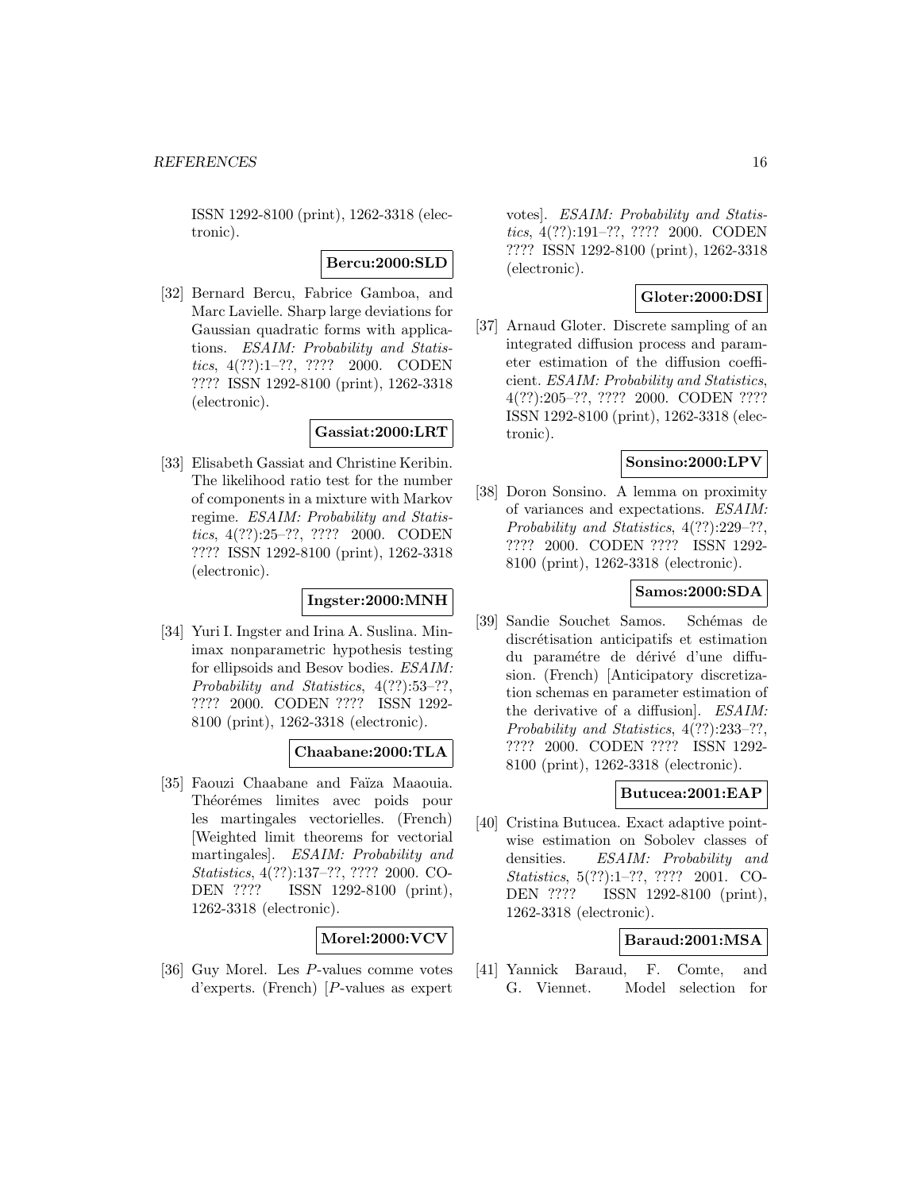ISSN 1292-8100 (print), 1262-3318 (electronic).

**Bercu:2000:SLD**

[32] Bernard Bercu, Fabrice Gamboa, and Marc Lavielle. Sharp large deviations for Gaussian quadratic forms with applications. *ESAIM: Probability and Statistics*, 4(??):1–??, ???? 2000. CODEN ???? ISSN 1292-8100 (print), 1262-3318 (electronic).

**Gassiat:2000:LRT**

[33] Elisabeth Gassiat and Christine Keribin. The likelihood ratio test for the number of components in a mixture with Markov regime. *ESAIM: Probability and Statistics*, 4(??):25–??, ???? 2000. CODEN ???? ISSN 1292-8100 (print), 1262-3318 (electronic).

**Ingster:2000:MNH**

[34] Yuri I. Ingster and Irina A. Suslina. Minimax nonparametric hypothesis testing for ellipsoids and Besov bodies. *ESAIM: Probability and Statistics*, 4(??):53–??, ???? 2000. CODEN ???? ISSN 1292-8100 (print), 1262-3318 (electronic).

**Chaabane:2000:TLA**

[35] Faouzi Chaabane and Faïza Maaouia. Théorémes limites avec poids pour les martingales vectorielles. (French) [Weighted limit theorems for vectorial martingales]. *ESAIM: Probability and Statistics*, 4(??):137–??, ???? 2000. CODEN ???? ISSN 1292-8100 (print), 1262-3318 (electronic).

**Morel:2000:VCV**

[36] Guy Morel. Les *P*-values comme votes d'experts. (French) [*P*-values as expert votes]. *ESAIM: Probability and Statistics*, 4(??):191–??, ???? 2000. CODEN ???? ISSN 1292-8100 (print), 1262-3318 (electronic).

**Gloter:2000:DSI**

[37] Arnaud Gloter. Discrete sampling of an integrated diffusion process and parameter estimation of the diffusion coefficient. *ESAIM: Probability and Statistics*, 4(??):205–??, ???? 2000. CODEN ???? ISSN 1292-8100 (print), 1262-3318 (electronic).

**Sonsino:2000:LPV**

[38] Doron Sonsino. A lemma on proximity of variances and expectations. *ESAIM: Probability and Statistics*, 4(??):229–??, ???? 2000. CODEN ???? ISSN 1292-8100 (print), 1262-3318 (electronic).

**Samos:2000:SDA**

[39] Sandie Souchet Samos. Schémas de discrétisation anticipatifs et estimation du paramétre de dérivé d'une diffusion. (French) [Anticipatory discretization schemas en parameter estimation of the derivative of a diffusion]. *ESAIM: Probability and Statistics*, 4(??):233–??, ???? 2000. CODEN ???? ISSN 1292-8100 (print), 1262-3318 (electronic).

**Butucea:2001:EAP**

[40] Cristina Butucea. Exact adaptive pointwise estimation on Sobolev classes of densities. *ESAIM: Probability and Statistics*, 5(??):1–??, ???? 2001. CODEN ???? ISSN 1292-8100 (print), 1262-3318 (electronic).

**Baraud:2001:MSA**

[41] Yannick Baraud, F. Comte, and G. Viennet. Model selection for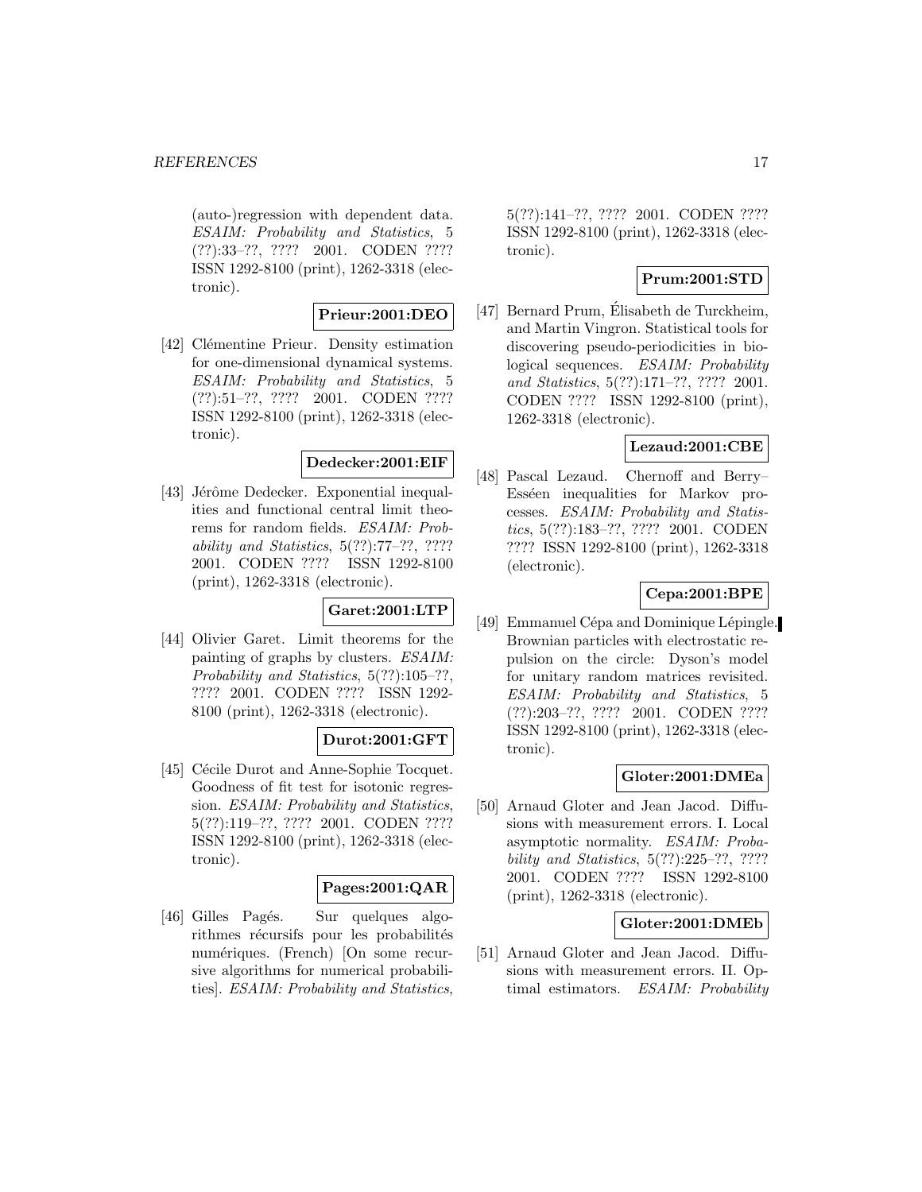(auto-)regression with dependent data. *ESAIM: Probability and Statistics*, 5 (??):33–??, ???? 2001. CODEN ???? ISSN 1292-8100 (print), 1262-3318 (electronic).

**Prieur:2001:DEO**

[42] Clémentine Prieur. Density estimation for one-dimensional dynamical systems. *ESAIM: Probability and Statistics*, 5 (??):51–??, ???? 2001. CODEN ???? ISSN 1292-8100 (print), 1262-3318 (electronic).

**Dedecker:2001:EIF**

[43] Jérôme Dedecker. Exponential inequalities and functional central limit theorems for random fields. *ESAIM: Probability and Statistics*, 5(??):77–??, ???? 2001. CODEN ???? ISSN 1292-8100 (print), 1262-3318 (electronic).

**Garet:2001:LTP**

[44] Olivier Garet. Limit theorems for the painting of graphs by clusters. *ESAIM: Probability and Statistics*, 5(??):105–??, ???? 2001. CODEN ???? ISSN 1292-8100 (print), 1262-3318 (electronic).

**Durot:2001:GFT**

[45] Cécile Durot and Anne-Sophie Tocquet. Goodness of fit test for isotonic regression. *ESAIM: Probability and Statistics*, 5(??):119–??, ???? 2001. CODEN ???? ISSN 1292-8100 (print), 1262-3318 (electronic).

**Pages:2001:QAR**

[46] Gilles Pagés. Sur quelques algorithmes récursifs pour les probabilités numériques. (French) [On some recursive algorithms for numerical probabilities]. *ESAIM: Probability and Statistics*, 5(??):141–??, ???? 2001. CODEN ???? ISSN 1292-8100 (print), 1262-3318 (electronic).

**Prum:2001:STD**

[47] Bernard Prum, Élisabeth de Turckheim, and Martin Vingron. Statistical tools for discovering pseudo-periodicities in biological sequences. *ESAIM: Probability and Statistics*, 5(??):171–??, ???? 2001. CODEN ???? ISSN 1292-8100 (print), 1262-3318 (electronic).

**Lezaud:2001:CBE**

[48] Pascal Lezaud. Chernoff and Berry–Esséen inequalities for Markov processes. *ESAIM: Probability and Statistics*, 5(??):183–??, ???? 2001. CODEN ???? ISSN 1292-8100 (print), 1262-3318 (electronic).

**Cepa:2001:BPE**

[49] Emmanuel Cépa and Dominique Lépingle. Brownian particles with electrostatic repulsion on the circle: Dyson's model for unitary random matrices revisited. *ESAIM: Probability and Statistics*, 5 (??):203–??, ???? 2001. CODEN ???? ISSN 1292-8100 (print), 1262-3318 (electronic).

**Gloter:2001:DMEa**

[50] Arnaud Gloter and Jean Jacod. Diffusions with measurement errors. I. Local asymptotic normality. *ESAIM: Probability and Statistics*, 5(??):225–??, ???? 2001. CODEN ???? ISSN 1292-8100 (print), 1262-3318 (electronic).

**Gloter:2001:DMEb**

[51] Arnaud Gloter and Jean Jacod. Diffusions with measurement errors. II. Optimal estimators. *ESAIM: Probability*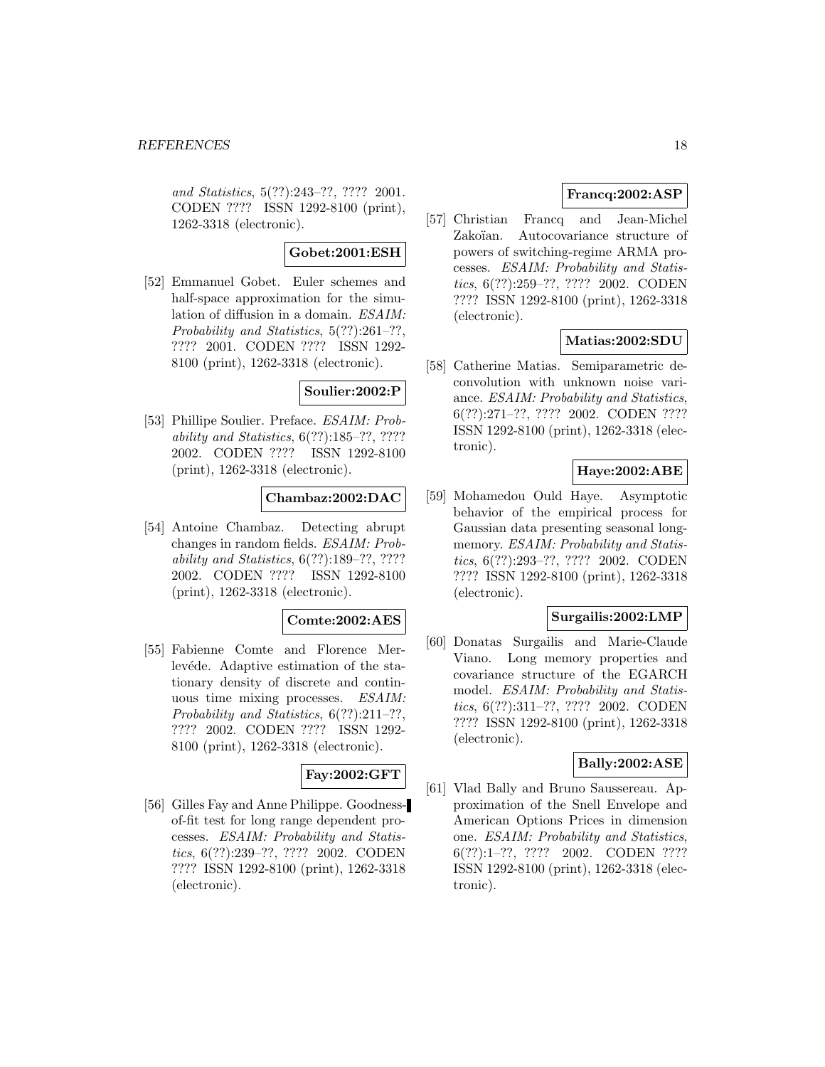*and Statistics*, 5(??):243–??, ???? 2001. CODEN ???? ISSN 1292-8100 (print), 1262-3318 (electronic).

**Gobet:2001:ESH**

[52] Emmanuel Gobet. Euler schemes and half-space approximation for the simulation of diffusion in a domain. *ESAIM: Probability and Statistics*, 5(??):261–??, ???? 2001. CODEN ???? ISSN 1292-8100 (print), 1262-3318 (electronic).

**Soulier:2002:P**

[53] Phillipe Soulier. Preface. *ESAIM: Probability and Statistics*, 6(??):185–??, ???? 2002. CODEN ???? ISSN 1292-8100 (print), 1262-3318 (electronic).

**Chambaz:2002:DAC**

[54] Antoine Chambaz. Detecting abrupt changes in random fields. *ESAIM: Probability and Statistics*, 6(??):189–??, ???? 2002. CODEN ???? ISSN 1292-8100 (print), 1262-3318 (electronic).

**Comte:2002:AES**

[55] Fabienne Comte and Florence Merlevéde. Adaptive estimation of the stationary density of discrete and continuous time mixing processes. *ESAIM: Probability and Statistics*, 6(??):211–??, ???? 2002. CODEN ???? ISSN 1292-8100 (print), 1262-3318 (electronic).

**Fay:2002:GFT**

[56] Gilles Fay and Anne Philippe. Goodness-of-fit test for long range dependent processes. *ESAIM: Probability and Statistics*, 6(??):239–??, ???? 2002. CODEN ???? ISSN 1292-8100 (print), 1262-3318 (electronic).

**Francq:2002:ASP**

[57] Christian Francq and Jean-Michel Zakoïan. Autocovariance structure of powers of switching-regime ARMA processes. *ESAIM: Probability and Statistics*, 6(??):259–??, ???? 2002. CODEN ???? ISSN 1292-8100 (print), 1262-3318 (electronic).

**Matias:2002:SDU**

[58] Catherine Matias. Semiparametric deconvolution with unknown noise variance. *ESAIM: Probability and Statistics*, 6(??):271–??, ???? 2002. CODEN ???? ISSN 1292-8100 (print), 1262-3318 (electronic).

**Haye:2002:ABE**

[59] Mohamedou Ould Haye. Asymptotic behavior of the empirical process for Gaussian data presenting seasonal long-memory. *ESAIM: Probability and Statistics*, 6(??):293–??, ???? 2002. CODEN ???? ISSN 1292-8100 (print), 1262-3318 (electronic).

**Surgailis:2002:LMP**

[60] Donatas Surgailis and Marie-Claude Viano. Long memory properties and covariance structure of the EGARCH model. *ESAIM: Probability and Statistics*, 6(??):311–??, ???? 2002. CODEN ???? ISSN 1292-8100 (print), 1262-3318 (electronic).

**Bally:2002:ASE**

[61] Vlad Bally and Bruno Saussereau. Approximation of the Snell Envelope and American Options Prices in dimension one. *ESAIM: Probability and Statistics*, 6(??):1–??, ???? 2002. CODEN ???? ISSN 1292-8100 (print), 1262-3318 (electronic).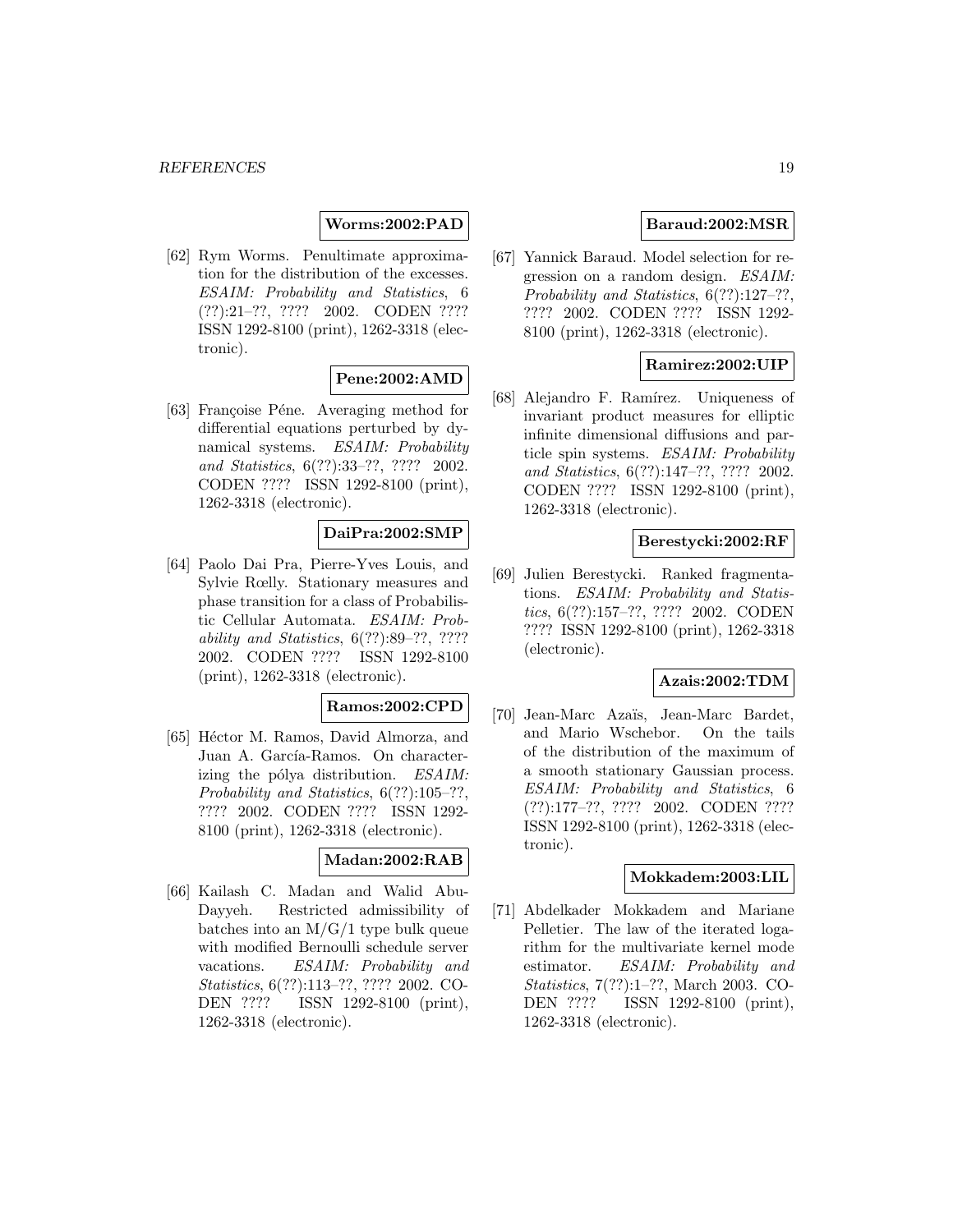**Worms:2002:PAD**

[62] Rym Worms. Penultimate approximation for the distribution of the excesses. *ESAIM: Probability and Statistics*, 6 (??):21–??, ???? 2002. CODEN ???? ISSN 1292-8100 (print), 1262-3318 (electronic).

**Pene:2002:AMD**

[63] Françoise Péne. Averaging method for differential equations perturbed by dynamical systems. *ESAIM: Probability and Statistics*, 6(??):33–??, ???? 2002. CODEN ???? ISSN 1292-8100 (print), 1262-3318 (electronic).

**DaiPra:2002:SMP**

[64] Paolo Dai Pra, Pierre-Yves Louis, and Sylvie Rœlly. Stationary measures and phase transition for a class of Probabilistic Cellular Automata. *ESAIM: Probability and Statistics*, 6(??):89–??, ???? 2002. CODEN ???? ISSN 1292-8100 (print), 1262-3318 (electronic).

**Ramos:2002:CPD**

[65] Héctor M. Ramos, David Almorza, and Juan A. García-Ramos. On characterizing the pólya distribution. *ESAIM: Probability and Statistics*, 6(??):105–??, ???? 2002. CODEN ???? ISSN 1292-8100 (print), 1262-3318 (electronic).

**Madan:2002:RAB**

[66] Kailash C. Madan and Walid Abu-Dayyeh. Restricted admissibility of batches into an M/G/1 type bulk queue with modified Bernoulli schedule server vacations. *ESAIM: Probability and Statistics*, 6(??):113–??, ???? 2002. CODEN ???? ISSN 1292-8100 (print), 1262-3318 (electronic).

**Baraud:2002:MSR**

[67] Yannick Baraud. Model selection for regression on a random design. *ESAIM: Probability and Statistics*, 6(??):127–??, ???? 2002. CODEN ???? ISSN 1292-8100 (print), 1262-3318 (electronic).

**Ramirez:2002:UIP**

[68] Alejandro F. Ramírez. Uniqueness of invariant product measures for elliptic infinite dimensional diffusions and particle spin systems. *ESAIM: Probability and Statistics*, 6(??):147–??, ???? 2002. CODEN ???? ISSN 1292-8100 (print), 1262-3318 (electronic).

**Berestycki:2002:RF**

[69] Julien Berestycki. Ranked fragmentations. *ESAIM: Probability and Statistics*, 6(??):157–??, ???? 2002. CODEN ???? ISSN 1292-8100 (print), 1262-3318 (electronic).

**Azais:2002:TDM**

[70] Jean-Marc Azaïs, Jean-Marc Bardet, and Mario Wschebor. On the tails of the distribution of the maximum of a smooth stationary Gaussian process. *ESAIM: Probability and Statistics*, 6 (??):177–??, ???? 2002. CODEN ???? ISSN 1292-8100 (print), 1262-3318 (electronic).

**Mokkadem:2003:LIL**

[71] Abdelkader Mokkadem and Mariane Pelletier. The law of the iterated logarithm for the multivariate kernel mode estimator. *ESAIM: Probability and Statistics*, 7(??):1–??, March 2003. CODEN ???? ISSN 1292-8100 (print), 1262-3318 (electronic).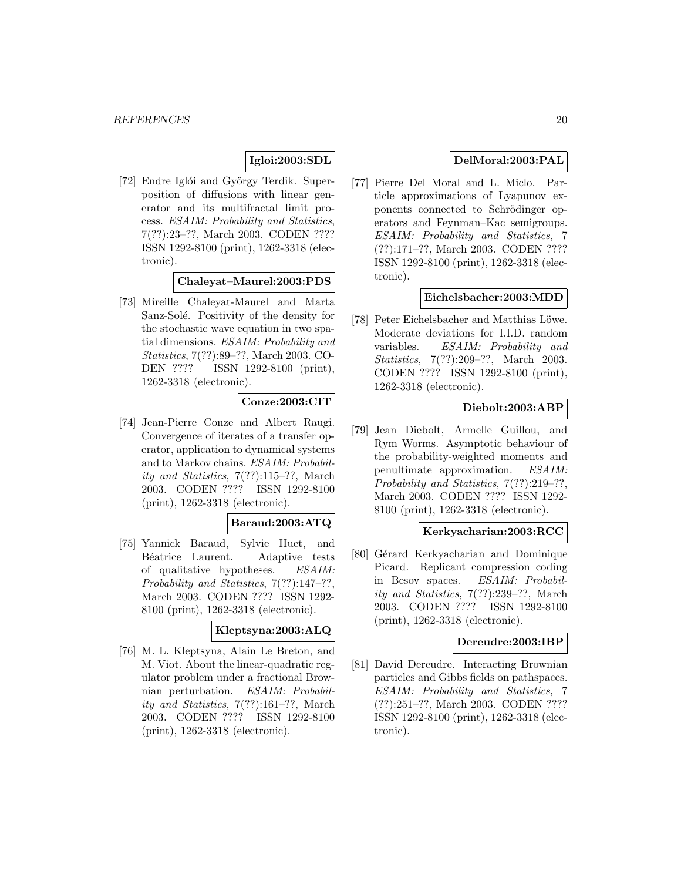**Igloi:2003:SDL**

[72] Endre Iglói and György Terdik. Superposition of diffusions with linear generator and its multifractal limit process. *ESAIM: Probability and Statistics*, 7(??):23–??, March 2003. CODEN ???? ISSN 1292-8100 (print), 1262-3318 (electronic).

**Chaleyat–Maurel:2003:PDS**

[73] Mireille Chaleyat-Maurel and Marta Sanz-Solé. Positivity of the density for the stochastic wave equation in two spatial dimensions. *ESAIM: Probability and Statistics*, 7(??):89–??, March 2003. CODEN ???? ISSN 1292-8100 (print), 1262-3318 (electronic).

**Conze:2003:CIT**

[74] Jean-Pierre Conze and Albert Raugi. Convergence of iterates of a transfer operator, application to dynamical systems and to Markov chains. *ESAIM: Probability and Statistics*, 7(??):115–??, March 2003. CODEN ???? ISSN 1292-8100 (print), 1262-3318 (electronic).

**Baraud:2003:ATQ**

[75] Yannick Baraud, Sylvie Huet, and Béatrice Laurent. Adaptive tests of qualitative hypotheses. *ESAIM: Probability and Statistics*, 7(??):147–??, March 2003. CODEN ???? ISSN 1292-8100 (print), 1262-3318 (electronic).

**Kleptsyna:2003:ALQ**

[76] M. L. Kleptsyna, Alain Le Breton, and M. Viot. About the linear-quadratic regulator problem under a fractional Brownian perturbation. *ESAIM: Probability and Statistics*, 7(??):161–??, March 2003. CODEN ???? ISSN 1292-8100 (print), 1262-3318 (electronic).

**DelMoral:2003:PAL**

[77] Pierre Del Moral and L. Miclo. Particle approximations of Lyapunov exponents connected to Schrödinger operators and Feynman–Kac semigroups. *ESAIM: Probability and Statistics*, 7 (??):171–??, March 2003. CODEN ???? ISSN 1292-8100 (print), 1262-3318 (electronic).

**Eichelsbacher:2003:MDD**

[78] Peter Eichelsbacher and Matthias Löwe. Moderate deviations for I.I.D. random variables. *ESAIM: Probability and Statistics*, 7(??):209–??, March 2003. CODEN ???? ISSN 1292-8100 (print), 1262-3318 (electronic).

**Diebolt:2003:ABP**

[79] Jean Diebolt, Armelle Guillou, and Rym Worms. Asymptotic behaviour of the probability-weighted moments and penultimate approximation. *ESAIM: Probability and Statistics*, 7(??):219–??, March 2003. CODEN ???? ISSN 1292-8100 (print), 1262-3318 (electronic).

**Kerkyacharian:2003:RCC**

[80] Gérard Kerkyacharian and Dominique Picard. Replicant compression coding in Besov spaces. *ESAIM: Probability and Statistics*, 7(??):239–??, March 2003. CODEN ???? ISSN 1292-8100 (print), 1262-3318 (electronic).

**Dereudre:2003:IBP**

[81] David Dereudre. Interacting Brownian particles and Gibbs fields on pathspaces. *ESAIM: Probability and Statistics*, 7 (??):251–??, March 2003. CODEN ???? ISSN 1292-8100 (print), 1262-3318 (electronic).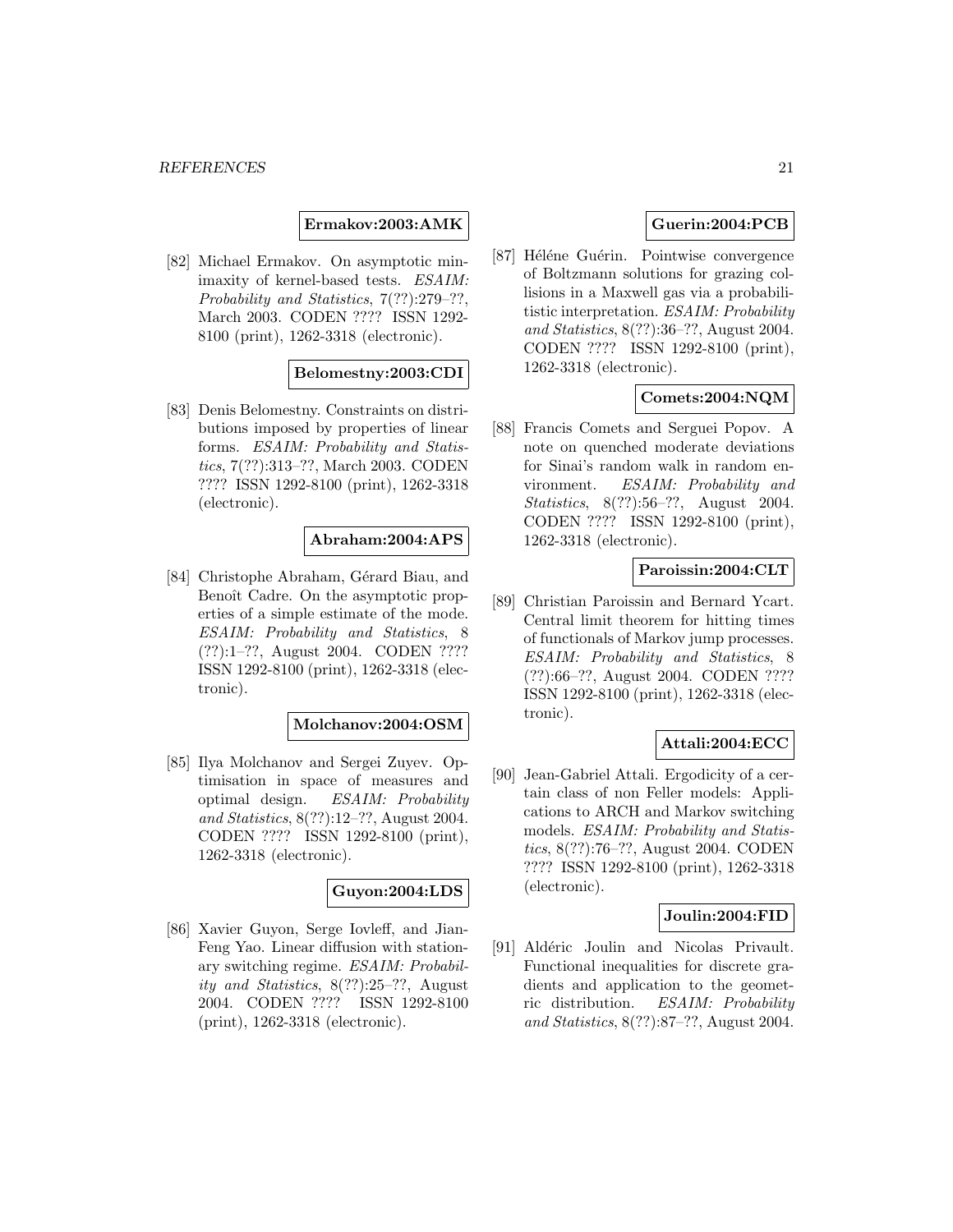**Ermakov:2003:AMK**

[82] Michael Ermakov. On asymptotic minimaxity of kernel-based tests. *ESAIM: Probability and Statistics*, 7(??):279–??, March 2003. CODEN ???? ISSN 1292-8100 (print), 1262-3318 (electronic).

**Belomestny:2003:CDI**

[83] Denis Belomestny. Constraints on distributions imposed by properties of linear forms. *ESAIM: Probability and Statistics*, 7(??):313–??, March 2003. CODEN ???? ISSN 1292-8100 (print), 1262-3318 (electronic).

**Abraham:2004:APS**

[84] Christophe Abraham, Gérard Biau, and Benoît Cadre. On the asymptotic properties of a simple estimate of the mode. *ESAIM: Probability and Statistics*, 8 (??):1–??, August 2004. CODEN ???? ISSN 1292-8100 (print), 1262-3318 (electronic).

**Molchanov:2004:OSM**

[85] Ilya Molchanov and Sergei Zuyev. Optimisation in space of measures and optimal design. *ESAIM: Probability and Statistics*, 8(??):12–??, August 2004. CODEN ???? ISSN 1292-8100 (print), 1262-3318 (electronic).

**Guyon:2004:LDS**

[86] Xavier Guyon, Serge Iovleff, and Jian-Feng Yao. Linear diffusion with stationary switching regime. *ESAIM: Probability and Statistics*, 8(??):25–??, August 2004. CODEN ???? ISSN 1292-8100 (print), 1262-3318 (electronic).

**Guerin:2004:PCB**

[87] Héléne Guérin. Pointwise convergence of Boltzmann solutions for grazing collisions in a Maxwell gas via a probabilitistic interpretation. *ESAIM: Probability and Statistics*, 8(??):36–??, August 2004. CODEN ???? ISSN 1292-8100 (print), 1262-3318 (electronic).

**Comets:2004:NQM**

[88] Francis Comets and Serguei Popov. A note on quenched moderate deviations for Sinai's random walk in random environment. *ESAIM: Probability and Statistics*, 8(??):56–??, August 2004. CODEN ???? ISSN 1292-8100 (print), 1262-3318 (electronic).

**Paroissin:2004:CLT**

[89] Christian Paroissin and Bernard Ycart. Central limit theorem for hitting times of functionals of Markov jump processes. *ESAIM: Probability and Statistics*, 8 (??):66–??, August 2004. CODEN ???? ISSN 1292-8100 (print), 1262-3318 (electronic).

**Attali:2004:ECC**

[90] Jean-Gabriel Attali. Ergodicity of a certain class of non Feller models: Applications to ARCH and Markov switching models. *ESAIM: Probability and Statistics*, 8(??):76–??, August 2004. CODEN ???? ISSN 1292-8100 (print), 1262-3318 (electronic).

**Joulin:2004:FID**

[91] Aldéric Joulin and Nicolas Privault. Functional inequalities for discrete gradients and application to the geometric distribution. *ESAIM: Probability and Statistics*, 8(??):87–??, August 2004.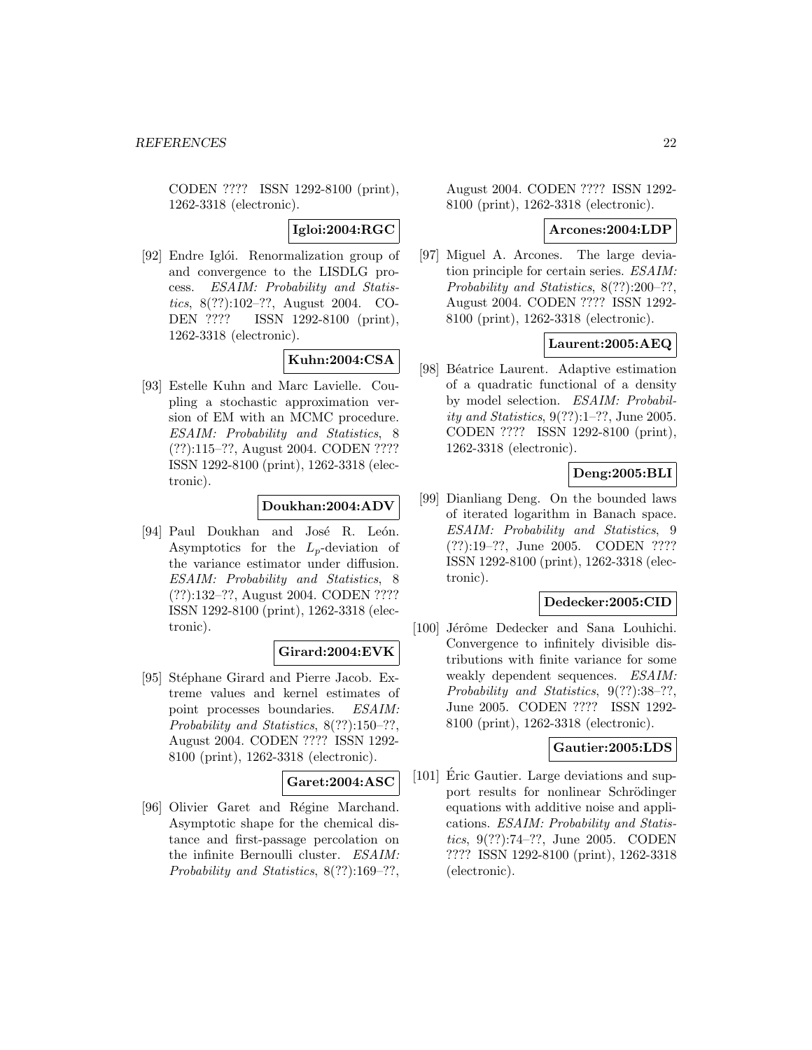CODEN ???? ISSN 1292-8100 (print), 1262-3318 (electronic).

**Igloi:2004:RGC**

[92] Endre Iglói. Renormalization group of and convergence to the LISDLG process. *ESAIM: Probability and Statistics*, 8(??):102–??, August 2004. CODEN ???? ISSN 1292-8100 (print), 1262-3318 (electronic).

**Kuhn:2004:CSA**

[93] Estelle Kuhn and Marc Lavielle. Coupling a stochastic approximation version of EM with an MCMC procedure. *ESAIM: Probability and Statistics*, 8 (??):115–??, August 2004. CODEN ???? ISSN 1292-8100 (print), 1262-3318 (electronic).

**Doukhan:2004:ADV**

[94] Paul Doukhan and José R. León. Asymptotics for the $L_p$-deviation of the variance estimator under diffusion. *ESAIM: Probability and Statistics*, 8 (??):132–??, August 2004. CODEN ???? ISSN 1292-8100 (print), 1262-3318 (electronic).

**Girard:2004:EVK**

[95] Stéphane Girard and Pierre Jacob. Extreme values and kernel estimates of point processes boundaries. *ESAIM: Probability and Statistics*, 8(??):150–??, August 2004. CODEN ???? ISSN 1292-8100 (print), 1262-3318 (electronic).

**Garet:2004:ASC**

[96] Olivier Garet and Régine Marchand. Asymptotic shape for the chemical distance and first-passage percolation on the infinite Bernoulli cluster. *ESAIM: Probability and Statistics*, 8(??):169–??, August 2004. CODEN ???? ISSN 1292-8100 (print), 1262-3318 (electronic).

**Arcones:2004:LDP**

[97] Miguel A. Arcones. The large deviation principle for certain series. *ESAIM: Probability and Statistics*, 8(??):200–??, August 2004. CODEN ???? ISSN 1292-8100 (print), 1262-3318 (electronic).

**Laurent:2005:AEQ**

[98] Béatrice Laurent. Adaptive estimation of a quadratic functional of a density by model selection. *ESAIM: Probability and Statistics*, 9(??):1–??, June 2005. CODEN ???? ISSN 1292-8100 (print), 1262-3318 (electronic).

**Deng:2005:BLI**

[99] Dianliang Deng. On the bounded laws of iterated logarithm in Banach space. *ESAIM: Probability and Statistics*, 9 (??):19–??, June 2005. CODEN ???? ISSN 1292-8100 (print), 1262-3318 (electronic).

**Dedecker:2005:CID**

[100] Jérôme Dedecker and Sana Louhichi. Convergence to infinitely divisible distributions with finite variance for some weakly dependent sequences. *ESAIM: Probability and Statistics*, 9(??):38–??, June 2005. CODEN ???? ISSN 1292-8100 (print), 1262-3318 (electronic).

**Gautier:2005:LDS**

[101] Éric Gautier. Large deviations and support results for nonlinear Schrödinger equations with additive noise and applications. *ESAIM: Probability and Statistics*, 9(??):74–??, June 2005. CODEN ???? ISSN 1292-8100 (print), 1262-3318 (electronic).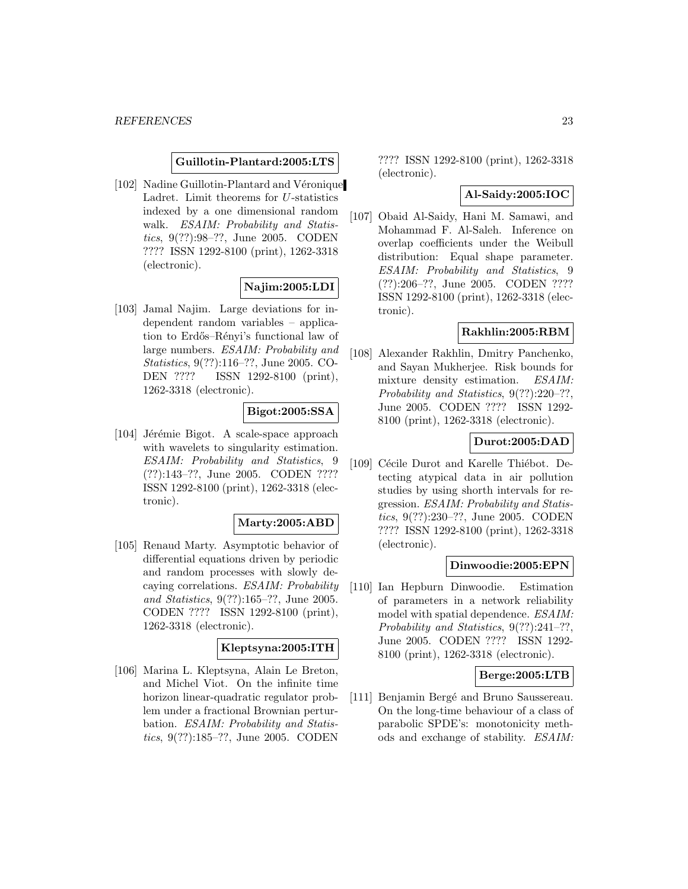**Guillotin-Plantard:2005:LTS**

[102] Nadine Guillotin-Plantard and Véronique Ladret. Limit theorems for $U$-statistics indexed by a one dimensional random walk. *ESAIM: Probability and Statistics*, 9(??):98–??, June 2005. CODEN ???? ISSN 1292-8100 (print), 1262-3318 (electronic).

**Najim:2005:LDI**

[103] Jamal Najim. Large deviations for independent random variables – application to Erdős–Rényi's functional law of large numbers. *ESAIM: Probability and Statistics*, 9(??):116–??, June 2005. CODEN ???? ISSN 1292-8100 (print), 1262-3318 (electronic).

**Bigot:2005:SSA**

[104] Jérémie Bigot. A scale-space approach with wavelets to singularity estimation. *ESAIM: Probability and Statistics*, 9 (??):143–??, June 2005. CODEN ???? ISSN 1292-8100 (print), 1262-3318 (electronic).

**Marty:2005:ABD**

[105] Renaud Marty. Asymptotic behavior of differential equations driven by periodic and random processes with slowly decaying correlations. *ESAIM: Probability and Statistics*, 9(??):165–??, June 2005. CODEN ???? ISSN 1292-8100 (print), 1262-3318 (electronic).

**Kleptsyna:2005:ITH**

[106] Marina L. Kleptsyna, Alain Le Breton, and Michel Viot. On the infinite time horizon linear-quadratic regulator problem under a fractional Brownian perturbation. *ESAIM: Probability and Statistics*, 9(??):185–??, June 2005. CODEN ???? ISSN 1292-8100 (print), 1262-3318 (electronic).

**Al-Saidy:2005:IOC**

[107] Obaid Al-Saidy, Hani M. Samawi, and Mohammad F. Al-Saleh. Inference on overlap coefficients under the Weibull distribution: Equal shape parameter. *ESAIM: Probability and Statistics*, 9 (??):206–??, June 2005. CODEN ???? ISSN 1292-8100 (print), 1262-3318 (electronic).

**Rakhlin:2005:RBM**

[108] Alexander Rakhlin, Dmitry Panchenko, and Sayan Mukherjee. Risk bounds for mixture density estimation. *ESAIM: Probability and Statistics*, 9(??):220–??, June 2005. CODEN ???? ISSN 1292-8100 (print), 1262-3318 (electronic).

**Durot:2005:DAD**

[109] Cécile Durot and Karelle Thiébot. Detecting atypical data in air pollution studies by using shorth intervals for regression. *ESAIM: Probability and Statistics*, 9(??):230–??, June 2005. CODEN ???? ISSN 1292-8100 (print), 1262-3318 (electronic).

**Dinwoodie:2005:EPN**

[110] Ian Hepburn Dinwoodie. Estimation of parameters in a network reliability model with spatial dependence. *ESAIM: Probability and Statistics*, 9(??):241–??, June 2005. CODEN ???? ISSN 1292-8100 (print), 1262-3318 (electronic).

**Berge:2005:LTB**

[111] Benjamin Bergé and Bruno Saussereau. On the long-time behaviour of a class of parabolic SPDE's: monotonicity methods and exchange of stability. *ESAIM:*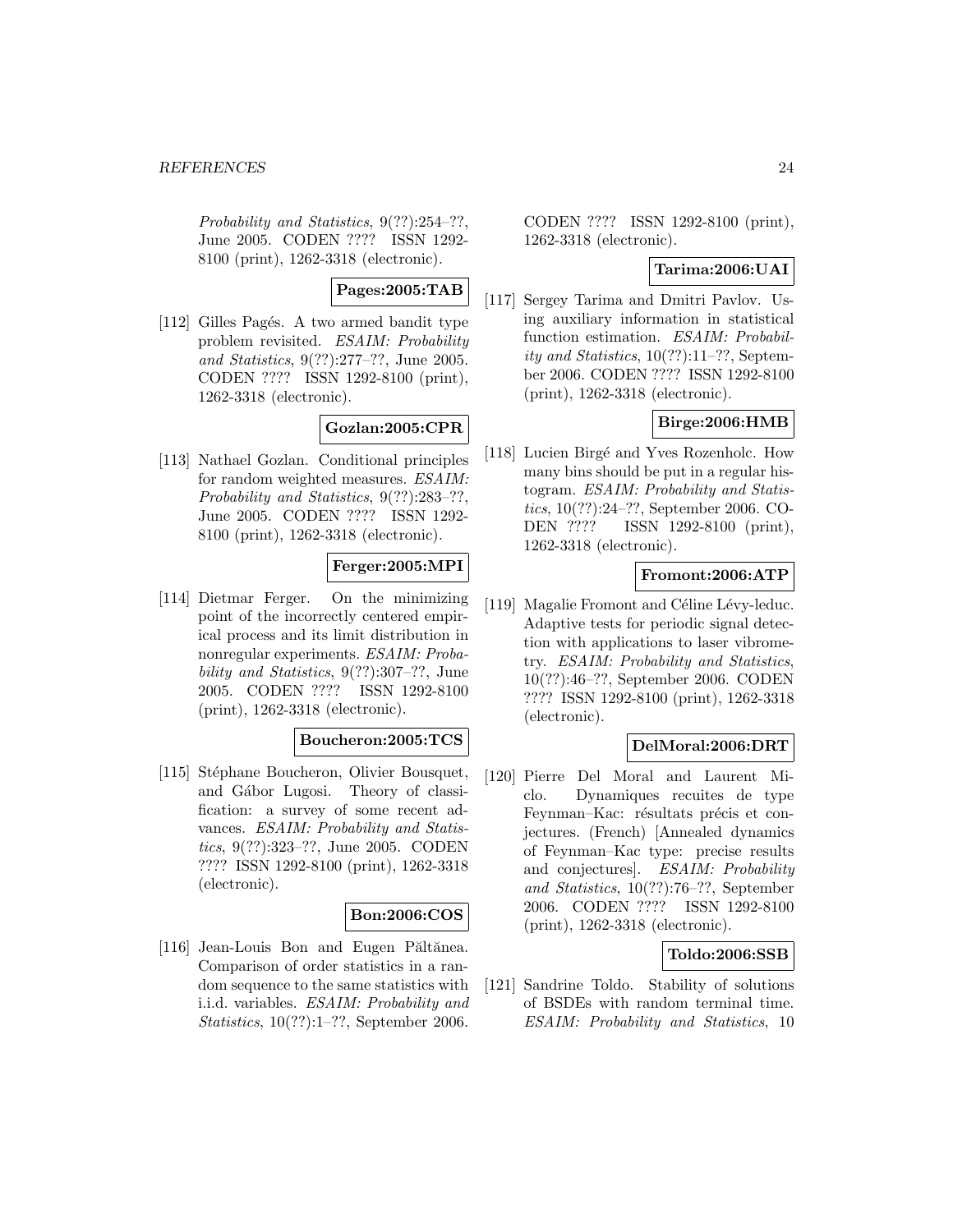*Probability and Statistics*, 9(??):254–??, June 2005. CODEN ???? ISSN 1292-8100 (print), 1262-3318 (electronic).

**Pages:2005:TAB**

[112] Gilles Pagés. A two armed bandit type problem revisited. *ESAIM: Probability and Statistics*, 9(??):277–??, June 2005. CODEN ???? ISSN 1292-8100 (print), 1262-3318 (electronic).

**Gozlan:2005:CPR**

[113] Nathael Gozlan. Conditional principles for random weighted measures. *ESAIM: Probability and Statistics*, 9(??):283–??, June 2005. CODEN ???? ISSN 1292-8100 (print), 1262-3318 (electronic).

**Ferger:2005:MPI**

[114] Dietmar Ferger. On the minimizing point of the incorrectly centered empirical process and its limit distribution in nonregular experiments. *ESAIM: Probability and Statistics*, 9(??):307–??, June 2005. CODEN ???? ISSN 1292-8100 (print), 1262-3318 (electronic).

**Boucheron:2005:TCS**

[115] Stéphane Boucheron, Olivier Bousquet, and Gábor Lugosi. Theory of classification: a survey of some recent advances. *ESAIM: Probability and Statistics*, 9(??):323–??, June 2005. CODEN ???? ISSN 1292-8100 (print), 1262-3318 (electronic).

**Bon:2006:COS**

[116] Jean-Louis Bon and Eugen Păltănea. Comparison of order statistics in a random sequence to the same statistics with i.i.d. variables. *ESAIM: Probability and Statistics*, 10(??):1–??, September 2006. CODEN ???? ISSN 1292-8100 (print), 1262-3318 (electronic).

**Tarima:2006:UAI**

[117] Sergey Tarima and Dmitri Pavlov. Using auxiliary information in statistical function estimation. *ESAIM: Probability and Statistics*, 10(??):11–??, September 2006. CODEN ???? ISSN 1292-8100 (print), 1262-3318 (electronic).

**Birge:2006:HMB**

[118] Lucien Birgé and Yves Rozenholc. How many bins should be put in a regular histogram. *ESAIM: Probability and Statistics*, 10(??):24–??, September 2006. CODEN ???? ISSN 1292-8100 (print), 1262-3318 (electronic).

**Fromont:2006:ATP**

[119] Magalie Fromont and Céline Lévy-leduc. Adaptive tests for periodic signal detection with applications to laser vibrometry. *ESAIM: Probability and Statistics*, 10(??):46–??, September 2006. CODEN ???? ISSN 1292-8100 (print), 1262-3318 (electronic).

**DelMoral:2006:DRT**

[120] Pierre Del Moral and Laurent Miclo. Dynamiques recuites de type Feynman–Kac: résultats précis et conjectures. (French) [Annealed dynamics of Feynman–Kac type: precise results and conjectures]. *ESAIM: Probability and Statistics*, 10(??):76–??, September 2006. CODEN ???? ISSN 1292-8100 (print), 1262-3318 (electronic).

**Toldo:2006:SSB**

[121] Sandrine Toldo. Stability of solutions of BSDEs with random terminal time. *ESAIM: Probability and Statistics*, 10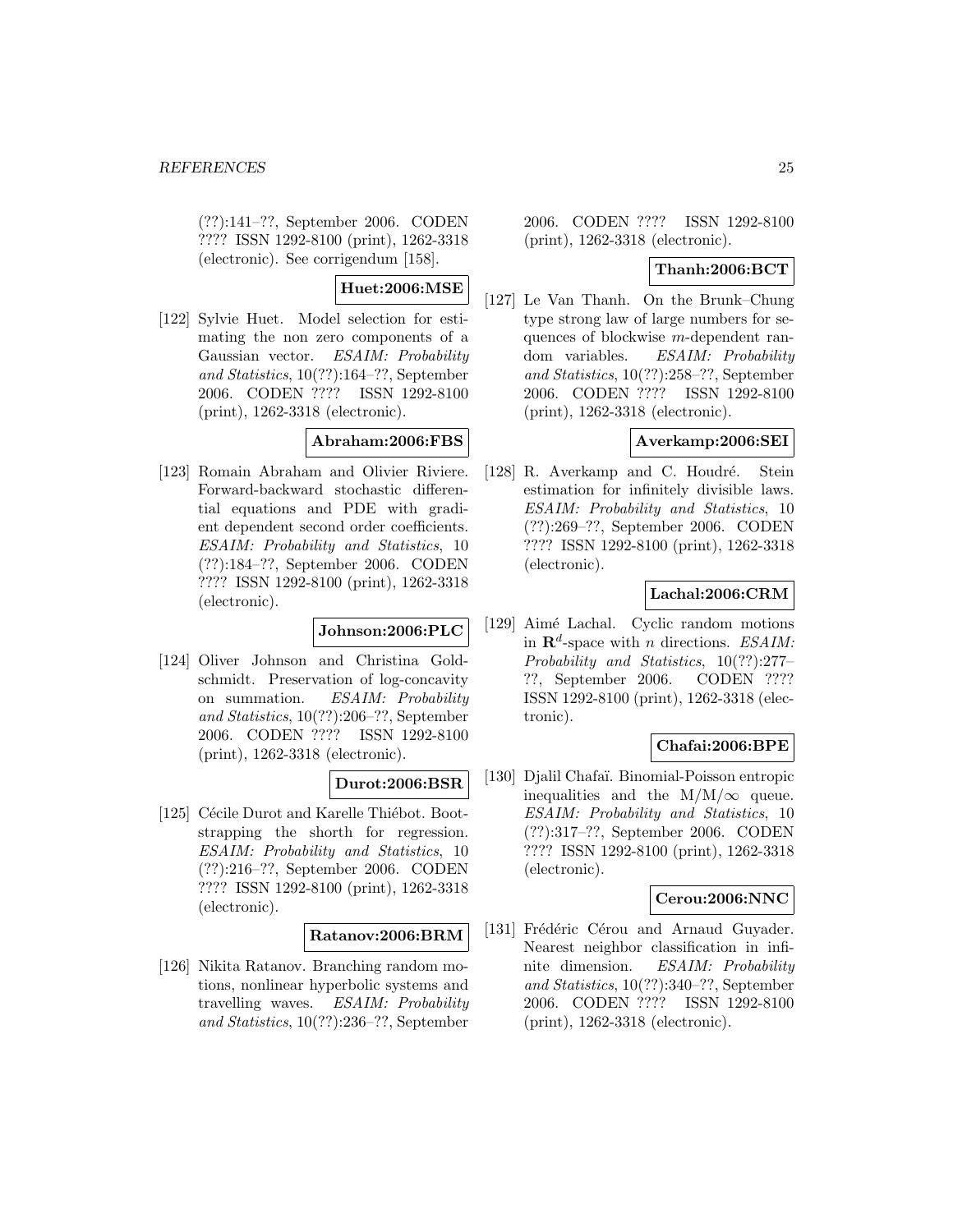(??):141–??, September 2006. CODEN ???? ISSN 1292-8100 (print), 1262-3318 (electronic). See corrigendum [158].

**Huet:2006:MSE**

[122] Sylvie Huet. Model selection for estimating the non zero components of a Gaussian vector. *ESAIM: Probability and Statistics*, 10(??):164–??, September 2006. CODEN ???? ISSN 1292-8100 (print), 1262-3318 (electronic).

**Abraham:2006:FBS**

[123] Romain Abraham and Olivier Riviere. Forward-backward stochastic differential equations and PDE with gradient dependent second order coefficients. *ESAIM: Probability and Statistics*, 10 (??):184–??, September 2006. CODEN ???? ISSN 1292-8100 (print), 1262-3318 (electronic).

**Johnson:2006:PLC**

[124] Oliver Johnson and Christina Goldschmidt. Preservation of log-concavity on summation. *ESAIM: Probability and Statistics*, 10(??):206–??, September 2006. CODEN ???? ISSN 1292-8100 (print), 1262-3318 (electronic).

**Durot:2006:BSR**

[125] Cécile Durot and Karelle Thiébot. Bootstrapping the shorth for regression. *ESAIM: Probability and Statistics*, 10 (??):216–??, September 2006. CODEN ???? ISSN 1292-8100 (print), 1262-3318 (electronic).

**Ratanov:2006:BRM**

[126] Nikita Ratanov. Branching random motions, nonlinear hyperbolic systems and travelling waves. *ESAIM: Probability and Statistics*, 10(??):236–??, September 2006. CODEN ???? ISSN 1292-8100 (print), 1262-3318 (electronic).

**Thanh:2006:BCT**

[127] Le Van Thanh. On the Brunk–Chung type strong law of large numbers for sequences of blockwise $m$-dependent random variables. *ESAIM: Probability and Statistics*, 10(??):258–??, September 2006. CODEN ???? ISSN 1292-8100 (print), 1262-3318 (electronic).

**Averkamp:2006:SEI**

[128] R. Averkamp and C. Houdré. Stein estimation for infinitely divisible laws. *ESAIM: Probability and Statistics*, 10 (??):269–??, September 2006. CODEN ???? ISSN 1292-8100 (print), 1262-3318 (electronic).

**Lachal:2006:CRM**

[129] Aimé Lachal. Cyclic random motions in $\mathbf{R}^d$-space with $n$ directions. *ESAIM: Probability and Statistics*, 10(??):277–??, September 2006. CODEN ???? ISSN 1292-8100 (print), 1262-3318 (electronic).

**Chafai:2006:BPE**

[130] Djalil Chafaï. Binomial-Poisson entropic inequalities and the M/M/$\infty$ queue. *ESAIM: Probability and Statistics*, 10 (??):317–??, September 2006. CODEN ???? ISSN 1292-8100 (print), 1262-3318 (electronic).

**Cerou:2006:NNC**

[131] Frédéric Cérou and Arnaud Guyader. Nearest neighbor classification in infinite dimension. *ESAIM: Probability and Statistics*, 10(??):340–??, September 2006. CODEN ???? ISSN 1292-8100 (print), 1262-3318 (electronic).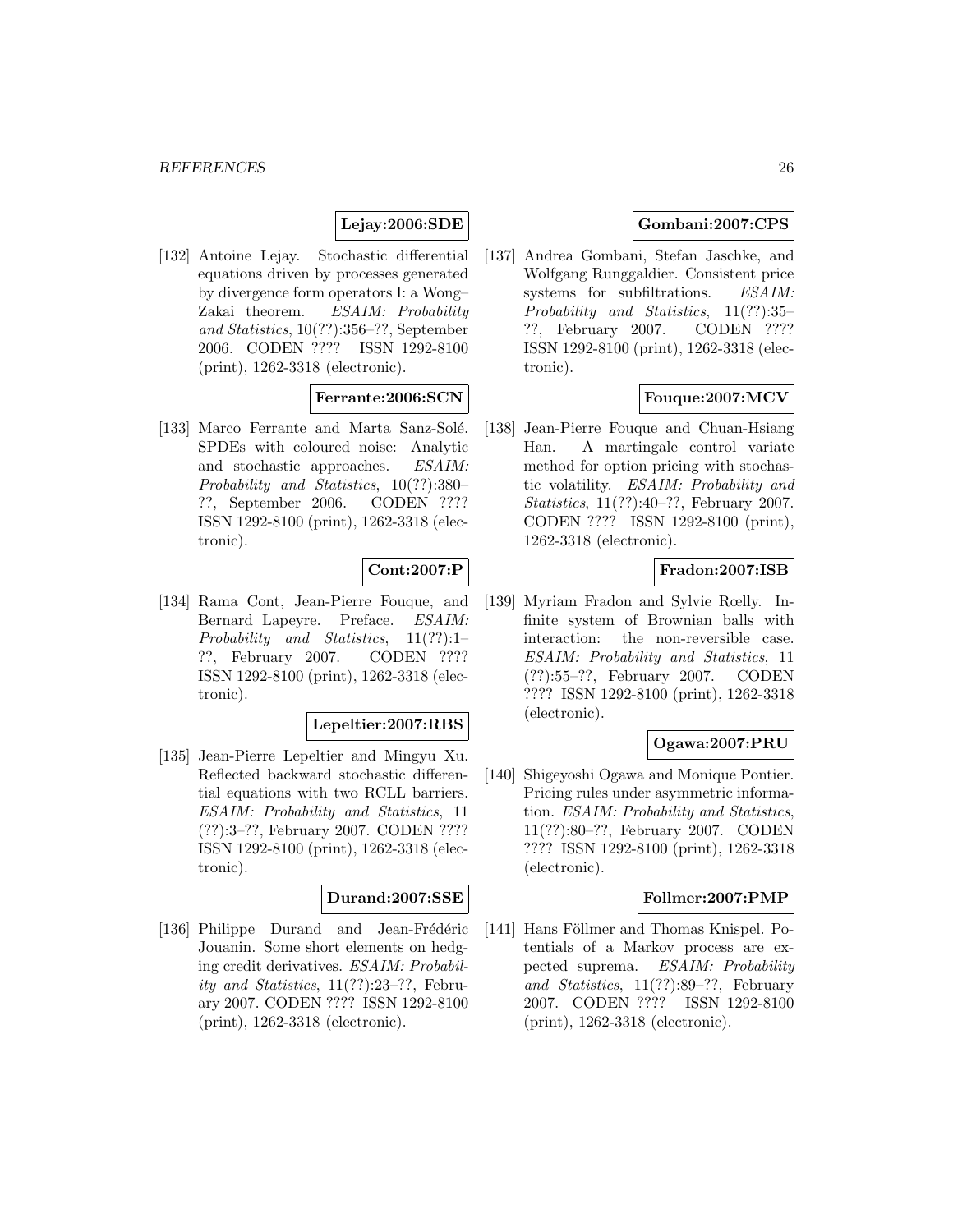**Lejay:2006:SDE**

[132] Antoine Lejay. Stochastic differential equations driven by processes generated by divergence form operators I: a Wong–Zakai theorem. *ESAIM: Probability and Statistics*, 10(??):356–??, September 2006. CODEN ???? ISSN 1292-8100 (print), 1262-3318 (electronic).

**Ferrante:2006:SCN**

[133] Marco Ferrante and Marta Sanz-Solé. SPDEs with coloured noise: Analytic and stochastic approaches. *ESAIM: Probability and Statistics*, 10(??):380–??, September 2006. CODEN ???? ISSN 1292-8100 (print), 1262-3318 (electronic).

**Cont:2007:P**

[134] Rama Cont, Jean-Pierre Fouque, and Bernard Lapeyre. Preface. *ESAIM: Probability and Statistics*, 11(??):1–??, February 2007. CODEN ???? ISSN 1292-8100 (print), 1262-3318 (electronic).

**Lepeltier:2007:RBS**

[135] Jean-Pierre Lepeltier and Mingyu Xu. Reflected backward stochastic differential equations with two RCLL barriers. *ESAIM: Probability and Statistics*, 11 (??):3–??, February 2007. CODEN ???? ISSN 1292-8100 (print), 1262-3318 (electronic).

**Durand:2007:SSE**

[136] Philippe Durand and Jean-Frédéric Jouanin. Some short elements on hedging credit derivatives. *ESAIM: Probability and Statistics*, 11(??):23–??, February 2007. CODEN ???? ISSN 1292-8100 (print), 1262-3318 (electronic).

**Gombani:2007:CPS**

[137] Andrea Gombani, Stefan Jaschke, and Wolfgang Runggaldier. Consistent price systems for subfiltrations. *ESAIM: Probability and Statistics*, 11(??):35–??, February 2007. CODEN ???? ISSN 1292-8100 (print), 1262-3318 (electronic).

**Fouque:2007:MCV**

[138] Jean-Pierre Fouque and Chuan-Hsiang Han. A martingale control variate method for option pricing with stochastic volatility. *ESAIM: Probability and Statistics*, 11(??):40–??, February 2007. CODEN ???? ISSN 1292-8100 (print), 1262-3318 (electronic).

**Fradon:2007:ISB**

[139] Myriam Fradon and Sylvie Rœlly. Infinite system of Brownian balls with interaction: the non-reversible case. *ESAIM: Probability and Statistics*, 11 (??):55–??, February 2007. CODEN ???? ISSN 1292-8100 (print), 1262-3318 (electronic).

**Ogawa:2007:PRU**

[140] Shigeyoshi Ogawa and Monique Pontier. Pricing rules under asymmetric information. *ESAIM: Probability and Statistics*, 11(??):80–??, February 2007. CODEN ???? ISSN 1292-8100 (print), 1262-3318 (electronic).

**Follmer:2007:PMP**

[141] Hans Föllmer and Thomas Knispel. Potentials of a Markov process are expected suprema. *ESAIM: Probability and Statistics*, 11(??):89–??, February 2007. CODEN ???? ISSN 1292-8100 (print), 1262-3318 (electronic).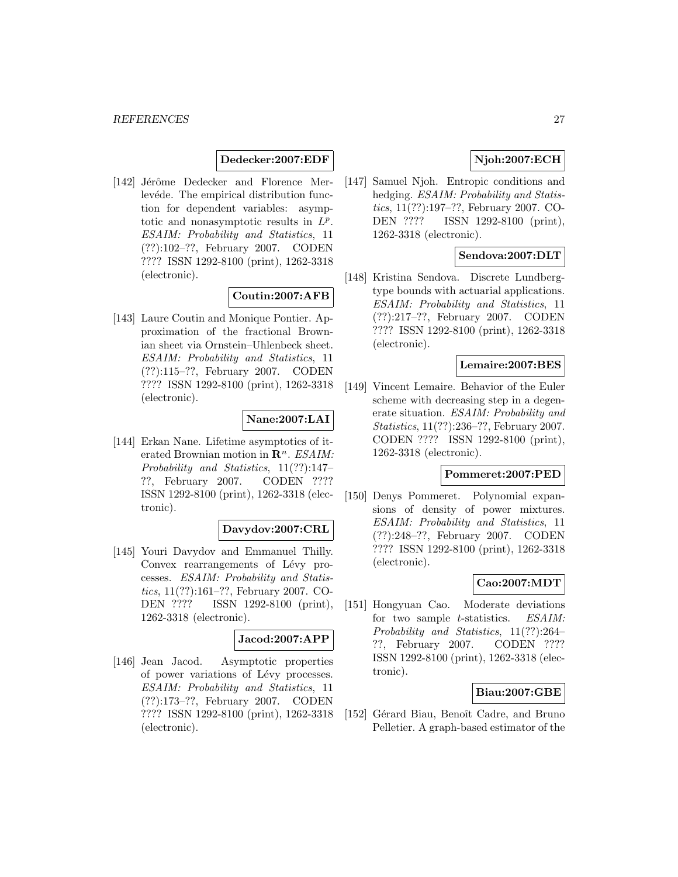**Dedecker:2007:EDF**

[142] Jérôme Dedecker and Florence Merlevéde. The empirical distribution function for dependent variables: asymptotic and nonasymptotic results in $L^p$. *ESAIM: Probability and Statistics*, 11 (??):102–??, February 2007. CODEN ???? ISSN 1292-8100 (print), 1262-3318 (electronic).

**Coutin:2007:AFB**

[143] Laure Coutin and Monique Pontier. Approximation of the fractional Brownian sheet via Ornstein–Uhlenbeck sheet. *ESAIM: Probability and Statistics*, 11 (??):115–??, February 2007. CODEN ???? ISSN 1292-8100 (print), 1262-3318 (electronic).

**Nane:2007:LAI**

[144] Erkan Nane. Lifetime asymptotics of iterated Brownian motion in $\mathbf{R}^n$. *ESAIM: Probability and Statistics*, 11(??):147–??, February 2007. CODEN ???? ISSN 1292-8100 (print), 1262-3318 (electronic).

**Davydov:2007:CRL**

[145] Youri Davydov and Emmanuel Thilly. Convex rearrangements of Lévy processes. *ESAIM: Probability and Statistics*, 11(??):161–??, February 2007. CODEN ???? ISSN 1292-8100 (print), 1262-3318 (electronic).

**Jacod:2007:APP**

[146] Jean Jacod. Asymptotic properties of power variations of Lévy processes. *ESAIM: Probability and Statistics*, 11 (??):173–??, February 2007. CODEN ???? ISSN 1292-8100 (print), 1262-3318 (electronic).

**Njoh:2007:ECH**

[147] Samuel Njoh. Entropic conditions and hedging. *ESAIM: Probability and Statistics*, 11(??):197–??, February 2007. CODEN ???? ISSN 1292-8100 (print), 1262-3318 (electronic).

**Sendova:2007:DLT**

[148] Kristina Sendova. Discrete Lundberg-type bounds with actuarial applications. *ESAIM: Probability and Statistics*, 11 (??):217–??, February 2007. CODEN ???? ISSN 1292-8100 (print), 1262-3318 (electronic).

**Lemaire:2007:BES**

[149] Vincent Lemaire. Behavior of the Euler scheme with decreasing step in a degenerate situation. *ESAIM: Probability and Statistics*, 11(??):236–??, February 2007. CODEN ???? ISSN 1292-8100 (print), 1262-3318 (electronic).

**Pommeret:2007:PED**

[150] Denys Pommeret. Polynomial expansions of density of power mixtures. *ESAIM: Probability and Statistics*, 11 (??):248–??, February 2007. CODEN ???? ISSN 1292-8100 (print), 1262-3318 (electronic).

**Cao:2007:MDT**

[151] Hongyuan Cao. Moderate deviations for two sample $t$-statistics. *ESAIM: Probability and Statistics*, 11(??):264–??, February 2007. CODEN ???? ISSN 1292-8100 (print), 1262-3318 (electronic).

**Biau:2007:GBE**

[152] Gérard Biau, Benoît Cadre, and Bruno Pelletier. A graph-based estimator of the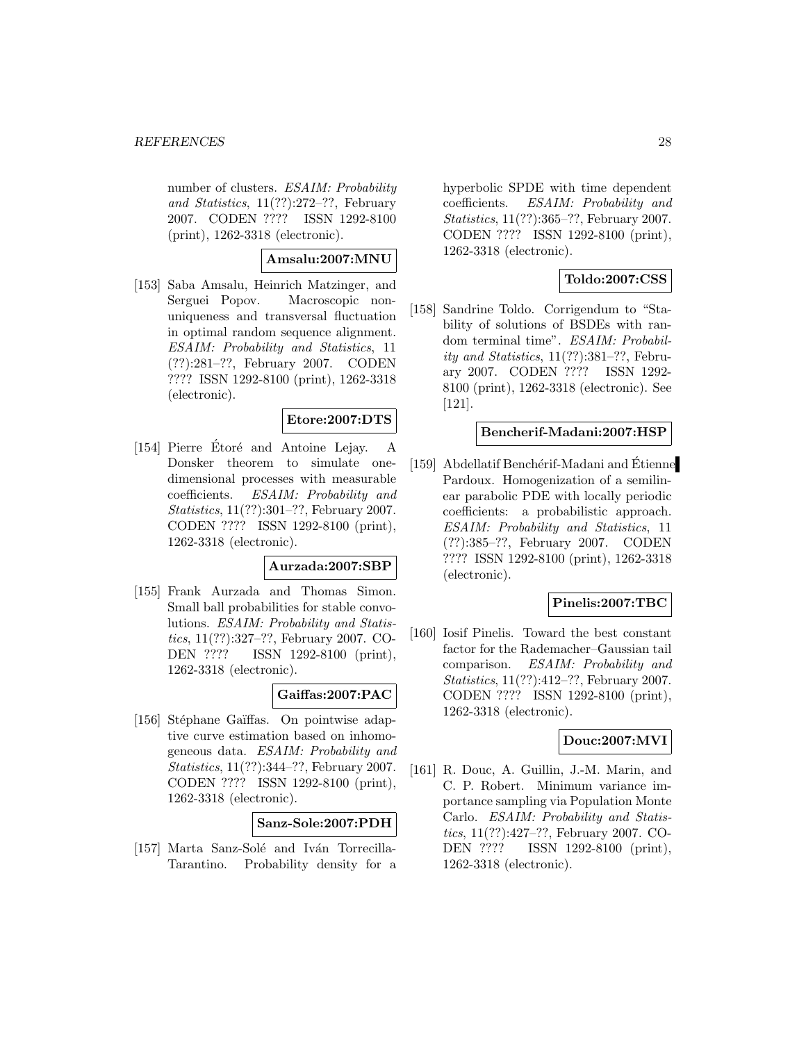number of clusters. *ESAIM: Probability and Statistics*, 11(??):272–??, February 2007. CODEN ???? ISSN 1292-8100 (print), 1262-3318 (electronic).

**Amsalu:2007:MNU**

[153] Saba Amsalu, Heinrich Matzinger, and Serguei Popov. Macroscopic nonuniqueness and transversal fluctuation in optimal random sequence alignment. *ESAIM: Probability and Statistics*, 11 (??):281–??, February 2007. CODEN ???? ISSN 1292-8100 (print), 1262-3318 (electronic).

**Etore:2007:DTS**

[154] Pierre Étoré and Antoine Lejay. A Donsker theorem to simulate one-dimensional processes with measurable coefficients. *ESAIM: Probability and Statistics*, 11(??):301–??, February 2007. CODEN ???? ISSN 1292-8100 (print), 1262-3318 (electronic).

**Aurzada:2007:SBP**

[155] Frank Aurzada and Thomas Simon. Small ball probabilities for stable convolutions. *ESAIM: Probability and Statistics*, 11(??):327–??, February 2007. CODEN ???? ISSN 1292-8100 (print), 1262-3318 (electronic).

**Gaiffas:2007:PAC**

[156] Stéphane Gaïffas. On pointwise adaptive curve estimation based on inhomogeneous data. *ESAIM: Probability and Statistics*, 11(??):344–??, February 2007. CODEN ???? ISSN 1292-8100 (print), 1262-3318 (electronic).

**Sanz-Sole:2007:PDH**

[157] Marta Sanz-Solé and Iván Torrecilla-Tarantino. Probability density for a hyperbolic SPDE with time dependent coefficients. *ESAIM: Probability and Statistics*, 11(??):365–??, February 2007. CODEN ???? ISSN 1292-8100 (print), 1262-3318 (electronic).

**Toldo:2007:CSS**

[158] Sandrine Toldo. Corrigendum to "Stability of solutions of BSDEs with random terminal time". *ESAIM: Probability and Statistics*, 11(??):381–??, February 2007. CODEN ???? ISSN 1292-8100 (print), 1262-3318 (electronic). See [121].

**Bencherif-Madani:2007:HSP**

[159] Abdellatif Benchérif-Madani and Étienne Pardoux. Homogenization of a semilinear parabolic PDE with locally periodic coefficients: a probabilistic approach. *ESAIM: Probability and Statistics*, 11 (??):385–??, February 2007. CODEN ???? ISSN 1292-8100 (print), 1262-3318 (electronic).

**Pinelis:2007:TBC**

[160] Iosif Pinelis. Toward the best constant factor for the Rademacher–Gaussian tail comparison. *ESAIM: Probability and Statistics*, 11(??):412–??, February 2007. CODEN ???? ISSN 1292-8100 (print), 1262-3318 (electronic).

**Douc:2007:MVI**

[161] R. Douc, A. Guillin, J.-M. Marin, and C. P. Robert. Minimum variance importance sampling via Population Monte Carlo. *ESAIM: Probability and Statistics*, 11(??):427–??, February 2007. CODEN ???? ISSN 1292-8100 (print), 1262-3318 (electronic).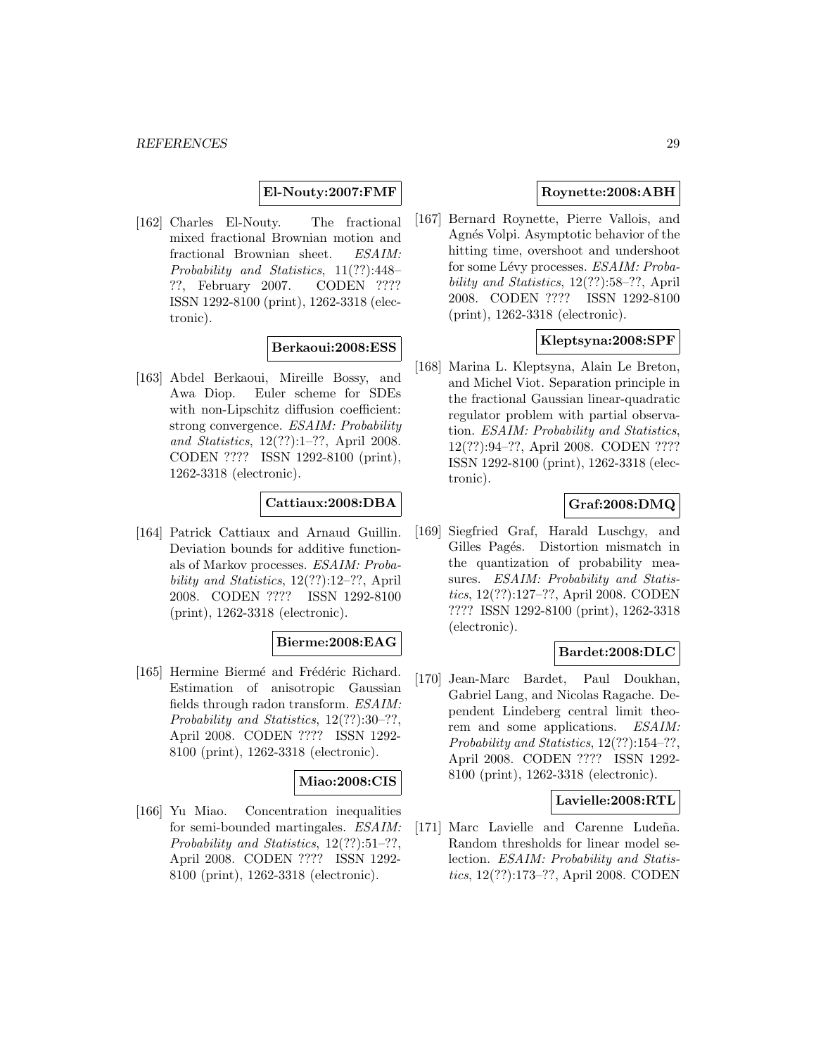**El-Nouty:2007:FMF**

[162] Charles El-Nouty. The fractional mixed fractional Brownian motion and fractional Brownian sheet. *ESAIM: Probability and Statistics*, 11(??):448–??, February 2007. CODEN ???? ISSN 1292-8100 (print), 1262-3318 (electronic).

**Berkaoui:2008:ESS**

[163] Abdel Berkaoui, Mireille Bossy, and Awa Diop. Euler scheme for SDEs with non-Lipschitz diffusion coefficient: strong convergence. *ESAIM: Probability and Statistics*, 12(??):1–??, April 2008. CODEN ???? ISSN 1292-8100 (print), 1262-3318 (electronic).

**Cattiaux:2008:DBA**

[164] Patrick Cattiaux and Arnaud Guillin. Deviation bounds for additive functionals of Markov processes. *ESAIM: Probability and Statistics*, 12(??):12–??, April 2008. CODEN ???? ISSN 1292-8100 (print), 1262-3318 (electronic).

**Bierme:2008:EAG**

[165] Hermine Biermé and Frédéric Richard. Estimation of anisotropic Gaussian fields through radon transform. *ESAIM: Probability and Statistics*, 12(??):30–??, April 2008. CODEN ???? ISSN 1292-8100 (print), 1262-3318 (electronic).

**Miao:2008:CIS**

[166] Yu Miao. Concentration inequalities for semi-bounded martingales. *ESAIM: Probability and Statistics*, 12(??):51–??, April 2008. CODEN ???? ISSN 1292-8100 (print), 1262-3318 (electronic).

**Roynette:2008:ABH**

[167] Bernard Roynette, Pierre Vallois, and Agnés Volpi. Asymptotic behavior of the hitting time, overshoot and undershoot for some Lévy processes. *ESAIM: Probability and Statistics*, 12(??):58–??, April 2008. CODEN ???? ISSN 1292-8100 (print), 1262-3318 (electronic).

**Kleptsyna:2008:SPF**

[168] Marina L. Kleptsyna, Alain Le Breton, and Michel Viot. Separation principle in the fractional Gaussian linear-quadratic regulator problem with partial observation. *ESAIM: Probability and Statistics*, 12(??):94–??, April 2008. CODEN ???? ISSN 1292-8100 (print), 1262-3318 (electronic).

**Graf:2008:DMQ**

[169] Siegfried Graf, Harald Luschgy, and Gilles Pagés. Distortion mismatch in the quantization of probability measures. *ESAIM: Probability and Statistics*, 12(??):127–??, April 2008. CODEN ???? ISSN 1292-8100 (print), 1262-3318 (electronic).

**Bardet:2008:DLC**

[170] Jean-Marc Bardet, Paul Doukhan, Gabriel Lang, and Nicolas Ragache. Dependent Lindeberg central limit theorem and some applications. *ESAIM: Probability and Statistics*, 12(??):154–??, April 2008. CODEN ???? ISSN 1292-8100 (print), 1262-3318 (electronic).

**Lavielle:2008:RTL**

[171] Marc Lavielle and Carenne Ludeña. Random thresholds for linear model selection. *ESAIM: Probability and Statistics*, 12(??):173–??, April 2008. CODEN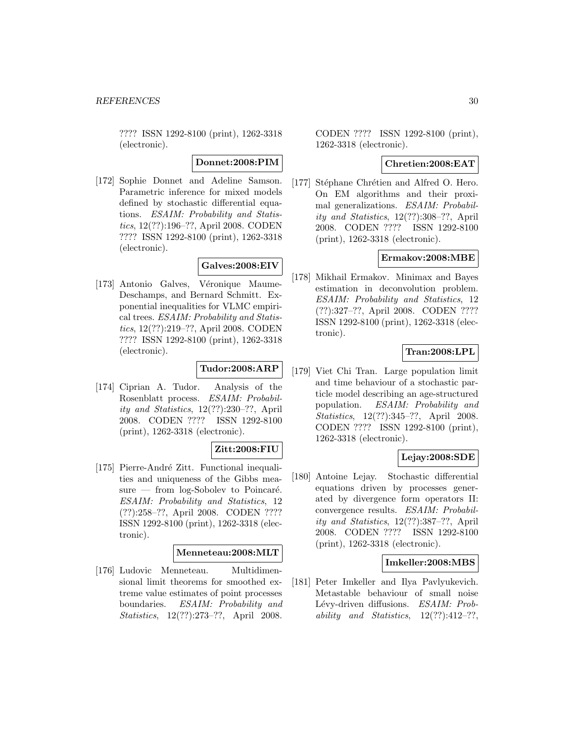???? ISSN 1292-8100 (print), 1262-3318 (electronic).

**Donnet:2008:PIM**

[172] Sophie Donnet and Adeline Samson. Parametric inference for mixed models defined by stochastic differential equations. *ESAIM: Probability and Statistics*, 12(??):196–??, April 2008. CODEN ???? ISSN 1292-8100 (print), 1262-3318 (electronic).

**Galves:2008:EIV**

[173] Antonio Galves, Véronique Maume-Deschamps, and Bernard Schmitt. Exponential inequalities for VLMC empirical trees. *ESAIM: Probability and Statistics*, 12(??):219–??, April 2008. CODEN ???? ISSN 1292-8100 (print), 1262-3318 (electronic).

**Tudor:2008:ARP**

[174] Ciprian A. Tudor. Analysis of the Rosenblatt process. *ESAIM: Probability and Statistics*, 12(??):230–??, April 2008. CODEN ???? ISSN 1292-8100 (print), 1262-3318 (electronic).

**Zitt:2008:FIU**

[175] Pierre-André Zitt. Functional inequalities and uniqueness of the Gibbs measure — from log-Sobolev to Poincaré. *ESAIM: Probability and Statistics*, 12 (??):258–??, April 2008. CODEN ???? ISSN 1292-8100 (print), 1262-3318 (electronic).

**Menneteau:2008:MLT**

[176] Ludovic Menneteau. Multidimensional limit theorems for smoothed extreme value estimates of point processes boundaries. *ESAIM: Probability and Statistics*, 12(??):273–??, April 2008. CODEN ???? ISSN 1292-8100 (print), 1262-3318 (electronic).

**Chretien:2008:EAT**

[177] Stéphane Chrétien and Alfred O. Hero. On EM algorithms and their proximal generalizations. *ESAIM: Probability and Statistics*, 12(??):308–??, April 2008. CODEN ???? ISSN 1292-8100 (print), 1262-3318 (electronic).

**Ermakov:2008:MBE**

[178] Mikhail Ermakov. Minimax and Bayes estimation in deconvolution problem. *ESAIM: Probability and Statistics*, 12 (??):327–??, April 2008. CODEN ???? ISSN 1292-8100 (print), 1262-3318 (electronic).

**Tran:2008:LPL**

[179] Viet Chi Tran. Large population limit and time behaviour of a stochastic particle model describing an age-structured population. *ESAIM: Probability and Statistics*, 12(??):345–??, April 2008. CODEN ???? ISSN 1292-8100 (print), 1262-3318 (electronic).

**Lejay:2008:SDE**

[180] Antoine Lejay. Stochastic differential equations driven by processes generated by divergence form operators II: convergence results. *ESAIM: Probability and Statistics*, 12(??):387–??, April 2008. CODEN ???? ISSN 1292-8100 (print), 1262-3318 (electronic).

**Imkeller:2008:MBS**

[181] Peter Imkeller and Ilya Pavlyukevich. Metastable behaviour of small noise Lévy-driven diffusions. *ESAIM: Probability and Statistics*, 12(??):412–??,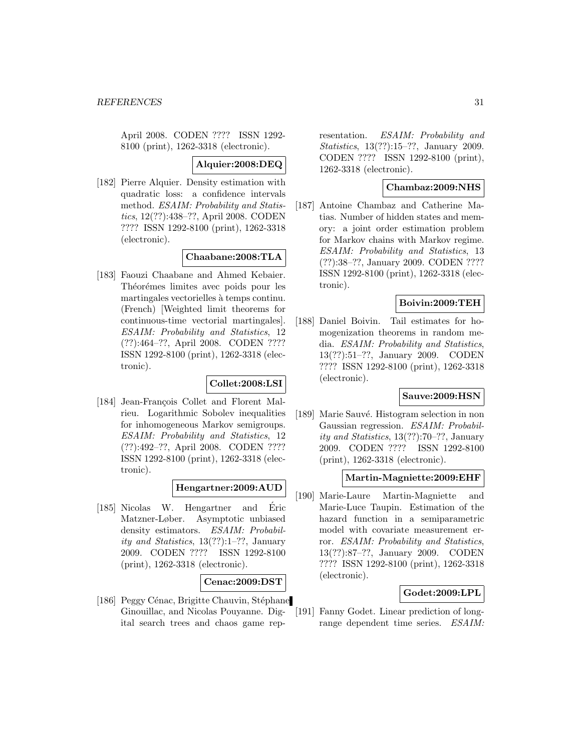April 2008. CODEN ???? ISSN 1292-8100 (print), 1262-3318 (electronic).

**Alquier:2008:DEQ**

[182] Pierre Alquier. Density estimation with quadratic loss: a confidence intervals method. *ESAIM: Probability and Statistics*, 12(??):438–??, April 2008. CODEN ???? ISSN 1292-8100 (print), 1262-3318 (electronic).

**Chaabane:2008:TLA**

[183] Faouzi Chaabane and Ahmed Kebaier. Théorémes limites avec poids pour les martingales vectorielles à temps continu. (French) [Weighted limit theorems for continuous-time vectorial martingales]. *ESAIM: Probability and Statistics*, 12 (??):464–??, April 2008. CODEN ???? ISSN 1292-8100 (print), 1262-3318 (electronic).

**Collet:2008:LSI**

[184] Jean-François Collet and Florent Malrieu. Logarithmic Sobolev inequalities for inhomogeneous Markov semigroups. *ESAIM: Probability and Statistics*, 12 (??):492–??, April 2008. CODEN ???? ISSN 1292-8100 (print), 1262-3318 (electronic).

**Hengartner:2009:AUD**

[185] Nicolas W. Hengartner and Éric Matzner-Løber. Asymptotic unbiased density estimators. *ESAIM: Probability and Statistics*, 13(??):1–??, January 2009. CODEN ???? ISSN 1292-8100 (print), 1262-3318 (electronic).

**Cenac:2009:DST**

[186] Peggy Cénac, Brigitte Chauvin, Stéphane Ginouillac, and Nicolas Pouyanne. Digital search trees and chaos game representation. *ESAIM: Probability and Statistics*, 13(??):15–??, January 2009. CODEN ???? ISSN 1292-8100 (print), 1262-3318 (electronic).

**Chambaz:2009:NHS**

[187] Antoine Chambaz and Catherine Matias. Number of hidden states and memory: a joint order estimation problem for Markov chains with Markov regime. *ESAIM: Probability and Statistics*, 13 (??):38–??, January 2009. CODEN ???? ISSN 1292-8100 (print), 1262-3318 (electronic).

**Boivin:2009:TEH**

[188] Daniel Boivin. Tail estimates for homogenization theorems in random media. *ESAIM: Probability and Statistics*, 13(??):51–??, January 2009. CODEN ???? ISSN 1292-8100 (print), 1262-3318 (electronic).

**Sauve:2009:HSN**

[189] Marie Sauvé. Histogram selection in non Gaussian regression. *ESAIM: Probability and Statistics*, 13(??):70–??, January 2009. CODEN ???? ISSN 1292-8100 (print), 1262-3318 (electronic).

**Martin-Magniette:2009:EHF**

[190] Marie-Laure Martin-Magniette and Marie-Luce Taupin. Estimation of the hazard function in a semiparametric model with covariate measurement error. *ESAIM: Probability and Statistics*, 13(??):87–??, January 2009. CODEN ???? ISSN 1292-8100 (print), 1262-3318 (electronic).

**Godet:2009:LPL**

[191] Fanny Godet. Linear prediction of long-range dependent time series. *ESAIM:*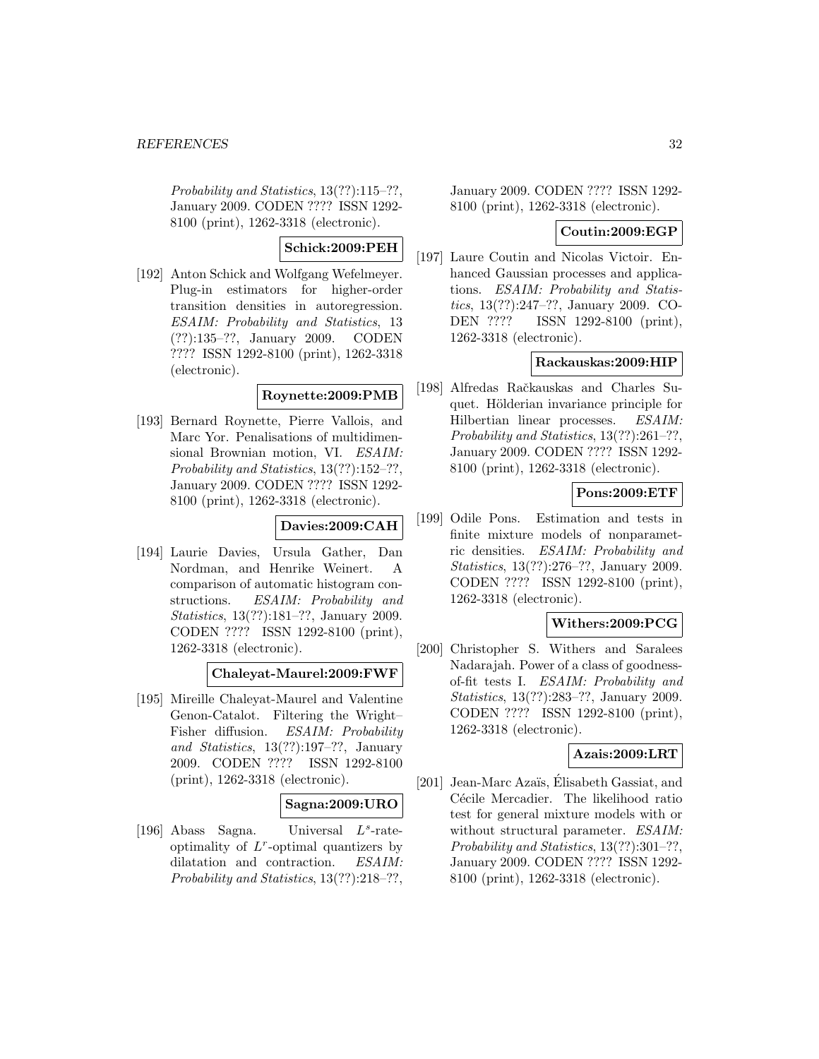*Probability and Statistics*, 13(??):115–??, January 2009. CODEN ???? ISSN 1292-8100 (print), 1262-3318 (electronic).

**Schick:2009:PEH**

[192] Anton Schick and Wolfgang Wefelmeyer. Plug-in estimators for higher-order transition densities in autoregression. *ESAIM: Probability and Statistics*, 13 (??):135–??, January 2009. CODEN ???? ISSN 1292-8100 (print), 1262-3318 (electronic).

**Roynette:2009:PMB**

[193] Bernard Roynette, Pierre Vallois, and Marc Yor. Penalisations of multidimensional Brownian motion, VI. *ESAIM: Probability and Statistics*, 13(??):152–??, January 2009. CODEN ???? ISSN 1292-8100 (print), 1262-3318 (electronic).

**Davies:2009:CAH**

[194] Laurie Davies, Ursula Gather, Dan Nordman, and Henrike Weinert. A comparison of automatic histogram constructions. *ESAIM: Probability and Statistics*, 13(??):181–??, January 2009. CODEN ???? ISSN 1292-8100 (print), 1262-3318 (electronic).

**Chaleyat-Maurel:2009:FWF**

[195] Mireille Chaleyat-Maurel and Valentine Genon-Catalot. Filtering the Wright–Fisher diffusion. *ESAIM: Probability and Statistics*, 13(??):197–??, January 2009. CODEN ???? ISSN 1292-8100 (print), 1262-3318 (electronic).

**Sagna:2009:URO**

[196] Abass Sagna. Universal $L^s$-rate-optimality of $L^r$-optimal quantizers by dilatation and contraction. *ESAIM: Probability and Statistics*, 13(??):218–??, January 2009. CODEN ???? ISSN 1292-8100 (print), 1262-3318 (electronic).

**Coutin:2009:EGP**

[197] Laure Coutin and Nicolas Victoir. Enhanced Gaussian processes and applications. *ESAIM: Probability and Statistics*, 13(??):247–??, January 2009. CODEN ???? ISSN 1292-8100 (print), 1262-3318 (electronic).

**Rackauskas:2009:HIP**

[198] Alfredas Račkauskas and Charles Suquet. Hölderian invariance principle for Hilbertian linear processes. *ESAIM: Probability and Statistics*, 13(??):261–??, January 2009. CODEN ???? ISSN 1292-8100 (print), 1262-3318 (electronic).

**Pons:2009:ETF**

[199] Odile Pons. Estimation and tests in finite mixture models of nonparametric densities. *ESAIM: Probability and Statistics*, 13(??):276–??, January 2009. CODEN ???? ISSN 1292-8100 (print), 1262-3318 (electronic).

**Withers:2009:PCG**

[200] Christopher S. Withers and Saralees Nadarajah. Power of a class of goodness-of-fit tests I. *ESAIM: Probability and Statistics*, 13(??):283–??, January 2009. CODEN ???? ISSN 1292-8100 (print), 1262-3318 (electronic).

**Azais:2009:LRT**

[201] Jean-Marc Azaïs, Élisabeth Gassiat, and Cécile Mercadier. The likelihood ratio test for general mixture models with or without structural parameter. *ESAIM: Probability and Statistics*, 13(??):301–??, January 2009. CODEN ???? ISSN 1292-8100 (print), 1262-3318 (electronic).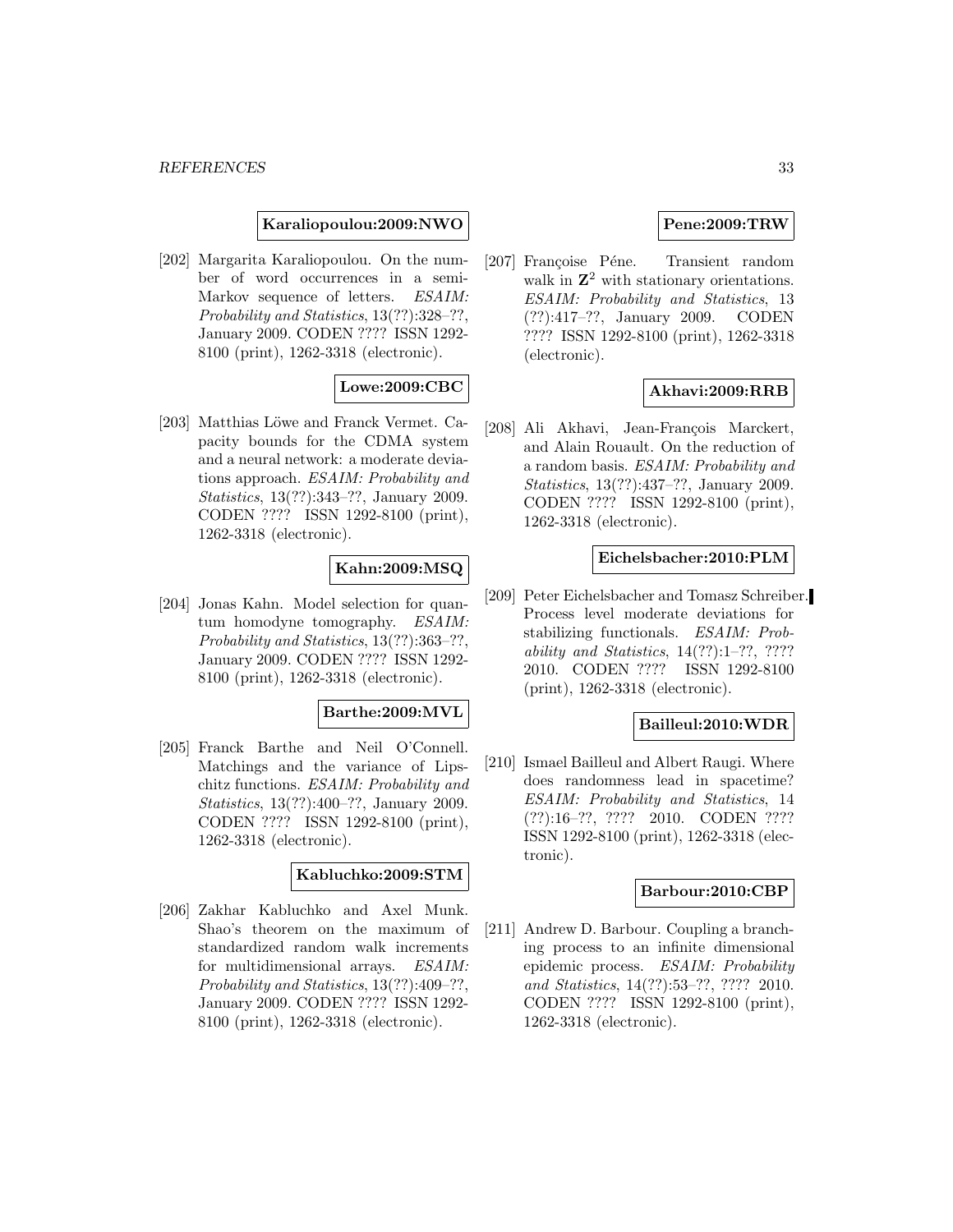**Karaliopoulou:2009:NWO**

[202] Margarita Karaliopoulou. On the number of word occurrences in a semi-Markov sequence of letters. *ESAIM: Probability and Statistics*, 13(??):328–??, January 2009. CODEN ???? ISSN 1292-8100 (print), 1262-3318 (electronic).

**Lowe:2009:CBC**

[203] Matthias Löwe and Franck Vermet. Capacity bounds for the CDMA system and a neural network: a moderate deviations approach. *ESAIM: Probability and Statistics*, 13(??):343–??, January 2009. CODEN ???? ISSN 1292-8100 (print), 1262-3318 (electronic).

**Kahn:2009:MSQ**

[204] Jonas Kahn. Model selection for quantum homodyne tomography. *ESAIM: Probability and Statistics*, 13(??):363–??, January 2009. CODEN ???? ISSN 1292-8100 (print), 1262-3318 (electronic).

**Barthe:2009:MVL**

[205] Franck Barthe and Neil O'Connell. Matchings and the variance of Lipschitz functions. *ESAIM: Probability and Statistics*, 13(??):400–??, January 2009. CODEN ???? ISSN 1292-8100 (print), 1262-3318 (electronic).

**Kabluchko:2009:STM**

[206] Zakhar Kabluchko and Axel Munk. Shao's theorem on the maximum of standardized random walk increments for multidimensional arrays. *ESAIM: Probability and Statistics*, 13(??):409–??, January 2009. CODEN ???? ISSN 1292-8100 (print), 1262-3318 (electronic).

**Pene:2009:TRW**

[207] Françoise Péne. Transient random walk in $\mathbf{Z}^2$ with stationary orientations. *ESAIM: Probability and Statistics*, 13 (??):417–??, January 2009. CODEN ???? ISSN 1292-8100 (print), 1262-3318 (electronic).

**Akhavi:2009:RRB**

[208] Ali Akhavi, Jean-François Marckert, and Alain Rouault. On the reduction of a random basis. *ESAIM: Probability and Statistics*, 13(??):437–??, January 2009. CODEN ???? ISSN 1292-8100 (print), 1262-3318 (electronic).

**Eichelsbacher:2010:PLM**

[209] Peter Eichelsbacher and Tomasz Schreiber. Process level moderate deviations for stabilizing functionals. *ESAIM: Probability and Statistics*, 14(??):1–??, ???? 2010. CODEN ???? ISSN 1292-8100 (print), 1262-3318 (electronic).

**Bailleul:2010:WDR**

[210] Ismael Bailleul and Albert Raugi. Where does randomness lead in spacetime? *ESAIM: Probability and Statistics*, 14 (??):16–??, ???? 2010. CODEN ???? ISSN 1292-8100 (print), 1262-3318 (electronic).

**Barbour:2010:CBP**

[211] Andrew D. Barbour. Coupling a branching process to an infinite dimensional epidemic process. *ESAIM: Probability and Statistics*, 14(??):53–??, ???? 2010. CODEN ???? ISSN 1292-8100 (print), 1262-3318 (electronic).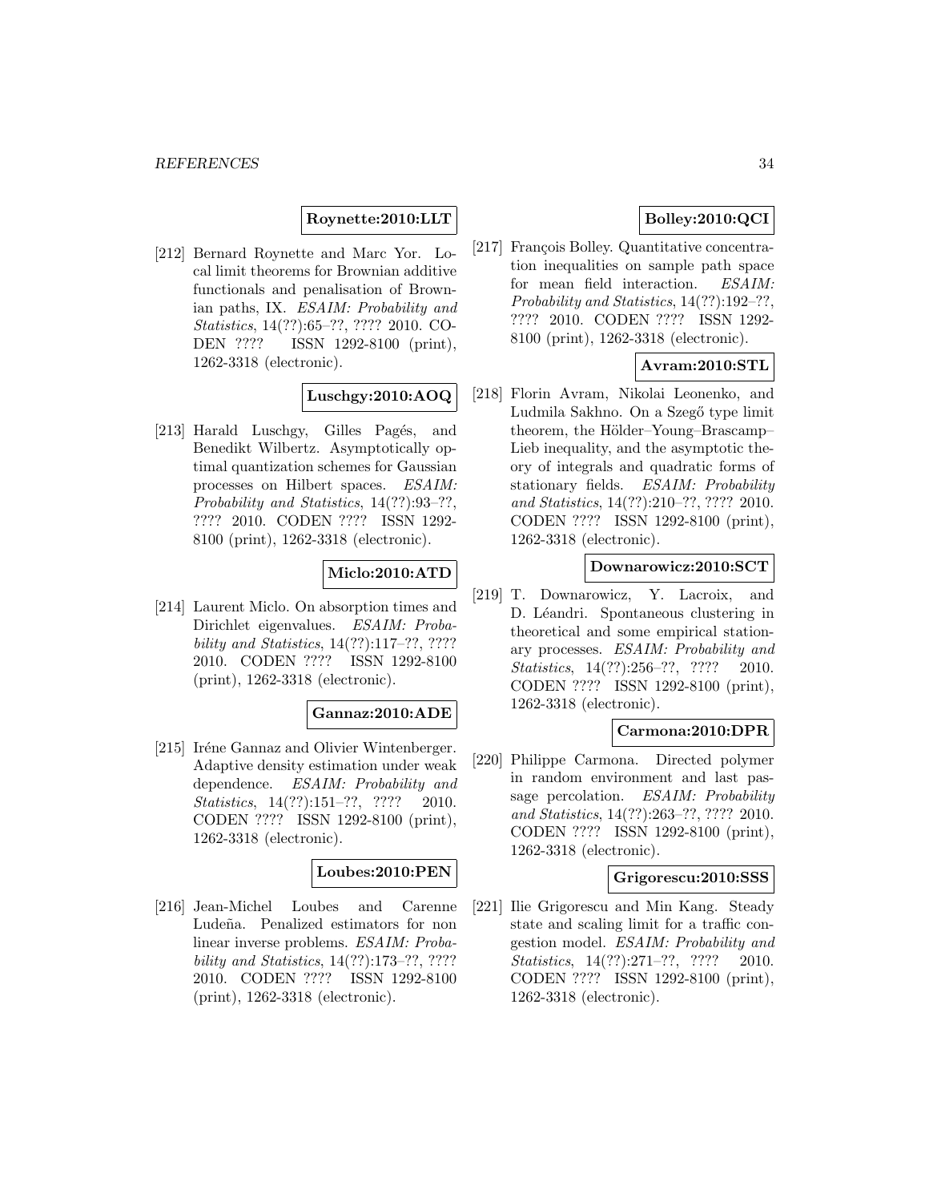**Roynette:2010:LLT**

[212] Bernard Roynette and Marc Yor. Local limit theorems for Brownian additive functionals and penalisation of Brownian paths, IX. *ESAIM: Probability and Statistics*, 14(??):65–??, ???? 2010. CODEN ???? ISSN 1292-8100 (print), 1262-3318 (electronic).

**Luschgy:2010:AOQ**

[213] Harald Luschgy, Gilles Pagés, and Benedikt Wilbertz. Asymptotically optimal quantization schemes for Gaussian processes on Hilbert spaces. *ESAIM: Probability and Statistics*, 14(??):93–??, ???? 2010. CODEN ???? ISSN 1292-8100 (print), 1262-3318 (electronic).

**Miclo:2010:ATD**

[214] Laurent Miclo. On absorption times and Dirichlet eigenvalues. *ESAIM: Probability and Statistics*, 14(??):117–??, ???? 2010. CODEN ???? ISSN 1292-8100 (print), 1262-3318 (electronic).

**Gannaz:2010:ADE**

[215] Iréne Gannaz and Olivier Wintenberger. Adaptive density estimation under weak dependence. *ESAIM: Probability and Statistics*, 14(??):151–??, ???? 2010. CODEN ???? ISSN 1292-8100 (print), 1262-3318 (electronic).

**Loubes:2010:PEN**

[216] Jean-Michel Loubes and Carenne Ludeña. Penalized estimators for non linear inverse problems. *ESAIM: Probability and Statistics*, 14(??):173–??, ???? 2010. CODEN ???? ISSN 1292-8100 (print), 1262-3318 (electronic).

**Bolley:2010:QCI**

[217] François Bolley. Quantitative concentration inequalities on sample path space for mean field interaction. *ESAIM: Probability and Statistics*, 14(??):192–??, ???? 2010. CODEN ???? ISSN 1292-8100 (print), 1262-3318 (electronic).

**Avram:2010:STL**

[218] Florin Avram, Nikolai Leonenko, and Ludmila Sakhno. On a Szegő type limit theorem, the Hölder–Young–Brascamp–Lieb inequality, and the asymptotic theory of integrals and quadratic forms of stationary fields. *ESAIM: Probability and Statistics*, 14(??):210–??, ???? 2010. CODEN ???? ISSN 1292-8100 (print), 1262-3318 (electronic).

**Downarowicz:2010:SCT**

[219] T. Downarowicz, Y. Lacroix, and D. Léandri. Spontaneous clustering in theoretical and some empirical stationary processes. *ESAIM: Probability and Statistics*, 14(??):256–??, ???? 2010. CODEN ???? ISSN 1292-8100 (print), 1262-3318 (electronic).

**Carmona:2010:DPR**

[220] Philippe Carmona. Directed polymer in random environment and last passage percolation. *ESAIM: Probability and Statistics*, 14(??):263–??, ???? 2010. CODEN ???? ISSN 1292-8100 (print), 1262-3318 (electronic).

**Grigorescu:2010:SSS**

[221] Ilie Grigorescu and Min Kang. Steady state and scaling limit for a traffic congestion model. *ESAIM: Probability and Statistics*, 14(??):271–??, ???? 2010. CODEN ???? ISSN 1292-8100 (print), 1262-3318 (electronic).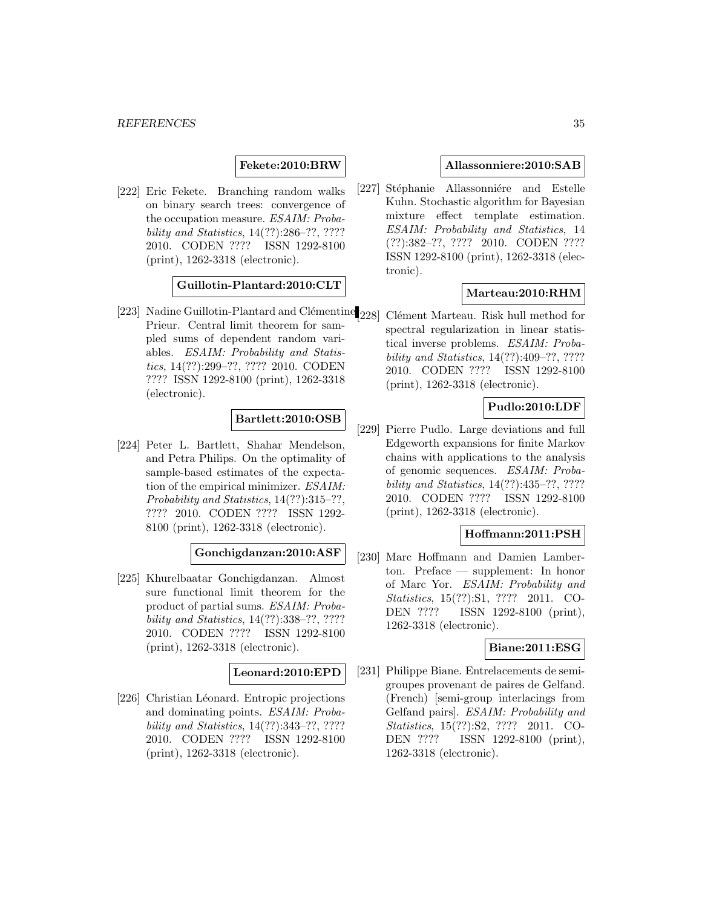**Fekete:2010:BRW**

[222] Eric Fekete. Branching random walks on binary search trees: convergence of the occupation measure. *ESAIM: Probability and Statistics*, 14(??):286–??, ???? 2010. CODEN ???? ISSN 1292-8100 (print), 1262-3318 (electronic).

**Guillotin-Plantard:2010:CLT**

[223] Nadine Guillotin-Plantard and Clémentine Prieur. Central limit theorem for sampled sums of dependent random variables. *ESAIM: Probability and Statistics*, 14(??):299–??, ???? 2010. CODEN ???? ISSN 1292-8100 (print), 1262-3318 (electronic).

**Bartlett:2010:OSB**

[224] Peter L. Bartlett, Shahar Mendelson, and Petra Philips. On the optimality of sample-based estimates of the expectation of the empirical minimizer. *ESAIM: Probability and Statistics*, 14(??):315–??, ???? 2010. CODEN ???? ISSN 1292-8100 (print), 1262-3318 (electronic).

**Gonchigdanzan:2010:ASF**

[225] Khurelbaatar Gonchigdanzan. Almost sure functional limit theorem for the product of partial sums. *ESAIM: Probability and Statistics*, 14(??):338–??, ???? 2010. CODEN ???? ISSN 1292-8100 (print), 1262-3318 (electronic).

**Leonard:2010:EPD**

[226] Christian Léonard. Entropic projections and dominating points. *ESAIM: Probability and Statistics*, 14(??):343–??, ???? 2010. CODEN ???? ISSN 1292-8100 (print), 1262-3318 (electronic).

**Allassonniere:2010:SAB**

[227] Stéphanie Allassonniére and Estelle Kuhn. Stochastic algorithm for Bayesian mixture effect template estimation. *ESAIM: Probability and Statistics*, 14 (??):382–??, ???? 2010. CODEN ???? ISSN 1292-8100 (print), 1262-3318 (electronic).

**Marteau:2010:RHM**

[228] Clément Marteau. Risk hull method for spectral regularization in linear statistical inverse problems. *ESAIM: Probability and Statistics*, 14(??):409–??, ???? 2010. CODEN ???? ISSN 1292-8100 (print), 1262-3318 (electronic).

**Pudlo:2010:LDF**

[229] Pierre Pudlo. Large deviations and full Edgeworth expansions for finite Markov chains with applications to the analysis of genomic sequences. *ESAIM: Probability and Statistics*, 14(??):435–??, ???? 2010. CODEN ???? ISSN 1292-8100 (print), 1262-3318 (electronic).

**Hoffmann:2011:PSH**

[230] Marc Hoffmann and Damien Lamberton. Preface — supplement: In honor of Marc Yor. *ESAIM: Probability and Statistics*, 15(??):S1, ???? 2011. CODEN ???? ISSN 1292-8100 (print), 1262-3318 (electronic).

**Biane:2011:ESG**

[231] Philippe Biane. Entrelacements de semigroupes provenant de paires de Gelfand. (French) [semi-group interlacings from Gelfand pairs]. *ESAIM: Probability and Statistics*, 15(??):S2, ???? 2011. CODEN ???? ISSN 1292-8100 (print), 1262-3318 (electronic).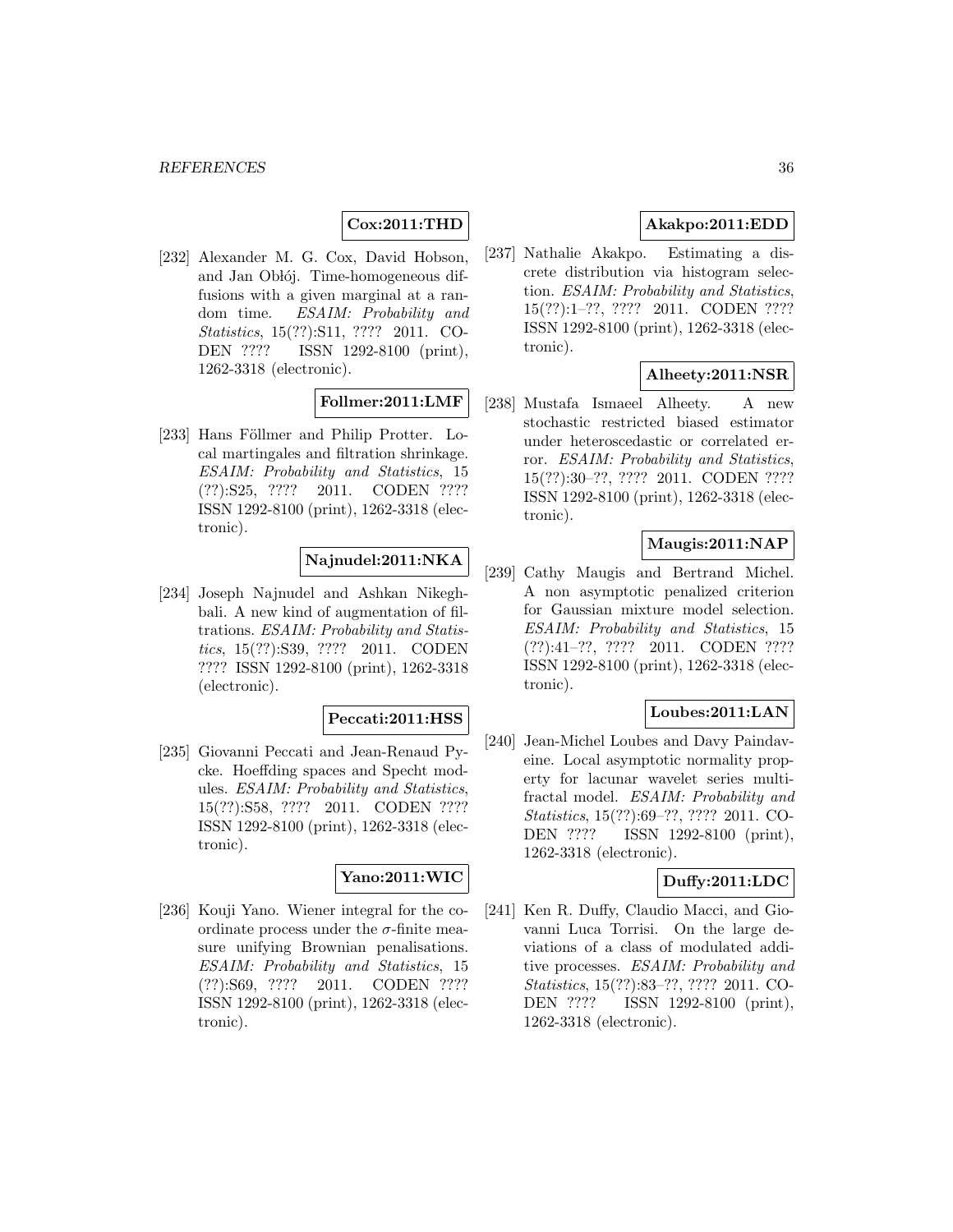**Cox:2011:THD**

[232] Alexander M. G. Cox, David Hobson, and Jan Obłój. Time-homogeneous diffusions with a given marginal at a random time. *ESAIM: Probability and Statistics*, 15(??):S11, ???? 2011. CODEN ???? ISSN 1292-8100 (print), 1262-3318 (electronic).

**Follmer:2011:LMF**

[233] Hans Föllmer and Philip Protter. Local martingales and filtration shrinkage. *ESAIM: Probability and Statistics*, 15 (??):S25, ???? 2011. CODEN ???? ISSN 1292-8100 (print), 1262-3318 (electronic).

**Najnudel:2011:NKA**

[234] Joseph Najnudel and Ashkan Nikeghbali. A new kind of augmentation of filtrations. *ESAIM: Probability and Statistics*, 15(??):S39, ???? 2011. CODEN ???? ISSN 1292-8100 (print), 1262-3318 (electronic).

**Peccati:2011:HSS**

[235] Giovanni Peccati and Jean-Renaud Pycke. Hoeffding spaces and Specht modules. *ESAIM: Probability and Statistics*, 15(??):S58, ???? 2011. CODEN ???? ISSN 1292-8100 (print), 1262-3318 (electronic).

**Yano:2011:WIC**

[236] Kouji Yano. Wiener integral for the coordinate process under the $\sigma$-finite measure unifying Brownian penalisations. *ESAIM: Probability and Statistics*, 15 (??):S69, ???? 2011. CODEN ???? ISSN 1292-8100 (print), 1262-3318 (electronic).

**Akakpo:2011:EDD**

[237] Nathalie Akakpo. Estimating a discrete distribution via histogram selection. *ESAIM: Probability and Statistics*, 15(??):1–??, ???? 2011. CODEN ???? ISSN 1292-8100 (print), 1262-3318 (electronic).

**Alheety:2011:NSR**

[238] Mustafa Ismaeel Alheety. A new stochastic restricted biased estimator under heteroscedastic or correlated error. *ESAIM: Probability and Statistics*, 15(??):30–??, ???? 2011. CODEN ???? ISSN 1292-8100 (print), 1262-3318 (electronic).

**Maugis:2011:NAP**

[239] Cathy Maugis and Bertrand Michel. A non asymptotic penalized criterion for Gaussian mixture model selection. *ESAIM: Probability and Statistics*, 15 (??):41–??, ???? 2011. CODEN ???? ISSN 1292-8100 (print), 1262-3318 (electronic).

**Loubes:2011:LAN**

[240] Jean-Michel Loubes and Davy Paindaveine. Local asymptotic normality property for lacunar wavelet series multifractal model. *ESAIM: Probability and Statistics*, 15(??):69–??, ???? 2011. CODEN ???? ISSN 1292-8100 (print), 1262-3318 (electronic).

**Duffy:2011:LDC**

[241] Ken R. Duffy, Claudio Macci, and Giovanni Luca Torrisi. On the large deviations of a class of modulated additive processes. *ESAIM: Probability and Statistics*, 15(??):83–??, ???? 2011. CODEN ???? ISSN 1292-8100 (print), 1262-3318 (electronic).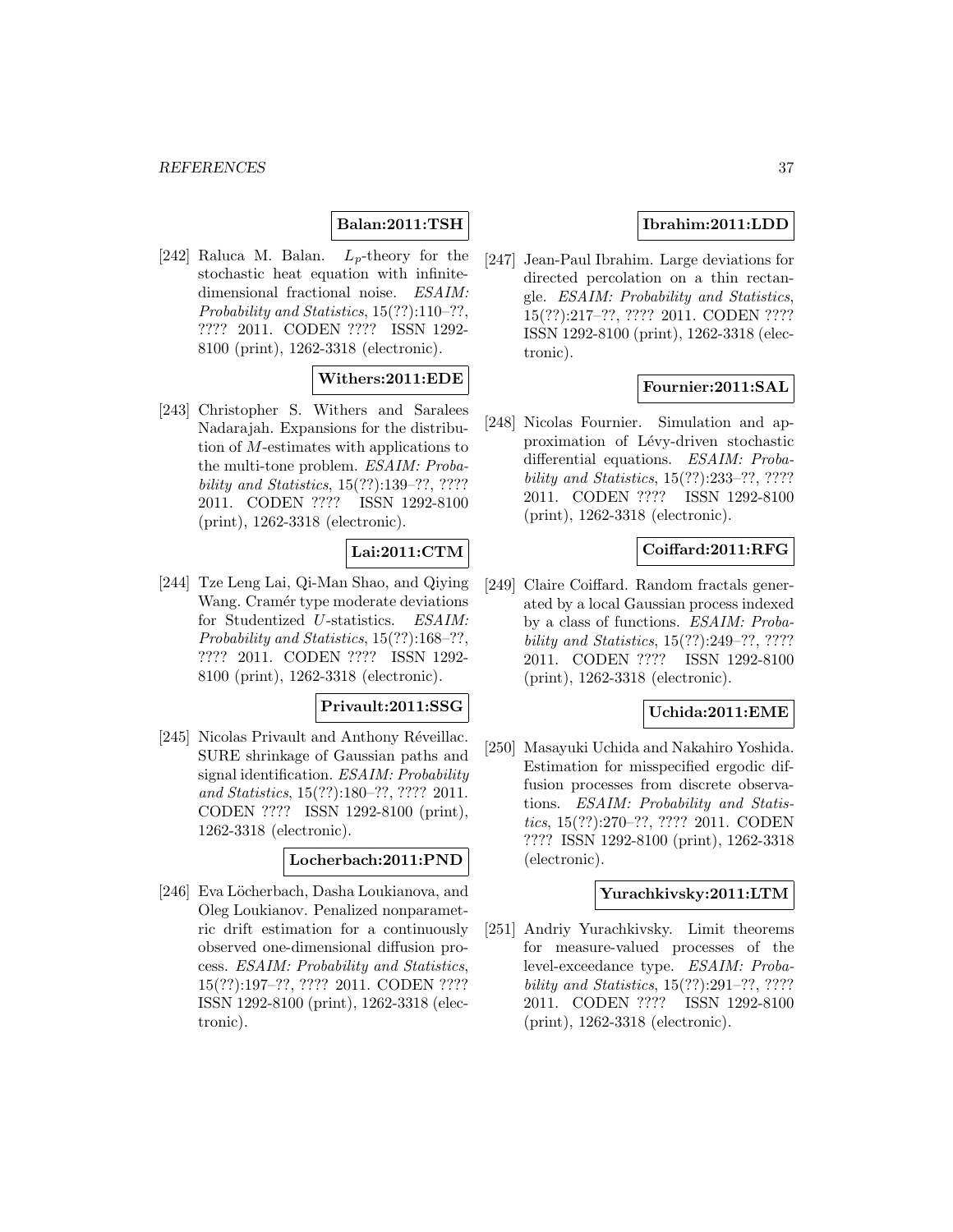**Balan:2011:TSH**

[242] Raluca M. Balan. $L_p$-theory for the stochastic heat equation with infinite-dimensional fractional noise. *ESAIM: Probability and Statistics*, 15(??):110–??, ???? 2011. CODEN ???? ISSN 1292-8100 (print), 1262-3318 (electronic).

**Withers:2011:EDE**

[243] Christopher S. Withers and Saralees Nadarajah. Expansions for the distribution of $M$-estimates with applications to the multi-tone problem. *ESAIM: Probability and Statistics*, 15(??):139–??, ???? 2011. CODEN ???? ISSN 1292-8100 (print), 1262-3318 (electronic).

**Lai:2011:CTM**

[244] Tze Leng Lai, Qi-Man Shao, and Qiying Wang. Cramér type moderate deviations for Studentized $U$-statistics. *ESAIM: Probability and Statistics*, 15(??):168–??, ???? 2011. CODEN ???? ISSN 1292-8100 (print), 1262-3318 (electronic).

**Privault:2011:SSG**

[245] Nicolas Privault and Anthony Réveillac. SURE shrinkage of Gaussian paths and signal identification. *ESAIM: Probability and Statistics*, 15(??):180–??, ???? 2011. CODEN ???? ISSN 1292-8100 (print), 1262-3318 (electronic).

**Locherbach:2011:PND**

[246] Eva Löcherbach, Dasha Loukianova, and Oleg Loukianov. Penalized nonparametric drift estimation for a continuously observed one-dimensional diffusion process. *ESAIM: Probability and Statistics*, 15(??):197–??, ???? 2011. CODEN ???? ISSN 1292-8100 (print), 1262-3318 (electronic).

**Ibrahim:2011:LDD**

[247] Jean-Paul Ibrahim. Large deviations for directed percolation on a thin rectangle. *ESAIM: Probability and Statistics*, 15(??):217–??, ???? 2011. CODEN ???? ISSN 1292-8100 (print), 1262-3318 (electronic).

**Fournier:2011:SAL**

[248] Nicolas Fournier. Simulation and approximation of Lévy-driven stochastic differential equations. *ESAIM: Probability and Statistics*, 15(??):233–??, ???? 2011. CODEN ???? ISSN 1292-8100 (print), 1262-3318 (electronic).

**Coiffard:2011:RFG**

[249] Claire Coiffard. Random fractals generated by a local Gaussian process indexed by a class of functions. *ESAIM: Probability and Statistics*, 15(??):249–??, ???? 2011. CODEN ???? ISSN 1292-8100 (print), 1262-3318 (electronic).

**Uchida:2011:EME**

[250] Masayuki Uchida and Nakahiro Yoshida. Estimation for misspecified ergodic diffusion processes from discrete observations. *ESAIM: Probability and Statistics*, 15(??):270–??, ???? 2011. CODEN ???? ISSN 1292-8100 (print), 1262-3318 (electronic).

**Yurachkivsky:2011:LTM**

[251] Andriy Yurachkivsky. Limit theorems for measure-valued processes of the level-exceedance type. *ESAIM: Probability and Statistics*, 15(??):291–??, ???? 2011. CODEN ???? ISSN 1292-8100 (print), 1262-3318 (electronic).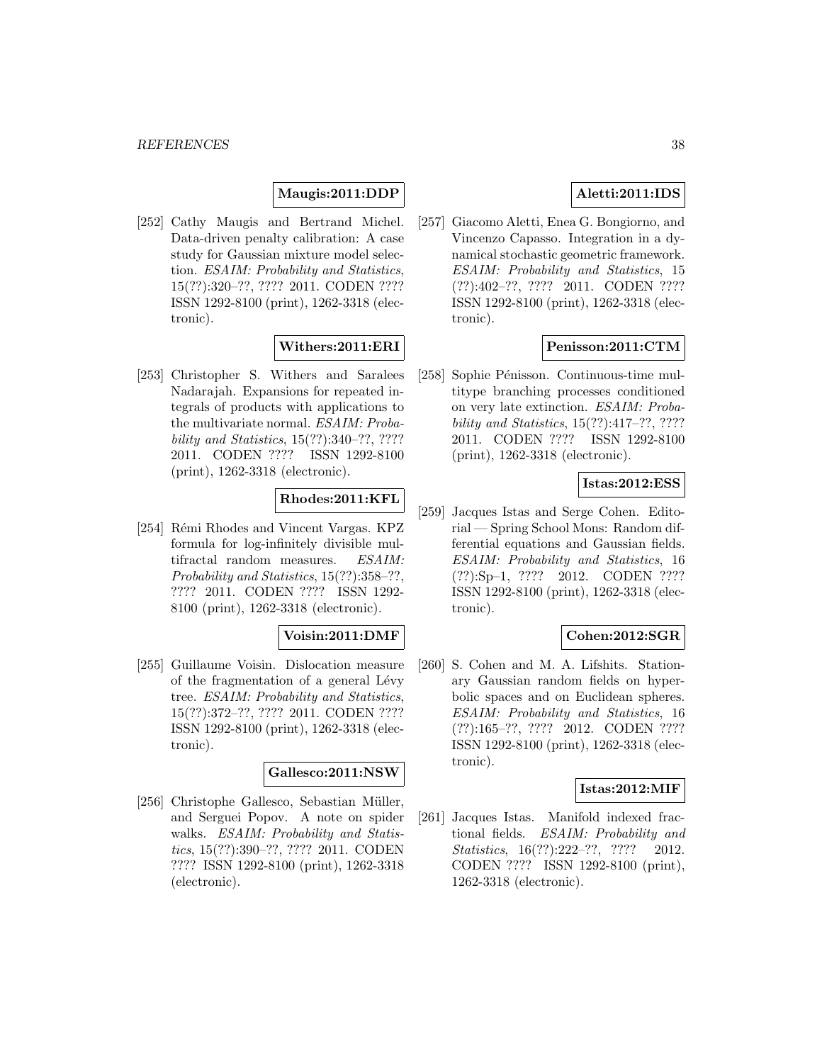**Maugis:2011:DDP**

[252] Cathy Maugis and Bertrand Michel. Data-driven penalty calibration: A case study for Gaussian mixture model selection. *ESAIM: Probability and Statistics*, 15(??):320–??, ???? 2011. CODEN ???? ISSN 1292-8100 (print), 1262-3318 (electronic).

**Withers:2011:ERI**

[253] Christopher S. Withers and Saralees Nadarajah. Expansions for repeated integrals of products with applications to the multivariate normal. *ESAIM: Probability and Statistics*, 15(??):340–??, ???? 2011. CODEN ???? ISSN 1292-8100 (print), 1262-3318 (electronic).

**Rhodes:2011:KFL**

[254] Rémi Rhodes and Vincent Vargas. KPZ formula for log-infinitely divisible multifractal random measures. *ESAIM: Probability and Statistics*, 15(??):358–??, ???? 2011. CODEN ???? ISSN 1292-8100 (print), 1262-3318 (electronic).

**Voisin:2011:DMF**

[255] Guillaume Voisin. Dislocation measure of the fragmentation of a general Lévy tree. *ESAIM: Probability and Statistics*, 15(??):372–??, ???? 2011. CODEN ???? ISSN 1292-8100 (print), 1262-3318 (electronic).

**Gallesco:2011:NSW**

[256] Christophe Gallesco, Sebastian Müller, and Serguei Popov. A note on spider walks. *ESAIM: Probability and Statistics*, 15(??):390–??, ???? 2011. CODEN ???? ISSN 1292-8100 (print), 1262-3318 (electronic).

**Aletti:2011:IDS**

[257] Giacomo Aletti, Enea G. Bongiorno, and Vincenzo Capasso. Integration in a dynamical stochastic geometric framework. *ESAIM: Probability and Statistics*, 15 (??):402–??, ???? 2011. CODEN ???? ISSN 1292-8100 (print), 1262-3318 (electronic).

**Penisson:2011:CTM**

[258] Sophie Pénisson. Continuous-time multitype branching processes conditioned on very late extinction. *ESAIM: Probability and Statistics*, 15(??):417–??, ???? 2011. CODEN ???? ISSN 1292-8100 (print), 1262-3318 (electronic).

**Istas:2012:ESS**

[259] Jacques Istas and Serge Cohen. Editorial — Spring School Mons: Random differential equations and Gaussian fields. *ESAIM: Probability and Statistics*, 16 (??):Sp–1, ???? 2012. CODEN ???? ISSN 1292-8100 (print), 1262-3318 (electronic).

**Cohen:2012:SGR**

[260] S. Cohen and M. A. Lifshits. Stationary Gaussian random fields on hyperbolic spaces and on Euclidean spheres. *ESAIM: Probability and Statistics*, 16 (??):165–??, ???? 2012. CODEN ???? ISSN 1292-8100 (print), 1262-3318 (electronic).

**Istas:2012:MIF**

[261] Jacques Istas. Manifold indexed fractional fields. *ESAIM: Probability and Statistics*, 16(??):222–??, ???? 2012. CODEN ???? ISSN 1292-8100 (print), 1262-3318 (electronic).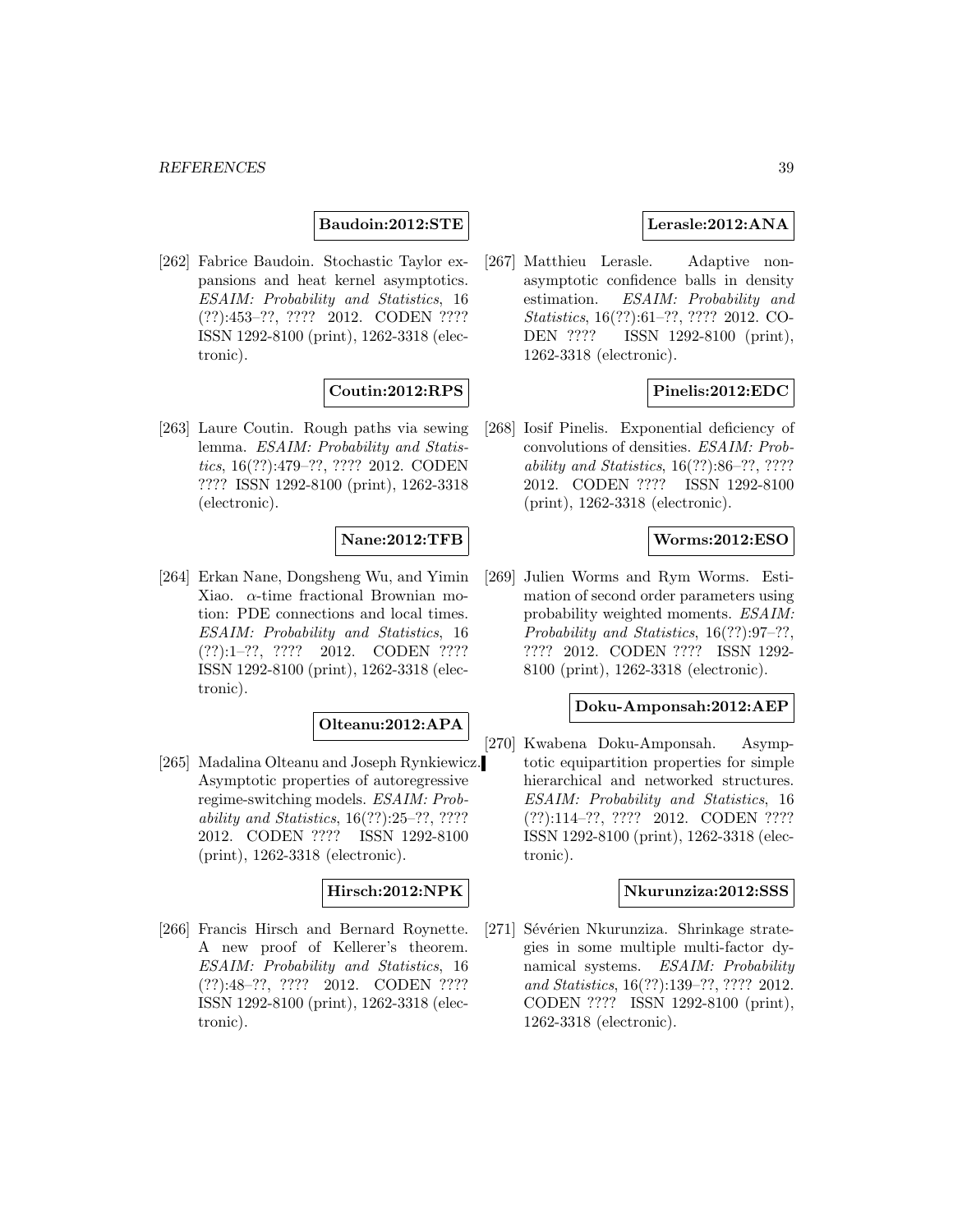**Baudoin:2012:STE**

[262] Fabrice Baudoin. Stochastic Taylor expansions and heat kernel asymptotics. *ESAIM: Probability and Statistics*, 16 (??):453–??, ???? 2012. CODEN ???? ISSN 1292-8100 (print), 1262-3318 (electronic).

**Coutin:2012:RPS**

[263] Laure Coutin. Rough paths via sewing lemma. *ESAIM: Probability and Statistics*, 16(??):479–??, ???? 2012. CODEN ???? ISSN 1292-8100 (print), 1262-3318 (electronic).

**Nane:2012:TFB**

[264] Erkan Nane, Dongsheng Wu, and Yimin Xiao. $\alpha$-time fractional Brownian motion: PDE connections and local times. *ESAIM: Probability and Statistics*, 16 (??):1–??, ???? 2012. CODEN ???? ISSN 1292-8100 (print), 1262-3318 (electronic).

**Olteanu:2012:APA**

[265] Madalina Olteanu and Joseph Rynkiewicz. Asymptotic properties of autoregressive regime-switching models. *ESAIM: Probability and Statistics*, 16(??):25–??, ???? 2012. CODEN ???? ISSN 1292-8100 (print), 1262-3318 (electronic).

**Hirsch:2012:NPK**

[266] Francis Hirsch and Bernard Roynette. A new proof of Kellerer's theorem. *ESAIM: Probability and Statistics*, 16 (??):48–??, ???? 2012. CODEN ???? ISSN 1292-8100 (print), 1262-3318 (electronic).

**Lerasle:2012:ANA**

[267] Matthieu Lerasle. Adaptive non-asymptotic confidence balls in density estimation. *ESAIM: Probability and Statistics*, 16(??):61–??, ???? 2012. CODEN ???? ISSN 1292-8100 (print), 1262-3318 (electronic).

**Pinelis:2012:EDC**

[268] Iosif Pinelis. Exponential deficiency of convolutions of densities. *ESAIM: Probability and Statistics*, 16(??):86–??, ???? 2012. CODEN ???? ISSN 1292-8100 (print), 1262-3318 (electronic).

**Worms:2012:ESO**

[269] Julien Worms and Rym Worms. Estimation of second order parameters using probability weighted moments. *ESAIM: Probability and Statistics*, 16(??):97–??, ???? 2012. CODEN ???? ISSN 1292-8100 (print), 1262-3318 (electronic).

**Doku-Amponsah:2012:AEP**

[270] Kwabena Doku-Amponsah. Asymptotic equipartition properties for simple hierarchical and networked structures. *ESAIM: Probability and Statistics*, 16 (??):114–??, ???? 2012. CODEN ???? ISSN 1292-8100 (print), 1262-3318 (electronic).

**Nkurunziza:2012:SSS**

[271] Sévérien Nkurunziza. Shrinkage strategies in some multiple multi-factor dynamical systems. *ESAIM: Probability and Statistics*, 16(??):139–??, ???? 2012. CODEN ???? ISSN 1292-8100 (print), 1262-3318 (electronic).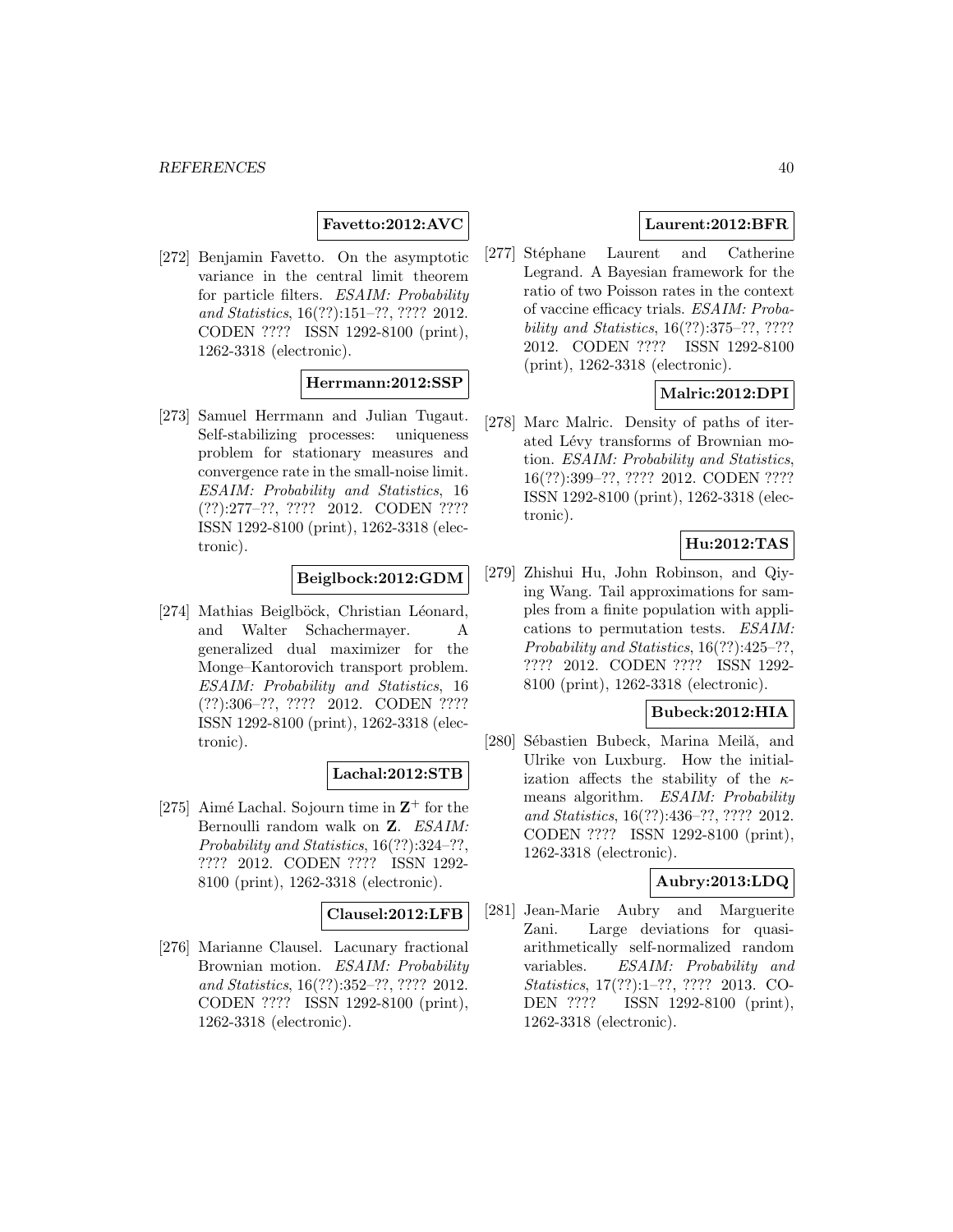**Favetto:2012:AVC**

[272] Benjamin Favetto. On the asymptotic variance in the central limit theorem for particle filters. *ESAIM: Probability and Statistics*, 16(??):151–??, ???? 2012. CODEN ???? ISSN 1292-8100 (print), 1262-3318 (electronic).

**Herrmann:2012:SSP**

[273] Samuel Herrmann and Julian Tugaut. Self-stabilizing processes: uniqueness problem for stationary measures and convergence rate in the small-noise limit. *ESAIM: Probability and Statistics*, 16 (??):277–??, ???? 2012. CODEN ???? ISSN 1292-8100 (print), 1262-3318 (electronic).

**Beiglbock:2012:GDM**

[274] Mathias Beiglböck, Christian Léonard, and Walter Schachermayer. A generalized dual maximizer for the Monge–Kantorovich transport problem. *ESAIM: Probability and Statistics*, 16 (??):306–??, ???? 2012. CODEN ???? ISSN 1292-8100 (print), 1262-3318 (electronic).

**Lachal:2012:STB**

[275] Aimé Lachal. Sojourn time in $\mathbf{Z}^+$ for the Bernoulli random walk on $\mathbf{Z}$. *ESAIM: Probability and Statistics*, 16(??):324–??, ???? 2012. CODEN ???? ISSN 1292-8100 (print), 1262-3318 (electronic).

**Clausel:2012:LFB**

[276] Marianne Clausel. Lacunary fractional Brownian motion. *ESAIM: Probability and Statistics*, 16(??):352–??, ???? 2012. CODEN ???? ISSN 1292-8100 (print), 1262-3318 (electronic).

**Laurent:2012:BFR**

[277] Stéphane Laurent and Catherine Legrand. A Bayesian framework for the ratio of two Poisson rates in the context of vaccine efficacy trials. *ESAIM: Probability and Statistics*, 16(??):375–??, ???? 2012. CODEN ???? ISSN 1292-8100 (print), 1262-3318 (electronic).

**Malric:2012:DPI**

[278] Marc Malric. Density of paths of iterated Lévy transforms of Brownian motion. *ESAIM: Probability and Statistics*, 16(??):399–??, ???? 2012. CODEN ???? ISSN 1292-8100 (print), 1262-3318 (electronic).

**Hu:2012:TAS**

[279] Zhishui Hu, John Robinson, and Qiying Wang. Tail approximations for samples from a finite population with applications to permutation tests. *ESAIM: Probability and Statistics*, 16(??):425–??, ???? 2012. CODEN ???? ISSN 1292-8100 (print), 1262-3318 (electronic).

**Bubeck:2012:HIA**

[280] Sébastien Bubeck, Marina Meilă, and Ulrike von Luxburg. How the initialization affects the stability of the $\kappa$-means algorithm. *ESAIM: Probability and Statistics*, 16(??):436–??, ???? 2012. CODEN ???? ISSN 1292-8100 (print), 1262-3318 (electronic).

**Aubry:2013:LDQ**

[281] Jean-Marie Aubry and Marguerite Zani. Large deviations for quasi-arithmetically self-normalized random variables. *ESAIM: Probability and Statistics*, 17(??):1–??, ???? 2013. CODEN ???? ISSN 1292-8100 (print), 1262-3318 (electronic).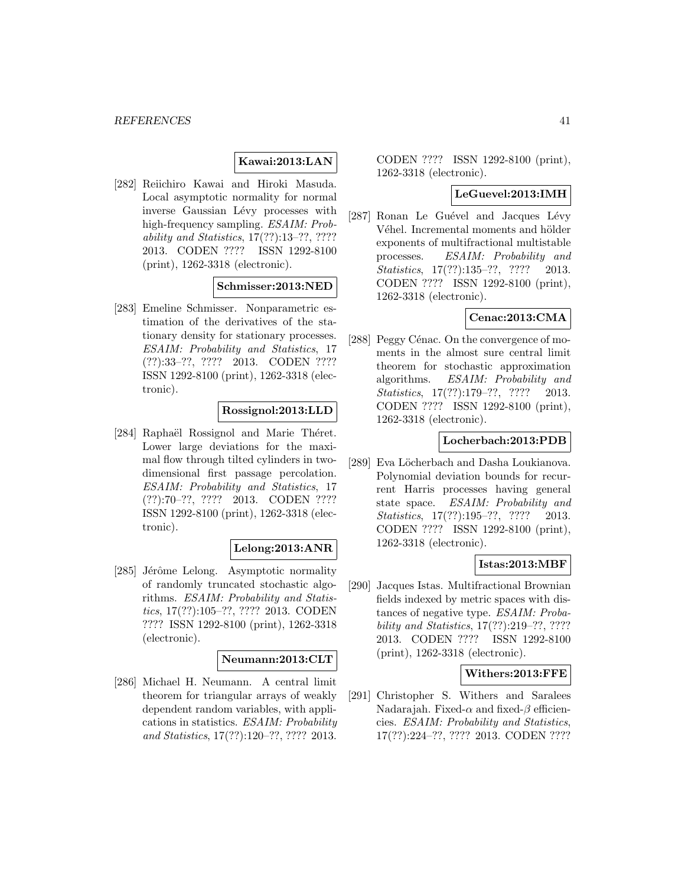**Kawai:2013:LAN**

[282] Reiichiro Kawai and Hiroki Masuda. Local asymptotic normality for normal inverse Gaussian Lévy processes with high-frequency sampling. *ESAIM: Probability and Statistics*, 17(??):13–??, ???? 2013. CODEN ???? ISSN 1292-8100 (print), 1262-3318 (electronic).

**Schmisser:2013:NED**

[283] Emeline Schmisser. Nonparametric estimation of the derivatives of the stationary density for stationary processes. *ESAIM: Probability and Statistics*, 17 (??):33–??, ???? 2013. CODEN ???? ISSN 1292-8100 (print), 1262-3318 (electronic).

**Rossignol:2013:LLD**

[284] Raphaël Rossignol and Marie Théret. Lower large deviations for the maximal flow through tilted cylinders in two-dimensional first passage percolation. *ESAIM: Probability and Statistics*, 17 (??):70–??, ???? 2013. CODEN ???? ISSN 1292-8100 (print), 1262-3318 (electronic).

**Lelong:2013:ANR**

[285] Jérôme Lelong. Asymptotic normality of randomly truncated stochastic algorithms. *ESAIM: Probability and Statistics*, 17(??):105–??, ???? 2013. CODEN ???? ISSN 1292-8100 (print), 1262-3318 (electronic).

**Neumann:2013:CLT**

[286] Michael H. Neumann. A central limit theorem for triangular arrays of weakly dependent random variables, with applications in statistics. *ESAIM: Probability and Statistics*, 17(??):120–??, ???? 2013. CODEN ???? ISSN 1292-8100 (print), 1262-3318 (electronic).

**LeGuevel:2013:IMH**

[287] Ronan Le Guével and Jacques Lévy Véhel. Incremental moments and hölder exponents of multifractional multistable processes. *ESAIM: Probability and Statistics*, 17(??):135–??, ???? 2013. CODEN ???? ISSN 1292-8100 (print), 1262-3318 (electronic).

**Cenac:2013:CMA**

[288] Peggy Cénac. On the convergence of moments in the almost sure central limit theorem for stochastic approximation algorithms. *ESAIM: Probability and Statistics*, 17(??):179–??, ???? 2013. CODEN ???? ISSN 1292-8100 (print), 1262-3318 (electronic).

**Locherbach:2013:PDB**

[289] Eva Löcherbach and Dasha Loukianova. Polynomial deviation bounds for recurrent Harris processes having general state space. *ESAIM: Probability and Statistics*, 17(??):195–??, ???? 2013. CODEN ???? ISSN 1292-8100 (print), 1262-3318 (electronic).

**Istas:2013:MBF**

[290] Jacques Istas. Multifractional Brownian fields indexed by metric spaces with distances of negative type. *ESAIM: Probability and Statistics*, 17(??):219–??, ???? 2013. CODEN ???? ISSN 1292-8100 (print), 1262-3318 (electronic).

**Withers:2013:FFE**

[291] Christopher S. Withers and Saralees Nadarajah. Fixed-$\alpha$ and fixed-$\beta$ efficiencies. *ESAIM: Probability and Statistics*, 17(??):224–??, ???? 2013. CODEN ????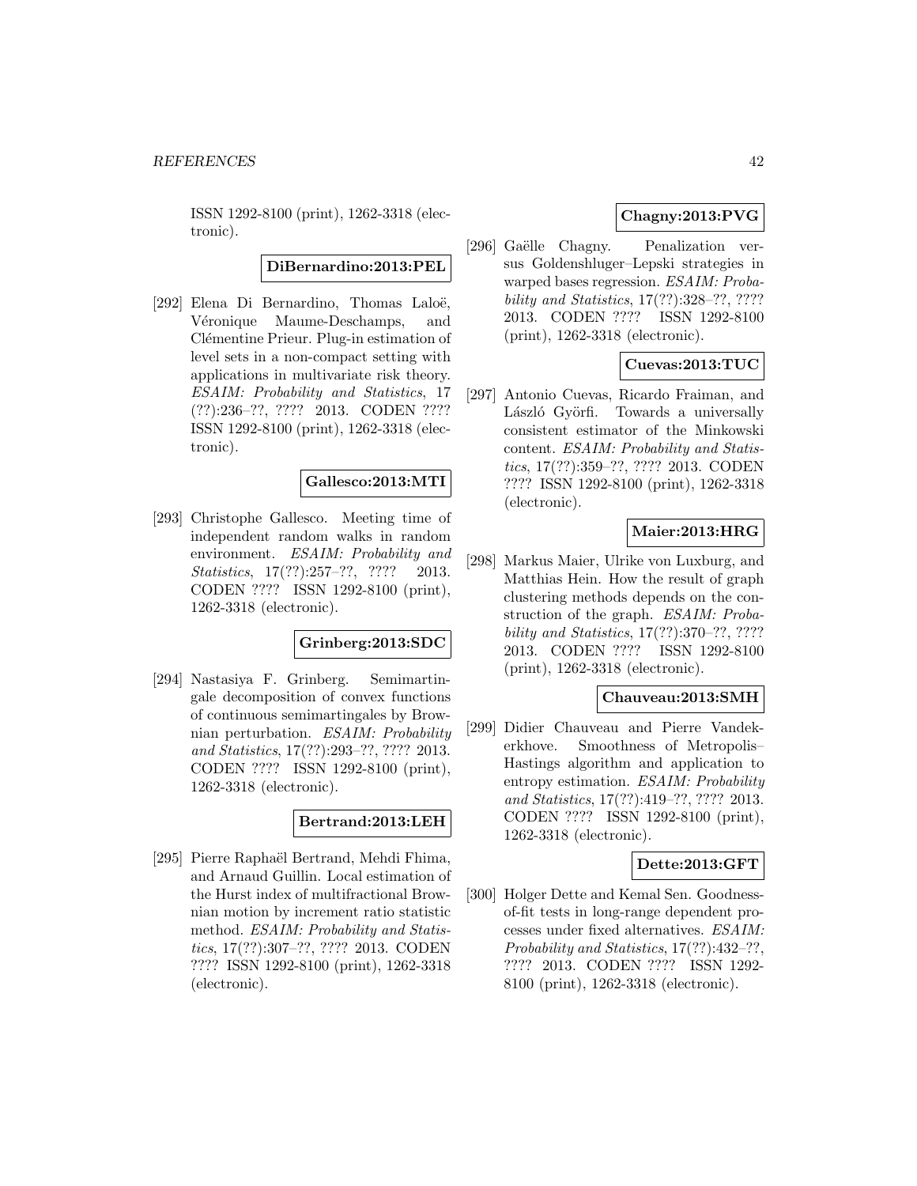ISSN 1292-8100 (print), 1262-3318 (electronic).

**DiBernardino:2013:PEL**

[292] Elena Di Bernardino, Thomas Laloë, Véronique Maume-Deschamps, and Clémentine Prieur. Plug-in estimation of level sets in a non-compact setting with applications in multivariate risk theory. *ESAIM: Probability and Statistics*, 17 (??):236–??, ???? 2013. CODEN ???? ISSN 1292-8100 (print), 1262-3318 (electronic).

**Gallesco:2013:MTI**

[293] Christophe Gallesco. Meeting time of independent random walks in random environment. *ESAIM: Probability and Statistics*, 17(??):257–??, ???? 2013. CODEN ???? ISSN 1292-8100 (print), 1262-3318 (electronic).

**Grinberg:2013:SDC**

[294] Nastasiya F. Grinberg. Semimartingale decomposition of convex functions of continuous semimartingales by Brownian perturbation. *ESAIM: Probability and Statistics*, 17(??):293–??, ???? 2013. CODEN ???? ISSN 1292-8100 (print), 1262-3318 (electronic).

**Bertrand:2013:LEH**

[295] Pierre Raphaël Bertrand, Mehdi Fhima, and Arnaud Guillin. Local estimation of the Hurst index of multifractional Brownian motion by increment ratio statistic method. *ESAIM: Probability and Statistics*, 17(??):307–??, ???? 2013. CODEN ???? ISSN 1292-8100 (print), 1262-3318 (electronic).

**Chagny:2013:PVG**

[296] Gaëlle Chagny. Penalization versus Goldenshluger–Lepski strategies in warped bases regression. *ESAIM: Probability and Statistics*, 17(??):328–??, ???? 2013. CODEN ???? ISSN 1292-8100 (print), 1262-3318 (electronic).

**Cuevas:2013:TUC**

[297] Antonio Cuevas, Ricardo Fraiman, and László Györfi. Towards a universally consistent estimator of the Minkowski content. *ESAIM: Probability and Statistics*, 17(??):359–??, ???? 2013. CODEN ???? ISSN 1292-8100 (print), 1262-3318 (electronic).

**Maier:2013:HRG**

[298] Markus Maier, Ulrike von Luxburg, and Matthias Hein. How the result of graph clustering methods depends on the construction of the graph. *ESAIM: Probability and Statistics*, 17(??):370–??, ???? 2013. CODEN ???? ISSN 1292-8100 (print), 1262-3318 (electronic).

**Chauveau:2013:SMH**

[299] Didier Chauveau and Pierre Vandekerkhove. Smoothness of Metropolis–Hastings algorithm and application to entropy estimation. *ESAIM: Probability and Statistics*, 17(??):419–??, ???? 2013. CODEN ???? ISSN 1292-8100 (print), 1262-3318 (electronic).

**Dette:2013:GFT**

[300] Holger Dette and Kemal Sen. Goodness-of-fit tests in long-range dependent processes under fixed alternatives. *ESAIM: Probability and Statistics*, 17(??):432–??, ???? 2013. CODEN ???? ISSN 1292-8100 (print), 1262-3318 (electronic).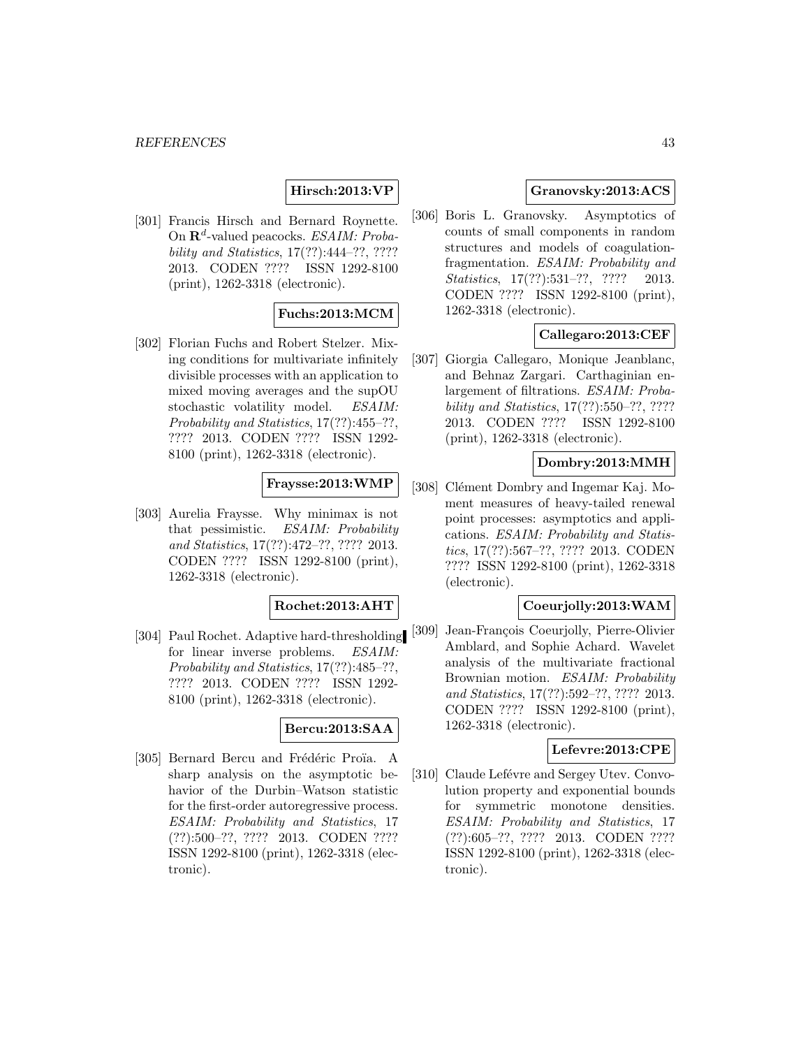**Hirsch:2013:VP**

[301] Francis Hirsch and Bernard Roynette. On $\mathbf{R}^d$-valued peacocks. *ESAIM: Probability and Statistics*, 17(??):444–??, ???? 2013. CODEN ???? ISSN 1292-8100 (print), 1262-3318 (electronic).

**Fuchs:2013:MCM**

[302] Florian Fuchs and Robert Stelzer. Mixing conditions for multivariate infinitely divisible processes with an application to mixed moving averages and the supOU stochastic volatility model. *ESAIM: Probability and Statistics*, 17(??):455–??, ???? 2013. CODEN ???? ISSN 1292-8100 (print), 1262-3318 (electronic).

**Fraysse:2013:WMP**

[303] Aurelia Fraysse. Why minimax is not that pessimistic. *ESAIM: Probability and Statistics*, 17(??):472–??, ???? 2013. CODEN ???? ISSN 1292-8100 (print), 1262-3318 (electronic).

**Rochet:2013:AHT**

[304] Paul Rochet. Adaptive hard-thresholding for linear inverse problems. *ESAIM: Probability and Statistics*, 17(??):485–??, ???? 2013. CODEN ???? ISSN 1292-8100 (print), 1262-3318 (electronic).

**Bercu:2013:SAA**

[305] Bernard Bercu and Frédéric Proïa. A sharp analysis on the asymptotic behavior of the Durbin–Watson statistic for the first-order autoregressive process. *ESAIM: Probability and Statistics*, 17 (??):500–??, ???? 2013. CODEN ???? ISSN 1292-8100 (print), 1262-3318 (electronic).

**Granovsky:2013:ACS**

[306] Boris L. Granovsky. Asymptotics of counts of small components in random structures and models of coagulation-fragmentation. *ESAIM: Probability and Statistics*, 17(??):531–??, ???? 2013. CODEN ???? ISSN 1292-8100 (print), 1262-3318 (electronic).

**Callegaro:2013:CEF**

[307] Giorgia Callegaro, Monique Jeanblanc, and Behnaz Zargari. Carthaginian enlargement of filtrations. *ESAIM: Probability and Statistics*, 17(??):550–??, ???? 2013. CODEN ???? ISSN 1292-8100 (print), 1262-3318 (electronic).

**Dombry:2013:MMH**

[308] Clément Dombry and Ingemar Kaj. Moment measures of heavy-tailed renewal point processes: asymptotics and applications. *ESAIM: Probability and Statistics*, 17(??):567–??, ???? 2013. CODEN ???? ISSN 1292-8100 (print), 1262-3318 (electronic).

**Coeurjolly:2013:WAM**

[309] Jean-François Coeurjolly, Pierre-Olivier Amblard, and Sophie Achard. Wavelet analysis of the multivariate fractional Brownian motion. *ESAIM: Probability and Statistics*, 17(??):592–??, ???? 2013. CODEN ???? ISSN 1292-8100 (print), 1262-3318 (electronic).

**Lefevre:2013:CPE**

[310] Claude Lefévre and Sergey Utev. Convolution property and exponential bounds for symmetric monotone densities. *ESAIM: Probability and Statistics*, 17 (??):605–??, ???? 2013. CODEN ???? ISSN 1292-8100 (print), 1262-3318 (electronic).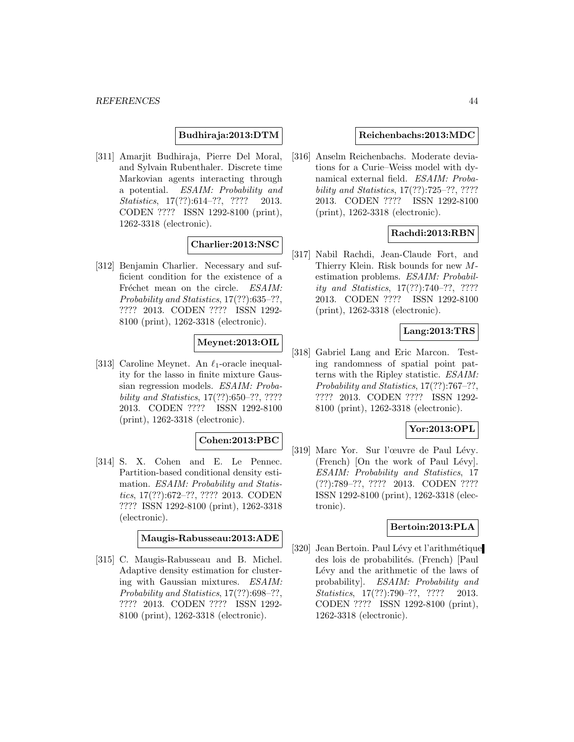**Budhiraja:2013:DTM**

[311] Amarjit Budhiraja, Pierre Del Moral, and Sylvain Rubenthaler. Discrete time Markovian agents interacting through a potential. *ESAIM: Probability and Statistics*, 17(??):614–??, ???? 2013. CODEN ???? ISSN 1292-8100 (print), 1262-3318 (electronic).

**Charlier:2013:NSC**

[312] Benjamin Charlier. Necessary and sufficient condition for the existence of a Fréchet mean on the circle. *ESAIM: Probability and Statistics*, 17(??):635–??, ???? 2013. CODEN ???? ISSN 1292-8100 (print), 1262-3318 (electronic).

**Meynet:2013:OIL**

[313] Caroline Meynet. An $\ell_1$-oracle inequality for the lasso in finite mixture Gaussian regression models. *ESAIM: Probability and Statistics*, 17(??):650–??, ???? 2013. CODEN ???? ISSN 1292-8100 (print), 1262-3318 (electronic).

**Cohen:2013:PBC**

[314] S. X. Cohen and E. Le Pennec. Partition-based conditional density estimation. *ESAIM: Probability and Statistics*, 17(??):672–??, ???? 2013. CODEN ???? ISSN 1292-8100 (print), 1262-3318 (electronic).

**Maugis-Rabusseau:2013:ADE**

[315] C. Maugis-Rabusseau and B. Michel. Adaptive density estimation for clustering with Gaussian mixtures. *ESAIM: Probability and Statistics*, 17(??):698–??, ???? 2013. CODEN ???? ISSN 1292-8100 (print), 1262-3318 (electronic).

**Reichenbachs:2013:MDC**

[316] Anselm Reichenbachs. Moderate deviations for a Curie–Weiss model with dynamical external field. *ESAIM: Probability and Statistics*, 17(??):725–??, ???? 2013. CODEN ???? ISSN 1292-8100 (print), 1262-3318 (electronic).

**Rachdi:2013:RBN**

[317] Nabil Rachdi, Jean-Claude Fort, and Thierry Klein. Risk bounds for new $M$-estimation problems. *ESAIM: Probability and Statistics*, 17(??):740–??, ???? 2013. CODEN ???? ISSN 1292-8100 (print), 1262-3318 (electronic).

**Lang:2013:TRS**

[318] Gabriel Lang and Eric Marcon. Testing randomness of spatial point patterns with the Ripley statistic. *ESAIM: Probability and Statistics*, 17(??):767–??, ???? 2013. CODEN ???? ISSN 1292-8100 (print), 1262-3318 (electronic).

**Yor:2013:OPL**

[319] Marc Yor. Sur l'œuvre de Paul Lévy. (French) [On the work of Paul Lévy]. *ESAIM: Probability and Statistics*, 17 (??):789–??, ???? 2013. CODEN ???? ISSN 1292-8100 (print), 1262-3318 (electronic).

**Bertoin:2013:PLA**

[320] Jean Bertoin. Paul Lévy et l'arithmétique des lois de probabilités. (French) [Paul Lévy and the arithmetic of the laws of probability]. *ESAIM: Probability and Statistics*, 17(??):790–??, ???? 2013. CODEN ???? ISSN 1292-8100 (print), 1262-3318 (electronic).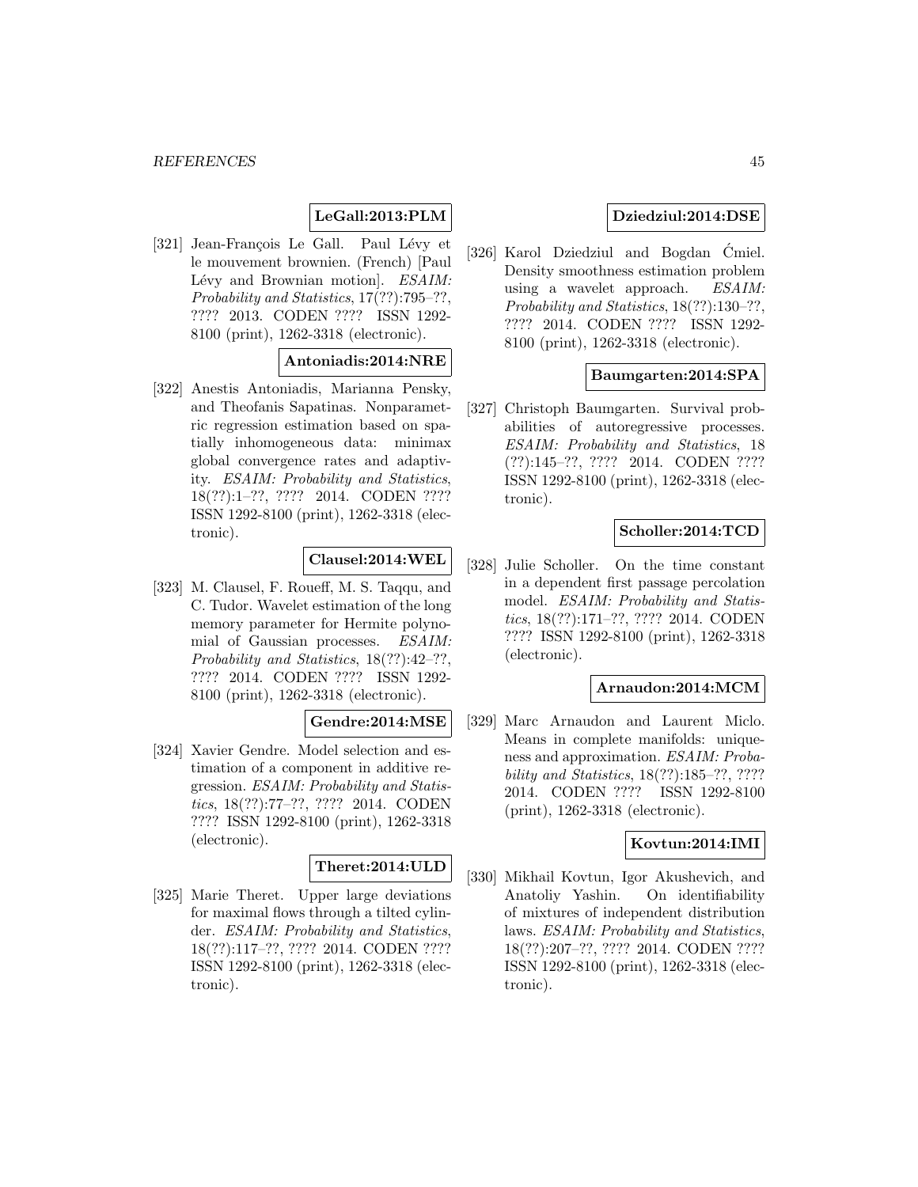**LeGall:2013:PLM**

[321] Jean-François Le Gall. Paul Lévy et le mouvement brownien. (French) [Paul Lévy and Brownian motion]. *ESAIM: Probability and Statistics*, 17(??):795–??, ???? 2013. CODEN ???? ISSN 1292-8100 (print), 1262-3318 (electronic).

**Antoniadis:2014:NRE**

[322] Anestis Antoniadis, Marianna Pensky, and Theofanis Sapatinas. Nonparametric regression estimation based on spatially inhomogeneous data: minimax global convergence rates and adaptivity. *ESAIM: Probability and Statistics*, 18(??):1–??, ???? 2014. CODEN ???? ISSN 1292-8100 (print), 1262-3318 (electronic).

**Clausel:2014:WEL**

[323] M. Clausel, F. Roueff, M. S. Taqqu, and C. Tudor. Wavelet estimation of the long memory parameter for Hermite polynomial of Gaussian processes. *ESAIM: Probability and Statistics*, 18(??):42–??, ???? 2014. CODEN ???? ISSN 1292-8100 (print), 1262-3318 (electronic).

**Gendre:2014:MSE**

[324] Xavier Gendre. Model selection and estimation of a component in additive regression. *ESAIM: Probability and Statistics*, 18(??):77–??, ???? 2014. CODEN ???? ISSN 1292-8100 (print), 1262-3318 (electronic).

**Theret:2014:ULD**

[325] Marie Theret. Upper large deviations for maximal flows through a tilted cylinder. *ESAIM: Probability and Statistics*, 18(??):117–??, ???? 2014. CODEN ???? ISSN 1292-8100 (print), 1262-3318 (electronic).

**Dziedziul:2014:DSE**

[326] Karol Dziedziul and Bogdan Ćmiel. Density smoothness estimation problem using a wavelet approach. *ESAIM: Probability and Statistics*, 18(??):130–??, ???? 2014. CODEN ???? ISSN 1292-8100 (print), 1262-3318 (electronic).

**Baumgarten:2014:SPA**

[327] Christoph Baumgarten. Survival probabilities of autoregressive processes. *ESAIM: Probability and Statistics*, 18 (??):145–??, ???? 2014. CODEN ???? ISSN 1292-8100 (print), 1262-3318 (electronic).

**Scholler:2014:TCD**

[328] Julie Scholler. On the time constant in a dependent first passage percolation model. *ESAIM: Probability and Statistics*, 18(??):171–??, ???? 2014. CODEN ???? ISSN 1292-8100 (print), 1262-3318 (electronic).

**Arnaudon:2014:MCM**

[329] Marc Arnaudon and Laurent Miclo. Means in complete manifolds: uniqueness and approximation. *ESAIM: Probability and Statistics*, 18(??):185–??, ???? 2014. CODEN ???? ISSN 1292-8100 (print), 1262-3318 (electronic).

**Kovtun:2014:IMI**

[330] Mikhail Kovtun, Igor Akushevich, and Anatoliy Yashin. On identifiability of mixtures of independent distribution laws. *ESAIM: Probability and Statistics*, 18(??):207–??, ???? 2014. CODEN ???? ISSN 1292-8100 (print), 1262-3318 (electronic).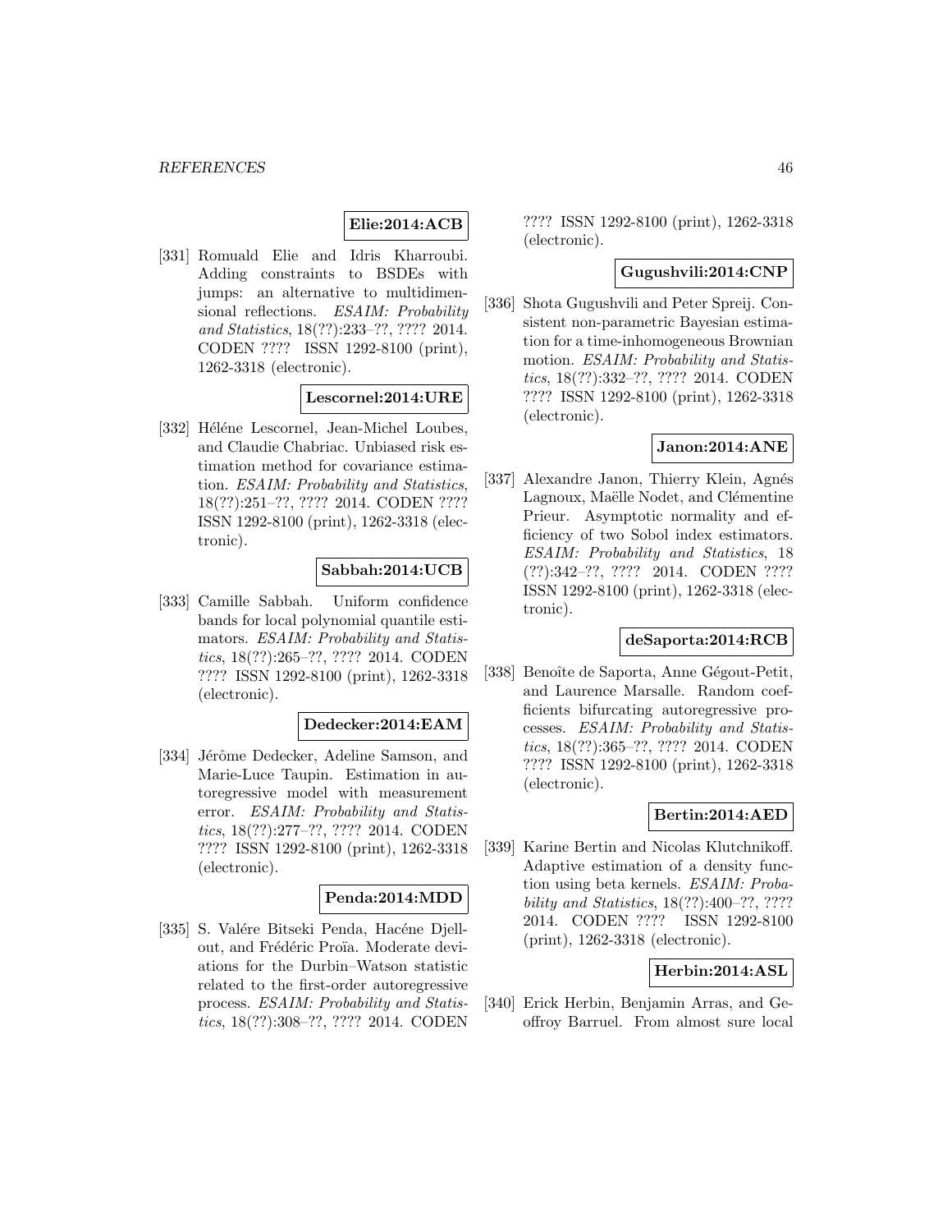**Elie:2014:ACB**

[331] Romuald Elie and Idris Kharroubi. Adding constraints to BSDEs with jumps: an alternative to multidimensional reflections. *ESAIM: Probability and Statistics*, 18(??):233–??, ???? 2014. CODEN ???? ISSN 1292-8100 (print), 1262-3318 (electronic).

**Lescornel:2014:URE**

[332] Héléne Lescornel, Jean-Michel Loubes, and Claudie Chabriac. Unbiased risk estimation method for covariance estimation. *ESAIM: Probability and Statistics*, 18(??):251–??, ???? 2014. CODEN ???? ISSN 1292-8100 (print), 1262-3318 (electronic).

**Sabbah:2014:UCB**

[333] Camille Sabbah. Uniform confidence bands for local polynomial quantile estimators. *ESAIM: Probability and Statistics*, 18(??):265–??, ???? 2014. CODEN ???? ISSN 1292-8100 (print), 1262-3318 (electronic).

**Dedecker:2014:EAM**

[334] Jérôme Dedecker, Adeline Samson, and Marie-Luce Taupin. Estimation in autoregressive model with measurement error. *ESAIM: Probability and Statistics*, 18(??):277–??, ???? 2014. CODEN ???? ISSN 1292-8100 (print), 1262-3318 (electronic).

**Penda:2014:MDD**

[335] S. Valére Bitseki Penda, Hacéne Djellout, and Frédéric Proïa. Moderate deviations for the Durbin–Watson statistic related to the first-order autoregressive process. *ESAIM: Probability and Statistics*, 18(??):308–??, ???? 2014. CODEN ???? ISSN 1292-8100 (print), 1262-3318 (electronic).

**Gugushvili:2014:CNP**

[336] Shota Gugushvili and Peter Spreij. Consistent non-parametric Bayesian estimation for a time-inhomogeneous Brownian motion. *ESAIM: Probability and Statistics*, 18(??):332–??, ???? 2014. CODEN ???? ISSN 1292-8100 (print), 1262-3318 (electronic).

**Janon:2014:ANE**

[337] Alexandre Janon, Thierry Klein, Agnés Lagnoux, Maëlle Nodet, and Clémentine Prieur. Asymptotic normality and efficiency of two Sobol index estimators. *ESAIM: Probability and Statistics*, 18 (??):342–??, ???? 2014. CODEN ???? ISSN 1292-8100 (print), 1262-3318 (electronic).

**deSaporta:2014:RCB**

[338] Benoîte de Saporta, Anne Gégout-Petit, and Laurence Marsalle. Random coefficients bifurcating autoregressive processes. *ESAIM: Probability and Statistics*, 18(??):365–??, ???? 2014. CODEN ???? ISSN 1292-8100 (print), 1262-3318 (electronic).

**Bertin:2014:AED**

[339] Karine Bertin and Nicolas Klutchnikoff. Adaptive estimation of a density function using beta kernels. *ESAIM: Probability and Statistics*, 18(??):400–??, ???? 2014. CODEN ???? ISSN 1292-8100 (print), 1262-3318 (electronic).

**Herbin:2014:ASL**

[340] Erick Herbin, Benjamin Arras, and Geoffroy Barruel. From almost sure local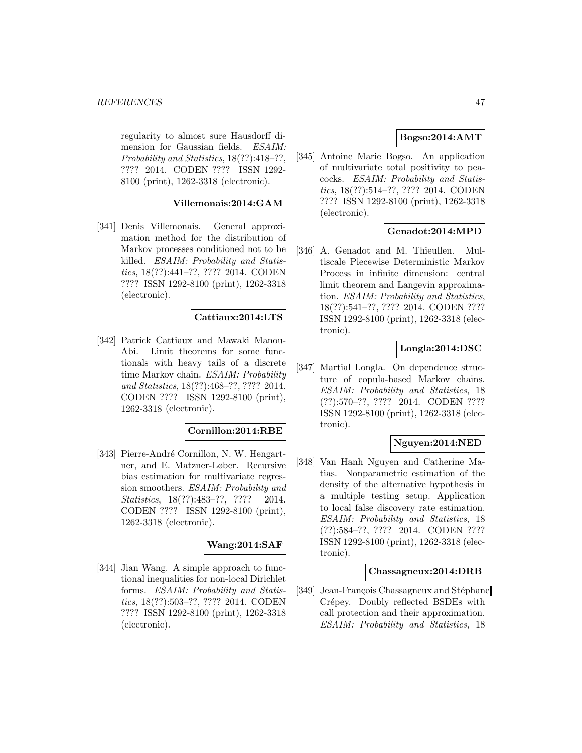regularity to almost sure Hausdorff dimension for Gaussian fields. *ESAIM: Probability and Statistics*, 18(??):418–??, ???? 2014. CODEN ???? ISSN 1292-8100 (print), 1262-3318 (electronic).

**Villemonais:2014:GAM**

[341] Denis Villemonais. General approximation method for the distribution of Markov processes conditioned not to be killed. *ESAIM: Probability and Statistics*, 18(??):441–??, ???? 2014. CODEN ???? ISSN 1292-8100 (print), 1262-3318 (electronic).

**Cattiaux:2014:LTS**

[342] Patrick Cattiaux and Mawaki Manou-Abi. Limit theorems for some functionals with heavy tails of a discrete time Markov chain. *ESAIM: Probability and Statistics*, 18(??):468–??, ???? 2014. CODEN ???? ISSN 1292-8100 (print), 1262-3318 (electronic).

**Cornillon:2014:RBE**

[343] Pierre-André Cornillon, N. W. Hengartner, and E. Matzner-Løber. Recursive bias estimation for multivariate regression smoothers. *ESAIM: Probability and Statistics*, 18(??):483–??, ???? 2014. CODEN ???? ISSN 1292-8100 (print), 1262-3318 (electronic).

**Wang:2014:SAF**

[344] Jian Wang. A simple approach to functional inequalities for non-local Dirichlet forms. *ESAIM: Probability and Statistics*, 18(??):503–??, ???? 2014. CODEN ???? ISSN 1292-8100 (print), 1262-3318 (electronic).

**Bogso:2014:AMT**

[345] Antoine Marie Bogso. An application of multivariate total positivity to peacocks. *ESAIM: Probability and Statistics*, 18(??):514–??, ???? 2014. CODEN ???? ISSN 1292-8100 (print), 1262-3318 (electronic).

**Genadot:2014:MPD**

[346] A. Genadot and M. Thieullen. Multiscale Piecewise Deterministic Markov Process in infinite dimension: central limit theorem and Langevin approximation. *ESAIM: Probability and Statistics*, 18(??):541–??, ???? 2014. CODEN ???? ISSN 1292-8100 (print), 1262-3318 (electronic).

**Longla:2014:DSC**

[347] Martial Longla. On dependence structure of copula-based Markov chains. *ESAIM: Probability and Statistics*, 18 (??):570–??, ???? 2014. CODEN ???? ISSN 1292-8100 (print), 1262-3318 (electronic).

**Nguyen:2014:NED**

[348] Van Hanh Nguyen and Catherine Matias. Nonparametric estimation of the density of the alternative hypothesis in a multiple testing setup. Application to local false discovery rate estimation. *ESAIM: Probability and Statistics*, 18 (??):584–??, ???? 2014. CODEN ???? ISSN 1292-8100 (print), 1262-3318 (electronic).

**Chassagneux:2014:DRB**

[349] Jean-François Chassagneux and Stéphane Crépey. Doubly reflected BSDEs with call protection and their approximation. *ESAIM: Probability and Statistics*, 18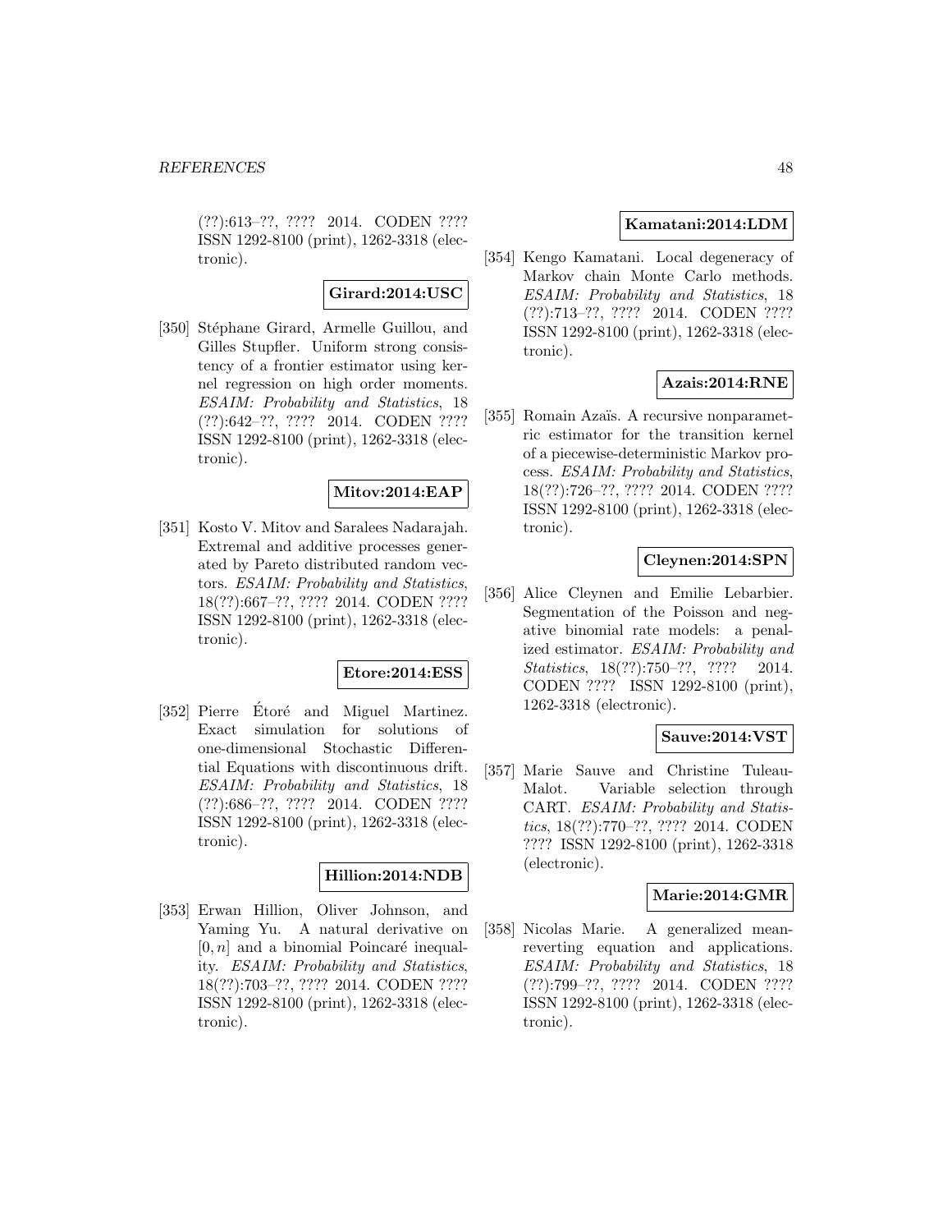(??):613–??, ???? 2014. CODEN ???? ISSN 1292-8100 (print), 1262-3318 (electronic).

**Girard:2014:USC**

[350] Stéphane Girard, Armelle Guillou, and Gilles Stupfler. Uniform strong consistency of a frontier estimator using kernel regression on high order moments. *ESAIM: Probability and Statistics*, 18 (??):642–??, ???? 2014. CODEN ???? ISSN 1292-8100 (print), 1262-3318 (electronic).

**Mitov:2014:EAP**

[351] Kosto V. Mitov and Saralees Nadarajah. Extremal and additive processes generated by Pareto distributed random vectors. *ESAIM: Probability and Statistics*, 18(??):667–??, ???? 2014. CODEN ???? ISSN 1292-8100 (print), 1262-3318 (electronic).

**Etore:2014:ESS**

[352] Pierre Étoré and Miguel Martinez. Exact simulation for solutions of one-dimensional Stochastic Differential Equations with discontinuous drift. *ESAIM: Probability and Statistics*, 18 (??):686–??, ???? 2014. CODEN ???? ISSN 1292-8100 (print), 1262-3318 (electronic).

**Hillion:2014:NDB**

[353] Erwan Hillion, Oliver Johnson, and Yaming Yu. A natural derivative on $[0, n]$ and a binomial Poincaré inequality. *ESAIM: Probability and Statistics*, 18(??):703–??, ???? 2014. CODEN ???? ISSN 1292-8100 (print), 1262-3318 (electronic).

**Kamatani:2014:LDM**

[354] Kengo Kamatani. Local degeneracy of Markov chain Monte Carlo methods. *ESAIM: Probability and Statistics*, 18 (??):713–??, ???? 2014. CODEN ???? ISSN 1292-8100 (print), 1262-3318 (electronic).

**Azais:2014:RNE**

[355] Romain Azaïs. A recursive nonparametric estimator for the transition kernel of a piecewise-deterministic Markov process. *ESAIM: Probability and Statistics*, 18(??):726–??, ???? 2014. CODEN ???? ISSN 1292-8100 (print), 1262-3318 (electronic).

**Cleynen:2014:SPN**

[356] Alice Cleynen and Emilie Lebarbier. Segmentation of the Poisson and negative binomial rate models: a penalized estimator. *ESAIM: Probability and Statistics*, 18(??):750–??, ???? 2014. CODEN ???? ISSN 1292-8100 (print), 1262-3318 (electronic).

**Sauve:2014:VST**

[357] Marie Sauve and Christine Tuleau-Malot. Variable selection through CART. *ESAIM: Probability and Statistics*, 18(??):770–??, ???? 2014. CODEN ???? ISSN 1292-8100 (print), 1262-3318 (electronic).

**Marie:2014:GMR**

[358] Nicolas Marie. A generalized mean-reverting equation and applications. *ESAIM: Probability and Statistics*, 18 (??):799–??, ???? 2014. CODEN ???? ISSN 1292-8100 (print), 1262-3318 (electronic).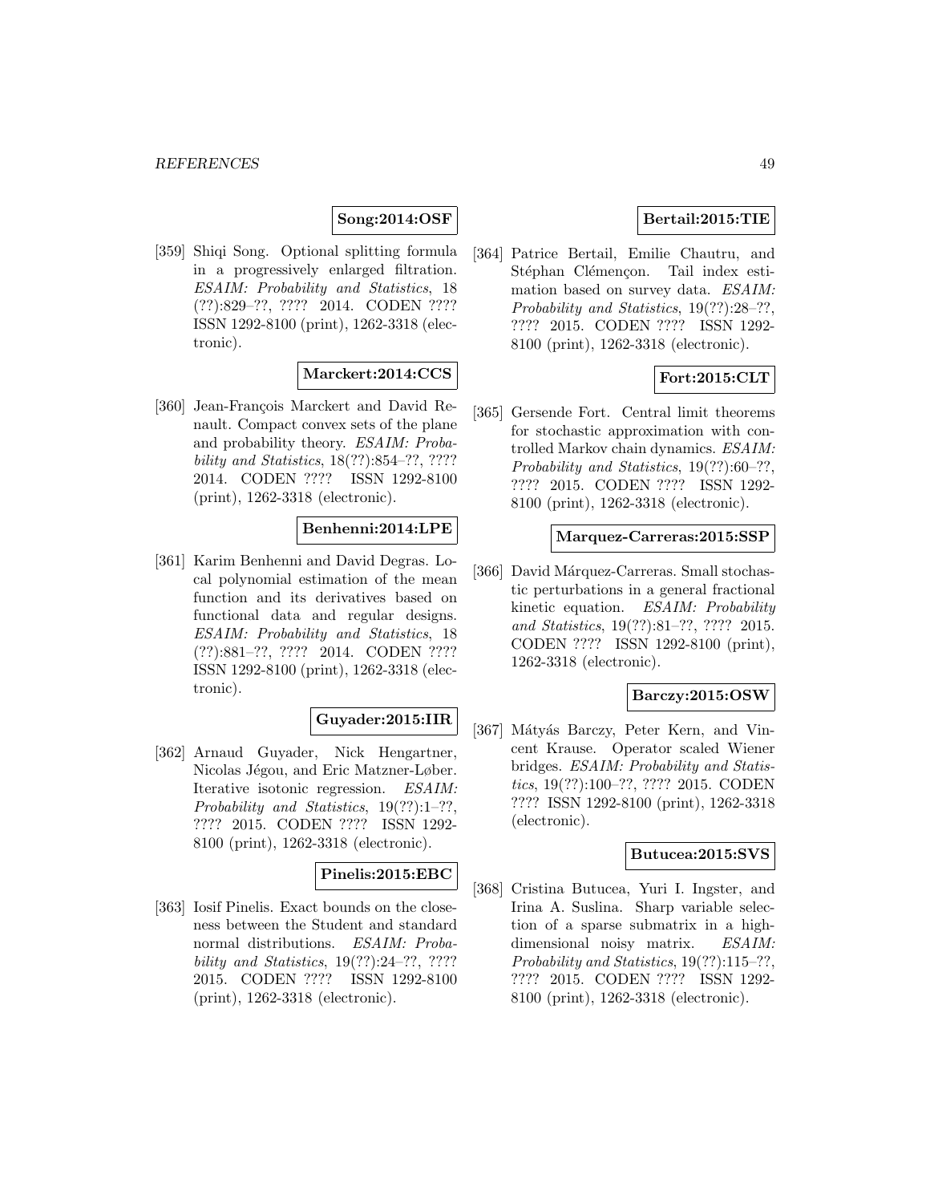**Song:2014:OSF**

[359] Shiqi Song. Optional splitting formula in a progressively enlarged filtration. *ESAIM: Probability and Statistics*, 18 (??):829–??, ???? 2014. CODEN ???? ISSN 1292-8100 (print), 1262-3318 (electronic).

**Marckert:2014:CCS**

[360] Jean-François Marckert and David Renault. Compact convex sets of the plane and probability theory. *ESAIM: Probability and Statistics*, 18(??):854–??, ???? 2014. CODEN ???? ISSN 1292-8100 (print), 1262-3318 (electronic).

**Benhenni:2014:LPE**

[361] Karim Benhenni and David Degras. Local polynomial estimation of the mean function and its derivatives based on functional data and regular designs. *ESAIM: Probability and Statistics*, 18 (??):881–??, ???? 2014. CODEN ???? ISSN 1292-8100 (print), 1262-3318 (electronic).

**Guyader:2015:IIR**

[362] Arnaud Guyader, Nick Hengartner, Nicolas Jégou, and Eric Matzner-Løber. Iterative isotonic regression. *ESAIM: Probability and Statistics*, 19(??):1–??, ???? 2015. CODEN ???? ISSN 1292-8100 (print), 1262-3318 (electronic).

**Pinelis:2015:EBC**

[363] Iosif Pinelis. Exact bounds on the closeness between the Student and standard normal distributions. *ESAIM: Probability and Statistics*, 19(??):24–??, ???? 2015. CODEN ???? ISSN 1292-8100 (print), 1262-3318 (electronic).

**Bertail:2015:TIE**

[364] Patrice Bertail, Emilie Chautru, and Stéphan Clémençon. Tail index estimation based on survey data. *ESAIM: Probability and Statistics*, 19(??):28–??, ???? 2015. CODEN ???? ISSN 1292-8100 (print), 1262-3318 (electronic).

**Fort:2015:CLT**

[365] Gersende Fort. Central limit theorems for stochastic approximation with controlled Markov chain dynamics. *ESAIM: Probability and Statistics*, 19(??):60–??, ???? 2015. CODEN ???? ISSN 1292-8100 (print), 1262-3318 (electronic).

**Marquez-Carreras:2015:SSP**

[366] David Márquez-Carreras. Small stochastic perturbations in a general fractional kinetic equation. *ESAIM: Probability and Statistics*, 19(??):81–??, ???? 2015. CODEN ???? ISSN 1292-8100 (print), 1262-3318 (electronic).

**Barczy:2015:OSW**

[367] Mátyás Barczy, Peter Kern, and Vincent Krause. Operator scaled Wiener bridges. *ESAIM: Probability and Statistics*, 19(??):100–??, ???? 2015. CODEN ???? ISSN 1292-8100 (print), 1262-3318 (electronic).

**Butucea:2015:SVS**

[368] Cristina Butucea, Yuri I. Ingster, and Irina A. Suslina. Sharp variable selection of a sparse submatrix in a high-dimensional noisy matrix. *ESAIM: Probability and Statistics*, 19(??):115–??, ???? 2015. CODEN ???? ISSN 1292-8100 (print), 1262-3318 (electronic).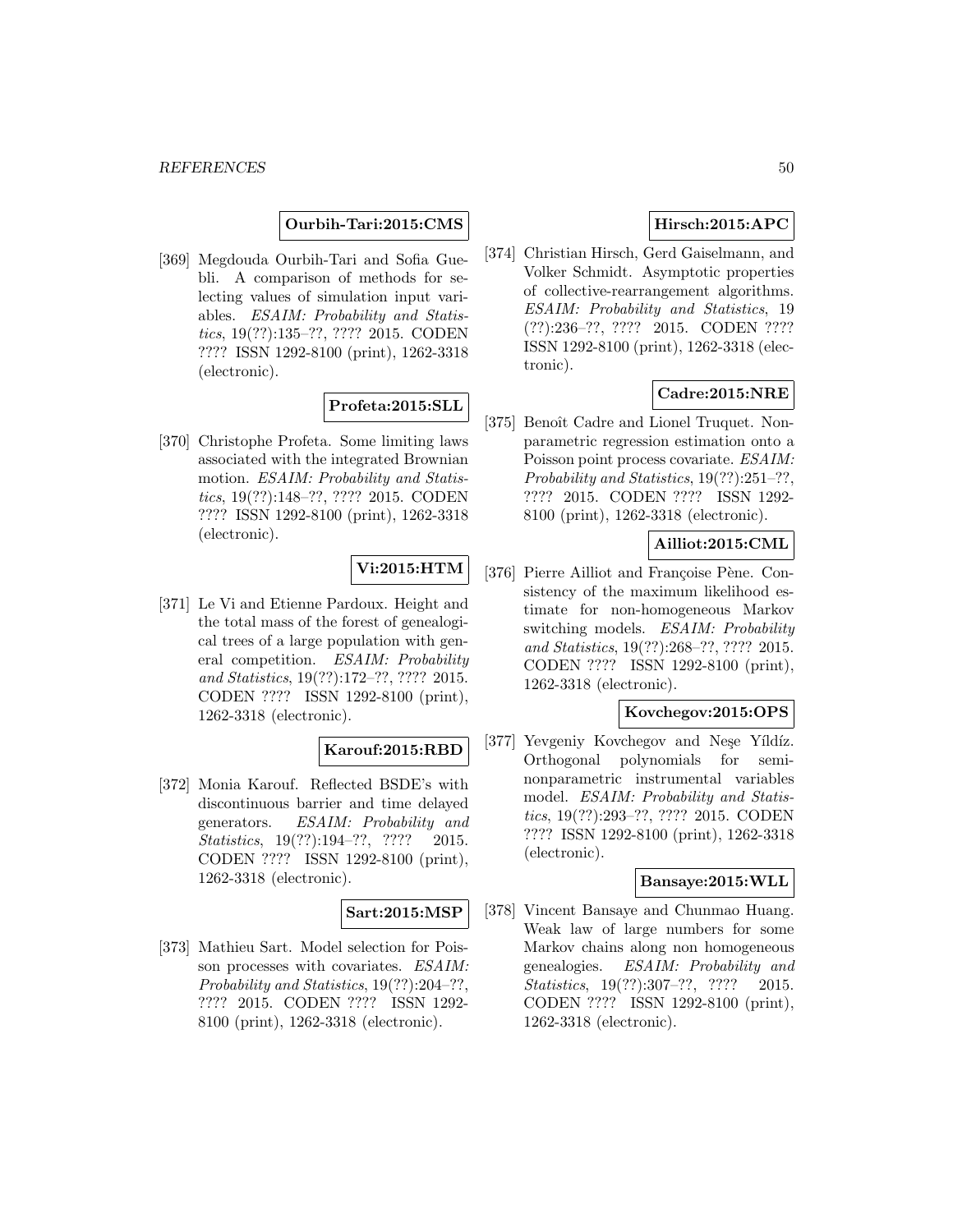**Ourbih-Tari:2015:CMS**

[369] Megdouda Ourbih-Tari and Sofia Guebli. A comparison of methods for selecting values of simulation input variables. *ESAIM: Probability and Statistics*, 19(??):135–??, ???? 2015. CODEN ???? ISSN 1292-8100 (print), 1262-3318 (electronic).

**Profeta:2015:SLL**

[370] Christophe Profeta. Some limiting laws associated with the integrated Brownian motion. *ESAIM: Probability and Statistics*, 19(??):148–??, ???? 2015. CODEN ???? ISSN 1292-8100 (print), 1262-3318 (electronic).

**Vi:2015:HTM**

[371] Le Vi and Etienne Pardoux. Height and the total mass of the forest of genealogical trees of a large population with general competition. *ESAIM: Probability and Statistics*, 19(??):172–??, ???? 2015. CODEN ???? ISSN 1292-8100 (print), 1262-3318 (electronic).

**Karouf:2015:RBD**

[372] Monia Karouf. Reflected BSDE's with discontinuous barrier and time delayed generators. *ESAIM: Probability and Statistics*, 19(??):194–??, ???? 2015. CODEN ???? ISSN 1292-8100 (print), 1262-3318 (electronic).

**Sart:2015:MSP**

[373] Mathieu Sart. Model selection for Poisson processes with covariates. *ESAIM: Probability and Statistics*, 19(??):204–??, ???? 2015. CODEN ???? ISSN 1292-8100 (print), 1262-3318 (electronic).

**Hirsch:2015:APC**

[374] Christian Hirsch, Gerd Gaiselmann, and Volker Schmidt. Asymptotic properties of collective-rearrangement algorithms. *ESAIM: Probability and Statistics*, 19 (??):236–??, ???? 2015. CODEN ???? ISSN 1292-8100 (print), 1262-3318 (electronic).

**Cadre:2015:NRE**

[375] Benoît Cadre and Lionel Truquet. Nonparametric regression estimation onto a Poisson point process covariate. *ESAIM: Probability and Statistics*, 19(??):251–??, ???? 2015. CODEN ???? ISSN 1292-8100 (print), 1262-3318 (electronic).

**Ailliot:2015:CML**

[376] Pierre Ailliot and Françoise Pène. Consistency of the maximum likelihood estimate for non-homogeneous Markov switching models. *ESAIM: Probability and Statistics*, 19(??):268–??, ???? 2015. CODEN ???? ISSN 1292-8100 (print), 1262-3318 (electronic).

**Kovchegov:2015:OPS**

[377] Yevgeniy Kovchegov and Neşe Yíldíz. Orthogonal polynomials for seminonparametric instrumental variables model. *ESAIM: Probability and Statistics*, 19(??):293–??, ???? 2015. CODEN ???? ISSN 1292-8100 (print), 1262-3318 (electronic).

**Bansaye:2015:WLL**

[378] Vincent Bansaye and Chunmao Huang. Weak law of large numbers for some Markov chains along non homogeneous genealogies. *ESAIM: Probability and Statistics*, 19(??):307–??, ???? 2015. CODEN ???? ISSN 1292-8100 (print), 1262-3318 (electronic).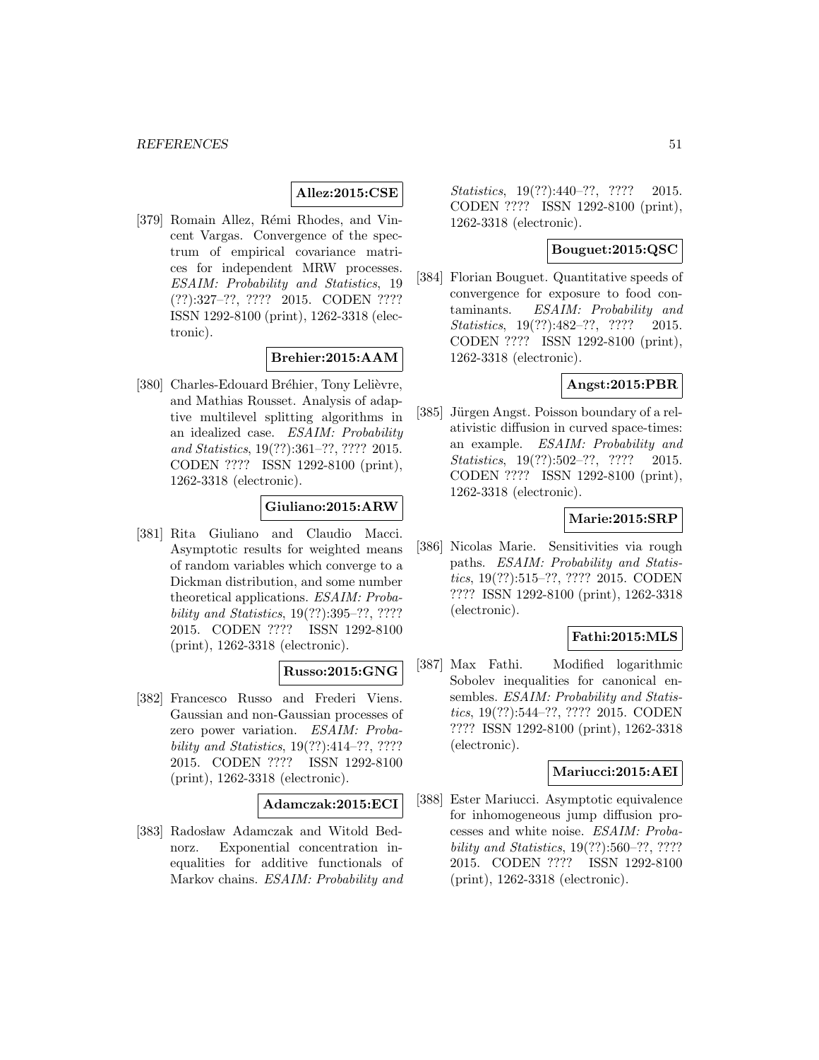**Allez:2015:CSE**

[379] Romain Allez, Rémi Rhodes, and Vincent Vargas. Convergence of the spectrum of empirical covariance matrices for independent MRW processes. *ESAIM: Probability and Statistics*, 19 (??):327–??, ???? 2015. CODEN ???? ISSN 1292-8100 (print), 1262-3318 (electronic).

**Brehier:2015:AAM**

[380] Charles-Edouard Bréhier, Tony Lelièvre, and Mathias Rousset. Analysis of adaptive multilevel splitting algorithms in an idealized case. *ESAIM: Probability and Statistics*, 19(??):361–??, ???? 2015. CODEN ???? ISSN 1292-8100 (print), 1262-3318 (electronic).

**Giuliano:2015:ARW**

[381] Rita Giuliano and Claudio Macci. Asymptotic results for weighted means of random variables which converge to a Dickman distribution, and some number theoretical applications. *ESAIM: Probability and Statistics*, 19(??):395–??, ???? 2015. CODEN ???? ISSN 1292-8100 (print), 1262-3318 (electronic).

**Russo:2015:GNG**

[382] Francesco Russo and Frederi Viens. Gaussian and non-Gaussian processes of zero power variation. *ESAIM: Probability and Statistics*, 19(??):414–??, ???? 2015. CODEN ???? ISSN 1292-8100 (print), 1262-3318 (electronic).

**Adamczak:2015:ECI**

[383] Radosław Adamczak and Witold Bednorz. Exponential concentration inequalities for additive functionals of Markov chains. *ESAIM: Probability and Statistics*, 19(??):440–??, ???? 2015. CODEN ???? ISSN 1292-8100 (print), 1262-3318 (electronic).

**Bouguet:2015:QSC**

[384] Florian Bouguet. Quantitative speeds of convergence for exposure to food contaminants. *ESAIM: Probability and Statistics*, 19(??):482–??, ???? 2015. CODEN ???? ISSN 1292-8100 (print), 1262-3318 (electronic).

**Angst:2015:PBR**

[385] Jürgen Angst. Poisson boundary of a relativistic diffusion in curved space-times: an example. *ESAIM: Probability and Statistics*, 19(??):502–??, ???? 2015. CODEN ???? ISSN 1292-8100 (print), 1262-3318 (electronic).

**Marie:2015:SRP**

[386] Nicolas Marie. Sensitivities via rough paths. *ESAIM: Probability and Statistics*, 19(??):515–??, ???? 2015. CODEN ???? ISSN 1292-8100 (print), 1262-3318 (electronic).

**Fathi:2015:MLS**

[387] Max Fathi. Modified logarithmic Sobolev inequalities for canonical ensembles. *ESAIM: Probability and Statistics*, 19(??):544–??, ???? 2015. CODEN ???? ISSN 1292-8100 (print), 1262-3318 (electronic).

**Mariucci:2015:AEI**

[388] Ester Mariucci. Asymptotic equivalence for inhomogeneous jump diffusion processes and white noise. *ESAIM: Probability and Statistics*, 19(??):560–??, ???? 2015. CODEN ???? ISSN 1292-8100 (print), 1262-3318 (electronic).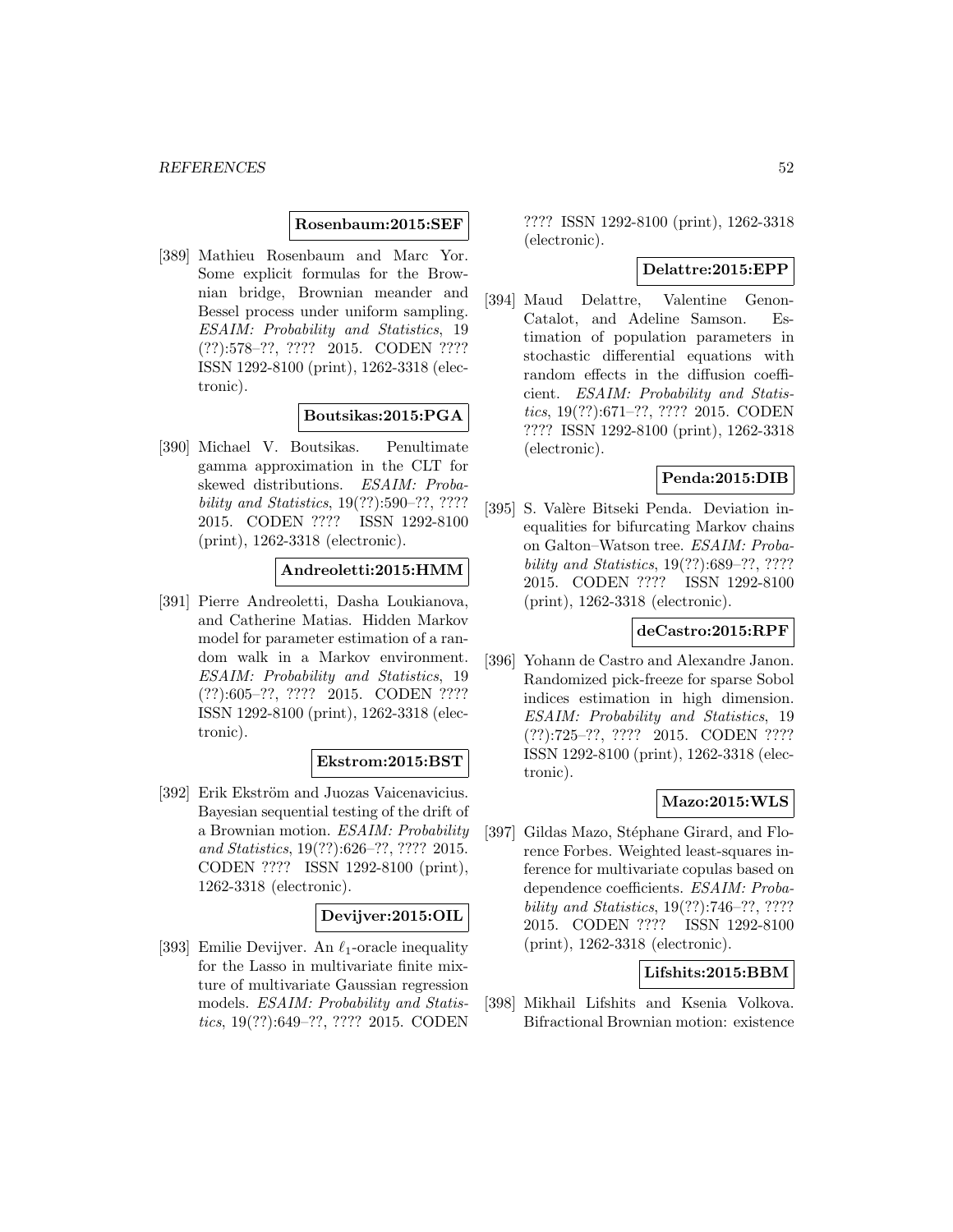**Rosenbaum:2015:SEF**

[389] Mathieu Rosenbaum and Marc Yor. Some explicit formulas for the Brownian bridge, Brownian meander and Bessel process under uniform sampling. *ESAIM: Probability and Statistics*, 19 (??):578–??, ???? 2015. CODEN ???? ISSN 1292-8100 (print), 1262-3318 (electronic).

**Boutsikas:2015:PGA**

[390] Michael V. Boutsikas. Penultimate gamma approximation in the CLT for skewed distributions. *ESAIM: Probability and Statistics*, 19(??):590–??, ???? 2015. CODEN ???? ISSN 1292-8100 (print), 1262-3318 (electronic).

**Andreoletti:2015:HMM**

[391] Pierre Andreoletti, Dasha Loukianova, and Catherine Matias. Hidden Markov model for parameter estimation of a random walk in a Markov environment. *ESAIM: Probability and Statistics*, 19 (??):605–??, ???? 2015. CODEN ???? ISSN 1292-8100 (print), 1262-3318 (electronic).

**Ekstrom:2015:BST**

[392] Erik Ekström and Juozas Vaicenavicius. Bayesian sequential testing of the drift of a Brownian motion. *ESAIM: Probability and Statistics*, 19(??):626–??, ???? 2015. CODEN ???? ISSN 1292-8100 (print), 1262-3318 (electronic).

**Devijver:2015:OIL**

[393] Emilie Devijver. An $\ell_1$-oracle inequality for the Lasso in multivariate finite mixture of multivariate Gaussian regression models. *ESAIM: Probability and Statistics*, 19(??):649–??, ???? 2015. CODEN ???? ISSN 1292-8100 (print), 1262-3318 (electronic).

**Delattre:2015:EPP**

[394] Maud Delattre, Valentine Genon-Catalot, and Adeline Samson. Estimation of population parameters in stochastic differential equations with random effects in the diffusion coefficient. *ESAIM: Probability and Statistics*, 19(??):671–??, ???? 2015. CODEN ???? ISSN 1292-8100 (print), 1262-3318 (electronic).

**Penda:2015:DIB**

[395] S. Valère Bitseki Penda. Deviation inequalities for bifurcating Markov chains on Galton–Watson tree. *ESAIM: Probability and Statistics*, 19(??):689–??, ???? 2015. CODEN ???? ISSN 1292-8100 (print), 1262-3318 (electronic).

**deCastro:2015:RPF**

[396] Yohann de Castro and Alexandre Janon. Randomized pick-freeze for sparse Sobol indices estimation in high dimension. *ESAIM: Probability and Statistics*, 19 (??):725–??, ???? 2015. CODEN ???? ISSN 1292-8100 (print), 1262-3318 (electronic).

**Mazo:2015:WLS**

[397] Gildas Mazo, Stéphane Girard, and Florence Forbes. Weighted least-squares inference for multivariate copulas based on dependence coefficients. *ESAIM: Probability and Statistics*, 19(??):746–??, ???? 2015. CODEN ???? ISSN 1292-8100 (print), 1262-3318 (electronic).

**Lifshits:2015:BBM**

[398] Mikhail Lifshits and Ksenia Volkova. Bifractional Brownian motion: existence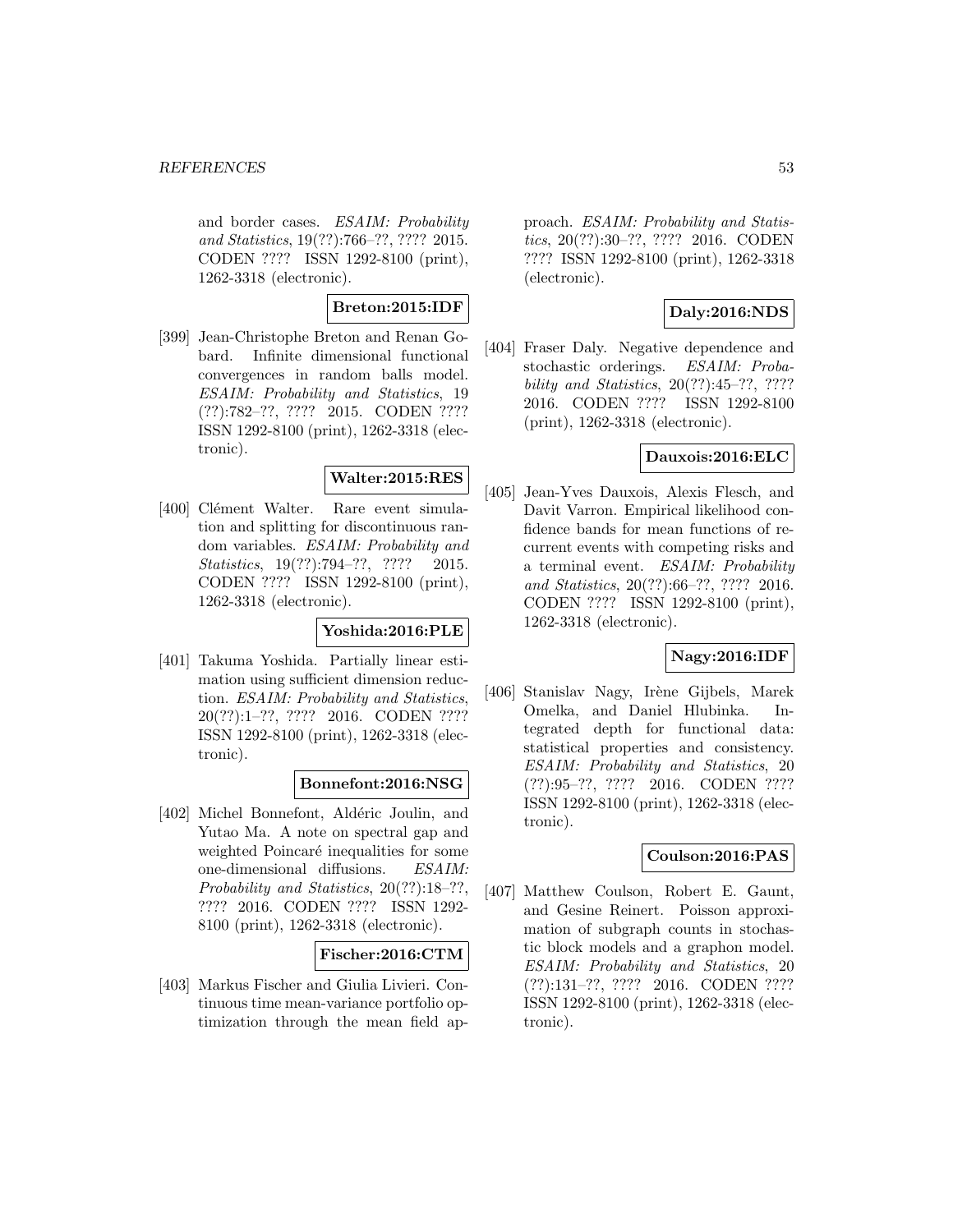and border cases. *ESAIM: Probability and Statistics*, 19(??):766–??, ???? 2015. CODEN ???? ISSN 1292-8100 (print), 1262-3318 (electronic).

**Breton:2015:IDF**

[399] Jean-Christophe Breton and Renan Gobard. Infinite dimensional functional convergences in random balls model. *ESAIM: Probability and Statistics*, 19 (??):782–??, ???? 2015. CODEN ???? ISSN 1292-8100 (print), 1262-3318 (electronic).

**Walter:2015:RES**

[400] Clément Walter. Rare event simulation and splitting for discontinuous random variables. *ESAIM: Probability and Statistics*, 19(??):794–??, ???? 2015. CODEN ???? ISSN 1292-8100 (print), 1262-3318 (electronic).

**Yoshida:2016:PLE**

[401] Takuma Yoshida. Partially linear estimation using sufficient dimension reduction. *ESAIM: Probability and Statistics*, 20(??):1–??, ???? 2016. CODEN ???? ISSN 1292-8100 (print), 1262-3318 (electronic).

**Bonnefont:2016:NSG**

[402] Michel Bonnefont, Aldéric Joulin, and Yutao Ma. A note on spectral gap and weighted Poincaré inequalities for some one-dimensional diffusions. *ESAIM: Probability and Statistics*, 20(??):18–??, ???? 2016. CODEN ???? ISSN 1292-8100 (print), 1262-3318 (electronic).

**Fischer:2016:CTM**

[403] Markus Fischer and Giulia Livieri. Continuous time mean-variance portfolio optimization through the mean field approach. *ESAIM: Probability and Statistics*, 20(??):30–??, ???? 2016. CODEN ???? ISSN 1292-8100 (print), 1262-3318 (electronic).

**Daly:2016:NDS**

[404] Fraser Daly. Negative dependence and stochastic orderings. *ESAIM: Probability and Statistics*, 20(??):45–??, ???? 2016. CODEN ???? ISSN 1292-8100 (print), 1262-3318 (electronic).

**Dauxois:2016:ELC**

[405] Jean-Yves Dauxois, Alexis Flesch, and Davit Varron. Empirical likelihood confidence bands for mean functions of recurrent events with competing risks and a terminal event. *ESAIM: Probability and Statistics*, 20(??):66–??, ???? 2016. CODEN ???? ISSN 1292-8100 (print), 1262-3318 (electronic).

**Nagy:2016:IDF**

[406] Stanislav Nagy, Irène Gijbels, Marek Omelka, and Daniel Hlubinka. Integrated depth for functional data: statistical properties and consistency. *ESAIM: Probability and Statistics*, 20 (??):95–??, ???? 2016. CODEN ???? ISSN 1292-8100 (print), 1262-3318 (electronic).

**Coulson:2016:PAS**

[407] Matthew Coulson, Robert E. Gaunt, and Gesine Reinert. Poisson approximation of subgraph counts in stochastic block models and a graphon model. *ESAIM: Probability and Statistics*, 20 (??):131–??, ???? 2016. CODEN ???? ISSN 1292-8100 (print), 1262-3318 (electronic).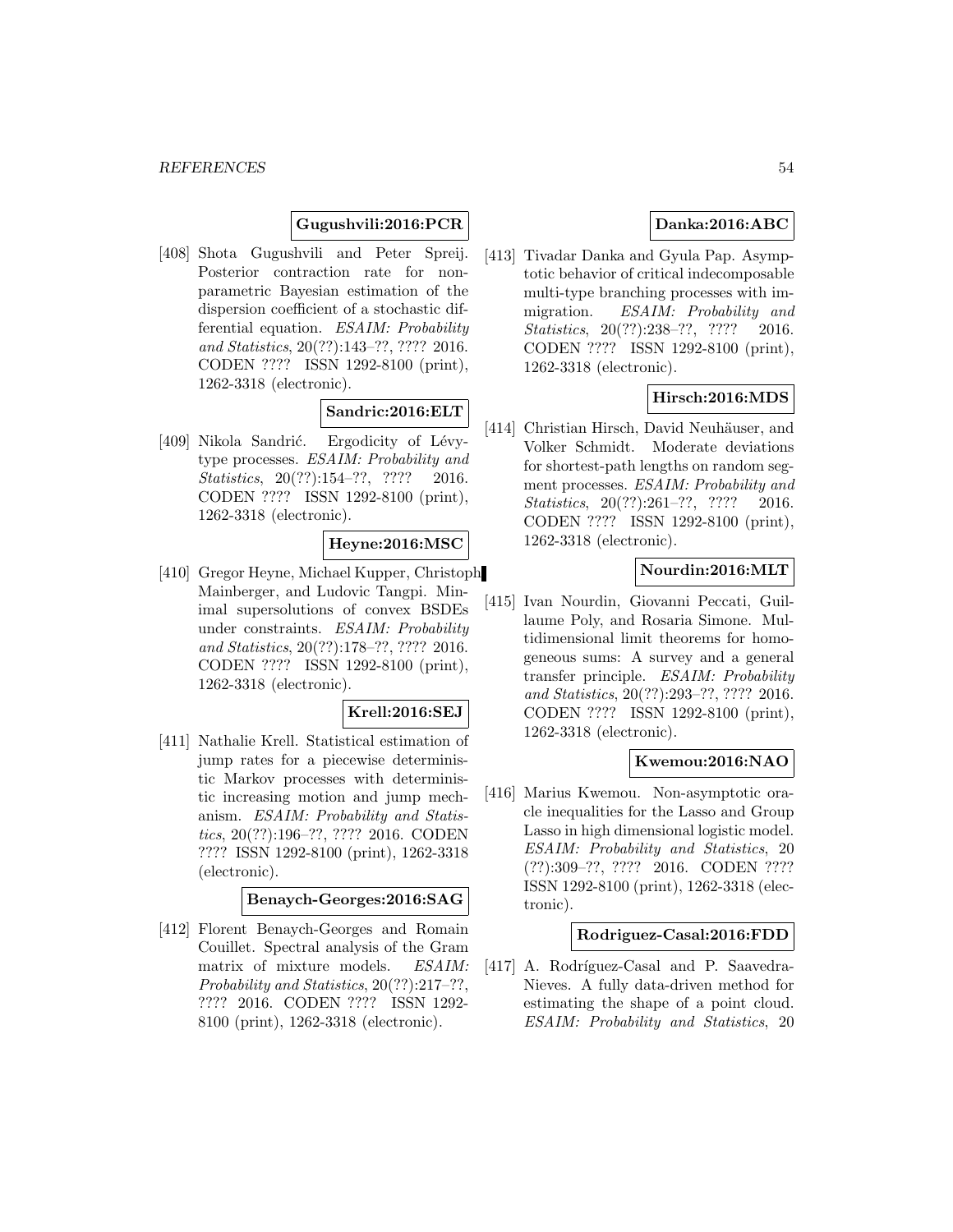**Gugushvili:2016:PCR**

[408] Shota Gugushvili and Peter Spreij. Posterior contraction rate for non-parametric Bayesian estimation of the dispersion coefficient of a stochastic differential equation. *ESAIM: Probability and Statistics*, 20(??):143–??, ???? 2016. CODEN ???? ISSN 1292-8100 (print), 1262-3318 (electronic).

**Sandric:2016:ELT**

[409] Nikola Sandrić. Ergodicity of Lévy-type processes. *ESAIM: Probability and Statistics*, 20(??):154–??, ???? 2016. CODEN ???? ISSN 1292-8100 (print), 1262-3318 (electronic).

**Heyne:2016:MSC**

[410] Gregor Heyne, Michael Kupper, Christoph Mainberger, and Ludovic Tangpi. Minimal supersolutions of convex BSDEs under constraints. *ESAIM: Probability and Statistics*, 20(??):178–??, ???? 2016. CODEN ???? ISSN 1292-8100 (print), 1262-3318 (electronic).

**Krell:2016:SEJ**

[411] Nathalie Krell. Statistical estimation of jump rates for a piecewise deterministic Markov processes with deterministic increasing motion and jump mechanism. *ESAIM: Probability and Statistics*, 20(??):196–??, ???? 2016. CODEN ???? ISSN 1292-8100 (print), 1262-3318 (electronic).

**Benaych-Georges:2016:SAG**

[412] Florent Benaych-Georges and Romain Couillet. Spectral analysis of the Gram matrix of mixture models. *ESAIM: Probability and Statistics*, 20(??):217–??, ???? 2016. CODEN ???? ISSN 1292-8100 (print), 1262-3318 (electronic).

**Danka:2016:ABC**

[413] Tivadar Danka and Gyula Pap. Asymptotic behavior of critical indecomposable multi-type branching processes with immigration. *ESAIM: Probability and Statistics*, 20(??):238–??, ???? 2016. CODEN ???? ISSN 1292-8100 (print), 1262-3318 (electronic).

**Hirsch:2016:MDS**

[414] Christian Hirsch, David Neuhäuser, and Volker Schmidt. Moderate deviations for shortest-path lengths on random segment processes. *ESAIM: Probability and Statistics*, 20(??):261–??, ???? 2016. CODEN ???? ISSN 1292-8100 (print), 1262-3318 (electronic).

**Nourdin:2016:MLT**

[415] Ivan Nourdin, Giovanni Peccati, Guillaume Poly, and Rosaria Simone. Multidimensional limit theorems for homogeneous sums: A survey and a general transfer principle. *ESAIM: Probability and Statistics*, 20(??):293–??, ???? 2016. CODEN ???? ISSN 1292-8100 (print), 1262-3318 (electronic).

**Kwemou:2016:NAO**

[416] Marius Kwemou. Non-asymptotic oracle inequalities for the Lasso and Group Lasso in high dimensional logistic model. *ESAIM: Probability and Statistics*, 20 (??):309–??, ???? 2016. CODEN ???? ISSN 1292-8100 (print), 1262-3318 (electronic).

**Rodriguez-Casal:2016:FDD**

[417] A. Rodríguez-Casal and P. Saavedra-Nieves. A fully data-driven method for estimating the shape of a point cloud. *ESAIM: Probability and Statistics*, 20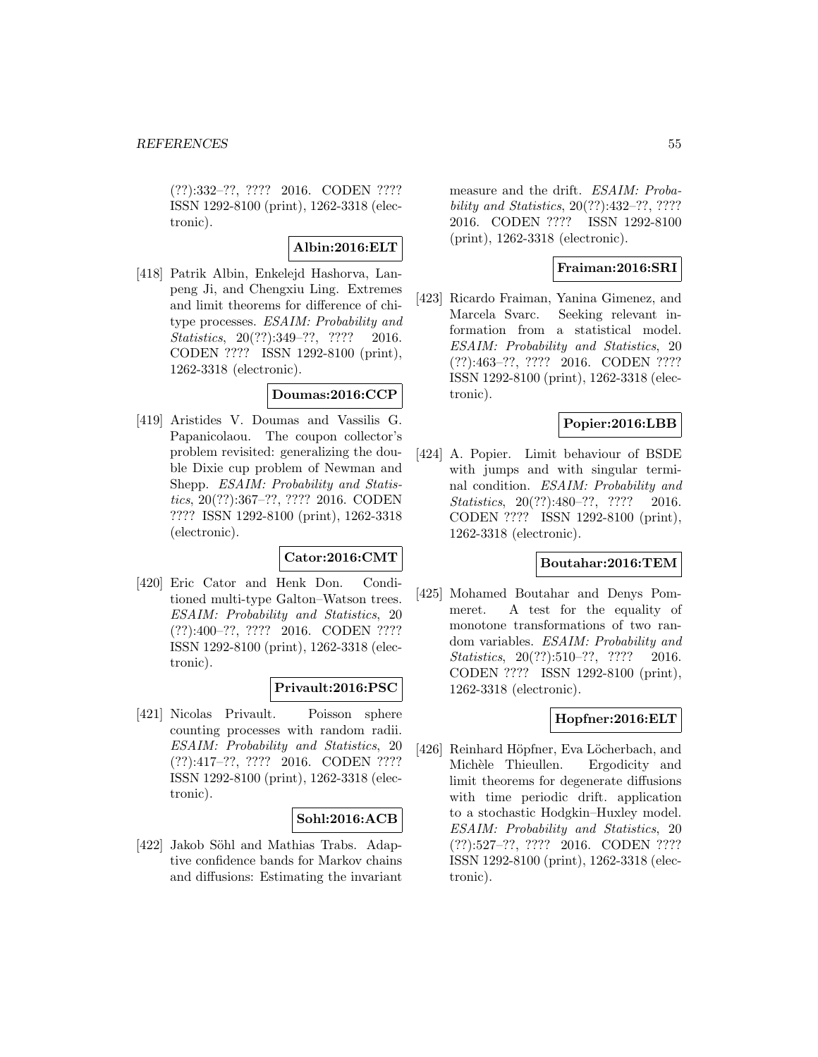(??):332–??, ???? 2016. CODEN ???? ISSN 1292-8100 (print), 1262-3318 (electronic).

**Albin:2016:ELT**

[418] Patrik Albin, Enkelejd Hashorva, Lanpeng Ji, and Chengxiu Ling. Extremes and limit theorems for difference of chi-type processes. *ESAIM: Probability and Statistics*, 20(??):349–??, ???? 2016. CODEN ???? ISSN 1292-8100 (print), 1262-3318 (electronic).

**Doumas:2016:CCP**

[419] Aristides V. Doumas and Vassilis G. Papanicolaou. The coupon collector's problem revisited: generalizing the double Dixie cup problem of Newman and Shepp. *ESAIM: Probability and Statistics*, 20(??):367–??, ???? 2016. CODEN ???? ISSN 1292-8100 (print), 1262-3318 (electronic).

**Cator:2016:CMT**

[420] Eric Cator and Henk Don. Conditioned multi-type Galton–Watson trees. *ESAIM: Probability and Statistics*, 20 (??):400–??, ???? 2016. CODEN ???? ISSN 1292-8100 (print), 1262-3318 (electronic).

**Privault:2016:PSC**

[421] Nicolas Privault. Poisson sphere counting processes with random radii. *ESAIM: Probability and Statistics*, 20 (??):417–??, ???? 2016. CODEN ???? ISSN 1292-8100 (print), 1262-3318 (electronic).

**Sohl:2016:ACB**

[422] Jakob Söhl and Mathias Trabs. Adaptive confidence bands for Markov chains and diffusions: Estimating the invariant measure and the drift. *ESAIM: Probability and Statistics*, 20(??):432–??, ???? 2016. CODEN ???? ISSN 1292-8100 (print), 1262-3318 (electronic).

**Fraiman:2016:SRI**

[423] Ricardo Fraiman, Yanina Gimenez, and Marcela Svarc. Seeking relevant information from a statistical model. *ESAIM: Probability and Statistics*, 20 (??):463–??, ???? 2016. CODEN ???? ISSN 1292-8100 (print), 1262-3318 (electronic).

**Popier:2016:LBB**

[424] A. Popier. Limit behaviour of BSDE with jumps and with singular terminal condition. *ESAIM: Probability and Statistics*, 20(??):480–??, ???? 2016. CODEN ???? ISSN 1292-8100 (print), 1262-3318 (electronic).

**Boutahar:2016:TEM**

[425] Mohamed Boutahar and Denys Pommeret. A test for the equality of monotone transformations of two random variables. *ESAIM: Probability and Statistics*, 20(??):510–??, ???? 2016. CODEN ???? ISSN 1292-8100 (print), 1262-3318 (electronic).

**Hopfner:2016:ELT**

[426] Reinhard Höpfner, Eva Löcherbach, and Michèle Thieullen. Ergodicity and limit theorems for degenerate diffusions with time periodic drift. application to a stochastic Hodgkin–Huxley model. *ESAIM: Probability and Statistics*, 20 (??):527–??, ???? 2016. CODEN ???? ISSN 1292-8100 (print), 1262-3318 (electronic).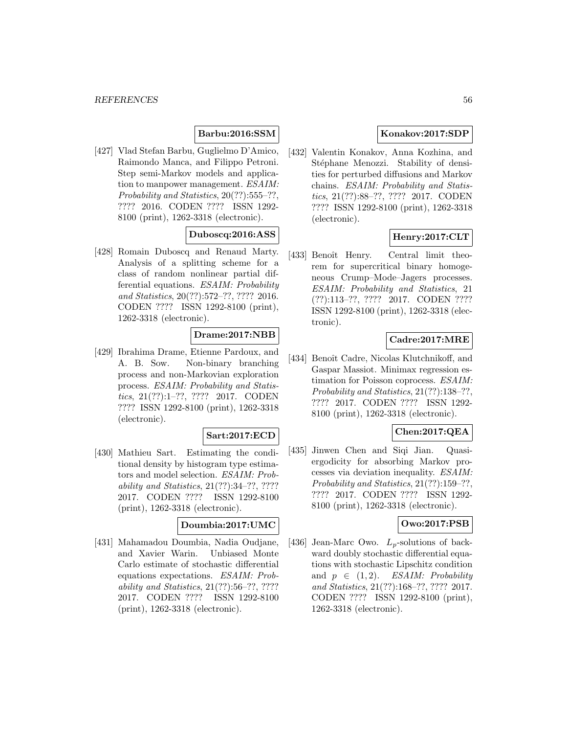**Barbu:2016:SSM**

[427] Vlad Stefan Barbu, Guglielmo D'Amico, Raimondo Manca, and Filippo Petroni. Step semi-Markov models and application to manpower management. *ESAIM: Probability and Statistics*, 20(??):555–??, ???? 2016. CODEN ???? ISSN 1292-8100 (print), 1262-3318 (electronic).

**Duboscq:2016:ASS**

[428] Romain Duboscq and Renaud Marty. Analysis of a splitting scheme for a class of random nonlinear partial differential equations. *ESAIM: Probability and Statistics*, 20(??):572–??, ???? 2016. CODEN ???? ISSN 1292-8100 (print), 1262-3318 (electronic).

**Drame:2017:NBB**

[429] Ibrahima Drame, Etienne Pardoux, and A. B. Sow. Non-binary branching process and non-Markovian exploration process. *ESAIM: Probability and Statistics*, 21(??):1–??, ???? 2017. CODEN ???? ISSN 1292-8100 (print), 1262-3318 (electronic).

**Sart:2017:ECD**

[430] Mathieu Sart. Estimating the conditional density by histogram type estimators and model selection. *ESAIM: Probability and Statistics*, 21(??):34–??, ???? 2017. CODEN ???? ISSN 1292-8100 (print), 1262-3318 (electronic).

**Doumbia:2017:UMC**

[431] Mahamadou Doumbia, Nadia Oudjane, and Xavier Warin. Unbiased Monte Carlo estimate of stochastic differential equations expectations. *ESAIM: Probability and Statistics*, 21(??):56–??, ???? 2017. CODEN ???? ISSN 1292-8100 (print), 1262-3318 (electronic).

**Konakov:2017:SDP**

[432] Valentin Konakov, Anna Kozhina, and Stéphane Menozzi. Stability of densities for perturbed diffusions and Markov chains. *ESAIM: Probability and Statistics*, 21(??):88–??, ???? 2017. CODEN ???? ISSN 1292-8100 (print), 1262-3318 (electronic).

**Henry:2017:CLT**

[433] Benoît Henry. Central limit theorem for supercritical binary homogeneous Crump–Mode–Jagers processes. *ESAIM: Probability and Statistics*, 21 (??):113–??, ???? 2017. CODEN ???? ISSN 1292-8100 (print), 1262-3318 (electronic).

**Cadre:2017:MRE**

[434] Benoît Cadre, Nicolas Klutchnikoff, and Gaspar Massiot. Minimax regression estimation for Poisson coprocess. *ESAIM: Probability and Statistics*, 21(??):138–??, ???? 2017. CODEN ???? ISSN 1292-8100 (print), 1262-3318 (electronic).

**Chen:2017:QEA**

[435] Jinwen Chen and Siqi Jian. Quasi-ergodicity for absorbing Markov processes via deviation inequality. *ESAIM: Probability and Statistics*, 21(??):159–??, ???? 2017. CODEN ???? ISSN 1292-8100 (print), 1262-3318 (electronic).

**Owo:2017:PSB**

[436] Jean-Marc Owo. $L_p$-solutions of backward doubly stochastic differential equations with stochastic Lipschitz condition and $p \in (1, 2)$. *ESAIM: Probability and Statistics*, 21(??):168–??, ???? 2017. CODEN ???? ISSN 1292-8100 (print), 1262-3318 (electronic).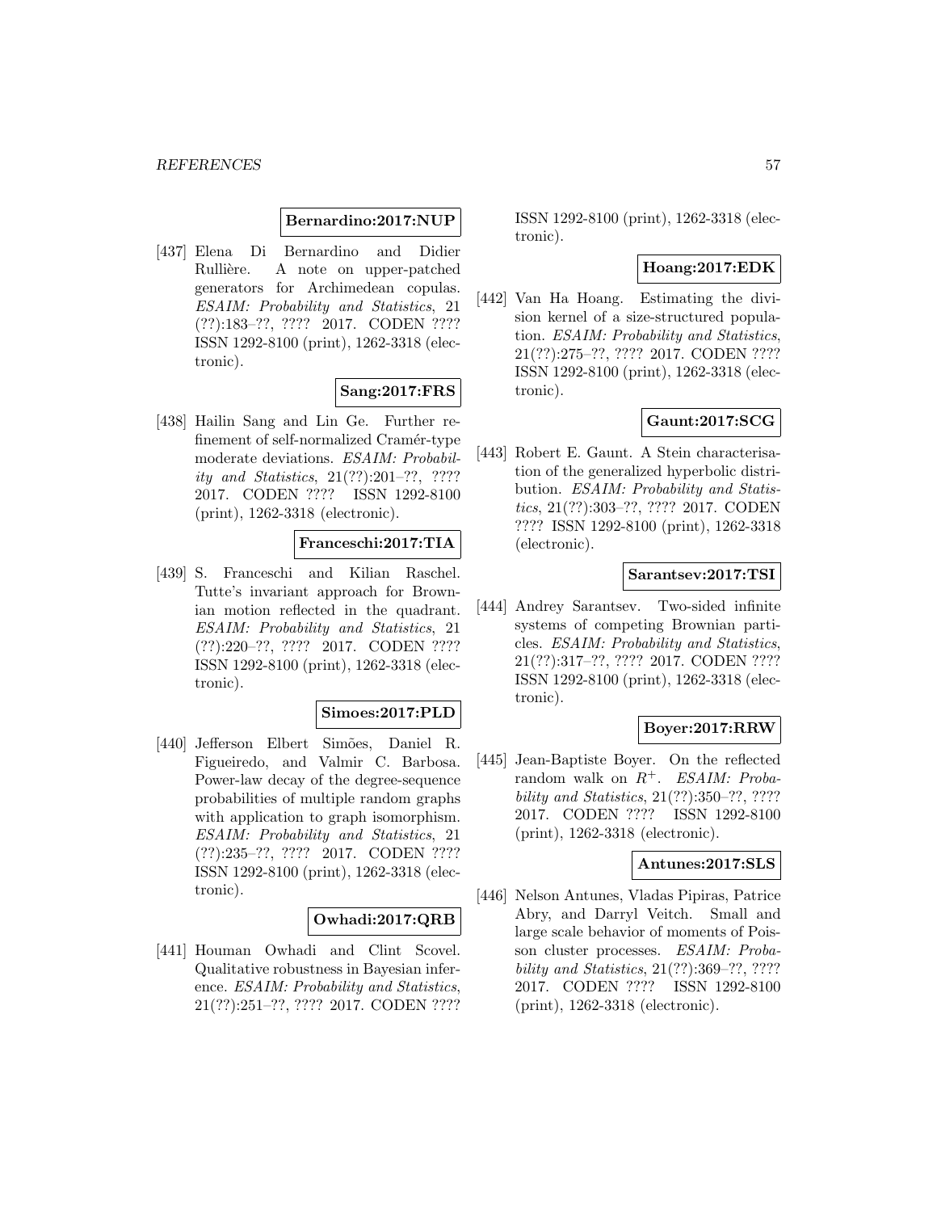**Bernardino:2017:NUP**

[437] Elena Di Bernardino and Didier Rullière. A note on upper-patched generators for Archimedean copulas. *ESAIM: Probability and Statistics*, 21 (??):183–??, ???? 2017. CODEN ???? ISSN 1292-8100 (print), 1262-3318 (electronic).

**Sang:2017:FRS**

[438] Hailin Sang and Lin Ge. Further refinement of self-normalized Cramér-type moderate deviations. *ESAIM: Probability and Statistics*, 21(??):201–??, ???? 2017. CODEN ???? ISSN 1292-8100 (print), 1262-3318 (electronic).

**Franceschi:2017:TIA**

[439] S. Franceschi and Kilian Raschel. Tutte's invariant approach for Brownian motion reflected in the quadrant. *ESAIM: Probability and Statistics*, 21 (??):220–??, ???? 2017. CODEN ???? ISSN 1292-8100 (print), 1262-3318 (electronic).

**Simoes:2017:PLD**

[440] Jefferson Elbert Simões, Daniel R. Figueiredo, and Valmir C. Barbosa. Power-law decay of the degree-sequence probabilities of multiple random graphs with application to graph isomorphism. *ESAIM: Probability and Statistics*, 21 (??):235–??, ???? 2017. CODEN ???? ISSN 1292-8100 (print), 1262-3318 (electronic).

**Owhadi:2017:QRB**

[441] Houman Owhadi and Clint Scovel. Qualitative robustness in Bayesian inference. *ESAIM: Probability and Statistics*, 21(??):251–??, ???? 2017. CODEN ???? ISSN 1292-8100 (print), 1262-3318 (electronic).

**Hoang:2017:EDK**

[442] Van Ha Hoang. Estimating the division kernel of a size-structured population. *ESAIM: Probability and Statistics*, 21(??):275–??, ???? 2017. CODEN ???? ISSN 1292-8100 (print), 1262-3318 (electronic).

**Gaunt:2017:SCG**

[443] Robert E. Gaunt. A Stein characterisation of the generalized hyperbolic distribution. *ESAIM: Probability and Statistics*, 21(??):303–??, ???? 2017. CODEN ???? ISSN 1292-8100 (print), 1262-3318 (electronic).

**Sarantsev:2017:TSI**

[444] Andrey Sarantsev. Two-sided infinite systems of competing Brownian particles. *ESAIM: Probability and Statistics*, 21(??):317–??, ???? 2017. CODEN ???? ISSN 1292-8100 (print), 1262-3318 (electronic).

**Boyer:2017:RRW**

[445] Jean-Baptiste Boyer. On the reflected random walk on $R^+$. *ESAIM: Probability and Statistics*, 21(??):350–??, ???? 2017. CODEN ???? ISSN 1292-8100 (print), 1262-3318 (electronic).

**Antunes:2017:SLS**

[446] Nelson Antunes, Vladas Pipiras, Patrice Abry, and Darryl Veitch. Small and large scale behavior of moments of Poisson cluster processes. *ESAIM: Probability and Statistics*, 21(??):369–??, ???? 2017. CODEN ???? ISSN 1292-8100 (print), 1262-3318 (electronic).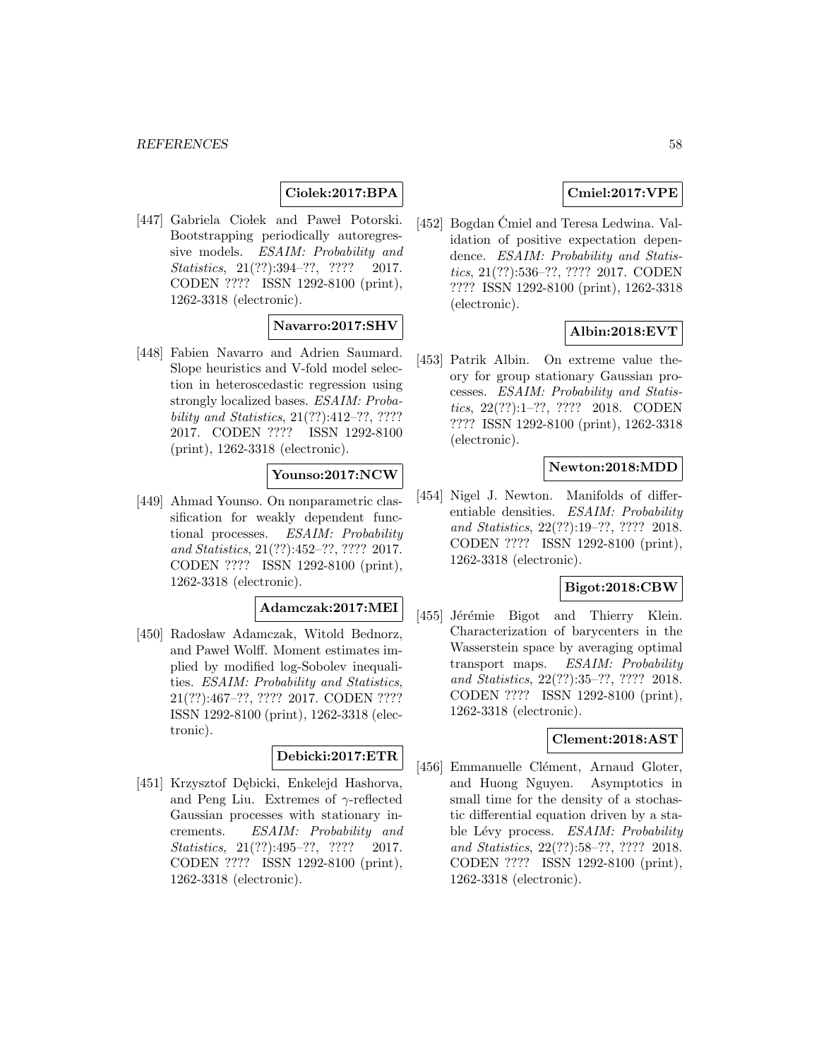**Ciolek:2017:BPA**

[447] Gabriela Ciołek and Paweł Potorski. Bootstrapping periodically autoregressive models. *ESAIM: Probability and Statistics*, 21(??):394–??, ???? 2017. CODEN ???? ISSN 1292-8100 (print), 1262-3318 (electronic).

**Navarro:2017:SHV**

[448] Fabien Navarro and Adrien Saumard. Slope heuristics and V-fold model selection in heteroscedastic regression using strongly localized bases. *ESAIM: Probability and Statistics*, 21(??):412–??, ???? 2017. CODEN ???? ISSN 1292-8100 (print), 1262-3318 (electronic).

**Younso:2017:NCW**

[449] Ahmad Younso. On nonparametric classification for weakly dependent functional processes. *ESAIM: Probability and Statistics*, 21(??):452–??, ???? 2017. CODEN ???? ISSN 1292-8100 (print), 1262-3318 (electronic).

**Adamczak:2017:MEI**

[450] Radosław Adamczak, Witold Bednorz, and Paweł Wolff. Moment estimates implied by modified log-Sobolev inequalities. *ESAIM: Probability and Statistics*, 21(??):467–??, ???? 2017. CODEN ???? ISSN 1292-8100 (print), 1262-3318 (electronic).

**Debicki:2017:ETR**

[451] Krzysztof Dębicki, Enkelejd Hashorva, and Peng Liu. Extremes of $\gamma$-reflected Gaussian processes with stationary increments. *ESAIM: Probability and Statistics*, 21(??):495–??, ???? 2017. CODEN ???? ISSN 1292-8100 (print), 1262-3318 (electronic).

**Cmiel:2017:VPE**

[452] Bogdan Ćmiel and Teresa Ledwina. Validation of positive expectation dependence. *ESAIM: Probability and Statistics*, 21(??):536–??, ???? 2017. CODEN ???? ISSN 1292-8100 (print), 1262-3318 (electronic).

**Albin:2018:EVT**

[453] Patrik Albin. On extreme value theory for group stationary Gaussian processes. *ESAIM: Probability and Statistics*, 22(??):1–??, ???? 2018. CODEN ???? ISSN 1292-8100 (print), 1262-3318 (electronic).

**Newton:2018:MDD**

[454] Nigel J. Newton. Manifolds of differentiable densities. *ESAIM: Probability and Statistics*, 22(??):19–??, ???? 2018. CODEN ???? ISSN 1292-8100 (print), 1262-3318 (electronic).

**Bigot:2018:CBW**

[455] Jérémie Bigot and Thierry Klein. Characterization of barycenters in the Wasserstein space by averaging optimal transport maps. *ESAIM: Probability and Statistics*, 22(??):35–??, ???? 2018. CODEN ???? ISSN 1292-8100 (print), 1262-3318 (electronic).

**Clement:2018:AST**

[456] Emmanuelle Clément, Arnaud Gloter, and Huong Nguyen. Asymptotics in small time for the density of a stochastic differential equation driven by a stable Lévy process. *ESAIM: Probability and Statistics*, 22(??):58–??, ???? 2018. CODEN ???? ISSN 1292-8100 (print), 1262-3318 (electronic).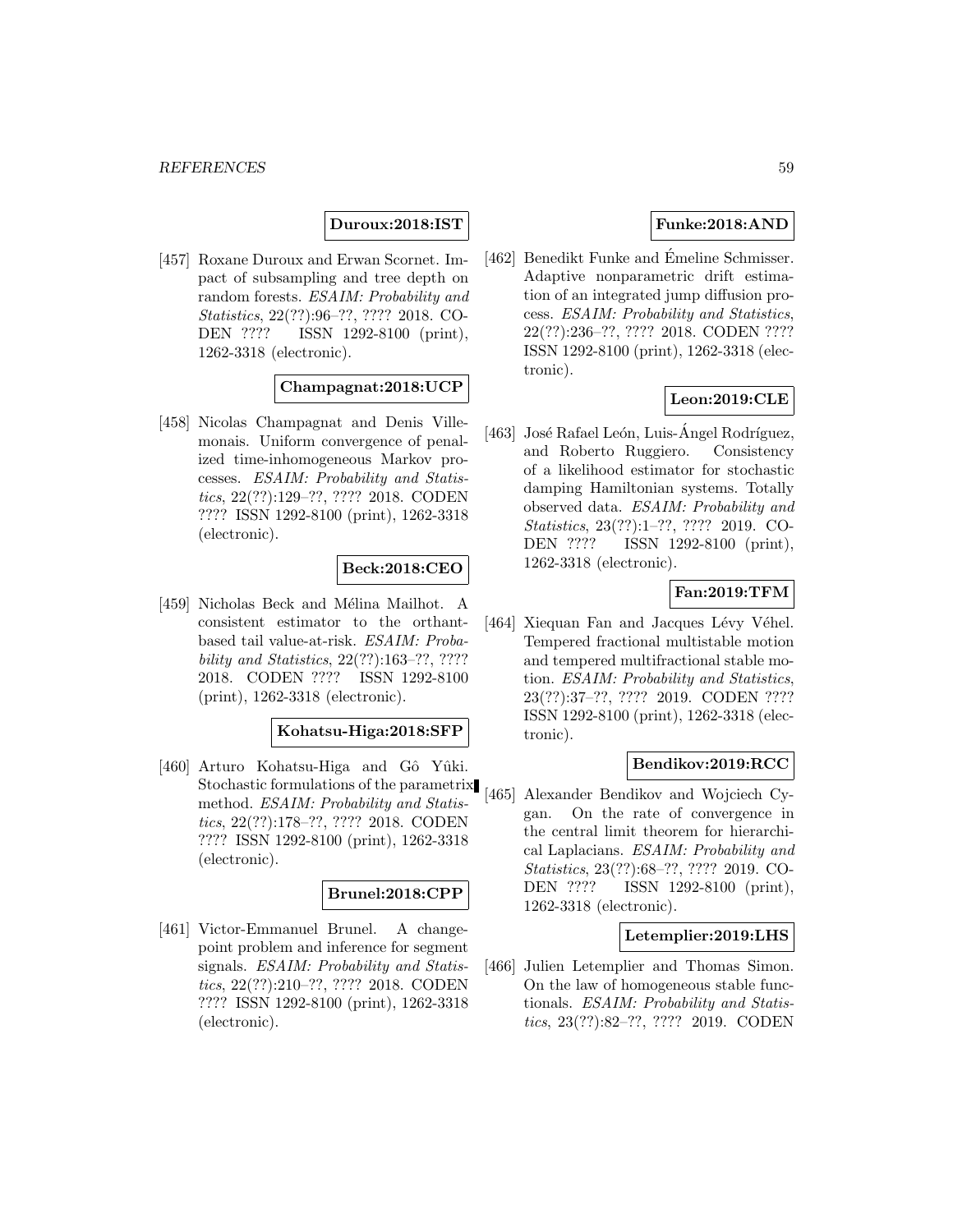**Duroux:2018:IST**

[457] Roxane Duroux and Erwan Scornet. Impact of subsampling and tree depth on random forests. *ESAIM: Probability and Statistics*, 22(??):96–??, ???? 2018. CODEN ???? ISSN 1292-8100 (print), 1262-3318 (electronic).

**Champagnat:2018:UCP**

[458] Nicolas Champagnat and Denis Villemonais. Uniform convergence of penalized time-inhomogeneous Markov processes. *ESAIM: Probability and Statistics*, 22(??):129–??, ???? 2018. CODEN ???? ISSN 1292-8100 (print), 1262-3318 (electronic).

**Beck:2018:CEO**

[459] Nicholas Beck and Mélina Mailhot. A consistent estimator to the orthant-based tail value-at-risk. *ESAIM: Probability and Statistics*, 22(??):163–??, ???? 2018. CODEN ???? ISSN 1292-8100 (print), 1262-3318 (electronic).

**Kohatsu-Higa:2018:SFP**

[460] Arturo Kohatsu-Higa and Gô Yûki. Stochastic formulations of the parametrix method. *ESAIM: Probability and Statistics*, 22(??):178–??, ???? 2018. CODEN ???? ISSN 1292-8100 (print), 1262-3318 (electronic).

**Brunel:2018:CPP**

[461] Victor-Emmanuel Brunel. A change-point problem and inference for segment signals. *ESAIM: Probability and Statistics*, 22(??):210–??, ???? 2018. CODEN ???? ISSN 1292-8100 (print), 1262-3318 (electronic).

**Funke:2018:AND**

[462] Benedikt Funke and Émeline Schmisser. Adaptive nonparametric drift estimation of an integrated jump diffusion process. *ESAIM: Probability and Statistics*, 22(??):236–??, ???? 2018. CODEN ???? ISSN 1292-8100 (print), 1262-3318 (electronic).

**Leon:2019:CLE**

[463] José Rafael León, Luis-Ángel Rodríguez, and Roberto Ruggiero. Consistency of a likelihood estimator for stochastic damping Hamiltonian systems. Totally observed data. *ESAIM: Probability and Statistics*, 23(??):1–??, ???? 2019. CODEN ???? ISSN 1292-8100 (print), 1262-3318 (electronic).

**Fan:2019:TFM**

[464] Xiequan Fan and Jacques Lévy Véhel. Tempered fractional multistable motion and tempered multifractional stable motion. *ESAIM: Probability and Statistics*, 23(??):37–??, ???? 2019. CODEN ???? ISSN 1292-8100 (print), 1262-3318 (electronic).

**Bendikov:2019:RCC**

[465] Alexander Bendikov and Wojciech Cygan. On the rate of convergence in the central limit theorem for hierarchical Laplacians. *ESAIM: Probability and Statistics*, 23(??):68–??, ???? 2019. CODEN ???? ISSN 1292-8100 (print), 1262-3318 (electronic).

**Letemplier:2019:LHS**

[466] Julien Letemplier and Thomas Simon. On the law of homogeneous stable functionals. *ESAIM: Probability and Statistics*, 23(??):82–??, ???? 2019. CODEN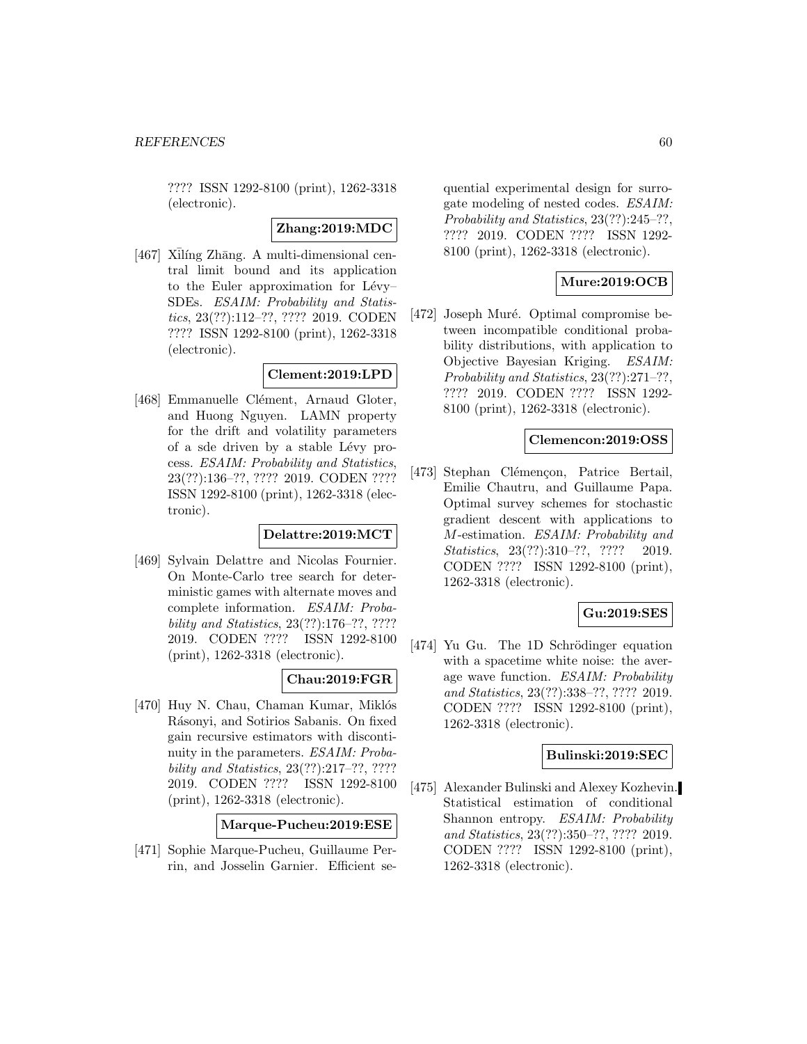???? ISSN 1292-8100 (print), 1262-3318 (electronic).

**Zhang:2019:MDC**

[467] Xīlíng Zhāng. A multi-dimensional central limit bound and its application to the Euler approximation for Lévy–SDEs. *ESAIM: Probability and Statistics*, 23(??):112–??, ???? 2019. CODEN ???? ISSN 1292-8100 (print), 1262-3318 (electronic).

**Clement:2019:LPD**

[468] Emmanuelle Clément, Arnaud Gloter, and Huong Nguyen. LAMN property for the drift and volatility parameters of a sde driven by a stable Lévy process. *ESAIM: Probability and Statistics*, 23(??):136–??, ???? 2019. CODEN ???? ISSN 1292-8100 (print), 1262-3318 (electronic).

**Delattre:2019:MCT**

[469] Sylvain Delattre and Nicolas Fournier. On Monte-Carlo tree search for deterministic games with alternate moves and complete information. *ESAIM: Probability and Statistics*, 23(??):176–??, ???? 2019. CODEN ???? ISSN 1292-8100 (print), 1262-3318 (electronic).

**Chau:2019:FGR**

[470] Huy N. Chau, Chaman Kumar, Miklós Rásonyi, and Sotirios Sabanis. On fixed gain recursive estimators with discontinuity in the parameters. *ESAIM: Probability and Statistics*, 23(??):217–??, ???? 2019. CODEN ???? ISSN 1292-8100 (print), 1262-3318 (electronic).

**Marque-Pucheu:2019:ESE**

[471] Sophie Marque-Pucheu, Guillaume Perrin, and Josselin Garnier. Efficient sequential experimental design for surrogate modeling of nested codes. *ESAIM: Probability and Statistics*, 23(??):245–??, ???? 2019. CODEN ???? ISSN 1292-8100 (print), 1262-3318 (electronic).

**Mure:2019:OCB**

[472] Joseph Muré. Optimal compromise between incompatible conditional probability distributions, with application to Objective Bayesian Kriging. *ESAIM: Probability and Statistics*, 23(??):271–??, ???? 2019. CODEN ???? ISSN 1292-8100 (print), 1262-3318 (electronic).

**Clemencon:2019:OSS**

[473] Stephan Clémençon, Patrice Bertail, Emilie Chautru, and Guillaume Papa. Optimal survey schemes for stochastic gradient descent with applications to $M$-estimation. *ESAIM: Probability and Statistics*, 23(??):310–??, ???? 2019. CODEN ???? ISSN 1292-8100 (print), 1262-3318 (electronic).

**Gu:2019:SES**

[474] Yu Gu. The 1D Schrödinger equation with a spacetime white noise: the average wave function. *ESAIM: Probability and Statistics*, 23(??):338–??, ???? 2019. CODEN ???? ISSN 1292-8100 (print), 1262-3318 (electronic).

**Bulinski:2019:SEC**

[475] Alexander Bulinski and Alexey Kozhevin. Statistical estimation of conditional Shannon entropy. *ESAIM: Probability and Statistics*, 23(??):350–??, ???? 2019. CODEN ???? ISSN 1292-8100 (print), 1262-3318 (electronic).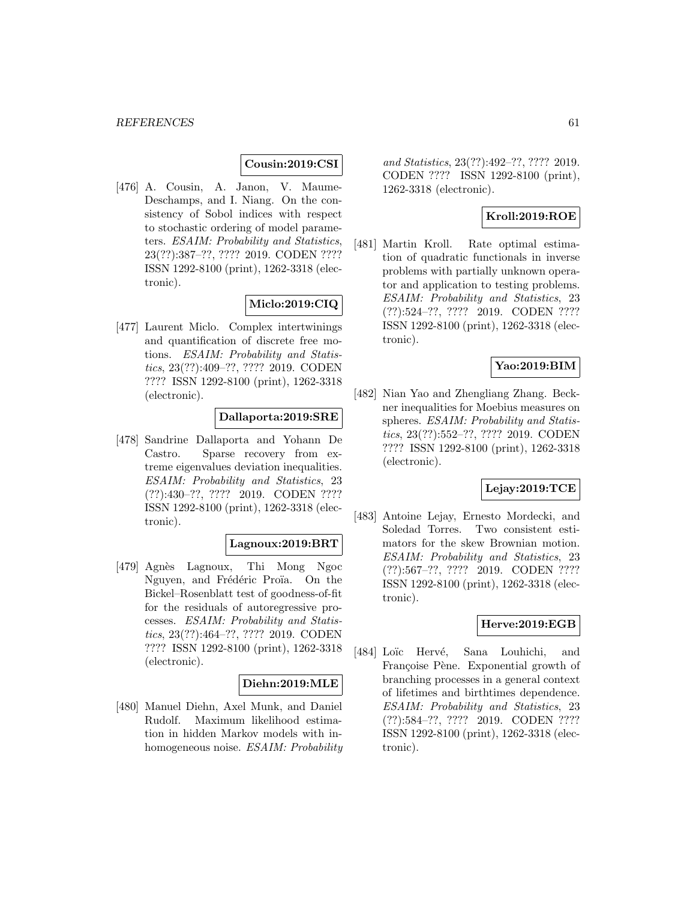**Cousin:2019:CSI**

[476] A. Cousin, A. Janon, V. Maume-Deschamps, and I. Niang. On the consistency of Sobol indices with respect to stochastic ordering of model parameters. *ESAIM: Probability and Statistics*, 23(??):387–??, ???? 2019. CODEN ???? ISSN 1292-8100 (print), 1262-3318 (electronic).

**Miclo:2019:CIQ**

[477] Laurent Miclo. Complex intertwinings and quantification of discrete free motions. *ESAIM: Probability and Statistics*, 23(??):409–??, ???? 2019. CODEN ???? ISSN 1292-8100 (print), 1262-3318 (electronic).

**Dallaporta:2019:SRE**

[478] Sandrine Dallaporta and Yohann De Castro. Sparse recovery from extreme eigenvalues deviation inequalities. *ESAIM: Probability and Statistics*, 23 (??):430–??, ???? 2019. CODEN ???? ISSN 1292-8100 (print), 1262-3318 (electronic).

**Lagnoux:2019:BRT**

[479] Agnès Lagnoux, Thi Mong Ngoc Nguyen, and Frédéric Proïa. On the Bickel–Rosenblatt test of goodness-of-fit for the residuals of autoregressive processes. *ESAIM: Probability and Statistics*, 23(??):464–??, ???? 2019. CODEN ???? ISSN 1292-8100 (print), 1262-3318 (electronic).

**Diehn:2019:MLE**

[480] Manuel Diehn, Axel Munk, and Daniel Rudolf. Maximum likelihood estimation in hidden Markov models with inhomogeneous noise. *ESAIM: Probability and Statistics*, 23(??):492–??, ???? 2019. CODEN ???? ISSN 1292-8100 (print), 1262-3318 (electronic).

**Kroll:2019:ROE**

[481] Martin Kroll. Rate optimal estimation of quadratic functionals in inverse problems with partially unknown operator and application to testing problems. *ESAIM: Probability and Statistics*, 23 (??):524–??, ???? 2019. CODEN ???? ISSN 1292-8100 (print), 1262-3318 (electronic).

**Yao:2019:BIM**

[482] Nian Yao and Zhengliang Zhang. Beckner inequalities for Moebius measures on spheres. *ESAIM: Probability and Statistics*, 23(??):552–??, ???? 2019. CODEN ???? ISSN 1292-8100 (print), 1262-3318 (electronic).

**Lejay:2019:TCE**

[483] Antoine Lejay, Ernesto Mordecki, and Soledad Torres. Two consistent estimators for the skew Brownian motion. *ESAIM: Probability and Statistics*, 23 (??):567–??, ???? 2019. CODEN ???? ISSN 1292-8100 (print), 1262-3318 (electronic).

**Herve:2019:EGB**

[484] Loïc Hervé, Sana Louhichi, and Françoise Pène. Exponential growth of branching processes in a general context of lifetimes and birthtimes dependence. *ESAIM: Probability and Statistics*, 23 (??):584–??, ???? 2019. CODEN ???? ISSN 1292-8100 (print), 1262-3318 (electronic).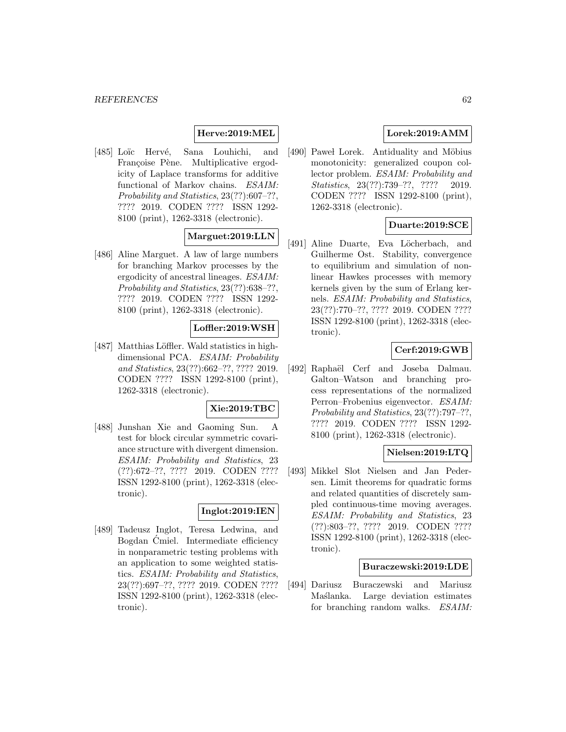**Herve:2019:MEL**

[485] Loïc Hervé, Sana Louhichi, and Françoise Pène. Multiplicative ergodicity of Laplace transforms for additive functional of Markov chains. *ESAIM: Probability and Statistics*, 23(??):607–??, ???? 2019. CODEN ???? ISSN 1292-8100 (print), 1262-3318 (electronic).

**Marguet:2019:LLN**

[486] Aline Marguet. A law of large numbers for branching Markov processes by the ergodicity of ancestral lineages. *ESAIM: Probability and Statistics*, 23(??):638–??, ???? 2019. CODEN ???? ISSN 1292-8100 (print), 1262-3318 (electronic).

**Loffler:2019:WSH**

[487] Matthias Löffler. Wald statistics in high-dimensional PCA. *ESAIM: Probability and Statistics*, 23(??):662–??, ???? 2019. CODEN ???? ISSN 1292-8100 (print), 1262-3318 (electronic).

**Xie:2019:TBC**

[488] Junshan Xie and Gaoming Sun. A test for block circular symmetric covariance structure with divergent dimension. *ESAIM: Probability and Statistics*, 23 (??):672–??, ???? 2019. CODEN ???? ISSN 1292-8100 (print), 1262-3318 (electronic).

**Inglot:2019:IEN**

[489] Tadeusz Inglot, Teresa Ledwina, and Bogdan Ćmiel. Intermediate efficiency in nonparametric testing problems with an application to some weighted statistics. *ESAIM: Probability and Statistics*, 23(??):697–??, ???? 2019. CODEN ???? ISSN 1292-8100 (print), 1262-3318 (electronic).

**Lorek:2019:AMM**

[490] Paweł Lorek. Antiduality and Möbius monotonicity: generalized coupon collector problem. *ESAIM: Probability and Statistics*, 23(??):739–??, ???? 2019. CODEN ???? ISSN 1292-8100 (print), 1262-3318 (electronic).

**Duarte:2019:SCE**

[491] Aline Duarte, Eva Löcherbach, and Guilherme Ost. Stability, convergence to equilibrium and simulation of non-linear Hawkes processes with memory kernels given by the sum of Erlang kernels. *ESAIM: Probability and Statistics*, 23(??):770–??, ???? 2019. CODEN ???? ISSN 1292-8100 (print), 1262-3318 (electronic).

**Cerf:2019:GWB**

[492] Raphaël Cerf and Joseba Dalmau. Galton–Watson and branching process representations of the normalized Perron–Frobenius eigenvector. *ESAIM: Probability and Statistics*, 23(??):797–??, ???? 2019. CODEN ???? ISSN 1292-8100 (print), 1262-3318 (electronic).

**Nielsen:2019:LTQ**

[493] Mikkel Slot Nielsen and Jan Pedersen. Limit theorems for quadratic forms and related quantities of discretely sampled continuous-time moving averages. *ESAIM: Probability and Statistics*, 23 (??):803–??, ???? 2019. CODEN ???? ISSN 1292-8100 (print), 1262-3318 (electronic).

**Buraczewski:2019:LDE**

[494] Dariusz Buraczewski and Mariusz Maślanka. Large deviation estimates for branching random walks. *ESAIM:*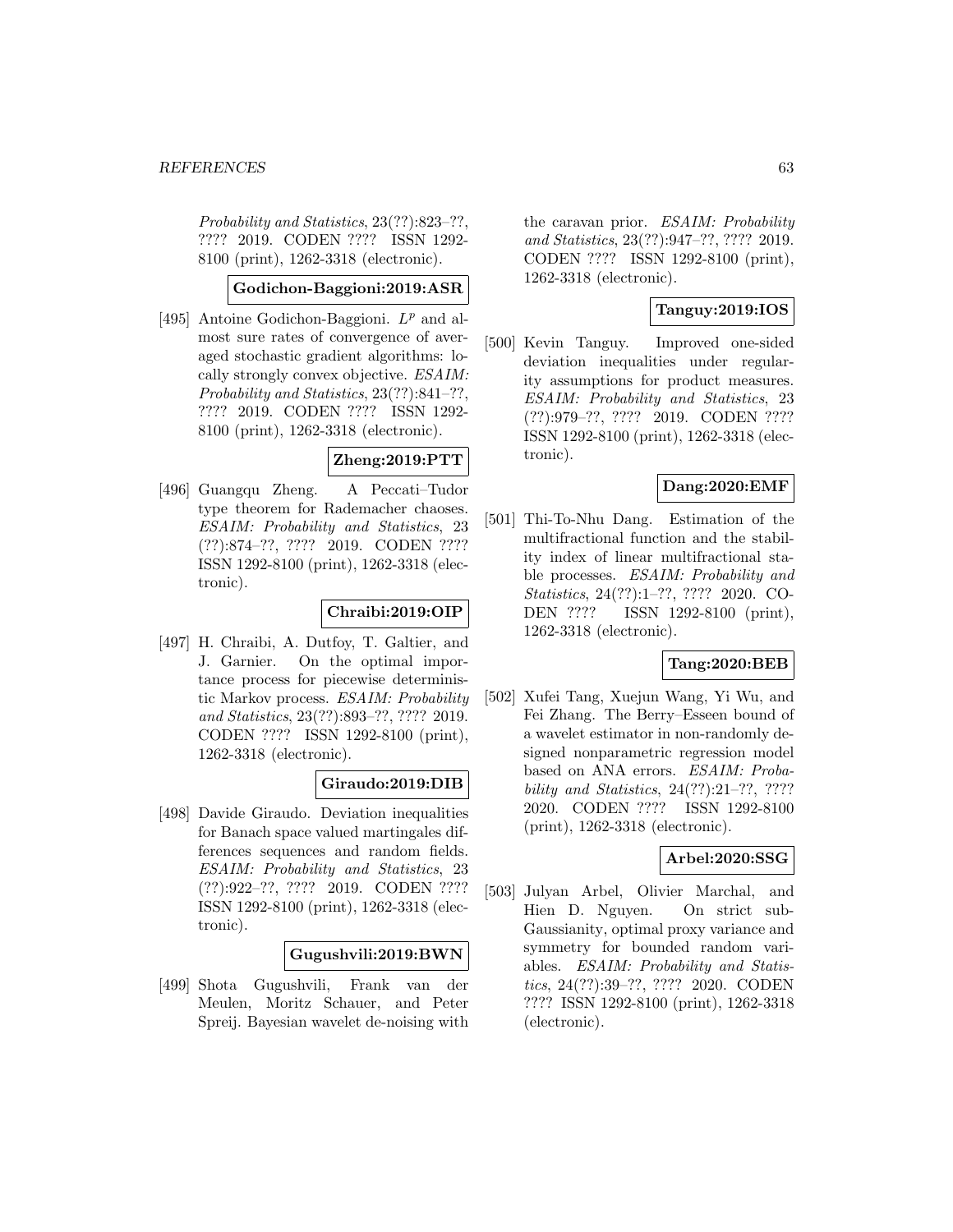*Probability and Statistics*, 23(??):823–??, ???? 2019. CODEN ???? ISSN 1292-8100 (print), 1262-3318 (electronic).

**Godichon-Baggioni:2019:ASR**

[495] Antoine Godichon-Baggioni. $L^p$ and almost sure rates of convergence of averaged stochastic gradient algorithms: locally strongly convex objective. *ESAIM: Probability and Statistics*, 23(??):841–??, ???? 2019. CODEN ???? ISSN 1292-8100 (print), 1262-3318 (electronic).

**Zheng:2019:PTT**

[496] Guangqu Zheng. A Peccati–Tudor type theorem for Rademacher chaoses. *ESAIM: Probability and Statistics*, 23 (??):874–??, ???? 2019. CODEN ???? ISSN 1292-8100 (print), 1262-3318 (electronic).

**Chraibi:2019:OIP**

[497] H. Chraibi, A. Dutfoy, T. Galtier, and J. Garnier. On the optimal importance process for piecewise deterministic Markov process. *ESAIM: Probability and Statistics*, 23(??):893–??, ???? 2019. CODEN ???? ISSN 1292-8100 (print), 1262-3318 (electronic).

**Giraudo:2019:DIB**

[498] Davide Giraudo. Deviation inequalities for Banach space valued martingales differences sequences and random fields. *ESAIM: Probability and Statistics*, 23 (??):922–??, ???? 2019. CODEN ???? ISSN 1292-8100 (print), 1262-3318 (electronic).

**Gugushvili:2019:BWN**

[499] Shota Gugushvili, Frank van der Meulen, Moritz Schauer, and Peter Spreij. Bayesian wavelet de-noising with the caravan prior. *ESAIM: Probability and Statistics*, 23(??):947–??, ???? 2019. CODEN ???? ISSN 1292-8100 (print), 1262-3318 (electronic).

**Tanguy:2019:IOS**

[500] Kevin Tanguy. Improved one-sided deviation inequalities under regularity assumptions for product measures. *ESAIM: Probability and Statistics*, 23 (??):979–??, ???? 2019. CODEN ???? ISSN 1292-8100 (print), 1262-3318 (electronic).

**Dang:2020:EMF**

[501] Thi-To-Nhu Dang. Estimation of the multifractional function and the stability index of linear multifractional stable processes. *ESAIM: Probability and Statistics*, 24(??):1–??, ???? 2020. CODEN ???? ISSN 1292-8100 (print), 1262-3318 (electronic).

**Tang:2020:BEB**

[502] Xufei Tang, Xuejun Wang, Yi Wu, and Fei Zhang. The Berry–Esseen bound of a wavelet estimator in non-randomly designed nonparametric regression model based on ANA errors. *ESAIM: Probability and Statistics*, 24(??):21–??, ???? 2020. CODEN ???? ISSN 1292-8100 (print), 1262-3318 (electronic).

**Arbel:2020:SSG**

[503] Julyan Arbel, Olivier Marchal, and Hien D. Nguyen. On strict sub-Gaussianity, optimal proxy variance and symmetry for bounded random variables. *ESAIM: Probability and Statistics*, 24(??):39–??, ???? 2020. CODEN ???? ISSN 1292-8100 (print), 1262-3318 (electronic).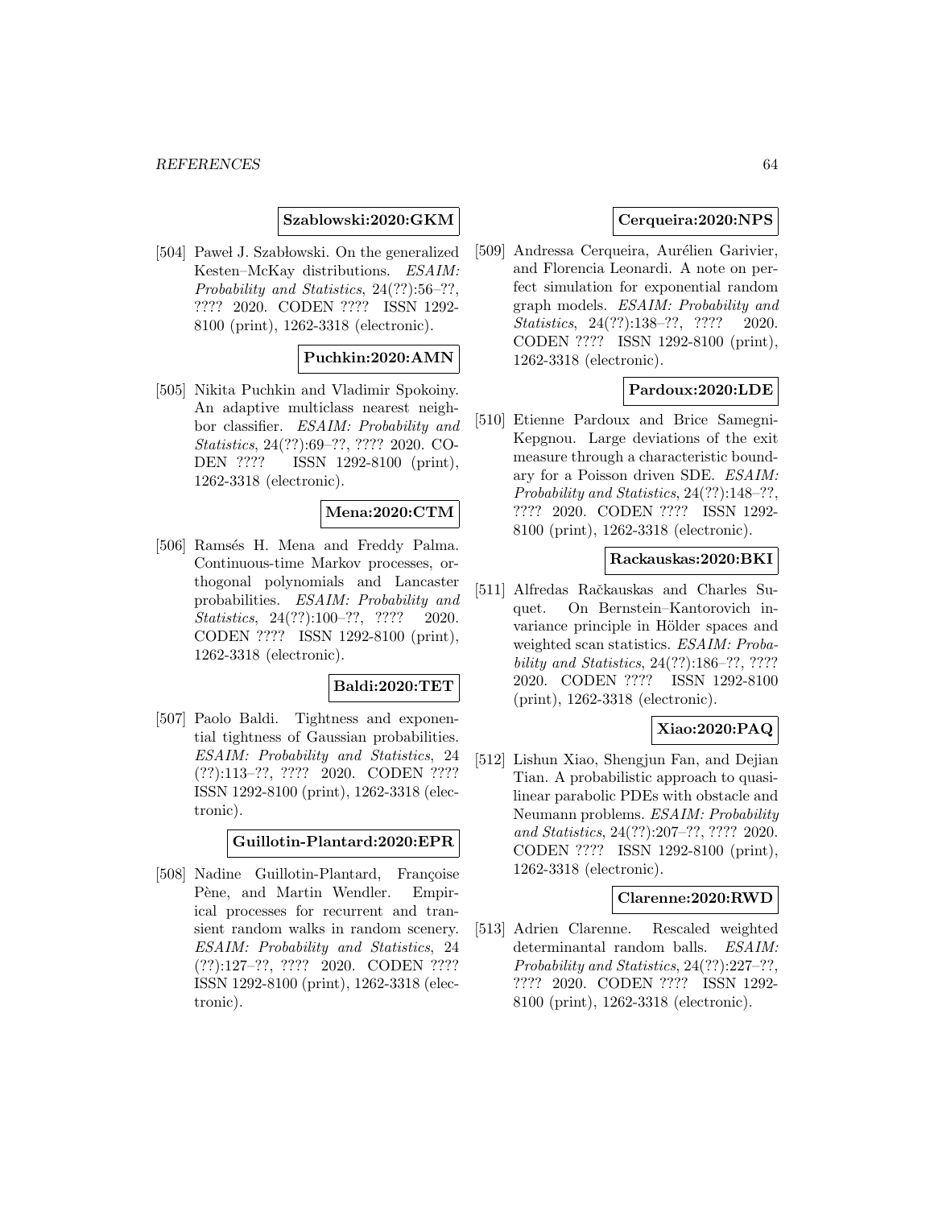**Szablowski:2020:GKM**

[504] Paweł J. Szabłowski. On the generalized Kesten–McKay distributions. *ESAIM: Probability and Statistics*, 24(??):56–??, ???? 2020. CODEN ???? ISSN 1292-8100 (print), 1262-3318 (electronic).

**Puchkin:2020:AMN**

[505] Nikita Puchkin and Vladimir Spokoiny. An adaptive multiclass nearest neighbor classifier. *ESAIM: Probability and Statistics*, 24(??):69–??, ???? 2020. CODEN ???? ISSN 1292-8100 (print), 1262-3318 (electronic).

**Mena:2020:CTM**

[506] Ramsés H. Mena and Freddy Palma. Continuous-time Markov processes, orthogonal polynomials and Lancaster probabilities. *ESAIM: Probability and Statistics*, 24(??):100–??, ???? 2020. CODEN ???? ISSN 1292-8100 (print), 1262-3318 (electronic).

**Baldi:2020:TET**

[507] Paolo Baldi. Tightness and exponential tightness of Gaussian probabilities. *ESAIM: Probability and Statistics*, 24 (??):113–??, ???? 2020. CODEN ???? ISSN 1292-8100 (print), 1262-3318 (electronic).

**Guillotin-Plantard:2020:EPR**

[508] Nadine Guillotin-Plantard, Françoise Pène, and Martin Wendler. Empirical processes for recurrent and transient random walks in random scenery. *ESAIM: Probability and Statistics*, 24 (??):127–??, ???? 2020. CODEN ???? ISSN 1292-8100 (print), 1262-3318 (electronic).

**Cerqueira:2020:NPS**

[509] Andressa Cerqueira, Aurélien Garivier, and Florencia Leonardi. A note on perfect simulation for exponential random graph models. *ESAIM: Probability and Statistics*, 24(??):138–??, ???? 2020. CODEN ???? ISSN 1292-8100 (print), 1262-3318 (electronic).

**Pardoux:2020:LDE**

[510] Etienne Pardoux and Brice Samegni-Kepgnou. Large deviations of the exit measure through a characteristic boundary for a Poisson driven SDE. *ESAIM: Probability and Statistics*, 24(??):148–??, ???? 2020. CODEN ???? ISSN 1292-8100 (print), 1262-3318 (electronic).

**Rackauskas:2020:BKI**

[511] Alfredas Račkauskas and Charles Suquet. On Bernstein–Kantorovich invariance principle in Hölder spaces and weighted scan statistics. *ESAIM: Probability and Statistics*, 24(??):186–??, ???? 2020. CODEN ???? ISSN 1292-8100 (print), 1262-3318 (electronic).

**Xiao:2020:PAQ**

[512] Lishun Xiao, Shengjun Fan, and Dejian Tian. A probabilistic approach to quasilinear parabolic PDEs with obstacle and Neumann problems. *ESAIM: Probability and Statistics*, 24(??):207–??, ???? 2020. CODEN ???? ISSN 1292-8100 (print), 1262-3318 (electronic).

**Clarenne:2020:RWD**

[513] Adrien Clarenne. Rescaled weighted determinantal random balls. *ESAIM: Probability and Statistics*, 24(??):227–??, ???? 2020. CODEN ???? ISSN 1292-8100 (print), 1262-3318 (electronic).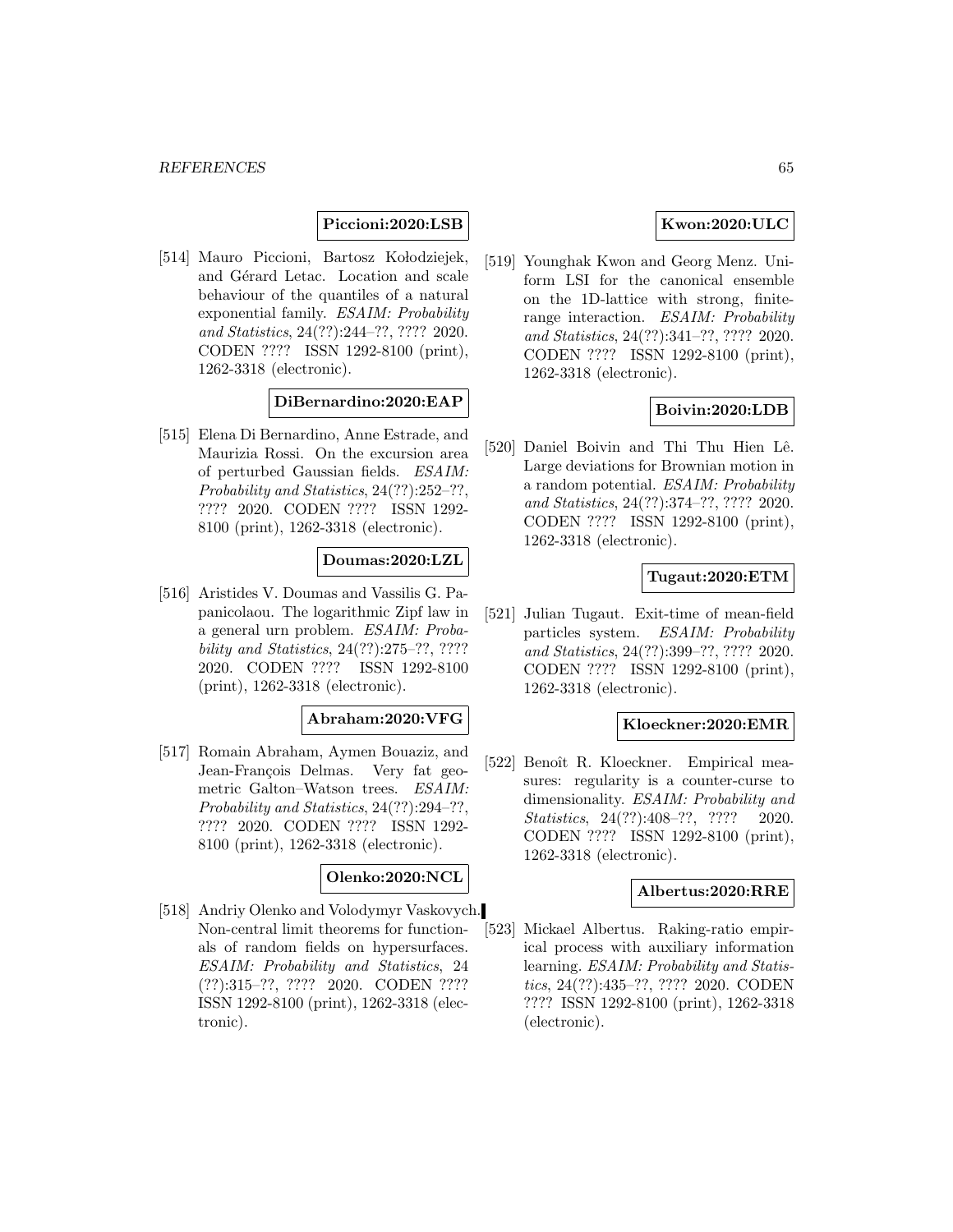**Piccioni:2020:LSB**

[514] Mauro Piccioni, Bartosz Kołodziejek, and Gérard Letac. Location and scale behaviour of the quantiles of a natural exponential family. *ESAIM: Probability and Statistics*, 24(??):244–??, ???? 2020. CODEN ???? ISSN 1292-8100 (print), 1262-3318 (electronic).

**DiBernardino:2020:EAP**

[515] Elena Di Bernardino, Anne Estrade, and Maurizia Rossi. On the excursion area of perturbed Gaussian fields. *ESAIM: Probability and Statistics*, 24(??):252–??, ???? 2020. CODEN ???? ISSN 1292-8100 (print), 1262-3318 (electronic).

**Doumas:2020:LZL**

[516] Aristides V. Doumas and Vassilis G. Papanicolaou. The logarithmic Zipf law in a general urn problem. *ESAIM: Probability and Statistics*, 24(??):275–??, ???? 2020. CODEN ???? ISSN 1292-8100 (print), 1262-3318 (electronic).

**Abraham:2020:VFG**

[517] Romain Abraham, Aymen Bouaziz, and Jean-François Delmas. Very fat geometric Galton–Watson trees. *ESAIM: Probability and Statistics*, 24(??):294–??, ???? 2020. CODEN ???? ISSN 1292-8100 (print), 1262-3318 (electronic).

**Olenko:2020:NCL**

[518] Andriy Olenko and Volodymyr Vaskovych. Non-central limit theorems for functionals of random fields on hypersurfaces. *ESAIM: Probability and Statistics*, 24 (??):315–??, ???? 2020. CODEN ???? ISSN 1292-8100 (print), 1262-3318 (electronic).

**Kwon:2020:ULC**

[519] Younghak Kwon and Georg Menz. Uniform LSI for the canonical ensemble on the 1D-lattice with strong, finite-range interaction. *ESAIM: Probability and Statistics*, 24(??):341–??, ???? 2020. CODEN ???? ISSN 1292-8100 (print), 1262-3318 (electronic).

**Boivin:2020:LDB**

[520] Daniel Boivin and Thi Thu Hien Lê. Large deviations for Brownian motion in a random potential. *ESAIM: Probability and Statistics*, 24(??):374–??, ???? 2020. CODEN ???? ISSN 1292-8100 (print), 1262-3318 (electronic).

**Tugaut:2020:ETM**

[521] Julian Tugaut. Exit-time of mean-field particles system. *ESAIM: Probability and Statistics*, 24(??):399–??, ???? 2020. CODEN ???? ISSN 1292-8100 (print), 1262-3318 (electronic).

**Kloeckner:2020:EMR**

[522] Benoît R. Kloeckner. Empirical measures: regularity is a counter-curse to dimensionality. *ESAIM: Probability and Statistics*, 24(??):408–??, ???? 2020. CODEN ???? ISSN 1292-8100 (print), 1262-3318 (electronic).

**Albertus:2020:RRE**

[523] Mickael Albertus. Raking-ratio empirical process with auxiliary information learning. *ESAIM: Probability and Statistics*, 24(??):435–??, ???? 2020. CODEN ???? ISSN 1292-8100 (print), 1262-3318 (electronic).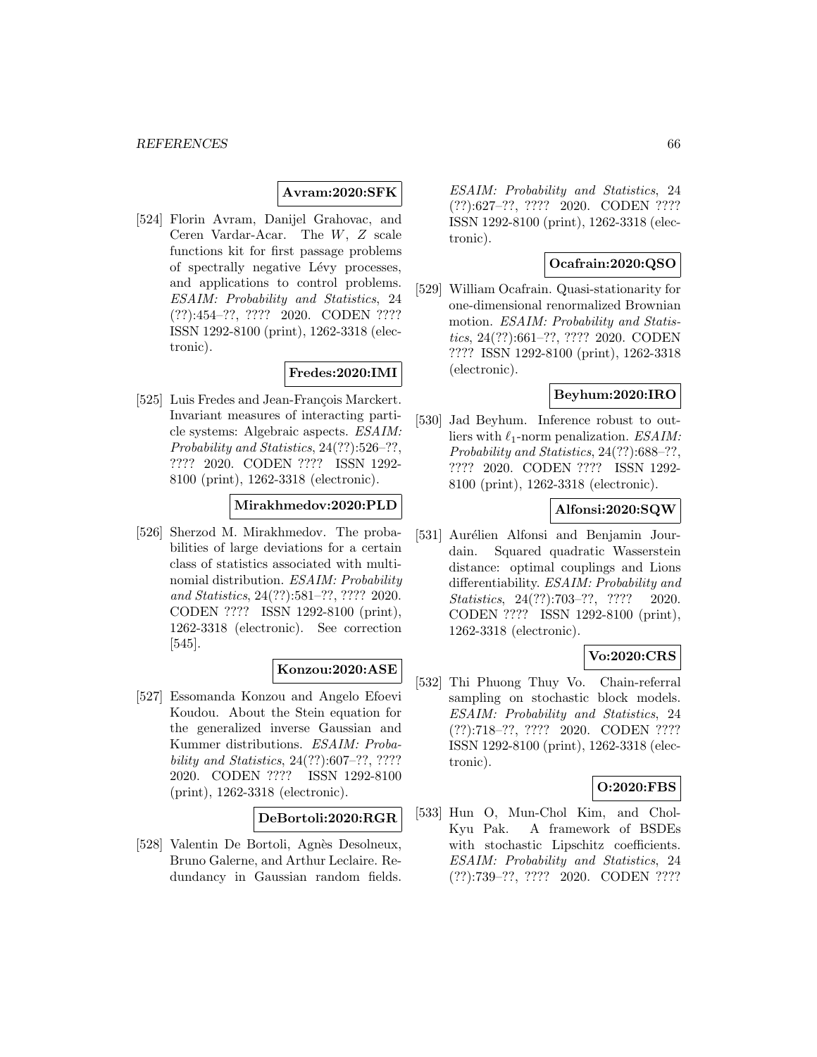**Avram:2020:SFK**

[524] Florin Avram, Danijel Grahovac, and Ceren Vardar-Acar. The $W$, $Z$ scale functions kit for first passage problems of spectrally negative Lévy processes, and applications to control problems. *ESAIM: Probability and Statistics*, 24 (??):454–??, ???? 2020. CODEN ???? ISSN 1292-8100 (print), 1262-3318 (electronic).

**Fredes:2020:IMI**

[525] Luis Fredes and Jean-François Marckert. Invariant measures of interacting particle systems: Algebraic aspects. *ESAIM: Probability and Statistics*, 24(??):526–??, ???? 2020. CODEN ???? ISSN 1292-8100 (print), 1262-3318 (electronic).

**Mirakhmedov:2020:PLD**

[526] Sherzod M. Mirakhmedov. The probabilities of large deviations for a certain class of statistics associated with multinomial distribution. *ESAIM: Probability and Statistics*, 24(??):581–??, ???? 2020. CODEN ???? ISSN 1292-8100 (print), 1262-3318 (electronic). See correction [545].

**Konzou:2020:ASE**

[527] Essomanda Konzou and Angelo Efoevi Koudou. About the Stein equation for the generalized inverse Gaussian and Kummer distributions. *ESAIM: Probability and Statistics*, 24(??):607–??, ???? 2020. CODEN ???? ISSN 1292-8100 (print), 1262-3318 (electronic).

**DeBortoli:2020:RGR**

[528] Valentin De Bortoli, Agnès Desolneux, Bruno Galerne, and Arthur Leclaire. Redundancy in Gaussian random fields. *ESAIM: Probability and Statistics*, 24 (??):627–??, ???? 2020. CODEN ???? ISSN 1292-8100 (print), 1262-3318 (electronic).

**Ocafrain:2020:QSO**

[529] William Ocafrain. Quasi-stationarity for one-dimensional renormalized Brownian motion. *ESAIM: Probability and Statistics*, 24(??):661–??, ???? 2020. CODEN ???? ISSN 1292-8100 (print), 1262-3318 (electronic).

**Beyhum:2020:IRO**

[530] Jad Beyhum. Inference robust to outliers with $\ell_1$-norm penalization. *ESAIM: Probability and Statistics*, 24(??):688–??, ???? 2020. CODEN ???? ISSN 1292-8100 (print), 1262-3318 (electronic).

**Alfonsi:2020:SQW**

[531] Aurélien Alfonsi and Benjamin Jourdain. Squared quadratic Wasserstein distance: optimal couplings and Lions differentiability. *ESAIM: Probability and Statistics*, 24(??):703–??, ???? 2020. CODEN ???? ISSN 1292-8100 (print), 1262-3318 (electronic).

**Vo:2020:CRS**

[532] Thi Phuong Thuy Vo. Chain-referral sampling on stochastic block models. *ESAIM: Probability and Statistics*, 24 (??):718–??, ???? 2020. CODEN ???? ISSN 1292-8100 (print), 1262-3318 (electronic).

**O:2020:FBS**

[533] Hun O, Mun-Chol Kim, and Chol-Kyu Pak. A framework of BSDEs with stochastic Lipschitz coefficients. *ESAIM: Probability and Statistics*, 24 (??):739–??, ???? 2020. CODEN ????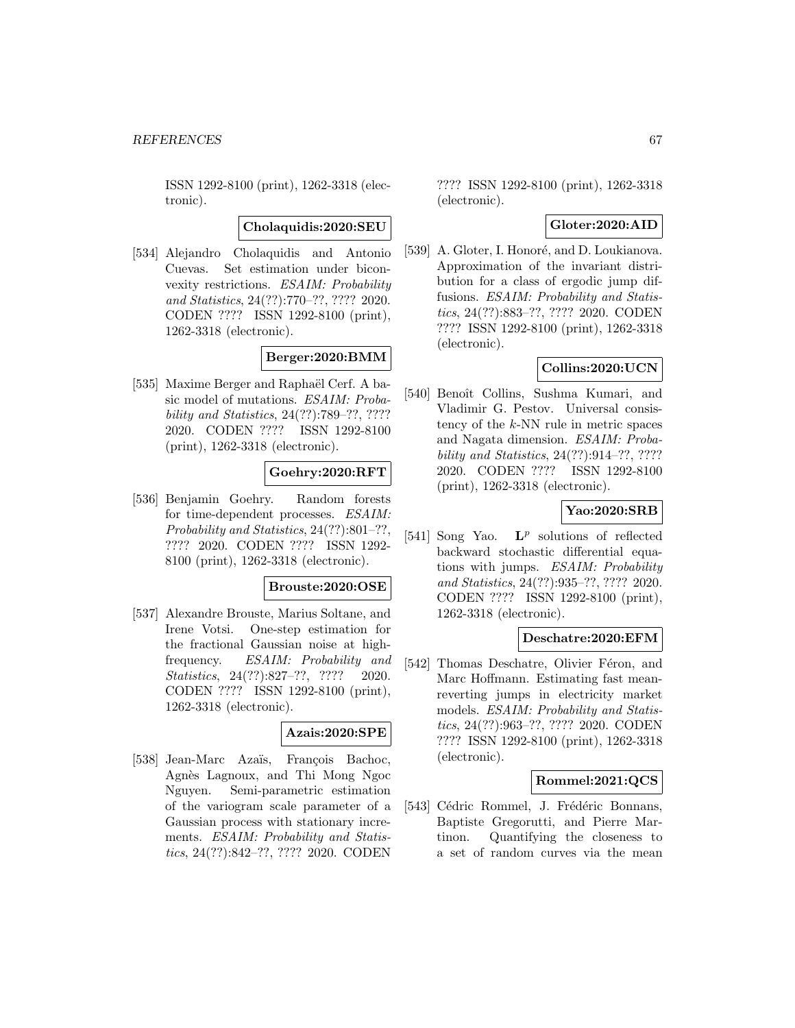ISSN 1292-8100 (print), 1262-3318 (electronic).

**Cholaquidis:2020:SEU**

[534] Alejandro Cholaquidis and Antonio Cuevas. Set estimation under biconvexity restrictions. *ESAIM: Probability and Statistics*, 24(??):770–??, ???? 2020. CODEN ???? ISSN 1292-8100 (print), 1262-3318 (electronic).

**Berger:2020:BMM**

[535] Maxime Berger and Raphaël Cerf. A basic model of mutations. *ESAIM: Probability and Statistics*, 24(??):789–??, ???? 2020. CODEN ???? ISSN 1292-8100 (print), 1262-3318 (electronic).

**Goehry:2020:RFT**

[536] Benjamin Goehry. Random forests for time-dependent processes. *ESAIM: Probability and Statistics*, 24(??):801–??, ???? 2020. CODEN ???? ISSN 1292-8100 (print), 1262-3318 (electronic).

**Brouste:2020:OSE**

[537] Alexandre Brouste, Marius Soltane, and Irene Votsi. One-step estimation for the fractional Gaussian noise at high-frequency. *ESAIM: Probability and Statistics*, 24(??):827–??, ???? 2020. CODEN ???? ISSN 1292-8100 (print), 1262-3318 (electronic).

**Azais:2020:SPE**

[538] Jean-Marc Azaïs, François Bachoc, Agnès Lagnoux, and Thi Mong Ngoc Nguyen. Semi-parametric estimation of the variogram scale parameter of a Gaussian process with stationary increments. *ESAIM: Probability and Statistics*, 24(??):842–??, ???? 2020. CODEN ???? ISSN 1292-8100 (print), 1262-3318 (electronic).

**Gloter:2020:AID**

[539] A. Gloter, I. Honoré, and D. Loukianova. Approximation of the invariant distribution for a class of ergodic jump diffusions. *ESAIM: Probability and Statistics*, 24(??):883–??, ???? 2020. CODEN ???? ISSN 1292-8100 (print), 1262-3318 (electronic).

**Collins:2020:UCN**

[540] Benoît Collins, Sushma Kumari, and Vladimir G. Pestov. Universal consistency of the $k$-NN rule in metric spaces and Nagata dimension. *ESAIM: Probability and Statistics*, 24(??):914–??, ???? 2020. CODEN ???? ISSN 1292-8100 (print), 1262-3318 (electronic).

**Yao:2020:SRB**

[541] Song Yao. $\mathbf{L}^p$ solutions of reflected backward stochastic differential equations with jumps. *ESAIM: Probability and Statistics*, 24(??):935–??, ???? 2020. CODEN ???? ISSN 1292-8100 (print), 1262-3318 (electronic).

**Deschatre:2020:EFM**

[542] Thomas Deschatre, Olivier Féron, and Marc Hoffmann. Estimating fast mean-reverting jumps in electricity market models. *ESAIM: Probability and Statistics*, 24(??):963–??, ???? 2020. CODEN ???? ISSN 1292-8100 (print), 1262-3318 (electronic).

**Rommel:2021:QCS**

[543] Cédric Rommel, J. Frédéric Bonnans, Baptiste Gregorutti, and Pierre Martinon. Quantifying the closeness to a set of random curves via the mean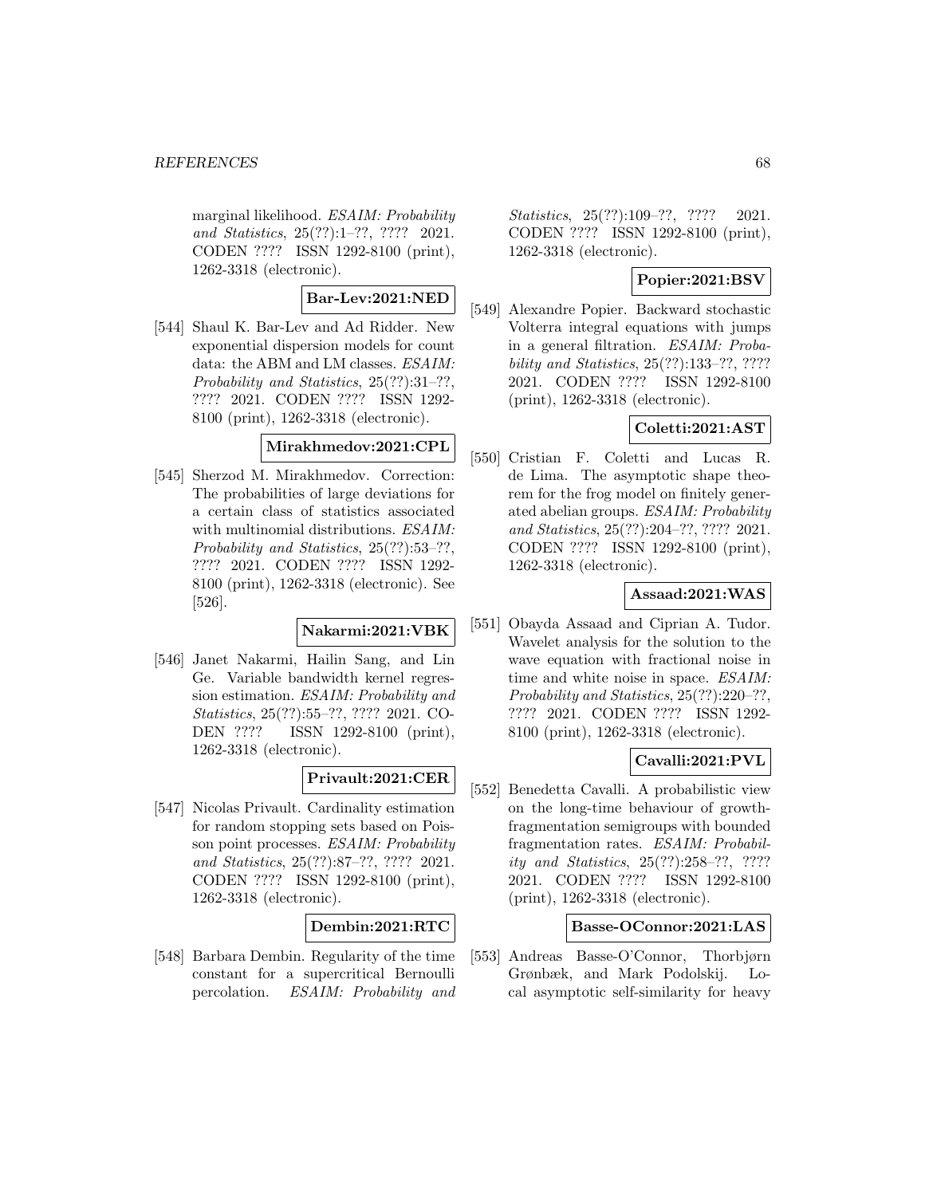marginal likelihood. *ESAIM: Probability and Statistics*, 25(??):1–??, ???? 2021. CODEN ???? ISSN 1292-8100 (print), 1262-3318 (electronic).

**Bar-Lev:2021:NED**

[544] Shaul K. Bar-Lev and Ad Ridder. New exponential dispersion models for count data: the ABM and LM classes. *ESAIM: Probability and Statistics*, 25(??):31–??, ???? 2021. CODEN ???? ISSN 1292-8100 (print), 1262-3318 (electronic).

**Mirakhmedov:2021:CPL**

[545] Sherzod M. Mirakhmedov. Correction: The probabilities of large deviations for a certain class of statistics associated with multinomial distributions. *ESAIM: Probability and Statistics*, 25(??):53–??, ???? 2021. CODEN ???? ISSN 1292-8100 (print), 1262-3318 (electronic). See [526].

**Nakarmi:2021:VBK**

[546] Janet Nakarmi, Hailin Sang, and Lin Ge. Variable bandwidth kernel regression estimation. *ESAIM: Probability and Statistics*, 25(??):55–??, ???? 2021. CODEN ???? ISSN 1292-8100 (print), 1262-3318 (electronic).

**Privault:2021:CER**

[547] Nicolas Privault. Cardinality estimation for random stopping sets based on Poisson point processes. *ESAIM: Probability and Statistics*, 25(??):87–??, ???? 2021. CODEN ???? ISSN 1292-8100 (print), 1262-3318 (electronic).

**Dembin:2021:RTC**

[548] Barbara Dembin. Regularity of the time constant for a supercritical Bernoulli percolation. *ESAIM: Probability and Statistics*, 25(??):109–??, ???? 2021. CODEN ???? ISSN 1292-8100 (print), 1262-3318 (electronic).

**Popier:2021:BSV**

[549] Alexandre Popier. Backward stochastic Volterra integral equations with jumps in a general filtration. *ESAIM: Probability and Statistics*, 25(??):133–??, ???? 2021. CODEN ???? ISSN 1292-8100 (print), 1262-3318 (electronic).

**Coletti:2021:AST**

[550] Cristian F. Coletti and Lucas R. de Lima. The asymptotic shape theorem for the frog model on finitely generated abelian groups. *ESAIM: Probability and Statistics*, 25(??):204–??, ???? 2021. CODEN ???? ISSN 1292-8100 (print), 1262-3318 (electronic).

**Assaad:2021:WAS**

[551] Obayda Assaad and Ciprian A. Tudor. Wavelet analysis for the solution to the wave equation with fractional noise in time and white noise in space. *ESAIM: Probability and Statistics*, 25(??):220–??, ???? 2021. CODEN ???? ISSN 1292-8100 (print), 1262-3318 (electronic).

**Cavalli:2021:PVL**

[552] Benedetta Cavalli. A probabilistic view on the long-time behaviour of growth-fragmentation semigroups with bounded fragmentation rates. *ESAIM: Probability and Statistics*, 25(??):258–??, ???? 2021. CODEN ???? ISSN 1292-8100 (print), 1262-3318 (electronic).

**Basse-OConnor:2021:LAS**

[553] Andreas Basse-O'Connor, Thorbjørn Grønbæk, and Mark Podolskij. Local asymptotic self-similarity for heavy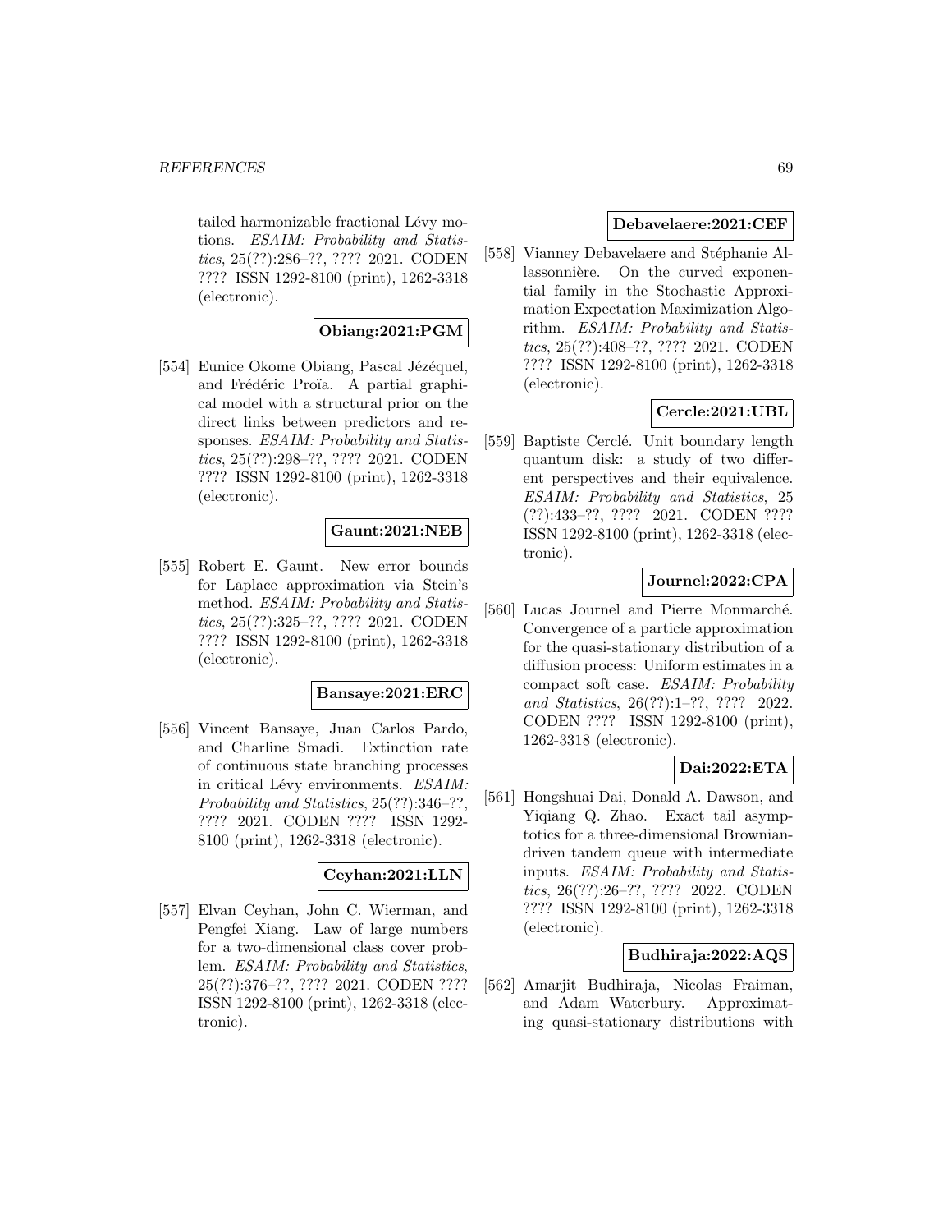tailed harmonizable fractional Lévy motions. *ESAIM: Probability and Statistics*, 25(??):286–??, ???? 2021. CODEN ???? ISSN 1292-8100 (print), 1262-3318 (electronic).

**Obiang:2021:PGM**

[554] Eunice Okome Obiang, Pascal Jézéquel, and Frédéric Proïa. A partial graphical model with a structural prior on the direct links between predictors and responses. *ESAIM: Probability and Statistics*, 25(??):298–??, ???? 2021. CODEN ???? ISSN 1292-8100 (print), 1262-3318 (electronic).

**Gaunt:2021:NEB**

[555] Robert E. Gaunt. New error bounds for Laplace approximation via Stein's method. *ESAIM: Probability and Statistics*, 25(??):325–??, ???? 2021. CODEN ???? ISSN 1292-8100 (print), 1262-3318 (electronic).

**Bansaye:2021:ERC**

[556] Vincent Bansaye, Juan Carlos Pardo, and Charline Smadi. Extinction rate of continuous state branching processes in critical Lévy environments. *ESAIM: Probability and Statistics*, 25(??):346–??, ???? 2021. CODEN ???? ISSN 1292-8100 (print), 1262-3318 (electronic).

**Ceyhan:2021:LLN**

[557] Elvan Ceyhan, John C. Wierman, and Pengfei Xiang. Law of large numbers for a two-dimensional class cover problem. *ESAIM: Probability and Statistics*, 25(??):376–??, ???? 2021. CODEN ???? ISSN 1292-8100 (print), 1262-3318 (electronic).

**Debavelaere:2021:CEF**

[558] Vianney Debavelaere and Stéphanie Allassonnière. On the curved exponential family in the Stochastic Approximation Expectation Maximization Algorithm. *ESAIM: Probability and Statistics*, 25(??):408–??, ???? 2021. CODEN ???? ISSN 1292-8100 (print), 1262-3318 (electronic).

**Cercle:2021:UBL**

[559] Baptiste Cerclé. Unit boundary length quantum disk: a study of two different perspectives and their equivalence. *ESAIM: Probability and Statistics*, 25 (??):433–??, ???? 2021. CODEN ???? ISSN 1292-8100 (print), 1262-3318 (electronic).

**Journel:2022:CPA**

[560] Lucas Journel and Pierre Monmarché. Convergence of a particle approximation for the quasi-stationary distribution of a diffusion process: Uniform estimates in a compact soft case. *ESAIM: Probability and Statistics*, 26(??):1–??, ???? 2022. CODEN ???? ISSN 1292-8100 (print), 1262-3318 (electronic).

**Dai:2022:ETA**

[561] Hongshuai Dai, Donald A. Dawson, and Yiqiang Q. Zhao. Exact tail asymptotics for a three-dimensional Brownian-driven tandem queue with intermediate inputs. *ESAIM: Probability and Statistics*, 26(??):26–??, ???? 2022. CODEN ???? ISSN 1292-8100 (print), 1262-3318 (electronic).

**Budhiraja:2022:AQS**

[562] Amarjit Budhiraja, Nicolas Fraiman, and Adam Waterbury. Approximating quasi-stationary distributions with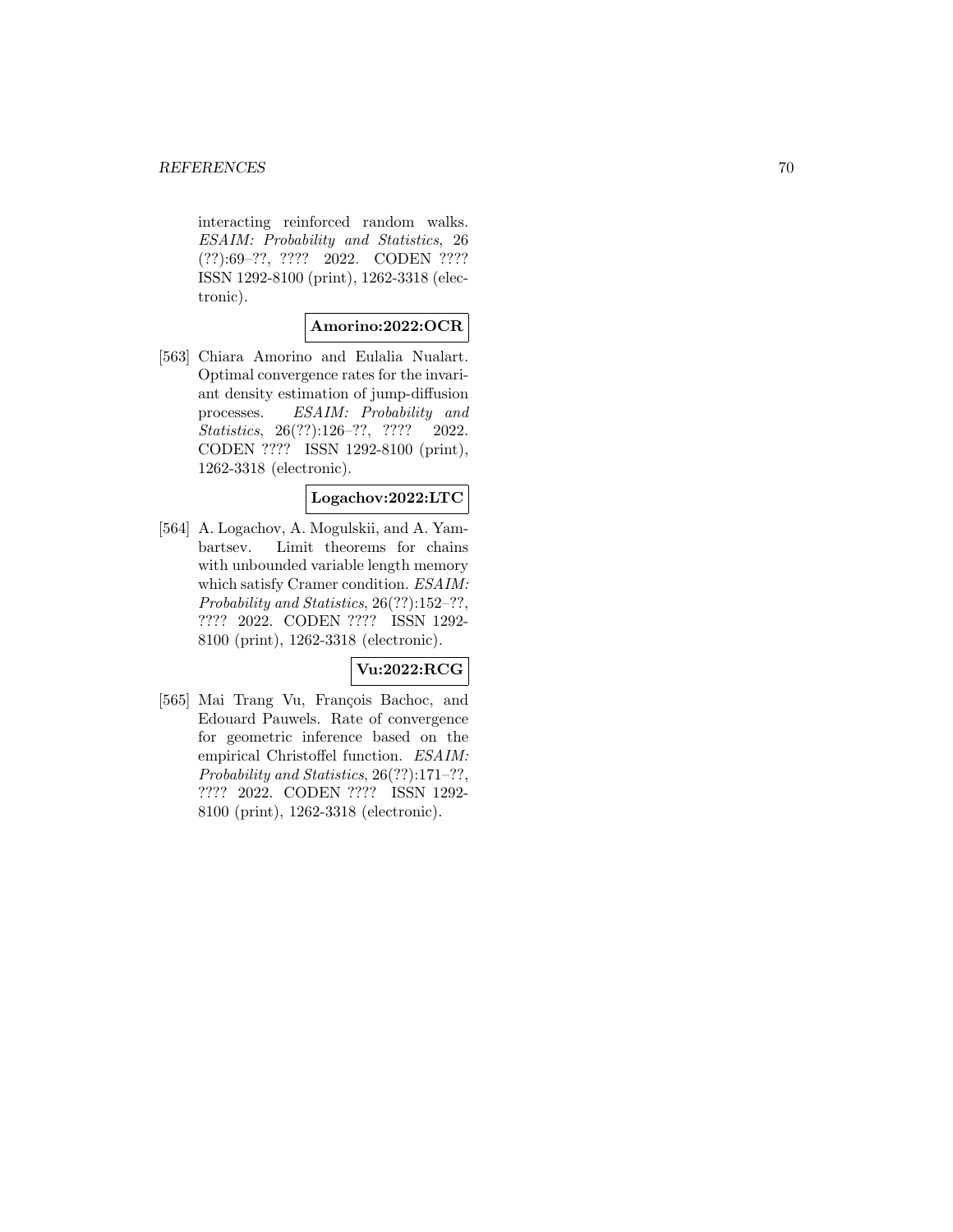interacting reinforced random walks. *ESAIM: Probability and Statistics*, 26 (??):69–??, ???? 2022. CODEN ???? ISSN 1292-8100 (print), 1262-3318 (electronic).

**Amorino:2022:OCR**

[563] Chiara Amorino and Eulalia Nualart. Optimal convergence rates for the invariant density estimation of jump-diffusion processes. *ESAIM: Probability and Statistics*, 26(??):126–??, ???? 2022. CODEN ???? ISSN 1292-8100 (print), 1262-3318 (electronic).

**Logachov:2022:LTC**

[564] A. Logachov, A. Mogulskii, and A. Yambartsev. Limit theorems for chains with unbounded variable length memory which satisfy Cramer condition. *ESAIM: Probability and Statistics*, 26(??):152–??, ???? 2022. CODEN ???? ISSN 1292-8100 (print), 1262-3318 (electronic).

**Vu:2022:RCG**

[565] Mai Trang Vu, François Bachoc, and Edouard Pauwels. Rate of convergence for geometric inference based on the empirical Christoffel function. *ESAIM: Probability and Statistics*, 26(??):171–??, ???? 2022. CODEN ???? ISSN 1292-8100 (print), 1262-3318 (electronic).